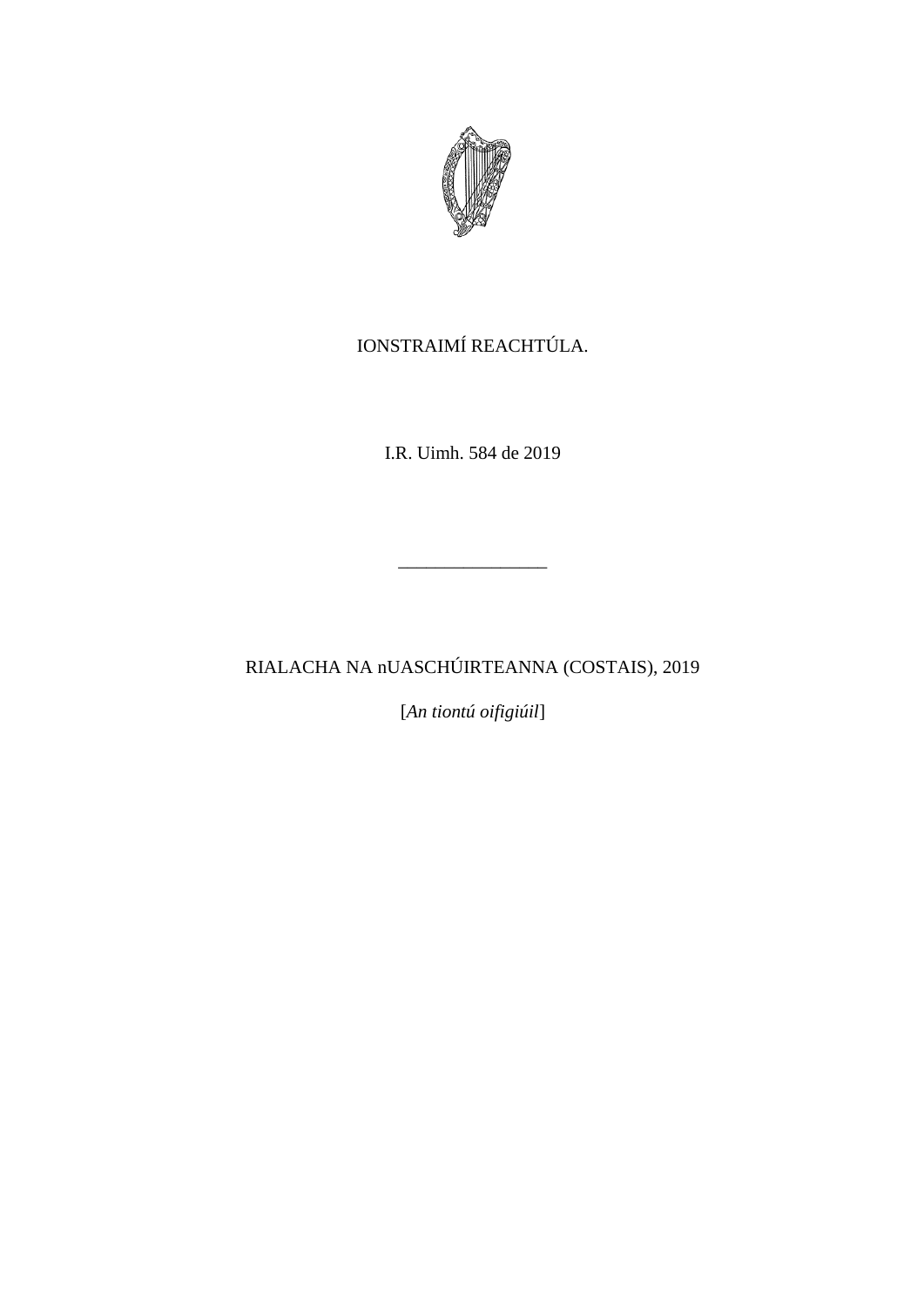IONSTRAIMÍ REACHTÚLA.

I.R. Uimh. 584 de 2019

---

# RIALACHA NA nUASCHÚIRTEANNA (COSTAIS), 2019

[*An tiontú oifigiúil*]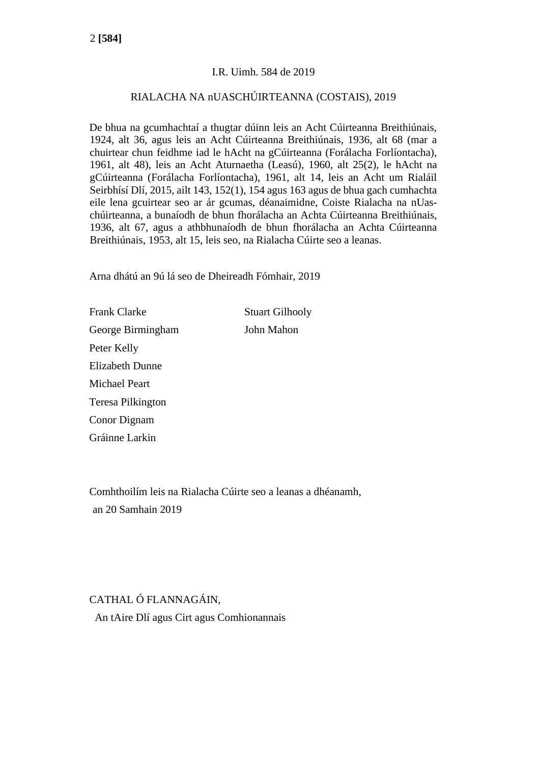I.R. Uimh. 584 de 2019

RIALACHA NA nUASCHÚIRTEANNA (COSTAIS), 2019

De bhua na gcumhachtaí a thugtar dúinn leis an Acht Cúirteanna Breithiúnais, 1924, alt 36, agus leis an Acht Cúirteanna Breithiúnais, 1936, alt 68 (mar a chuirtear chun feidhme iad le hAcht na gCúirteanna (Forálacha Forlíontacha), 1961, alt 48), leis an Acht Aturnaetha (Leasú), 1960, alt 25(2), le hAcht na gCúirteanna (Forálacha Forlíontacha), 1961, alt 14, leis an Acht um Rialáil Seirbhísí Dlí, 2015, ailt 143, 152(1), 154 agus 163 agus de bhua gach cumhachta eile lena gcuirtear seo ar ár gcumas, déanaimidne, Coiste Rialacha na nUas-chúirteanna, a bunaíodh de bhun fhorálacha an Achta Cúirteanna Breithiúnais, 1936, alt 67, agus a athbhunaíodh de bhun fhorálacha an Achta Cúirteanna Breithiúnais, 1953, alt 15, leis seo, na Rialacha Cúirte seo a leanas.

Arna dhátú an 9ú lá seo de Dheireadh Fómhair, 2019

Frank Clarke
George Birmingham
Peter Kelly
Elizabeth Dunne
Michael Peart
Teresa Pilkington
Conor Dignam
Gráinne Larkin
Stuart Gilhooly
John Mahon

Comhthoilím leis na Rialacha Cúirte seo a leanas a dhéanamh,
an 20 Samhain 2019

CATHAL Ó FLANNAGÁIN,
An tAire Dlí agus Cirt agus Comhionannais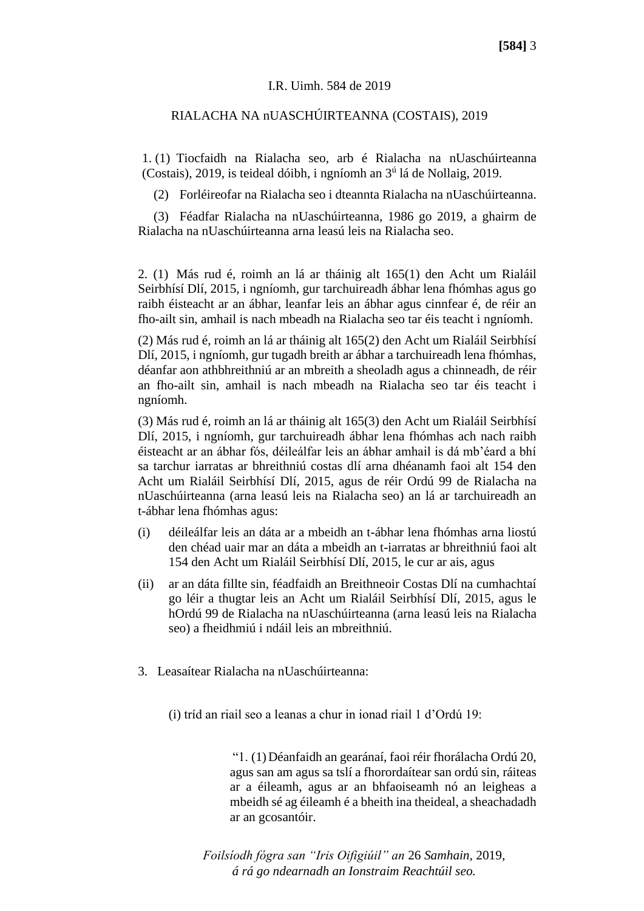I.R. Uimh. 584 de 2019

RIALACHA NA nUASCHÚIRTEANNA (COSTAIS), 2019

1. (1) Tiocfaidh na Rialacha seo, arb é Rialacha na nUaschúirteanna (Costais), 2019, is teideal dóibh, i ngníomh an 3ú lá de Nollaig, 2019.

(2) Forléireofar na Rialacha seo i dteannta Rialacha na nUaschúirteanna.

(3) Féadfar Rialacha na nUaschúirteanna, 1986 go 2019, a ghairm de Rialacha na nUaschúirteanna arna leasú leis na Rialacha seo.

2. (1) Más rud é, roimh an lá ar tháinig alt 165(1) den Acht um Rialáil Seirbhísí Dlí, 2015, i ngníomh, gur tarchuireadh ábhar lena fhómhas agus go raibh éisteacht ar an ábhar, leanfar leis an ábhar agus cinnfear é, de réir an fho-ailt sin, amhail is nach mbeadh na Rialacha seo tar éis teacht i ngníomh.

(2) Más rud é, roimh an lá ar tháinig alt 165(2) den Acht um Rialáil Seirbhísí Dlí, 2015, i ngníomh, gur tugadh breith ar ábhar a tarchuireadh lena fhómhas, déanfar aon athbhreithniú ar an mbreith a sheoladh agus a chinneadh, de réir an fho-ailt sin, amhail is nach mbeadh na Rialacha seo tar éis teacht i ngníomh.

(3) Más rud é, roimh an lá ar tháinig alt 165(3) den Acht um Rialáil Seirbhísí Dlí, 2015, i ngníomh, gur tarchuireadh ábhar lena fhómhas ach nach raibh éisteacht ar an ábhar fós, déileálfar leis an ábhar amhail is dá mb'éard a bhí sa tarchur iarratas ar bhreithniú costas dlí arna dhéanamh faoi alt 154 den Acht um Rialáil Seirbhísí Dlí, 2015, agus de réir Ordú 99 de Rialacha na nUaschúirteanna (arna leasú leis na Rialacha seo) an lá ar tarchuireadh an t-ábhar lena fhómhas agus:

(i) déileálfar leis an dáta ar a mbeidh an t-ábhar lena fhómhas arna liostú den chéad uair mar an dáta a mbeidh an t-iarratas ar bhreithniú faoi alt 154 den Acht um Rialáil Seirbhísí Dlí, 2015, le cur ar ais, agus

(ii) ar an dáta fillte sin, féadfaidh an Breithneoir Costas Dlí na cumhachtaí go léir a thugtar leis an Acht um Rialáil Seirbhísí Dlí, 2015, agus le hOrdú 99 de Rialacha na nUaschúirteanna (arna leasú leis na Rialacha seo) a fheidhmiú i ndáil leis an mbreithniú.

3. Leasaítear Rialacha na nUaschúirteanna:

(i) tríd an riail seo a leanas a chur in ionad riail 1 d'Ordú 19:

> "1. (1) Déanfaidh an gearánaí, faoi réir fhorálacha Ordú 20, agus san am agus sa tslí a fhorordaítear san ordú sin, ráiteas ar a éileamh, agus ar an bhfaoiseamh nó an leigheas a mbeidh sé ag éileamh é a bheith ina theideal, a sheachadadh ar an gcosantóir.

*Foilsíodh fógra san "Iris Oifigiúil" an* 26 *Samhain*, 2019, *á rá go ndearnadh an Ionstraim Reachtúil seo.*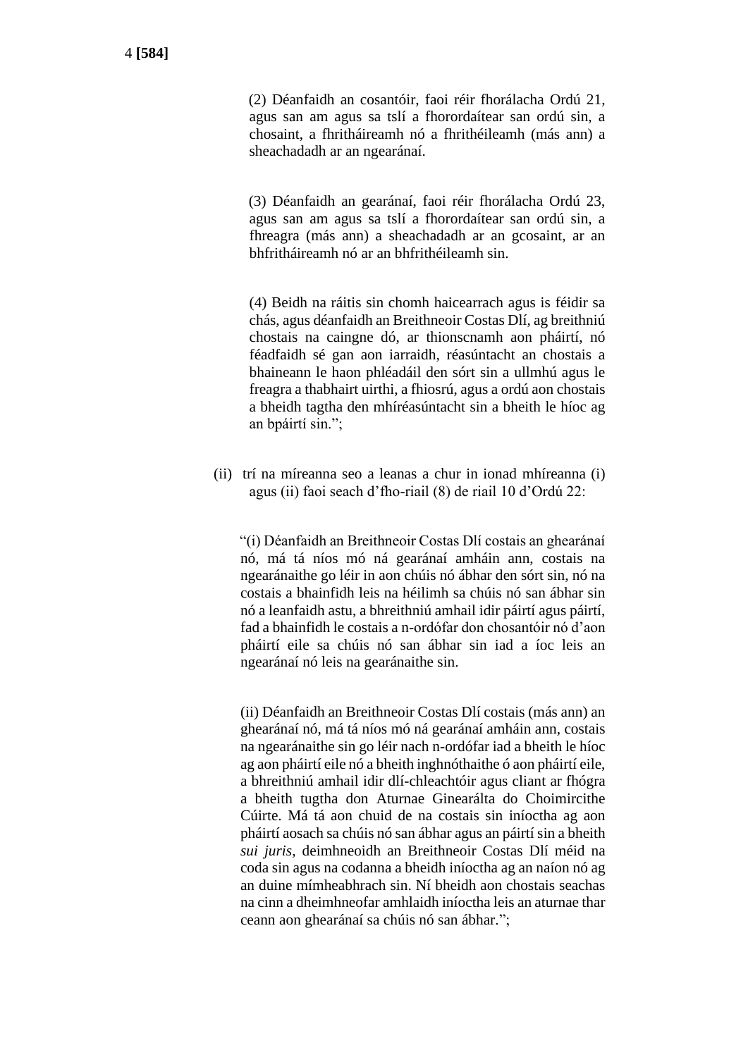(2) Déanfaidh an cosantóir, faoi réir fhorálacha Ordú 21, agus san am agus sa tslí a fhorordaítear san ordú sin, a chosaint, a fhritháireamh nó a fhrithéileamh (más ann) a sheachadadh ar an ngearánaí.

(3) Déanfaidh an gearánaí, faoi réir fhorálacha Ordú 23, agus san am agus sa tslí a fhorordaítear san ordú sin, a fhreagra (más ann) a sheachadadh ar an gcosaint, ar an bhfritháireamh nó ar an bhfrithéileamh sin.

(4) Beidh na ráitis sin chomh haicearrach agus is féidir sa chás, agus déanfaidh an Breithneoir Costas Dlí, ag breithniú chostais na caingne dó, ar thionscnamh aon pháirtí, nó féadfaidh sé gan aon iarraidh, réasúntacht an chostais a bhaineann le haon phléadáil den sórt sin a ullmhú agus le freagra a thabhairt uirthi, a fhiosrú, agus a ordú aon chostais a bheidh tagtha den mhíréasúntacht sin a bheith le híoc ag an bpáirtí sin.";

(ii) trí na míreanna seo a leanas a chur in ionad mhíreanna (i) agus (ii) faoi seach d'fho-riail (8) de riail 10 d'Ordú 22:

"(i) Déanfaidh an Breithneoir Costas Dlí costais an ghearánaí nó, má tá níos mó ná gearánaí amháin ann, costais na ngearánaithe go léir in aon chúis nó ábhar den sórt sin, nó na costais a bhainfidh leis na héilimh sa chúis nó san ábhar sin nó a leanfaidh astu, a bhreithniú amhail idir páirtí agus páirtí, fad a bhainfidh le costais a n-ordófar don chosantóir nó d'aon pháirtí eile sa chúis nó san ábhar sin iad a íoc leis an ngearánaí nó leis na gearánaithe sin.

(ii) Déanfaidh an Breithneoir Costas Dlí costais (más ann) an ghearánaí nó, má tá níos mó ná gearánaí amháin ann, costais na ngearánaithe sin go léir nach n-ordófar iad a bheith le híoc ag aon pháirtí eile nó a bheith inghnóthaithe ó aon pháirtí eile, a bhreithniú amhail idir dlí-chleachtóir agus cliant ar fhógra a bheith tugtha don Aturnae Ginearálta do Choimircithe Cúirte. Má tá aon chuid de na costais sin iníoctha ag aon pháirtí aosach sa chúis nó san ábhar agus an páirtí sin a bheith *sui juris*, deimhneoidh an Breithneoir Costas Dlí méid na coda sin agus na codanna a bheidh iníoctha ag an naíon nó ag an duine mímheabhrach sin. Ní bheidh aon chostais seachas na cinn a dheimhneofar amhlaidh iníoctha leis an aturnae thar ceann aon ghearánaí sa chúis nó san ábhar.";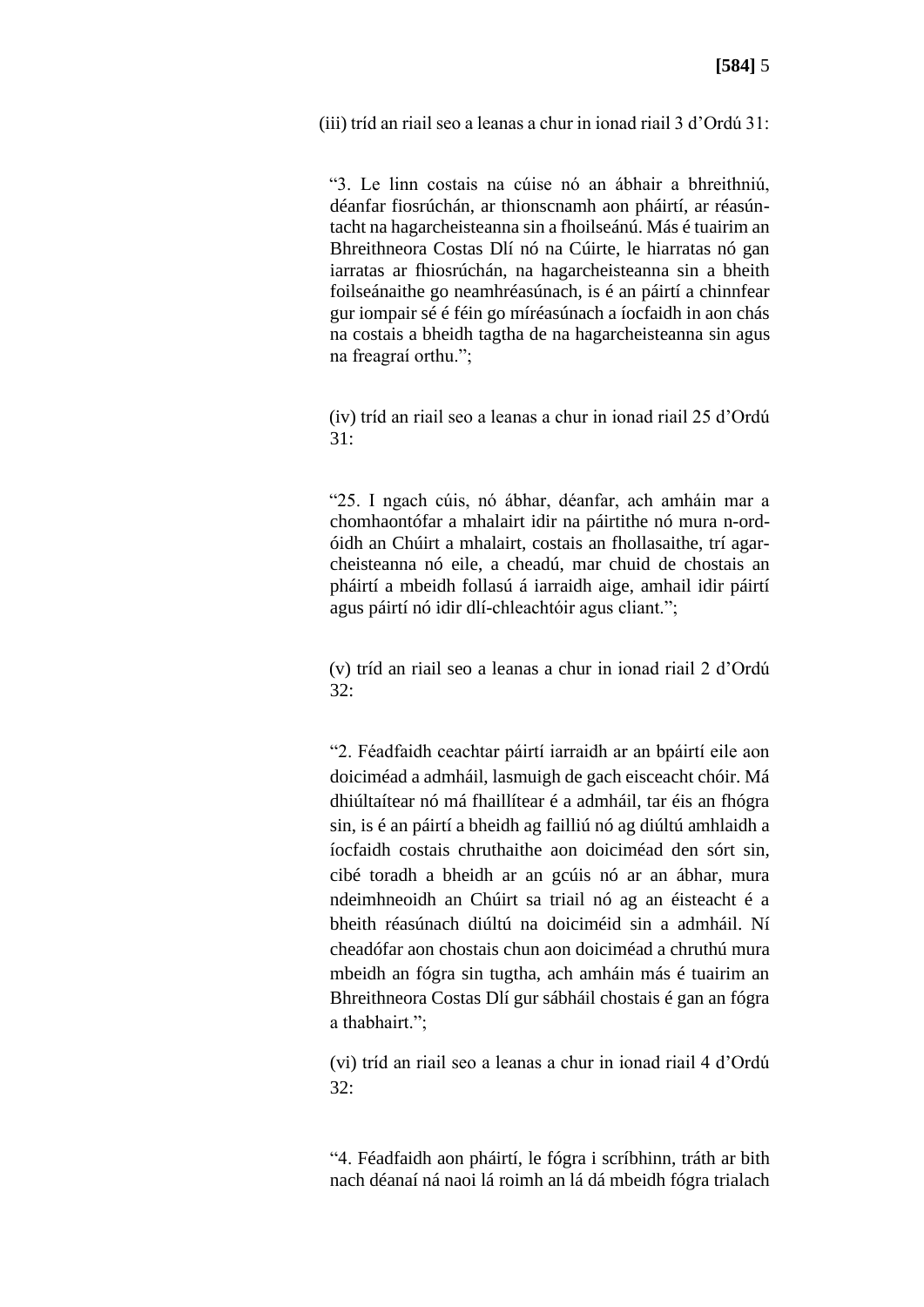(iii) tríd an riail seo a leanas a chur in ionad riail 3 d'Ordú 31:

"3. Le linn costais na cúise nó an ábhair a bhreithniú, déanfar fiosrúchán, ar thionscnamh aon pháirtí, ar réasúntacht na hagarcheisteanna sin a fhoilseánú. Más é tuairim an Bhreithneora Costas Dlí nó na Cúirte, le hiarratas nó gan iarratas ar fhiosrúchán, na hagarcheisteanna sin a bheith foilseánaithe go neamhréasúnach, is é an páirtí a chinnfear gur iompair sé é féin go míréasúnach a íocfaidh in aon chás na costais a bheidh tagtha de na hagarcheisteanna sin agus na freagraí orthu.";

(iv) tríd an riail seo a leanas a chur in ionad riail 25 d'Ordú 31:

"25. I ngach cúis, nó ábhar, déanfar, ach amháin mar a chomhaontófar a mhalairt idir na páirtithe nó mura n-ordóidh an Chúirt a mhalairt, costais an fhollasaithe, trí agarcheisteanna nó eile, a cheadú, mar chuid de chostais an pháirtí a mbeidh follasú á iarraidh aige, amhail idir páirtí agus páirtí nó idir dlí-chleachtóir agus cliant.";

(v) tríd an riail seo a leanas a chur in ionad riail 2 d'Ordú 32:

"2. Féadfaidh ceachtar páirtí iarraidh ar an bpáirtí eile aon doiciméad a admháil, lasmuigh de gach eisceacht chóir. Má dhiúltaítear nó má fhaillítear é a admháil, tar éis an fhógra sin, is é an páirtí a bheidh ag failliú nó ag diúltú amhlaidh a íocfaidh costais chruthaithe aon doiciméad den sórt sin, cibé toradh a bheidh ar an gcúis nó ar an ábhar, mura ndeimhneoidh an Chúirt sa triail nó ag an éisteacht é a bheith réasúnach diúltú na doiciméid sin a admháil. Ní cheadófar aon chostais chun aon doiciméad a chruthú mura mbeidh an fógra sin tugtha, ach amháin más é tuairim an Bhreithneora Costas Dlí gur sábháil chostais é gan an fógra a thabhairt.";

(vi) tríd an riail seo a leanas a chur in ionad riail 4 d'Ordú 32:

"4. Féadfaidh aon pháirtí, le fógra i scríbhinn, tráth ar bith nach déanaí ná naoi lá roimh an lá dá mbeidh fógra trialach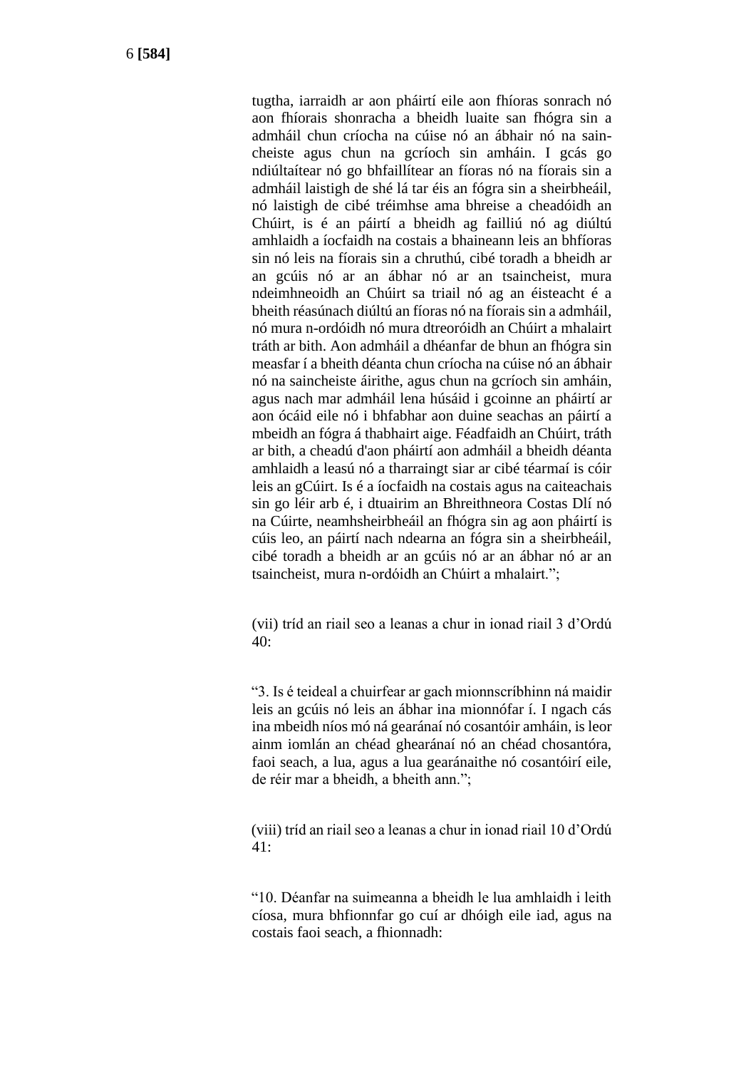tugtha, iarraidh ar aon pháirtí eile aon fhíoras sonrach nó aon fhíorais shonracha a bheidh luaite san fhógra sin a admháil chun críocha na cúise nó an ábhair nó na sain-cheiste agus chun na gcríoch sin amháin. I gcás go ndiúltaítear nó go bhfaillítear an fíoras nó na fíorais sin a admháil laistigh de shé lá tar éis an fógra sin a sheirbheáil, nó laistigh de cibé tréimhse ama bhreise a cheadóidh an Chúirt, is é an páirtí a bheidh ag failliú nó ag diúltú amhlaidh a íocfaidh na costais a bhaineann leis an bhfíoras sin nó leis na fíorais sin a chruthú, cibé toradh a bheidh ar an gcúis nó ar an ábhar nó ar an tsaincheist, mura ndeimhneoidh an Chúirt sa triail nó ag an éisteacht é a bheith réasúnach diúltú an fíoras nó na fíorais sin a admháil, nó mura n-ordóidh nó mura dtreoróidh an Chúirt a mhalairt tráth ar bith. Aon admháil a dhéanfar de bhun an fhógra sin measfar í a bheith déanta chun críocha na cúise nó an ábhair nó na saincheiste áirithe, agus chun na gcríoch sin amháin, agus nach mar admháil lena húsáid i gcoinne an pháirtí ar aon ócáid eile nó i bhfabhar aon duine seachas an páirtí a mbeidh an fógra á thabhairt aige. Féadfaidh an Chúirt, tráth ar bith, a cheadú d'aon pháirtí aon admháil a bheidh déanta amhlaidh a leasú nó a tharraingt siar ar cibé téarmaí is cóir leis an gCúirt. Is é a íocfaidh na costais agus na caiteachais sin go léir arb é, i dtuairim an Bhreithneora Costas Dlí nó na Cúirte, neamhsheirbheáil an fhógra sin ag aon pháirtí is cúis leo, an páirtí nach ndearna an fógra sin a sheirbheáil, cibé toradh a bheidh ar an gcúis nó ar an ábhar nó ar an tsaincheist, mura n-ordóidh an Chúirt a mhalairt.”;

(vii) tríd an riail seo a leanas a chur in ionad riail 3 d’Ordú 40:

“3. Is é teideal a chuirfear ar gach mionnscríbhinn ná maidir leis an gcúis nó leis an ábhar ina mionnófar í. I ngach cás ina mbeidh níos mó ná gearánaí nó cosantóir amháin, is leor ainm iomlán an chéad ghearánaí nó an chéad chosantóra, faoi seach, a lua, agus a lua gearánaithe nó cosantóirí eile, de réir mar a bheidh, a bheith ann.”;

(viii) tríd an riail seo a leanas a chur in ionad riail 10 d’Ordú 41:

“10. Déanfar na suimeanna a bheidh le lua amhlaidh i leith cíosa, mura bhfionnfar go cuí ar dhóigh eile iad, agus na costais faoi seach, a fhionnadh: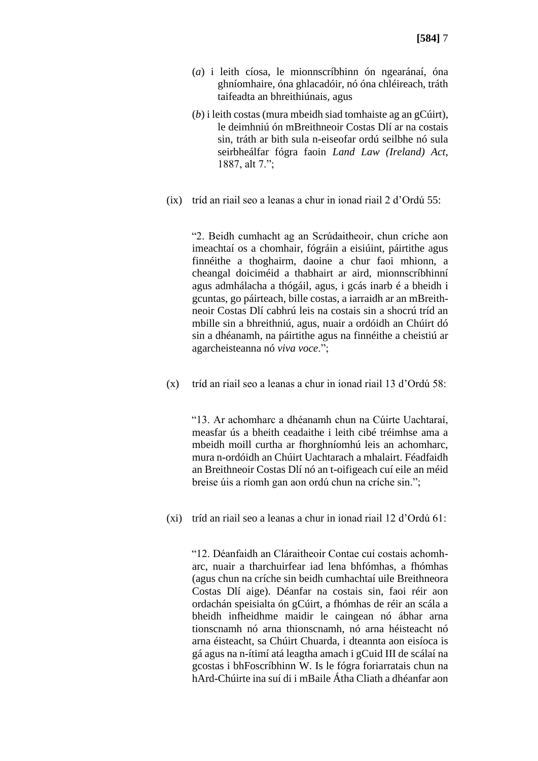(*a*) i leith cíosa, le mionnscríbhinn ón ngearánaí, óna ghníomhaire, óna ghlacadóir, nó óna chléireach, tráth taifeadta an bhreithiúnais, agus

(*b*) i leith costas (mura mbeidh siad tomhaiste ag an gCúirt), le deimhniú ón mBreithneoir Costas Dlí ar na costais sin, tráth ar bith sula n-eiseofar ordú seilbhe nó sula seirbheálfar fógra faoin *Land Law (Ireland) Act*, 1887, alt 7.";

(ix) tríd an riail seo a leanas a chur in ionad riail 2 d'Ordú 55:

"2. Beidh cumhacht ag an Scrúdaitheoir, chun críche aon imeachtaí os a chomhair, fógráin a eisiúint, páirtithe agus finnéithe a thoghairm, daoine a chur faoi mhionn, a cheangal doiciméid a thabhairt ar aird, mionnscríbhinní agus admhálacha a thógáil, agus, i gcás inarb é a bheidh i gcuntas, go páirteach, bille costas, a iarraidh ar an mBreithneoir Costas Dlí cabhrú leis na costais sin a shocrú tríd an mbille sin a bhreithniú, agus, nuair a ordóidh an Chúirt dó sin a dhéanamh, na páirtithe agus na finnéithe a cheistiú ar agarcheisteanna nó *viva voce*.";

(x) tríd an riail seo a leanas a chur in ionad riail 13 d'Ordú 58:

"13. Ar achomharc a dhéanamh chun na Cúirte Uachtaraí, measfar ús a bheith ceadaithe i leith cibé tréimhse ama a mbeidh moill curtha ar fhorghníomhú leis an achomharc, mura n-ordóidh an Chúirt Uachtarach a mhalairt. Féadfaidh an Breithneoir Costas Dlí nó an t-oifigeach cuí eile an méid breise úis a ríomh gan aon ordú chun na críche sin.";

(xi) tríd an riail seo a leanas a chur in ionad riail 12 d'Ordú 61:

"12. Déanfaidh an Cláraitheoir Contae cuí costais achomharc, nuair a tharchuirfear iad lena bhfómhas, a fhómhas (agus chun na críche sin beidh cumhachtaí uile Breithneora Costas Dlí aige). Déanfar na costais sin, faoi réir aon ordachán speisialta ón gCúirt, a fhómhas de réir an scála a bheidh infheidhme maidir le caingean nó ábhar arna tionscnamh nó arna thionscnamh, nó arna héisteacht nó arna éisteacht, sa Chúirt Chuarda, i dteannta aon eisíoca is gá agus na n-ítimí atá leagtha amach i gCuid III de scálaí na gcostas i bhFoscríbhinn W. Is le fógra foriarratais chun na hArd-Chúirte ina suí di i mBaile Átha Cliath a dhéanfar aon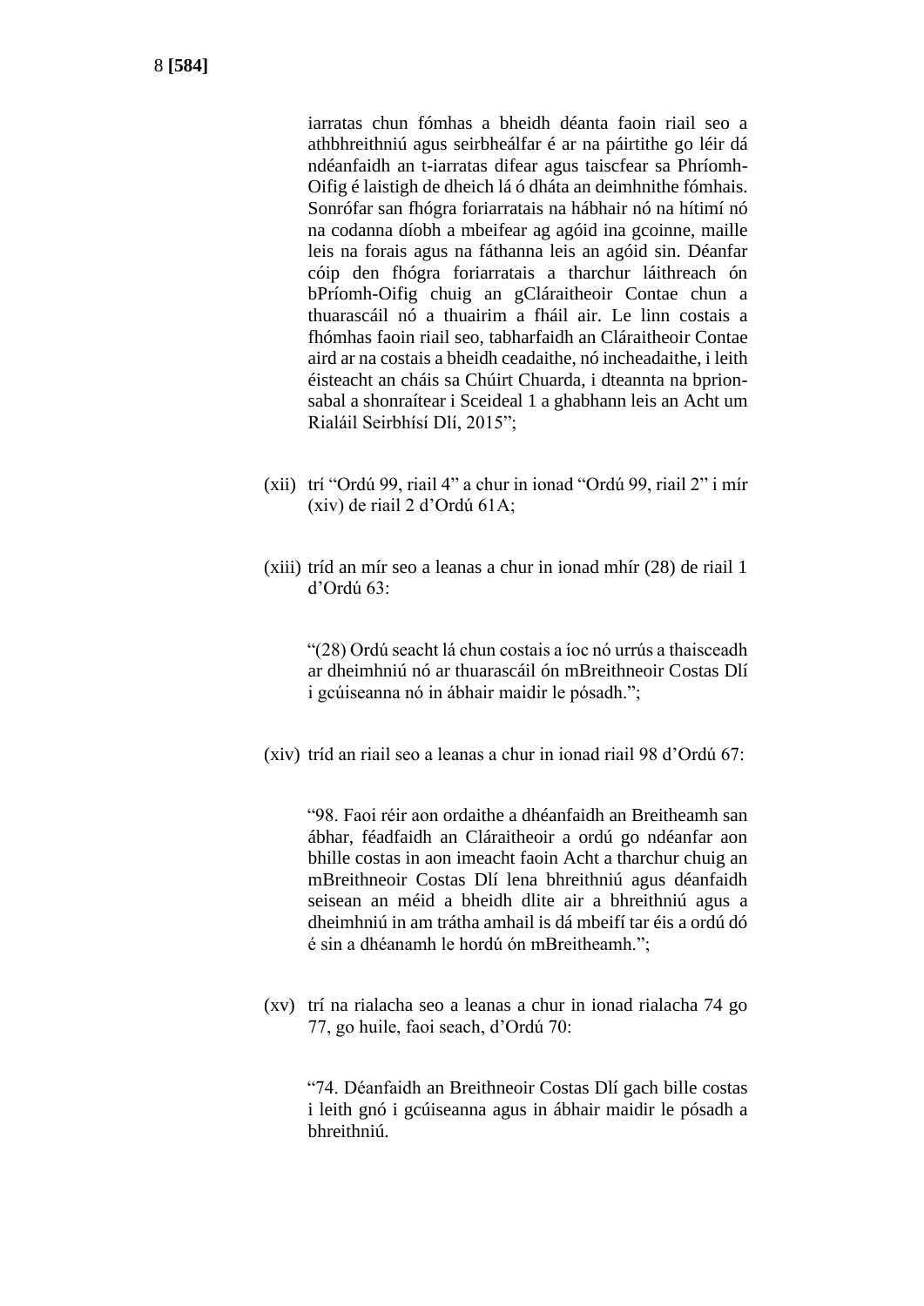iarratas chun fómhas a bheidh déanta faoin riail seo a athbhreithniú agus seirbheálfar é ar na páirtithe go léir dá ndéanfaidh an t-iarratas difear agus taiscfear sa Phríomh-Oifig é laistigh de dheich lá ó dháta an deimhnithe fómhais. Sonrófar san fhógra foriarratais na hábhair nó na hítimí nó na codanna díobh a mbeifear ag agóid ina gcoinne, maille leis na forais agus na fáthanna leis an agóid sin. Déanfar cóip den fhógra foriarratais a tharchur láithreach ón bPríomh-Oifig chuig an gCláraitheoir Contae chun a thuarascáil nó a thuairim a fháil air. Le linn costais a fhómhas faoin riail seo, tabharfaidh an Cláraitheoir Contae aird ar na costais a bheidh ceadaithe, nó incheadaithe, i leith éisteacht an cháis sa Chúirt Chuarda, i dteannta na bprionsabal a shonraítear i Sceideal 1 a ghabhann leis an Acht um Rialáil Seirbhísí Dlí, 2015";

(xii) trí "Ordú 99, riail 4" a chur in ionad "Ordú 99, riail 2" i mír (xiv) de riail 2 d'Ordú 61A;

(xiii) tríd an mír seo a leanas a chur in ionad mhír (28) de riail 1 d'Ordú 63:

"(28) Ordú seacht lá chun costais a íoc nó urrús a thaisceadh ar dheimhniú nó ar thuarascáil ón mBreithneoir Costas Dlí i gcúiseanna nó in ábhair maidir le pósadh.";

(xiv) tríd an riail seo a leanas a chur in ionad riail 98 d'Ordú 67:

"98. Faoi réir aon ordaithe a dhéanfaidh an Breitheamh san ábhar, féadfaidh an Cláraitheoir a ordú go ndéanfar aon bhille costas in aon imeacht faoin Acht a tharchur chuig an mBreithneoir Costas Dlí lena bhreithniú agus déanfaidh seisean an méid a bheidh dlite air a bhreithniú agus a dheimhniú in am trátha amhail is dá mbeifí tar éis a ordú dó é sin a dhéanamh le hordú ón mBreitheamh.";

(xv) trí na rialacha seo a leanas a chur in ionad rialacha 74 go 77, go huile, faoi seach, d'Ordú 70:

"74. Déanfaidh an Breithneoir Costas Dlí gach bille costas i leith gnó i gcúiseanna agus in ábhair maidir le pósadh a bhreithniú.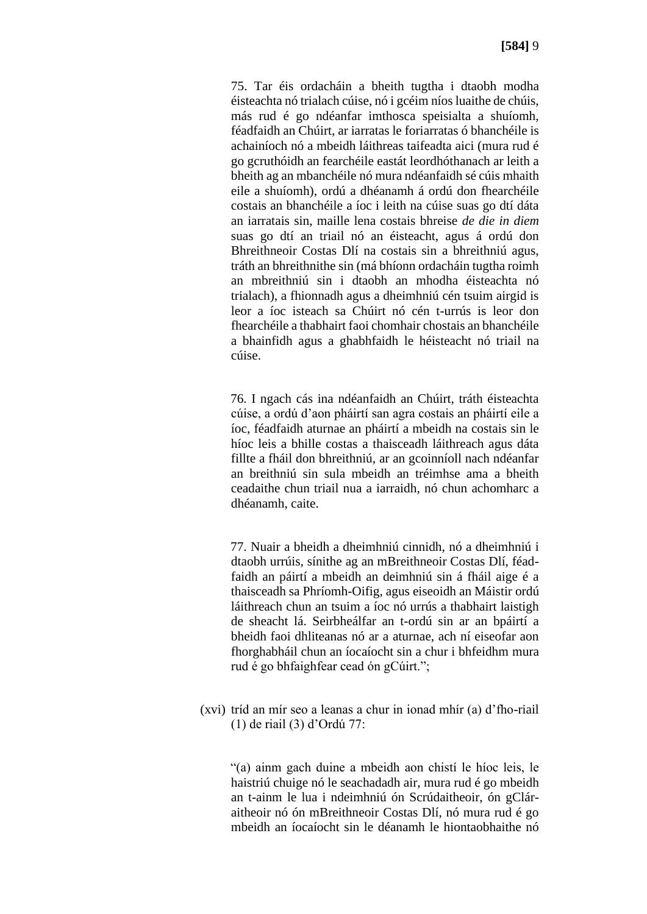75. Tar éis ordacháin a bheith tugtha i dtaobh modha éisteachta nó trialach cúise, nó i gcéim níos luaithe de chúis, más rud é go ndéanfar imthosca speisialta a shuíomh, féadfaidh an Chúirt, ar iarratas le foriarratas ó bhanchéile is achainíoch nó a mbeidh láithreas taifeadta aici (mura rud é go gcruthóidh an fearchéile eastát leordhóthanach ar leith a bheith ag an mbanchéile nó mura ndéanfaidh sé cúis mhaith eile a shuíomh), ordú a dhéanamh á ordú don fhearchéile costais an bhanchéile a íoc i leith na cúise suas go dtí dáta an iarratais sin, maille lena costais bhreise *de die in diem* suas go dtí an triail nó an éisteacht, agus á ordú don Bhreithneoir Costas Dlí na costais sin a bhreithniú agus, tráth an bhreithnithe sin (má bhíonn ordacháin tugtha roimh an mbreithniú sin i dtaobh an mhodha éisteachta nó trialach), a fhionnadh agus a dheimhniú cén tsuim airgid is leor a íoc isteach sa Chúirt nó cén t-urrús is leor don fhearchéile a thabhairt faoi chomhair chostais an bhanchéile a bhainfidh agus a ghabhfaidh le héisteacht nó triail na cúise.

76. I ngach cás ina ndéanfaidh an Chúirt, tráth éisteachta cúise, a ordú d'aon pháirtí san agra costais an pháirtí eile a íoc, féadfaidh aturnae an pháirtí a mbeidh na costais sin le híoc leis a bhille costas a thaisceadh láithreach agus dáta fillte a fháil don bhreithniú, ar an gcoinníoll nach ndéanfar an breithniú sin sula mbeidh an tréimhse ama a bheith ceadaithe chun triail nua a iarraidh, nó chun achomharc a dhéanamh, caite.

77. Nuair a bheidh a dheimhniú cinnidh, nó a dheimhniú i dtaobh urrúis, sínithe ag an mBreithneoir Costas Dlí, féadfaidh an páirtí a mbeidh an deimhniú sin á fháil aige é a thaisceadh sa Phríomh-Oifig, agus eiseoidh an Máistir ordú láithreach chun an tsuim a íoc nó urrús a thabhairt laistigh de sheacht lá. Seirbheálfar an t-ordú sin ar an bpáirtí a bheidh faoi dhliteanas nó ar a aturnae, ach ní eiseofar aon fhorghabháil chun an íocaíocht sin a chur i bhfeidhm mura rud é go bhfaighfear cead ón gCúirt.";

(xvi) tríd an mír seo a leanas a chur in ionad mhír (a) d'fho-riail (1) de riail (3) d'Ordú 77:

"(a) ainm gach duine a mbeidh aon chistí le híoc leis, le haistriú chuige nó le seachadadh air, mura rud é go mbeidh an t-ainm le lua i ndeimhniú ón Scrúdaitheoir, ón gCláraitheoir nó ón mBreithneoir Costas Dlí, nó mura rud é go mbeidh an íocaíocht sin le déanamh le hiontaobhaithe nó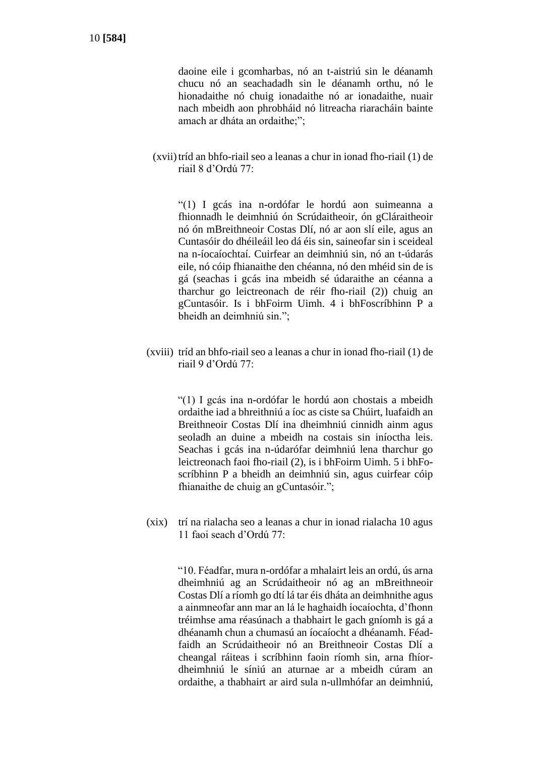daoine eile i gcomharbas, nó an t-aistriú sin le déanamh chucu nó an seachadadh sin le déanamh orthu, nó le hionadaithe nó chuig ionadaithe nó ar ionadaithe, nuair nach mbeidh aon phrobháid nó litreacha riaracháin bainte amach ar dháta an ordaithe;";

(xvii) tríd an bhfo-riail seo a leanas a chur in ionad fho-riail (1) de riail 8 d'Ordú 77:

"(1) I gcás ina n-ordófar le hordú aon suimeanna a fhionnadh le deimhniú ón Scrúdaitheoir, ón gCláraitheoir nó ón mBreithneoir Costas Dlí, nó ar aon slí eile, agus an Cuntasóir do dhéileáil leo dá éis sin, saineofar sin i sceideal na n-íocaíochtaí. Cuirfear an deimhniú sin, nó an t-údarás eile, nó cóip fhianaithe den chéanna, nó den mhéid sin de is gá (seachas i gcás ina mbeidh sé údaraithe an céanna a tharchur go leictreonach de réir fho-riail (2)) chuig an gCuntasóir. Is i bhFoirm Uimh. 4 i bhFoscríbhinn P a bheidh an deimhniú sin.";

(xviii) tríd an bhfo-riail seo a leanas a chur in ionad fho-riail (1) de riail 9 d'Ordú 77:

"(1) I gcás ina n-ordófar le hordú aon chostais a mbeidh ordaithe iad a bhreithniú a íoc as ciste sa Chúirt, luafaidh an Breithneoir Costas Dlí ina dheimhniú cinnidh ainm agus seoladh an duine a mbeidh na costais sin iníoctha leis. Seachas i gcás ina n-údarófar deimhniú lena tharchur go leictreonach faoi fho-riail (2), is i bhFoirm Uimh. 5 i bhFo-scríbhinn P a bheidh an deimhniú sin, agus cuirfear cóip fhianaithe de chuig an gCuntasóir.";

(xix) trí na rialacha seo a leanas a chur in ionad rialacha 10 agus 11 faoi seach d'Ordú 77:

"10. Féadfar, mura n-ordófar a mhalairt leis an ordú, ús arna dheimhniú ag an Scrúdaitheoir nó ag an mBreithneoir Costas Dlí a ríomh go dtí lá tar éis dháta an deimhnithe agus a ainmneofar ann mar an lá le haghaidh íocaíochta, d'fhonn tréimhse ama réasúnach a thabhairt le gach gníomh is gá a dhéanamh chun a chumasú an íocaíocht a dhéanamh. Féadfaidh an Scrúdaitheoir nó an Breithneoir Costas Dlí a cheangal ráiteas i scríbhinn faoin ríomh sin, arna fhíor-dheimhniú le síniú an aturnae ar a mbeidh cúram an ordaithe, a thabhairt ar aird sula n-ullmhófar an deimhniú,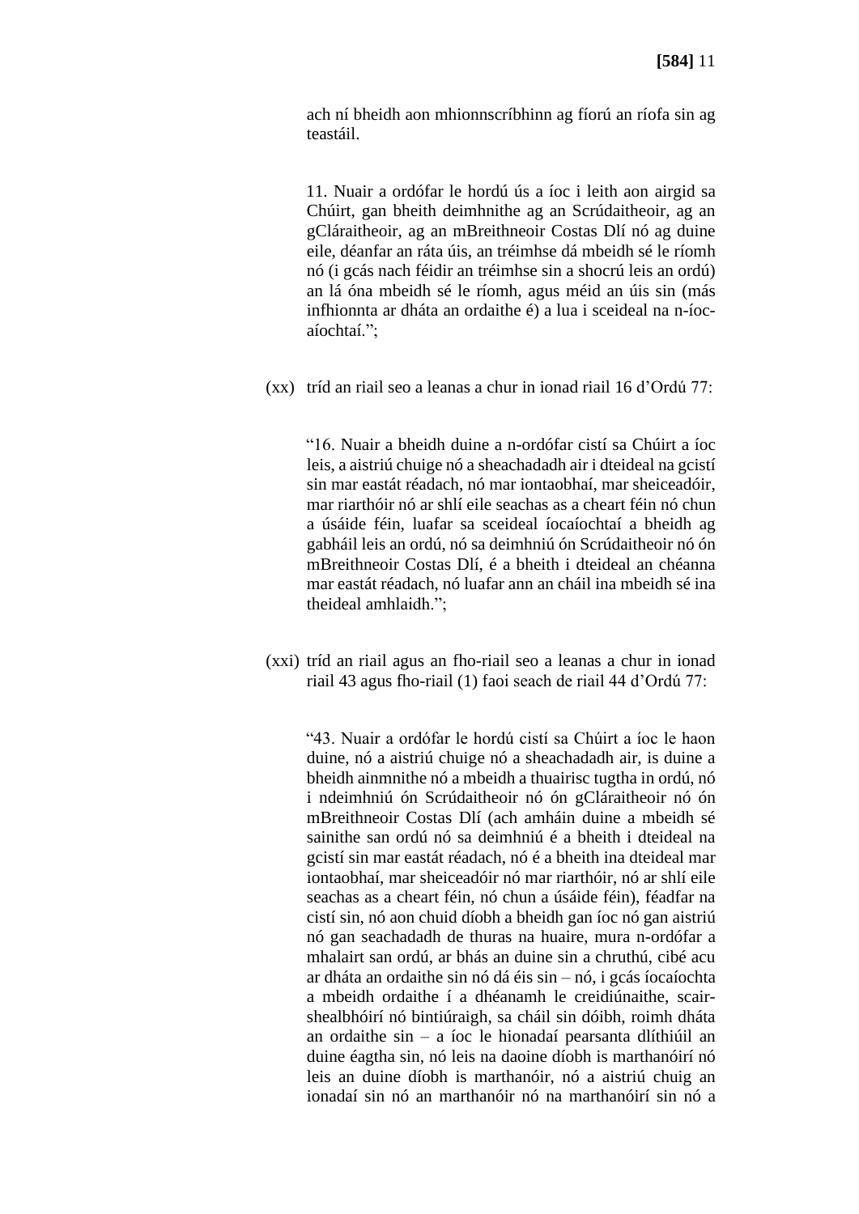ach ní bheidh aon mhionnscríbhinn ag fíorú an ríofa sin ag teastáil.

11. Nuair a ordófar le hordú ús a íoc i leith aon airgid sa Chúirt, gan bheith deimhnithe ag an Scrúdaitheoir, ag an gCláraitheoir, ag an mBreithneoir Costas Dlí nó ag duine eile, déanfar an ráta úis, an tréimhse dá mbeidh sé le ríomh nó (i gcás nach féidir an tréimhse sin a shocrú leis an ordú) an lá óna mbeidh sé le ríomh, agus méid an úis sin (más infhionnta ar dháta an ordaithe é) a lua i sceideal na n-íoc-aíochtaí.";

(xx) tríd an riail seo a leanas a chur in ionad riail 16 d'Ordú 77:

"16. Nuair a bheidh duine a n-ordófar cistí sa Chúirt a íoc leis, a aistriú chuige nó a sheachadadh air i dteideal na gcistí sin mar eastát réadach, nó mar iontaobhaí, mar sheiceadóir, mar riarthóir nó ar shlí eile seachas as a cheart féin nó chun a úsáide féin, luafar sa sceideal íocaíochtaí a bheidh ag gabháil leis an ordú, nó sa deimhniú ón Scrúdaitheoir nó ón mBreithneoir Costas Dlí, é a bheith i dteideal an chéanna mar eastát réadach, nó luafar ann an cháil ina mbeidh sé ina theideal amhlaidh.";

(xxi) tríd an riail agus an fho-riail seo a leanas a chur in ionad riail 43 agus fho-riail (1) faoi seach de riail 44 d'Ordú 77:

"43. Nuair a ordófar le hordú cistí sa Chúirt a íoc le haon duine, nó a aistriú chuige nó a sheachadadh air, is duine a bheidh ainmnithe nó a mbeidh a thuairisc tugtha in ordú, nó i ndeimhniú ón Scrúdaitheoir nó ón gCláraitheoir nó ón mBreithneoir Costas Dlí (ach amháin duine a mbeidh sé sainithe san ordú nó sa deimhniú é a bheith i dteideal na gcistí sin mar eastát réadach, nó é a bheith ina dteideal mar iontaobhaí, mar sheiceadóir nó mar riarthóir, nó ar shlí eile seachas as a cheart féin, nó chun a úsáide féin), féadfar na cistí sin, nó aon chuid díobh a bheidh gan íoc nó gan aistriú nó gan seachadadh de thuras na huaire, mura n-ordófar a mhalairt san ordú, ar bhás an duine sin a chruthú, cibé acu ar dháta an ordaithe sin nó dá éis sin – nó, i gcás íocaíochta a mbeidh ordaithe í a dhéanamh le creidiúnaithe, scair-shealbhóirí nó bintiúraigh, sa cháil sin dóibh, roimh dháta an ordaithe sin – a íoc le hionadaí pearsanta dlíthiúil an duine éagtha sin, nó leis na daoine díobh is marthanóirí nó leis an duine díobh is marthanóir, nó a aistriú chuig an ionadaí sin nó an marthanóir nó na marthanóirí sin nó a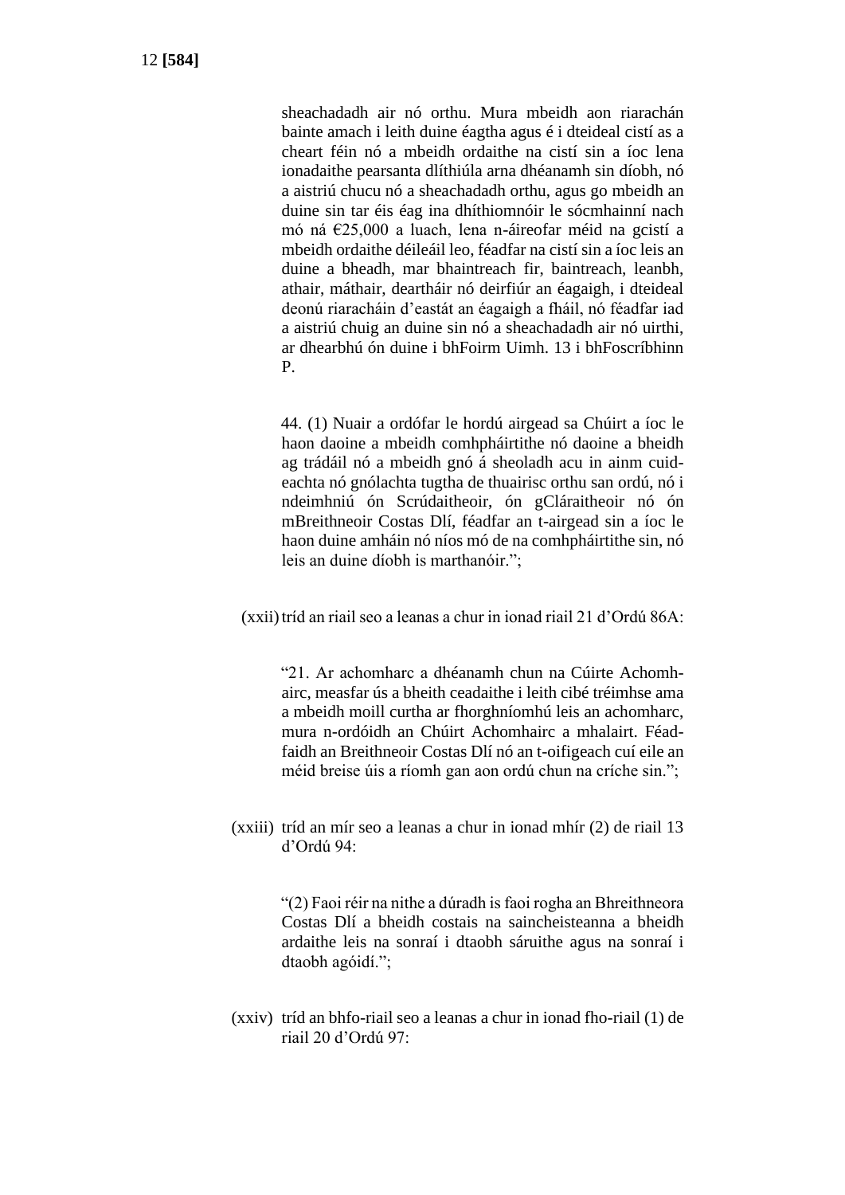sheachadadh air nó orthu. Mura mbeidh aon riarachán bainte amach i leith duine éagtha agus é i dteideal cistí as a cheart féin nó a mbeidh ordaithe na cistí sin a íoc lena ionadaithe pearsanta dlíthiúla arna dhéanamh sin díobh, nó a aistriú chucu nó a sheachadadh orthu, agus go mbeidh an duine sin tar éis éag ina dhíthiomnóir le sócmhainní nach mó ná €25,000 a luach, lena n-áireofar méid na gcistí a mbeidh ordaithe déileáil leo, féadfar na cistí sin a íoc leis an duine a bheadh, mar bhaintreach fir, baintreach, leanbh, athair, máthair, deartháir nó deirfiúr an éagaigh, i dteideal deonú riaracháin d'eastát an éagaigh a fháil, nó féadfar iad a aistriú chuig an duine sin nó a sheachadadh air nó uirthi, ar dhearbhú ón duine i bhFoirm Uimh. 13 i bhFoscríbhinn P.

44. (1) Nuair a ordófar le hordú airgead sa Chúirt a íoc le haon daoine a mbeidh comhpháirtithe nó daoine a bheidh ag trádáil nó a mbeidh gnó á sheoladh acu in ainm cuideachta nó gnólachta tugtha de thuairisc orthu san ordú, nó i ndeimhniú ón Scrúdaitheoir, ón gCláraitheoir nó ón mBreithneoir Costas Dlí, féadfar an t-airgead sin a íoc le haon duine amháin nó níos mó de na comhpháirtithe sin, nó leis an duine díobh is marthanóir.";

(xxii) tríd an riail seo a leanas a chur in ionad riail 21 d'Ordú 86A:

"21. Ar achomharc a dhéanamh chun na Cúirte Achomhairc, measfar ús a bheith ceadaithe i leith cibé tréimhse ama a mbeidh moill curtha ar fhorghníomhú leis an achomharc, mura n-ordóidh an Chúirt Achomhairc a mhalairt. Féadfaidh an Breithneoir Costas Dlí nó an t-oifigeach cuí eile an méid breise úis a ríomh gan aon ordú chun na críche sin.";

(xxiii) tríd an mír seo a leanas a chur in ionad mhír (2) de riail 13 d'Ordú 94:

"(2) Faoi réir na nithe a dúradh is faoi rogha an Bhreithneora Costas Dlí a bheidh costais na saincheisteanna a bheidh ardaithe leis na sonraí i dtaobh sáruithe agus na sonraí i dtaobh agóidí.";

(xxiv) tríd an bhfo-riail seo a leanas a chur in ionad fho-riail (1) de riail 20 d'Ordú 97: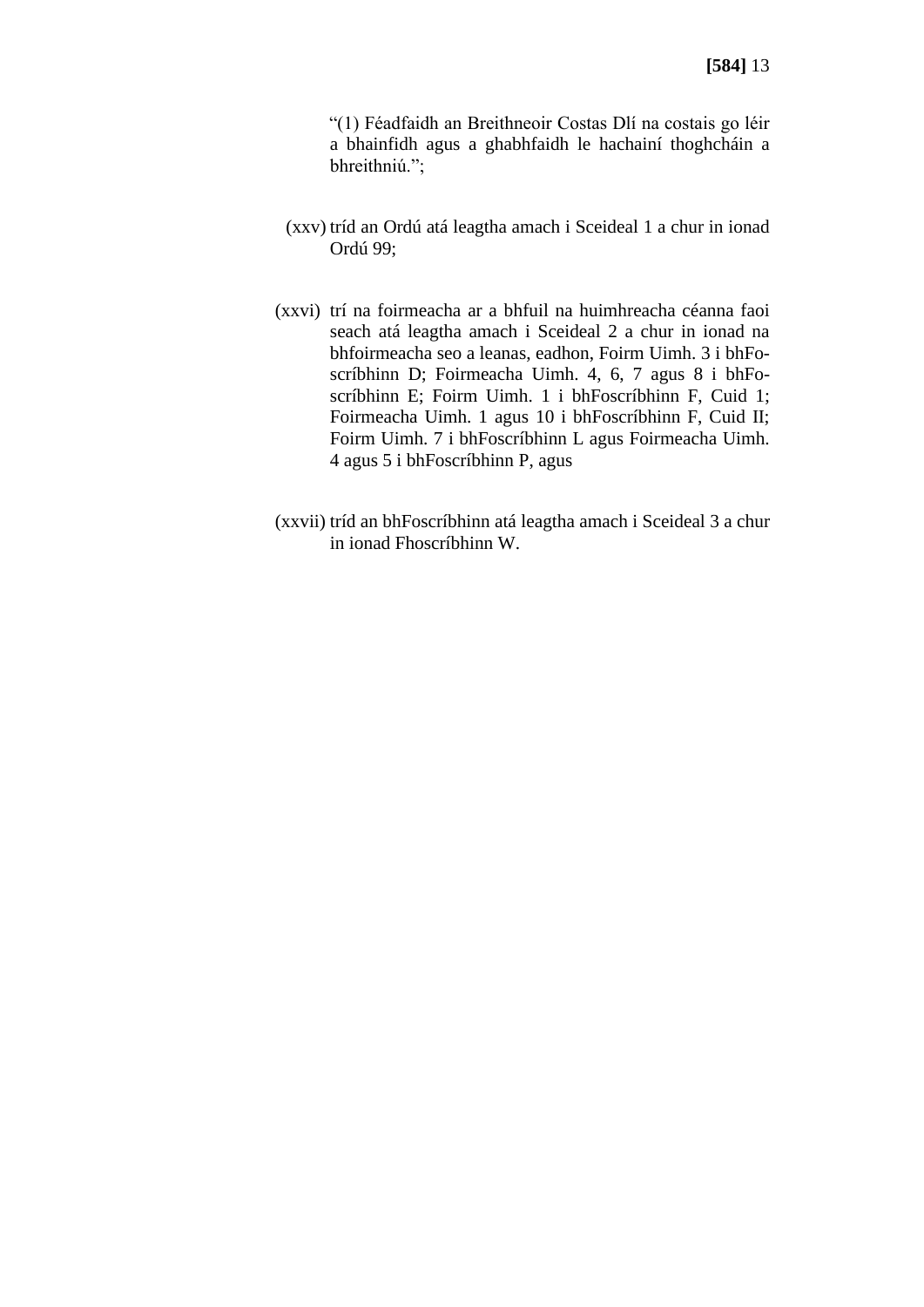"(1) Féadfaidh an Breithneoir Costas Dlí na costais go léir a bhainfidh agus a ghabhfaidh le hachainí thoghcháin a bhreithniú.";

(xxv) tríd an Ordú atá leagtha amach i Sceideal 1 a chur in ionad Ordú 99;

(xxvi) trí na foirmeacha ar a bhfuil na huimhreacha céanna faoi seach atá leagtha amach i Sceideal 2 a chur in ionad na bhfoirmeacha seo a leanas, eadhon, Foirm Uimh. 3 i bhFo-scríbhinn D; Foirmeacha Uimh. 4, 6, 7 agus 8 i bhFo-scríbhinn E; Foirm Uimh. 1 i bhFoscríbhinn F, Cuid 1; Foirmeacha Uimh. 1 agus 10 i bhFoscríbhinn F, Cuid II; Foirm Uimh. 7 i bhFoscríbhinn L agus Foirmeacha Uimh. 4 agus 5 i bhFoscríbhinn P, agus

(xxvii) tríd an bhFoscríbhinn atá leagtha amach i Sceideal 3 a chur in ionad Fhoscríbhinn W.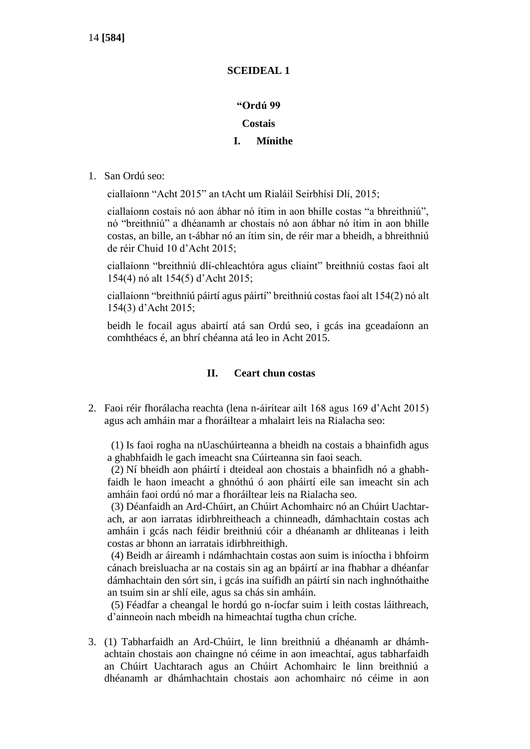## SCEIDEAL 1

### "Ordú 99

### Costais

### I. Mínithe

1. San Ordú seo:

   ciallaíonn "Acht 2015" an tAcht um Rialáil Seirbhísí Dlí, 2015;

   ciallaíonn costais nó aon ábhar nó ítim in aon bhille costas "a bhreithniú", nó "breithniú" a dhéanamh ar chostais nó aon ábhar nó ítim in aon bhille costas, an bille, an t-ábhar nó an ítim sin, de réir mar a bheidh, a bhreithniú de réir Chuid 10 d'Acht 2015;

   ciallaíonn "breithniú dlí-chleachtóra agus cliaint" breithniú costas faoi alt 154(4) nó alt 154(5) d'Acht 2015;

   ciallaíonn "breithniú páirtí agus páirtí" breithniú costas faoi alt 154(2) nó alt 154(3) d'Acht 2015;

   beidh le focail agus abairtí atá san Ordú seo, i gcás ina gceadaíonn an comhthéacs é, an bhrí chéanna atá leo in Acht 2015.

### II. Ceart chun costas

2. Faoi réir fhorálacha reachta (lena n-áirítear ailt 168 agus 169 d'Acht 2015) agus ach amháin mar a fhoráiltear a mhalairt leis na Rialacha seo:

   (1) Is faoi rogha na nUaschúirteanna a bheidh na costais a bhainfidh agus a ghabhfaidh le gach imeacht sna Cúirteanna sin faoi seach.

   (2) Ní bheidh aon pháirtí i dteideal aon chostais a bhainfidh nó a ghabhfaidh le haon imeacht a ghnóthú ó aon pháirtí eile san imeacht sin ach amháin faoi ordú nó mar a fhoráiltear leis na Rialacha seo.

   (3) Déanfaidh an Ard-Chúirt, an Chúirt Achomhairc nó an Chúirt Uachtarach, ar aon iarratas idirbhreitheach a chinneadh, dámhachtain costas ach amháin i gcás nach féidir breithniú cóir a dhéanamh ar dhliteanas i leith costas ar bhonn an iarratais idirbhreithigh.

   (4) Beidh ar áireamh i ndámhachtain costas aon suim is iníoctha i bhfoirm cánach breisluacha ar na costais sin ag an bpáirtí ar ina fhabhar a dhéanfar dámhachtain den sórt sin, i gcás ina suífidh an páirtí sin nach inghnóthaithe an tsuim sin ar shlí eile, agus sa chás sin amháin.

   (5) Féadfar a cheangal le hordú go n-íocfar suim i leith costas láithreach, d'ainneoin nach mbeidh na himeachtaí tugtha chun críche.

3. (1) Tabharfaidh an Ard-Chúirt, le linn breithniú a dhéanamh ar dhámhachtain chostais aon chaingne nó céime in aon imeachtaí, agus tabharfaidh an Chúirt Uachtarach agus an Chúirt Achomhairc le linn breithniú a dhéanamh ar dhámhachtain chostais aon achomhairc nó céime in aon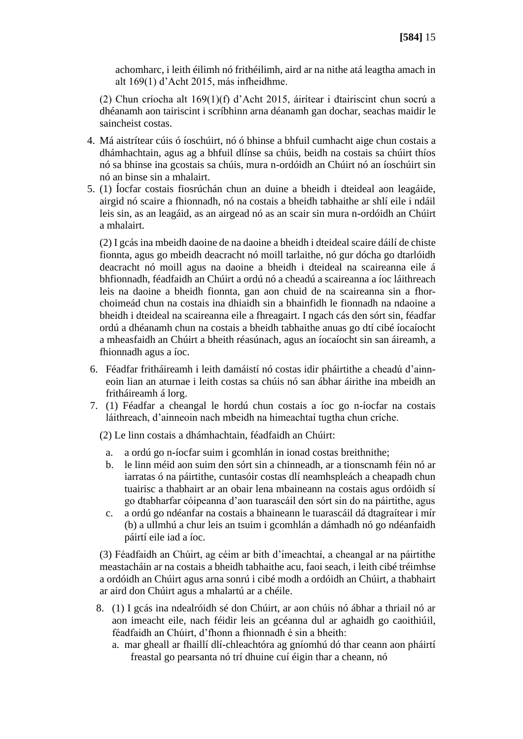achomharc, i leith éilimh nó frithéilimh, aird ar na nithe atá leagtha amach in alt 169(1) d'Acht 2015, más infheidhme.

(2) Chun críocha alt 169(1)(f) d'Acht 2015, áirítear i dtairiscint chun socrú a dhéanamh aon tairiscint i scríbhinn arna déanamh gan dochar, seachas maidir le saincheist costas.

4. Má aistrítear cúis ó íoschúirt, nó ó bhinse a bhfuil cumhacht aige chun costais a dhámhachtain, agus ag a bhfuil dlínse sa chúis, beidh na costais sa chúirt thíos nó sa bhinse ina gcostais sa chúis, mura n-ordóidh an Chúirt nó an íoschúirt sin nó an binse sin a mhalairt.

5. (1) Íocfar costais fiosrúchán chun an duine a bheidh i dteideal aon leagáide, airgid nó scaire a fhionnadh, nó na costais a bheidh tabhaithe ar shlí eile i ndáil leis sin, as an leagáid, as an airgead nó as an scair sin mura n-ordóidh an Chúirt a mhalairt.

   (2) I gcás ina mbeidh daoine de na daoine a bheidh i dteideal scaire dáilí de chiste fionnta, agus go mbeidh deacracht nó moill tarlaithe, nó gur dócha go dtarlóidh deacracht nó moill agus na daoine a bheidh i dteideal na scaireanna eile á bhfionnadh, féadfaidh an Chúirt a ordú nó a cheadú a scaireanna a íoc láithreach leis na daoine a bheidh fionnta, gan aon chuid de na scaireanna sin a fhor-choimeád chun na costais ina dhiaidh sin a bhainfidh le fionnadh na ndaoine a bheidh i dteideal na scaireanna eile a fhreagairt. I ngach cás den sórt sin, féadfar ordú a dhéanamh chun na costais a bheidh tabhaithe anuas go dtí cibé íocaíocht a mheasfaidh an Chúirt a bheith réasúnach, agus an íocaíocht sin san áireamh, a fhionnadh agus a íoc.

6. Féadfar fritháireamh i leith damáistí nó costas idir pháirtithe a cheadú d'ainneoin lian an aturnae i leith costas sa chúis nó san ábhar áirithe ina mbeidh an fritháireamh á lorg.

7. (1) Féadfar a cheangal le hordú chun costais a íoc go n-íocfar na costais láithreach, d'ainneoin nach mbeidh na himeachtaí tugtha chun críche.

   (2) Le linn costais a dhámhachtain, féadfaidh an Chúirt:

   a. a ordú go n-íocfar suim i gcomhlán in ionad costas breithnithe;
   b. le linn méid aon suim den sórt sin a chinneadh, ar a tionscnamh féin nó ar iarratas ó na páirtithe, cuntasóir costas dlí neamhspleách a cheapadh chun tuairisc a thabhairt ar an obair lena mbaineann na costais agus ordóidh sí go dtabharfar cóipeanna d'aon tuarascáil den sórt sin do na páirtithe, agus
   c. a ordú go ndéanfar na costais a bhaineann le tuarascáil dá dtagraítear i mír (b) a ullmhú a chur leis an tsuim i gcomhlán a dámhadh nó go ndéanfaidh páirtí eile iad a íoc.

   (3) Féadfaidh an Chúirt, ag céim ar bith d'imeachtaí, a cheangal ar na páirtithe meastacháin ar na costais a bheidh tabhaithe acu, faoi seach, i leith cibé tréimhse a ordóidh an Chúirt agus arna sonrú i cibé modh a ordóidh an Chúirt, a thabhairt ar aird don Chúirt agus a mhalartú ar a chéile.

8. (1) I gcás ina ndealróidh sé don Chúirt, ar aon chúis nó ábhar a thriail nó ar aon imeacht eile, nach féidir leis an gcéanna dul ar aghaidh go caoithiúil, féadfaidh an Chúirt, d'fhonn a fhionnadh é sin a bheith:
   a. mar gheall ar fhaillí dlí-chleachtóra ag gníomhú dó thar ceann aon pháirtí freastal go pearsanta nó trí dhuine cuí éigin thar a cheann, nó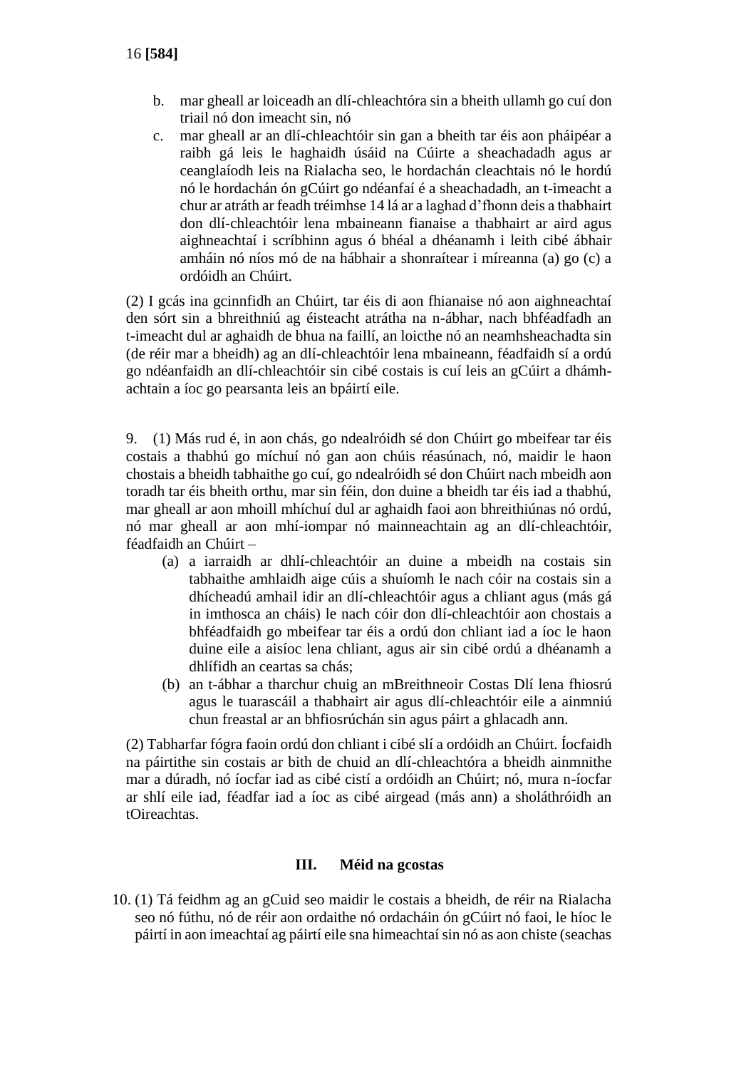b. mar gheall ar loiceadh an dlí-chleachtóra sin a bheith ullamh go cuí don triail nó don imeacht sin, nó
c. mar gheall ar an dlí-chleachtóir sin gan a bheith tar éis aon pháipéar a raibh gá leis le haghaidh úsáid na Cúirte a sheachadadh agus ar ceanglaíodh leis na Rialacha seo, le hordachán cleachtais nó le hordú nó le hordachán ón gCúirt go ndéanfaí é a sheachadadh, an t-imeacht a chur ar atráth ar feadh tréimhse 14 lá ar a laghad d'fhonn deis a thabhairt don dlí-chleachtóir lena mbaineann fianaise a thabhairt ar aird agus aighneachtaí i scríbhinn agus ó bhéal a dhéanamh i leith cibé ábhair amháin nó níos mó de na hábhair a shonraítear i míreanna (a) go (c) a ordóidh an Chúirt.

(2) I gcás ina gcinnfidh an Chúirt, tar éis di aon fhianaise nó aon aighneachtaí den sórt sin a bhreithniú ag éisteacht atrátha na n-ábhar, nach bhféadfadh an t-imeacht dul ar aghaidh de bhua na faillí, an loicthe nó an neamhsheachadta sin (de réir mar a bheidh) ag an dlí-chleachtóir lena mbaineann, féadfaidh sí a ordú go ndéanfaidh an dlí-chleachtóir sin cibé costais is cuí leis an gCúirt a dhámh-achtain a íoc go pearsanta leis an bpáirtí eile.

9. (1) Más rud é, in aon chás, go ndealróidh sé don Chúirt go mbeifear tar éis costais a thabhú go míchuí nó gan aon chúis réasúnach, nó, maidir le haon chostais a bheidh tabhaithe go cuí, go ndealróidh sé don Chúirt nach mbeidh aon toradh tar éis bheith orthu, mar sin féin, don duine a bheidh tar éis iad a thabhú, mar gheall ar aon mhoill mhíchuí dul ar aghaidh faoi aon bhreithiúnas nó ordú, nó mar gheall ar aon mhí-iompar nó mainneachtain ag an dlí-chleachtóir, féadfaidh an Chúirt –

(a) a iarraidh ar dhlí-chleachtóir an duine a mbeidh na costais sin tabhaithe amhlaidh aige cúis a shuíomh le nach cóir na costais sin a dhícheadú amhail idir an dlí-chleachtóir agus a chliant agus (más gá in imthosca an cháis) le nach cóir don dlí-chleachtóir aon chostais a bhféadfaidh go mbeifear tar éis a ordú don chliant iad a íoc le haon duine eile a aisíoc lena chliant, agus air sin cibé ordú a dhéanamh a dhlífidh an ceartas sa chás;
(b) an t-ábhar a tharchur chuig an mBreithneoir Costas Dlí lena fhiosrú agus le tuarascáil a thabhairt air agus dlí-chleachtóir eile a ainmniú chun freastal ar an bhfiosrúchán sin agus páirt a ghlacadh ann.

(2) Tabharfar fógra faoin ordú don chliant i cibé slí a ordóidh an Chúirt. Íocfaidh na páirtithe sin costais ar bith de chuid an dlí-chleachtóra a bheidh ainmnithe mar a dúradh, nó íocfar iad as cibé cistí a ordóidh an Chúirt; nó, mura n-íocfar ar shlí eile iad, féadfar iad a íoc as cibé airgead (más ann) a sholáthróidh an tOireachtas.

## III. Méid na gcostas

10. (1) Tá feidhm ag an gCuid seo maidir le costais a bheidh, de réir na Rialacha seo nó fúthu, nó de réir aon ordaithe nó ordacháin ón gCúirt nó faoi, le híoc le páirtí in aon imeachtaí ag páirtí eile sna himeachtaí sin nó as aon chiste (seachas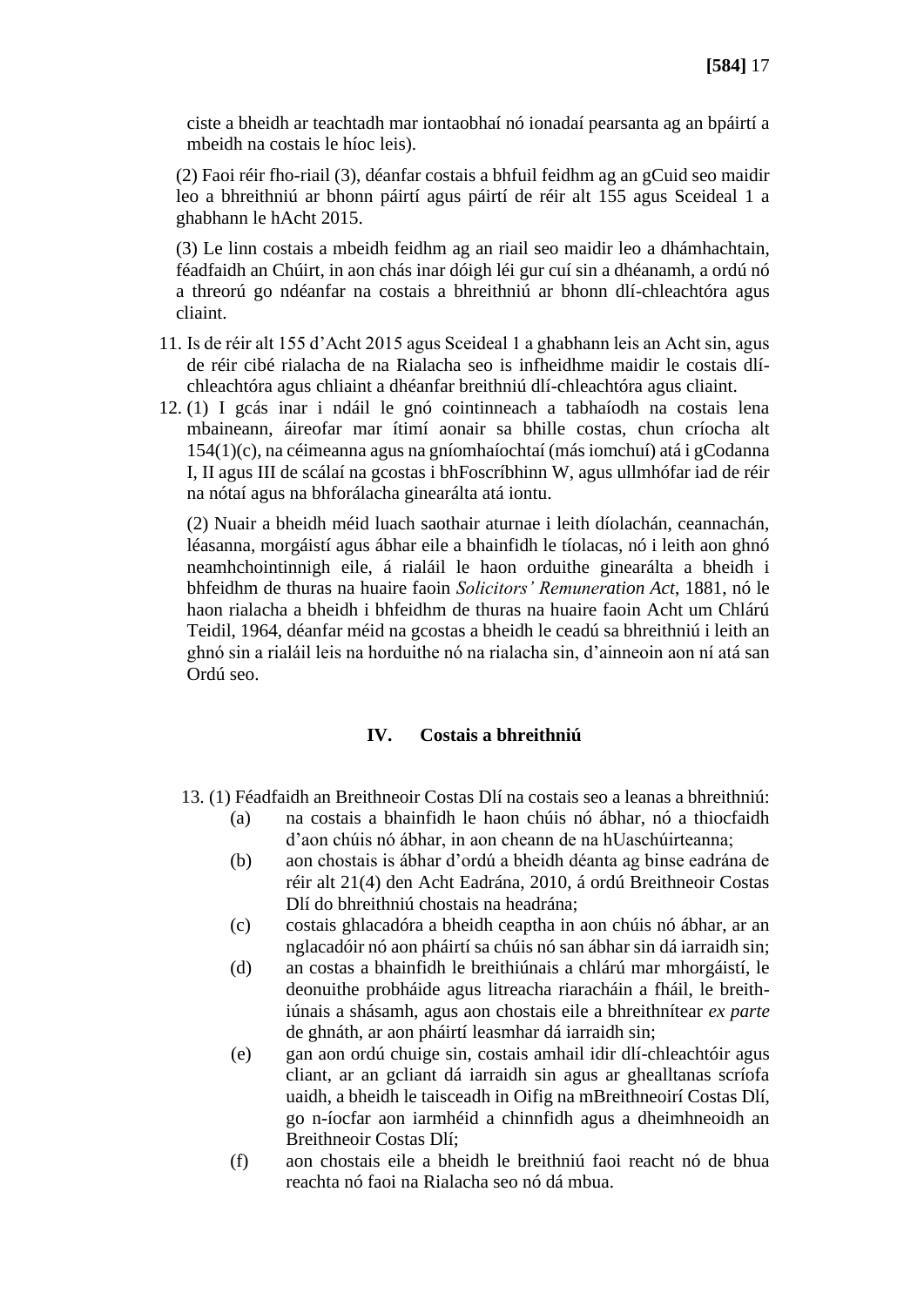ciste a bheidh ar teachtadh mar iontaobhaí nó ionadaí pearsanta ag an bpáirtí a mbeidh na costais le híoc leis).

(2) Faoi réir fho-riail (3), déanfar costais a bhfuil feidhm ag an gCuid seo maidir leo a bhreithniú ar bhonn páirtí agus páirtí de réir alt 155 agus Sceideal 1 a ghabhann le hAcht 2015.

(3) Le linn costais a mbeidh feidhm ag an riail seo maidir leo a dhámhachtain, féadfaidh an Chúirt, in aon chás inar dóigh léi gur cuí sin a dhéanamh, a ordú nó a threorú go ndéanfar na costais a bhreithniú ar bhonn dlí-chleachtóra agus cliaint.

11. Is de réir alt 155 d'Acht 2015 agus Sceideal 1 a ghabhann leis an Acht sin, agus de réir cibé rialacha de na Rialacha seo is infheidhme maidir le costais dlí-chleachtóra agus chliaint a dhéanfar breithniú dlí-chleachtóra agus cliaint.

12. (1) I gcás inar i ndáil le gnó cointinneach a tabhaíodh na costais lena mbaineann, áireofar mar ítimí aonair sa bhille costas, chun críocha alt 154(1)(c), na céimeanna agus na gníomhaíochtaí (más iomchuí) atá i gCodanna I, II agus III de scálaí na gcostas i bhFoscríbhinn W, agus ullmhófar iad de réir na nótaí agus na bhforálacha ginearálta atá iontu.

(2) Nuair a bheidh méid luach saothair aturnae i leith díolachán, ceannachán, léasanna, morgáistí agus ábhar eile a bhainfidh le tíolacas, nó i leith aon ghnó neamhchointinnigh eile, á rialáil le haon orduithe ginearálta a bheidh i bhfeidhm de thuras na huaire faoin *Solicitors' Remuneration Act*, 1881, nó le haon rialacha a bheidh i bhfeidhm de thuras na huaire faoin Acht um Chlárú Teidil, 1964, déanfar méid na gcostas a bheidh le ceadú sa bhreithniú i leith an ghnó sin a rialáil leis na horduithe nó na rialacha sin, d'ainneoin aon ní atá san Ordú seo.

## IV. Costais a bhreithniú

13. (1) Féadfaidh an Breithneoir Costas Dlí na costais seo a leanas a bhreithniú:

(a) na costais a bhainfidh le haon chúis nó ábhar, nó a thiocfaidh d'aon chúis nó ábhar, in aon cheann de na hUaschúirteanna;

(b) aon chostais is ábhar d'ordú a bheidh déanta ag binse eadrána de réir alt 21(4) den Acht Eadrána, 2010, á ordú Breithneoir Costas Dlí do bhreithniú chostais na headrána;

(c) costais ghlacadóra a bheidh ceaptha in aon chúis nó ábhar, ar an nglacadóir nó aon pháirtí sa chúis nó san ábhar sin dá iarraidh sin;

(d) an costas a bhainfidh le breithiúnais a chlárú mar mhorgáistí, le deonuithe probháide agus litreacha riaracháin a fháil, le breith-iúnais a shásamh, agus aon chostais eile a bhreithnítear *ex parte* de ghnáth, ar aon pháirtí leasmhar dá iarraidh sin;

(e) gan aon ordú chuige sin, costais amhail idir dlí-chleachtóir agus cliant, ar an gcliant dá iarraidh sin agus ar ghealltanas scríofa uaidh, a bheidh le taisceadh in Oifig na mBreithneoirí Costas Dlí, go n-íocfar aon iarmhéid a chinnfidh agus a dheimhneoidh an Breithneoir Costas Dlí;

(f) aon chostais eile a bheidh le breithniú faoi reacht nó de bhua reachta nó faoi na Rialacha seo nó dá mbua.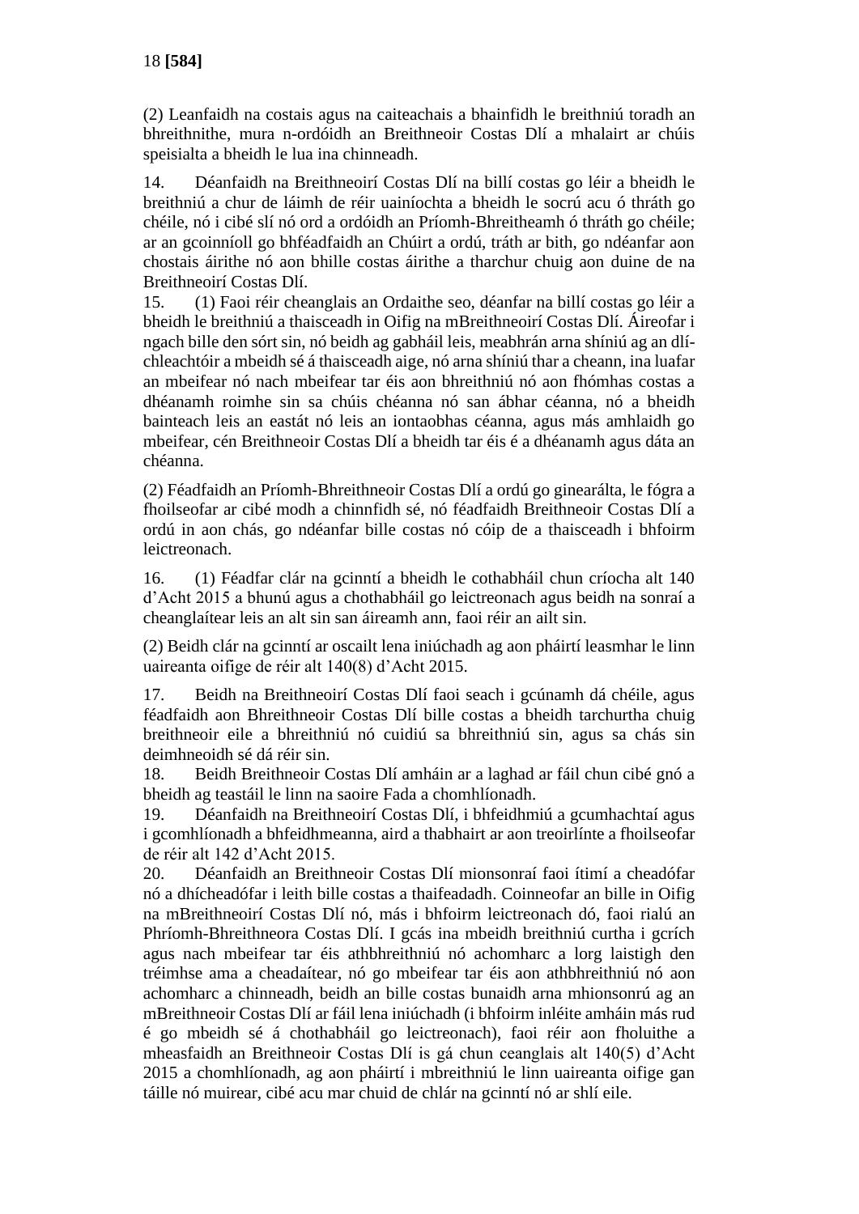(2) Leanfaidh na costais agus na caiteachais a bhainfidh le breithniú toradh an bhreithnithe, mura n-ordóidh an Breitheoir Costas Dlí a mhalairt ar chúis speisialta a bheidh le lua ina chinneadh.

14. Déanfaidh na Breithneoirí Costas Dlí na billí costas go léir a bheidh le breithniú a chur de láimh de réir uainíochta a bheidh le socrú acu ó thráth go chéile, nó i cibé slí nó ord a ordóidh an Príomh-Bhreitheamh ó thráth go chéile; ar an gcoinníoll go bhféadfaidh an Chúirt a ordú, tráth ar bith, go ndéanfar aon chostais áirithe nó aon bhille costas áirithe a tharchur chuig aon duine de na Breithneoirí Costas Dlí.

15. (1) Faoi réir cheanglais an Ordaithe seo, déanfar na billí costas go léir a bheidh le breithniú a thaisceadh in Oifig na mBreithneoirí Costas Dlí. Áireofar i ngach bille den sórt sin, nó beidh ag gabháil leis, meabhrán arna shíniú ag an dlí-chleachtóir a mbeidh sé á thaisceadh aige, nó arna shíniú thar a cheann, ina luafar an mbeifear nó nach mbeifear tar éis aon bhreithniú nó aon fhómhas costas a dhéanamh roimhe sin sa chúis chéanna nó san ábhar céanna, nó a bheidh bainteach leis an eastát nó leis an iontaobhas céanna, agus más amhlaidh go mbeifear, cén Breithneoir Costas Dlí a bheidh tar éis é a dhéanamh agus dáta an chéanna.

(2) Féadfaidh an Príomh-Bhreithneoir Costas Dlí a ordú go ginearálta, le fógra a fhoilseofar ar cibé modh a chinnfidh sé, nó féadfaidh Breithneoir Costas Dlí a ordú in aon chás, go ndéanfar bille costas nó cóip de a thaisceadh i bhfoirm leictreonach.

16. (1) Féadfar clár na gcinntí a bheidh le cothabháil chun críocha alt 140 d'Acht 2015 a bhunú agus a chothabháil go leictreonach agus beidh na sonraí a cheanglaítear leis an alt sin san áireamh ann, faoi réir an ailt sin.

(2) Beidh clár na gcinntí ar oscailt lena iniúchadh ag aon pháirtí leasmhar le linn uaireanta oifige de réir alt 140(8) d'Acht 2015.

17. Beidh na Breithneoirí Costas Dlí faoi seach i gcúnamh dá chéile, agus féadfaidh aon Bhreithneoir Costas Dlí bille costas a bheidh tarchurtha chuig breithneoir eile a bhreithniú nó cuidiú sa bhreithniú sin, agus sa chás sin deimhneoidh sé dá réir sin.

18. Beidh Breithneoir Costas Dlí amháin ar a laghad ar fáil chun cibé gnó a bheidh ag teastáil le linn na saoire Fada a chomhlíonadh.

19. Déanfaidh na Breithneoirí Costas Dlí, i bhfeidhmiú a gcumhachtaí agus i gcomhlíonadh a bhfeidhmeanna, aird a thabhairt ar aon treoirlínte a fhoilseofar de réir alt 142 d'Acht 2015.

20. Déanfaidh an Breithneoir Costas Dlí mionsonraí faoi ítimí a cheadófar nó a dhícheadófar i leith bille costas a thaifeadadh. Coinneofar an bille in Oifig na mBreithneoirí Costas Dlí nó, más i bhfoirm leictreonach dó, faoi rialú an Phríomh-Bhreithneora Costas Dlí. I gcás ina mbeidh breithniú curtha i gcrích agus nach mbeifear tar éis athbhreithniú nó achomharc a lorg laistigh den tréimhse ama a cheadaítear, nó go mbeifear tar éis aon athbhreithniú nó aon achomharc a chinneadh, beidh an bille costas bunaidh arna mhionsonrú ag an mBreithneoir Costas Dlí ar fáil lena iniúchadh (i bhfoirm inléite amháin más rud é go mbeidh sé á chothabháil go leictreonach), faoi réir aon fholuithe a mheasfaidh an Breithneoir Costas Dlí is gá chun ceanglais alt 140(5) d'Acht 2015 a chomhlíonadh, ag aon pháirtí i mbreithniú le linn uaireanta oifige gan táille nó muirear, cibé acu mar chuid de chlár na gcinntí nó ar shlí eile.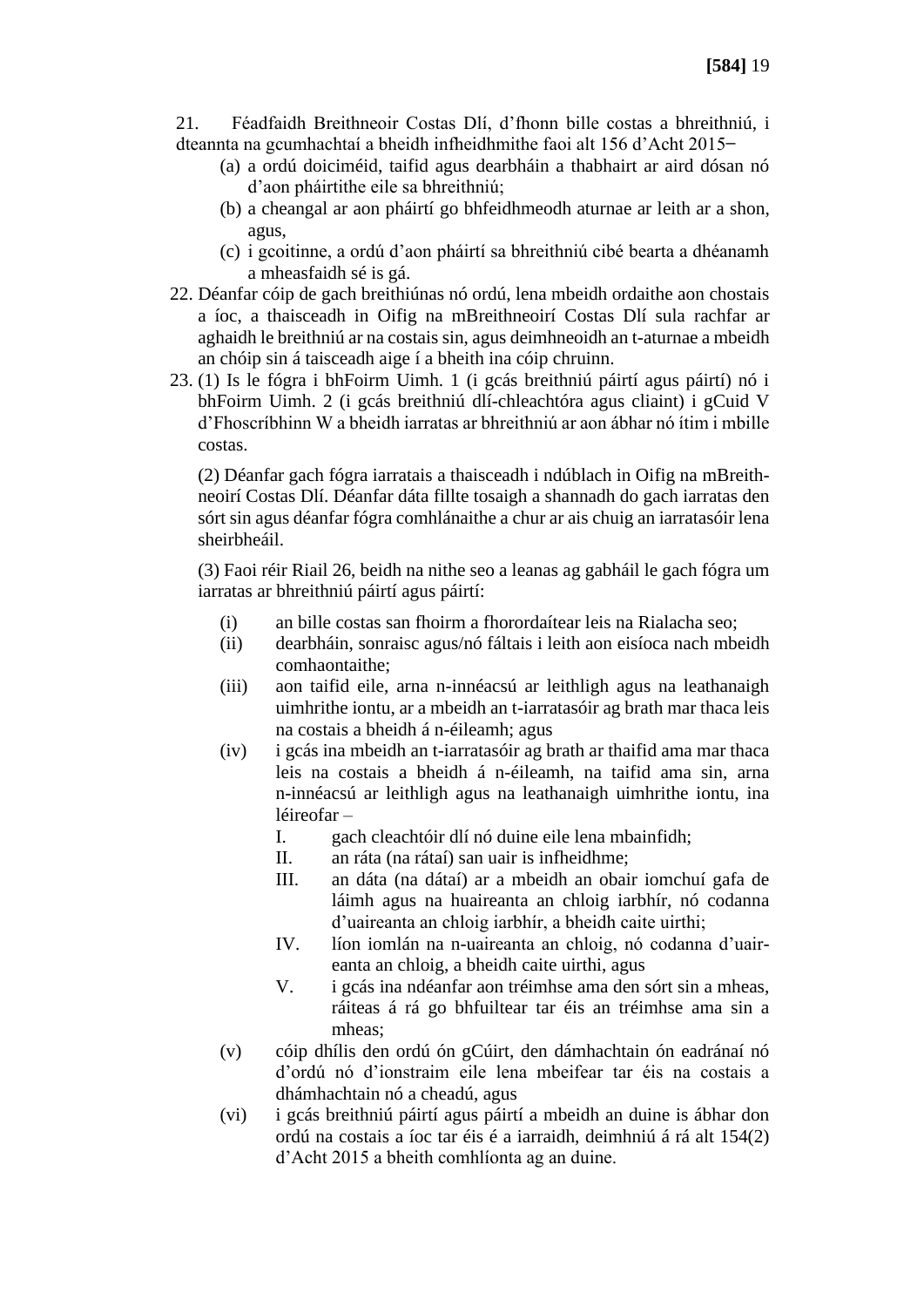21. Féadfaidh Breithneoir Costas Dlí, d'fhonn bille costas a bhreithniú, i dteannta na gcumhachtaí a bheidh infheidhmithe faoi alt 156 d'Acht 2015–

   (a) a ordú doiciméid, taifid agus dearbháin a thabhairt ar aird dósan nó d'aon pháirtithe eile sa bhreithniú;

   (b) a cheangal ar aon pháirtí go bhfeidhmeodh aturnae ar leith ar a shon, agus,

   (c) i gcoitinne, a ordú d'aon pháirtí sa bhreithniú cibé bearta a dhéanamh a mheasfaidh sé is gá.

22. Déanfar cóip de gach breithiúnas nó ordú, lena mbeidh ordaithe aon chostais a íoc, a thaisceadh in Oifig na mBreithneoirí Costas Dlí sula rachfar ar aghaidh le breithniú ar na costais sin, agus deimhneoidh an t-aturnae a mbeidh an chóip sin á taisceadh aige í a bheith ina cóip chruinn.

23. (1) Is le fógra i bhFoirm Uimh. 1 (i gcás breithniú páirtí agus páirtí) nó i bhFoirm Uimh. 2 (i gcás breithniú dlí-chleachtóra agus cliaint) i gCuid V d'Fhoscríbhinn W a bheidh iarratas ar bhreithniú ar aon ábhar nó ítim i mbille costas.

   (2) Déanfar gach fógra iarratais a thaisceadh i ndúblach in Oifig na mBreith-neoirí Costas Dlí. Déanfar dáta fillte tosaigh a shannadh do gach iarratas den sórt sin agus déanfar fógra comhlánaithe a chur ar ais chuig an iarratasóir lena sheirbheáil.

   (3) Faoi réir Riail 26, beidh na nithe seo a leanas ag gabháil le gach fógra um iarratas ar bhreithniú páirtí agus páirtí:

   (i) an bille costas san fhoirm a fhorordaítear leis na Rialacha seo;

   (ii) dearbháin, sonraisc agus/nó fáltais i leith aon eisíoca nach mbeidh comhaontaithe;

   (iii) aon taifid eile, arna n-innéacsú ar leithligh agus na leathanaigh uimhrithe iontu, ar a mbeidh an t-iarratasóir ag brath mar thaca leis na costais a bheidh á n-éileamh; agus

   (iv) i gcás ina mbeidh an t-iarratasóir ag brath ar thaifid ama mar thaca leis na costais a bheidh á n-éileamh, na taifid ama sin, arna n-innéacsú ar leithligh agus na leathanaigh uimhrithe iontu, ina léireofar –

      I. gach cleachtóir dlí nó duine eile lena mbainfidh;

      II. an ráta (na rátaí) san uair is infheidhme;

      III. an dáta (na dátaí) ar a mbeidh an obair iomchuí gafa de láimh agus na huaireanta an chloig iarbhír, nó codanna d'uaireanta an chloig iarbhír, a bheidh caite uirthi;

      IV. líon iomlán na n-uaireanta an chloig, nó codanna d'uair-eanta an chloig, a bheidh caite uirthi, agus

      V. i gcás ina ndéanfar aon tréimhse ama den sórt sin a mheas, ráiteas á rá go bhfuiltear tar éis an tréimhse ama sin a mheas;

   (v) cóip dhílis den ordú ón gCúirt, den dámhachtain ón eadránaí nó d'ordú nó d'ionstraim eile lena mbeifear tar éis na costais a dhámhachtain nó a cheadú, agus

   (vi) i gcás breithniú páirtí agus páirtí a mbeidh an duine is ábhar don ordú na costais a íoc tar éis é a iarraidh, deimhniú á rá alt 154(2) d'Acht 2015 a bheith comhlíonta ag an duine.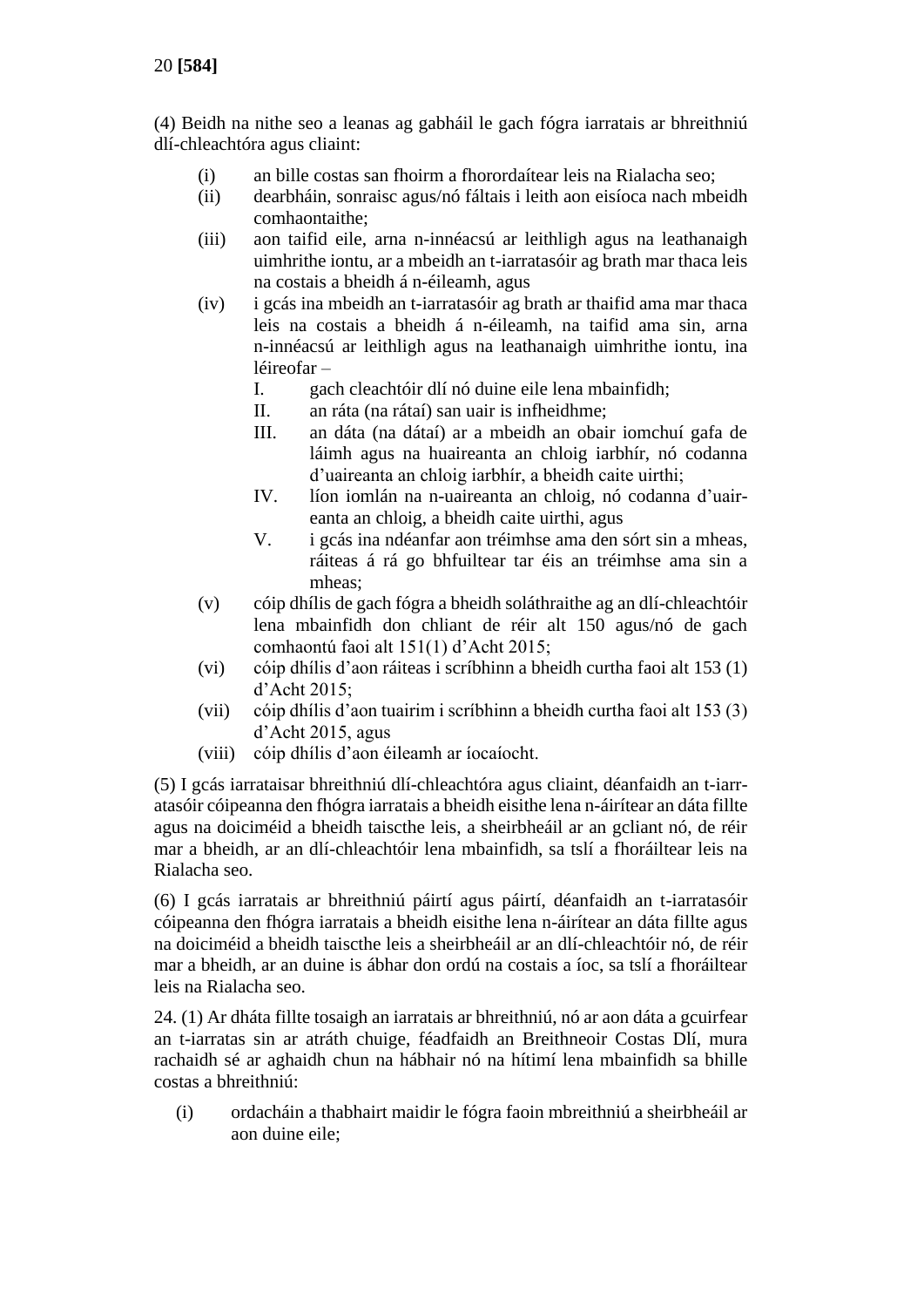(4) Beidh na nithe seo a leanas ag gabháil le gach fógra iarratais ar bhreithniú dlí-chleachtóra agus cliaint:

- (i) an bille costas san fhoirm a fhorordaítear leis na Rialacha seo;
- (ii) dearbháin, sonraisc agus/nó fáltais i leith aon eisíoca nach mbeidh comhaontaithe;
- (iii) aon taifid eile, arna n-innéacsú ar leithligh agus na leathanaigh uimhrithe iontu, ar a mbeidh an t-iarratasóir ag brath mar thaca leis na costais a bheidh á n-éileamh, agus
- (iv) i gcás ina mbeidh an t-iarratasóir ag brath ar thaifid ama mar thaca leis na costais a bheidh á n-éileamh, na taifid ama sin, arna n-innéacsú ar leithligh agus na leathanaigh uimhrithe iontu, ina léireofar –
  - I. gach cleachtóir dlí nó duine eile lena mbainfidh;
  - II. an ráta (na rátaí) san uair is infheidhme;
  - III. an dáta (na dátaí) ar a mbeidh an obair iomchuí gafa de láimh agus na huaireanta an chloig iarbhír, nó codanna d'uaireanta an chloig iarbhír, a bheidh caite uirthi;
  - IV. líon iomlán na n-uaireanta an chloig, nó codanna d'uair-eanta an chloig, a bheidh caite uirthi, agus
  - V. i gcás ina ndéanfar aon tréimhse ama den sórt sin a mheas, ráiteas á rá go bhfuiltear tar éis an tréimhse ama sin a mheas;
- (v) cóip dhílis de gach fógra a bheidh soláthraithe ag an dlí-chleachtóir lena mbainfidh don chliant de réir alt 150 agus/nó de gach comhaontú faoi alt 151(1) d'Acht 2015;
- (vi) cóip dhílis d'aon ráiteas i scríbhinn a bheidh curtha faoi alt 153 (1) d'Acht 2015;
- (vii) cóip dhílis d'aon tuairim i scríbhinn a bheidh curtha faoi alt 153 (3) d'Acht 2015, agus
- (viii) cóip dhílis d'aon éileamh ar íocaíocht.

(5) I gcás iarrataisar bhreithniú dlí-chleachtóra agus cliaint, déanfaidh an t-iarr-atasóir cóipeanna den fhógra iarratais a bheidh eisithe lena n-áirítear an dáta fillte agus na doiciméid a bheidh taiscthe leis, a sheirbheáil ar an gcliant nó, de réir mar a bheidh, ar an dlí-chleachtóir lena mbainfidh, sa tslí a fhoráiltear leis na Rialacha seo.

(6) I gcás iarratais ar bhreithniú páirtí agus páirtí, déanfaidh an t-iarratasóir cóipeanna den fhógra iarratais a bheidh eisithe lena n-áirítear an dáta fillte agus na doiciméid a bheidh taiscthe leis a sheirbheáil ar an dlí-chleachtóir nó, de réir mar a bheidh, ar an duine is ábhar don ordú na costais a íoc, sa tslí a fhoráiltear leis na Rialacha seo.

24. (1) Ar dháta fillte tosaigh an iarratais ar bhreithniú, nó ar aon dáta a gcuirfear an t-iarratas sin ar atráth chuige, féadfaidh an Breithneoir Costas Dlí, mura rachaidh sé ar aghaidh chun na hábhair nó na hítimí lena mbainfidh sa bhille costas a bhreithniú:

- (i) ordacháin a thabhairt maidir le fógra faoin mbreithniú a sheirbheáil ar aon duine eile;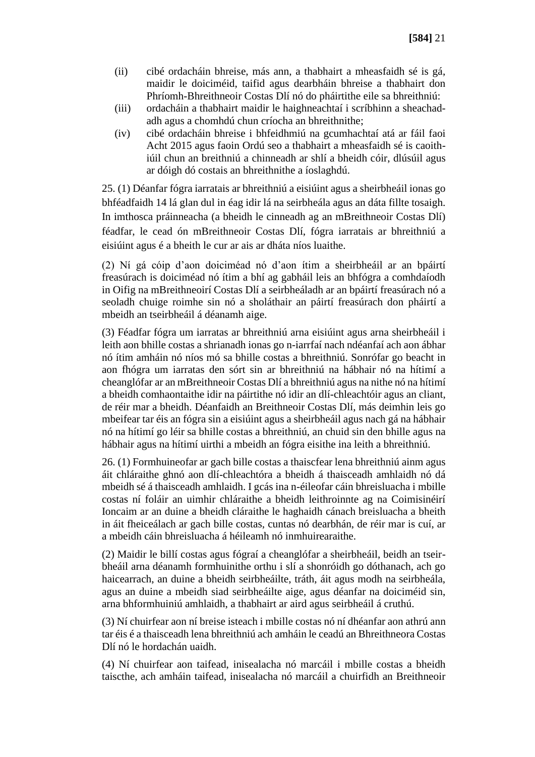(ii) cibé ordacháin bhreise, más ann, a thabhairt a mheasfaidh sé is gá, maidir le doiciméid, taifid agus dearbháin bhreise a thabhairt don Phríomh-Bhreithneoir Costas Dlí nó do pháirtithe eile sa bhreithniú:

(iii) ordacháin a thabhairt maidir le haighneachtaí i scríbhinn a sheachadadh agus a chomhdú chun críocha an bhreithnithe;

(iv) cibé ordacháin bhreise i bhfeidhmiú na gcumhachtaí atá ar fáil faoi Acht 2015 agus faoin Ordú seo a thabhairt a mheasfaidh sé is caoithiúil chun an breithniú a chinneadh ar shlí a bheidh cóir, dlúsúil agus ar dóigh dó costais an bhreithnithe a íoslaghdú.

25. (1) Déanfar fógra iarratais ar bhreithniú a eisiúint agus a sheirbheáil ionas go bhféadfaidh 14 lá glan dul in éag idir lá na seirbheála agus an dáta fillte tosaigh. In imthosca práinneacha (a bheidh le cinneadh ag an mBreithneoir Costas Dlí) féadfar, le cead ón mBreithneoir Costas Dlí, fógra iarratais ar bhreithniú a eisiúint agus é a bheith le cur ar ais ar dháta níos luaithe.

(2) Ní gá cóip d'aon doiciméad nó d'aon ítim a sheirbheáil ar an bpáirtí freasúrach is doiciméad nó ítim a bhí ag gabháil leis an bhfógra a comhdaíodh in Oifig na mBreithneoirí Costas Dlí a seirbheáladh ar an bpáirtí freasúrach nó a seoladh chuige roimhe sin nó a sholáthair an páirtí freasúrach don pháirtí a mbeidh an tseirbheáil á déanamh aige.

(3) Féadfar fógra um iarratas ar bhreithniú arna eisiúint agus arna sheirbheáil i leith aon bhille costas a shrianadh ionas go n-iarrfaí nach ndéanfaí ach aon ábhar nó ítim amháin nó níos mó sa bhille costas a bhreithniú. Sonrófar go beacht in aon fhógra um iarratas den sórt sin ar bhreithniú na hábhair nó na hítimí a cheanglófar ar an mBreithneoir Costas Dlí a bhreithniú agus na nithe nó na hítimí a bheidh comhaontaithe idir na páirtithe nó idir an dlí-chleachtóir agus an cliant, de réir mar a bheidh. Déanfaidh an Breithneoir Costas Dlí, más deimhin leis go mbeifear tar éis an fógra sin a eisiúint agus a sheirbheáil agus nach gá na hábhair nó na hítimí go léir sa bhille costas a bhreithniú, an chuid sin den bhille agus na hábhair agus na hítimí uirthi a mbeidh an fógra eisithe ina leith a bhreithniú.

26. (1) Formhuineofar ar gach bille costas a thaiscfear lena bhreithniú ainm agus áit chláraithe ghnó aon dlí-chleachtóra a bheidh á thaisceadh amhlaidh nó dá mbeidh sé á thaisceadh amhlaidh. I gcás ina n-éileofar cáin bhreisluacha i mbille costas ní foláir an uimhir chláraithe a bheidh leithroinnte ag na Coimisinéirí Ioncaim ar an duine a bheidh cláraithe le haghaidh cánach breisluacha a bheith in áit fheiceálach ar gach bille costas, cuntas nó dearbhán, de réir mar is cuí, ar a mbeidh cáin bhreisluacha á héileamh nó inmhuirearaithe.

(2) Maidir le billí costas agus fógraí a cheanglófar a sheirbheáil, beidh an tseirbheáil arna déanamh formhuinithe orthu i slí a shonróidh go dóthanach, ach go haicearrach, an duine a bheidh seirbheáilte, tráth, áit agus modh na seirbheála, agus an duine a mbeidh siad seirbheáilte aige, agus déanfar na doiciméid sin, arna bhformhuiniú amhlaidh, a thabhairt ar aird agus seirbheáil á cruthú.

(3) Ní chuirfear aon ní breise isteach i mbille costas nó ní dhéanfar aon athrú ann tar éis é a thaisceadh lena bhreithniú ach amháin le ceadú an Bhreithneora Costas Dlí nó le hordachán uaidh.

(4) Ní chuirfear aon taifead, inisealacha nó marcáil i mbille costas a bheidh taiscthe, ach amháin taifead, inisealacha nó marcáil a chuirfidh an Breithneoir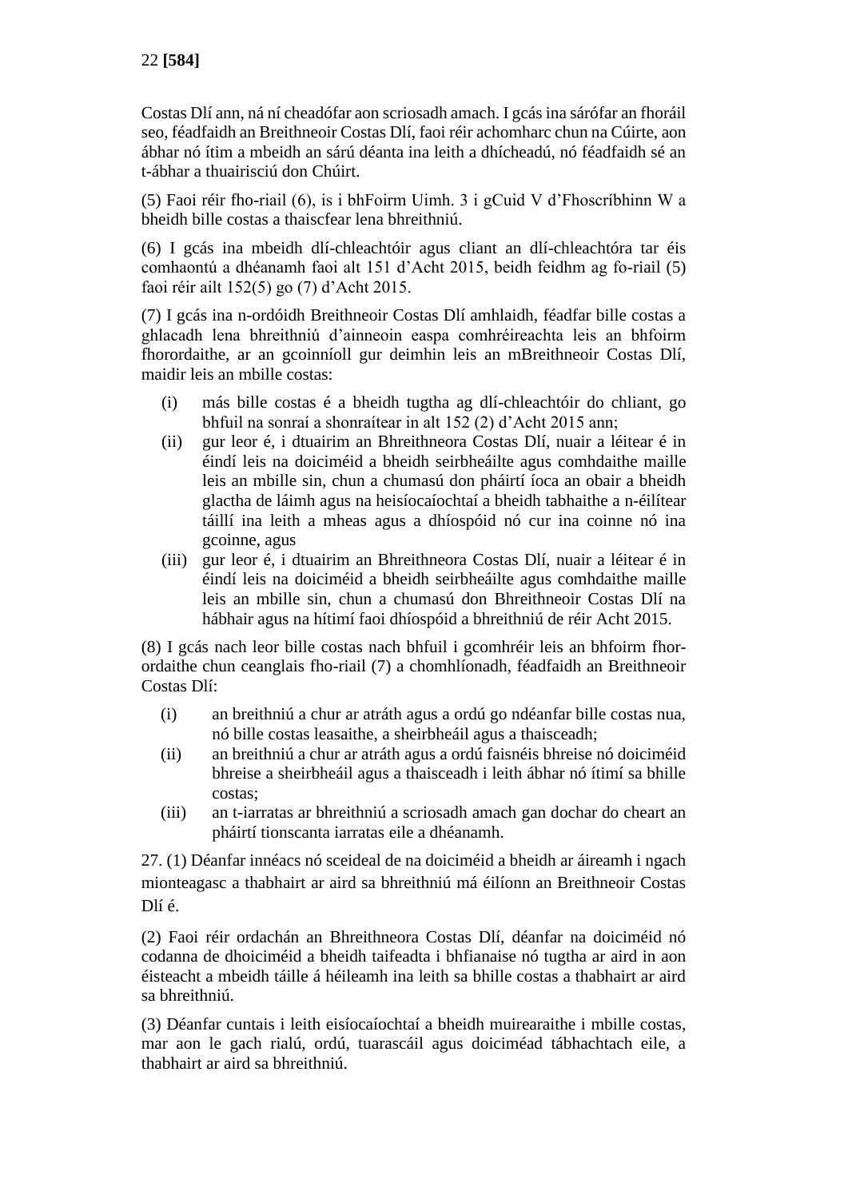Costas Dlí ann, ná ní cheadófar aon scriosadh amach. I gcás ina sárófar an fhoráil seo, féadfaidh an Breithneoir Costas Dlí, faoi réir achomharc chun na Cúirte, aon ábhar nó ítim a mbeidh an sárú déanta ina leith a dhícheadú, nó féadfaidh sé an t-ábhar a thuairisciú don Chúirt.

(5) Faoi réir fho-riail (6), is i bhFoirm Uimh. 3 i gCuid V d'Fhoscríbhinn W a bheidh bille costas a thaiscfear lena bhreithniú.

(6) I gcás ina mbeidh dlí-chleachtóir agus cliant an dlí-chleachtóra tar éis comhaontú a dhéanamh faoi alt 151 d'Acht 2015, beidh feidhm ag fo-riail (5) faoi réir ailt 152(5) go (7) d'Acht 2015.

(7) I gcás ina n-ordóidh Breithneoir Costas Dlí amhlaidh, féadfar bille costas a ghlacadh lena bhreithniú d'ainneoin easpa comhréireachta leis an bhfoirm fhorordaithe, ar an gcoinníoll gur deimhin leis an mBreithneoir Costas Dlí, maidir leis an mbille costas:

- (i) más bille costas é a bheidh tugtha ag dlí-chleachtóir do chliant, go bhfuil na sonraí a shonraítear in alt 152 (2) d'Acht 2015 ann;
- (ii) gur leor é, i dtuairim an Bhreithneora Costas Dlí, nuair a léitear é in éindí leis na doiciméid a bheidh seirbheáilte agus comhdaithe maille leis an mbille sin, chun a chumasú don pháirtí íoca an obair a bheidh glactha de láimh agus na heisíocaíochtaí a bheidh tabhaithe a n-éilítear táillí ina leith a mheas agus a dhíospóid nó cur ina coinne nó ina gcoinne, agus
- (iii) gur leor é, i dtuairim an Bhreithneora Costas Dlí, nuair a léitear é in éindí leis na doiciméid a bheidh seirbheáilte agus comhdaithe maille leis an mbille sin, chun a chumasú don Bhreithneoir Costas Dlí na hábhair agus na hítimí faoi dhíospóid a bhreithniú de réir Acht 2015.

(8) I gcás nach leor bille costas nach bhfuil i gcomhréir leis an bhfoirm fhorordaithe chun ceanglais fho-riail (7) a chomhlíonadh, féadfaidh an Breithneoir Costas Dlí:

- (i) an breithniú a chur ar atráth agus a ordú go ndéanfar bille costas nua, nó bille costas leasaithe, a sheirbheáil agus a thaisceadh;
- (ii) an breithniú a chur ar atráth agus a ordú faisnéis bhreise nó doiciméid bhreise a sheirbheáil agus a thaisceadh i leith ábhar nó ítimí sa bhille costas;
- (iii) an t-iarratas ar bhreithniú a scriosadh amach gan dochar do cheart an pháirtí tionscanta iarratas eile a dhéanamh.

27. (1) Déanfar innéacs nó sceideal de na doiciméid a bheidh ar áireamh i ngach mionteagasc a thabhairt ar aird sa bhreithniú má éilíonn an Breithneoir Costas Dlí é.

(2) Faoi réir ordachán an Bhreithneora Costas Dlí, déanfar na doiciméid nó codanna de dhoiciméid a bheidh taifeadta i bhfianaise nó tugtha ar aird in aon éisteacht a mbeidh táille á héileamh ina leith sa bhille costas a thabhairt ar aird sa bhreithniú.

(3) Déanfar cuntais i leith eisíocaíochtaí a bheidh muirearaithe i mbille costas, mar aon le gach rialú, ordú, tuarascáil agus doiciméad tábhachtach eile, a thabhairt ar aird sa bhreithniú.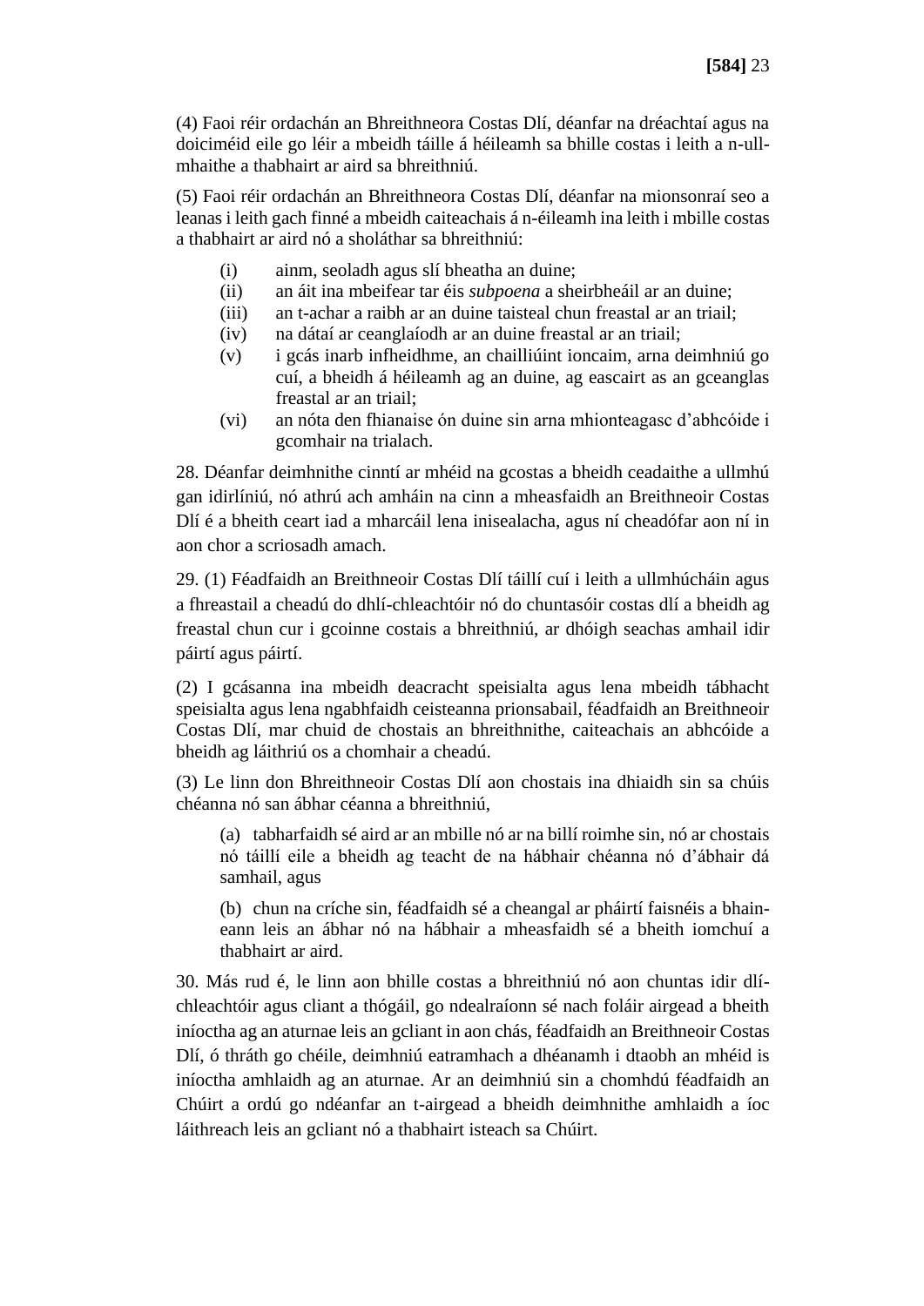(4) Faoi réir ordachán an Bhreithneora Costas Dlí, déanfar na dréachtaí agus na doiciméid eile go léir a mbeidh táille á héileamh sa bhille costas i leith a n-ullmhaithe a thabhairt ar aird sa bhreithniú.

(5) Faoi réir ordachán an Bhreithneora Costas Dlí, déanfar na mionsonraí seo a leanas i leith gach finné a mbeidh caiteachais á n-éileamh ina leith i mbille costas a thabhairt ar aird nó a sholáthar sa bhreithniú:

- (i) ainm, seoladh agus slí bheatha an duine;
- (ii) an áit ina mbeifear tar éis *subpoena* a sheirbheáil ar an duine;
- (iii) an t-achar a raibh ar an duine taisteal chun freastal ar an triail;
- (iv) na dátaí ar ceanglaíodh ar an duine freastal ar an triail;
- (v) i gcás inarb infheidhme, an chailliúint ioncaim, arna deimhniú go cuí, a bheidh á héileamh ag an duine, ag eascairt as an gceanglas freastal ar an triail;
- (vi) an nóta den fhianaise ón duine sin arna mhionteagasc d'abhcóide i gcomhair na trialach.

28. Déanfar deimhnithe cinntí ar mhéid na gcostas a bheidh ceadaithe a ullmhú gan idirlíniú, nó athrú ach amháin na cinn a mheasfaidh an Breithneoir Costas Dlí é a bheith ceart iad a mharcáil lena inisealacha, agus ní cheadófar aon ní in aon chor a scriosadh amach.

29. (1) Féadfaidh an Breithneoir Costas Dlí táillí cuí i leith a ullmhúcháin agus a fhreastail a cheadú do dhlí-chleachtóir nó do chuntasóir costas dlí a bheidh ag freastal chun cur i gcoinne costais a bhreithniú, ar dhóigh seachas amhail idir páirtí agus páirtí.

(2) I gcásanna ina mbeidh deacracht speisialta agus lena mbeidh tábhacht speisialta agus lena ngabhfaidh ceisteanna prionsabail, féadfaidh an Breithneoir Costas Dlí, mar chuid de chostais an bhreithnithe, caiteachais an abhcóide a bheidh ag láithriú os a chomhair a cheadú.

(3) Le linn don Bhreithneoir Costas Dlí aon chostais ina dhiaidh sin sa chúis chéanna nó san ábhar céanna a bhreithniú,

(a) tabharfaidh sé aird ar an mbille nó ar na billí roimhe sin, nó ar chostais nó táillí eile a bheidh ag teacht de na hábhair chéanna nó d'ábhair dá samhail, agus

(b) chun na críche sin, féadfaidh sé a cheangal ar pháirtí faisnéis a bhaineann leis an ábhar nó na hábhair a mheasfaidh sé a bheith iomchuí a thabhairt ar aird.

30. Más rud é, le linn aon bhille costas a bhreithniú nó aon chuntas idir dlí-chleachtóir agus cliant a thógáil, go ndealraíonn sé nach foláir airgead a bheith iníoctha ag an aturnae leis an gcliant in aon chás, féadfaidh an Breithneoir Costas Dlí, ó thráth go chéile, deimhniú eatramhach a dhéanamh i dtaobh an mhéid is iníoctha amhlaidh ag an aturnae. Ar an deimhniú sin a chomhdú féadfaidh an Chúirt a ordú go ndéanfar an t-airgead a bheidh deimhnithe amhlaidh a íoc láithreach leis an gcliant nó a thabhairt isteach sa Chúirt.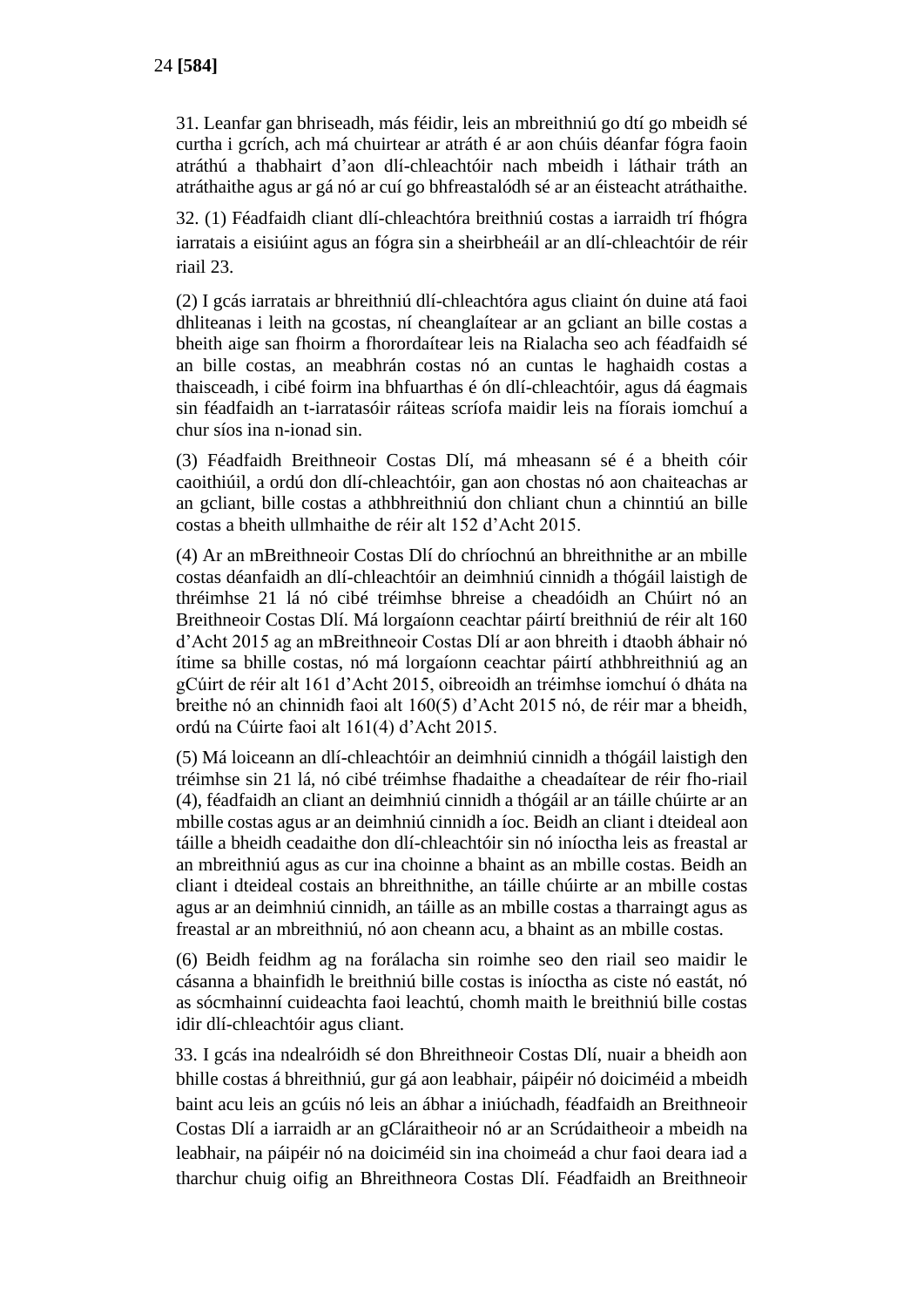31. Leanfar gan bhriseadh, más féidir, leis an mbreithniú go dtí go mbeidh sé curtha i gcrích, ach má chuirtear ar atráth é ar aon chúis déanfar fógra faoin atráthú a thabhairt d'aon dlí-chleachtóir nach mbeidh i láthair tráth an atráthaithe agus ar gá nó ar cuí go bhfreastalódh sé ar an éisteacht atráthaithe.

32. (1) Féadfaidh cliant dlí-chleachtóra breithniú costas a iarraidh trí fhógra iarratais a eisiúint agus an fógra sin a sheirbheáil ar an dlí-chleachtóir de réir riail 23.

(2) I gcás iarratais ar bhreithniú dlí-chleachtóra agus cliaint ón duine atá faoi dhliteanas i leith na gcostas, ní cheanglaítear ar an gcliant an bille costas a bheith aige san fhoirm a fhorordaítear leis na Rialacha seo ach féadfaidh sé an bille costas, an meabhrán costas nó an cuntas le haghaidh costas a thaisceadh, i cibé foirm ina bhfuarthas é ón dlí-chleachtóir, agus dá éagmais sin féadfaidh an t-iarratasóir ráiteas scríofa maidir leis na fíorais iomchuí a chur síos ina n-ionad sin.

(3) Féadfaidh Breithneoir Costas Dlí, má mheasann sé é a bheith cóir caoithiúil, a ordú don dlí-chleachtóir, gan aon chostas nó aon chaiteachas ar an gcliant, bille costas a athbhreithniú don chliant chun a chinntiú an bille costas a bheith ullmhaithe de réir alt 152 d'Acht 2015.

(4) Ar an mBreithneoir Costas Dlí do chríochnú an bhreithnithe ar an mbille costas déanfaidh an dlí-chleachtóir an deimhniú cinnidh a thógáil laistigh de thréimhse 21 lá nó cibé tréimhse bhreise a cheadóidh an Chúirt nó an Breithneoir Costas Dlí. Má lorgaíonn ceachtar páirtí breithniú de réir alt 160 d'Acht 2015 ag an mBreithneoir Costas Dlí ar aon bhreith i dtaobh ábhair nó ítime sa bhille costas, nó má lorgaíonn ceachtar páirtí athbhreithniú ag an gCúirt de réir alt 161 d'Acht 2015, oibreoidh an tréimhse iomchuí ó dháta na breithe nó an chinnidh faoi alt 160(5) d'Acht 2015 nó, de réir mar a bheidh, ordú na Cúirte faoi alt 161(4) d'Acht 2015.

(5) Má loiceann an dlí-chleachtóir an deimhniú cinnidh a thógáil laistigh den tréimhse sin 21 lá, nó cibé tréimhse fhadaithe a cheadaítear de réir fho-riail (4), féadfaidh an cliant an deimhniú cinnidh a thógáil ar an táille chúirte ar an mbille costas agus ar an deimhniú cinnidh a íoc. Beidh an cliant i dteideal aon táille a bheidh ceadaithe don dlí-chleachtóir sin nó iníoctha leis as freastal ar an mbreithniú agus as cur ina choinne a bhaint as an mbille costas. Beidh an cliant i dteideal costais an bhreithnithe, an táille chúirte ar an mbille costas agus ar an deimhniú cinnidh, an táille as an mbille costas a tharraingt agus as freastal ar an mbreithniú, nó aon cheann acu, a bhaint as an mbille costas.

(6) Beidh feidhm ag na forálacha sin roimhe seo den riail seo maidir le cásanna a bhainfidh le breithniú bille costas is iníoctha as ciste nó eastát, nó as sócmhainní cuideachta faoi leachtú, chomh maith le breithniú bille costas idir dlí-chleachtóir agus cliant.

33. I gcás ina ndealróidh sé don Bhreithneoir Costas Dlí, nuair a bheidh aon bhille costas á bhreithniú, gur gá aon leabhair, páipéir nó doiciméid a mbeidh baint acu leis an gcúis nó leis an ábhar a iniúchadh, féadfaidh an Breithneoir Costas Dlí a iarraidh ar an gCláraitheoir nó ar an Scrúdaitheoir a mbeidh na leabhair, na páipéir nó na doiciméid sin ina choimeád a chur faoi deara iad a tharchur chuig oifig an Bhreithneora Costas Dlí. Féadfaidh an Breithneoir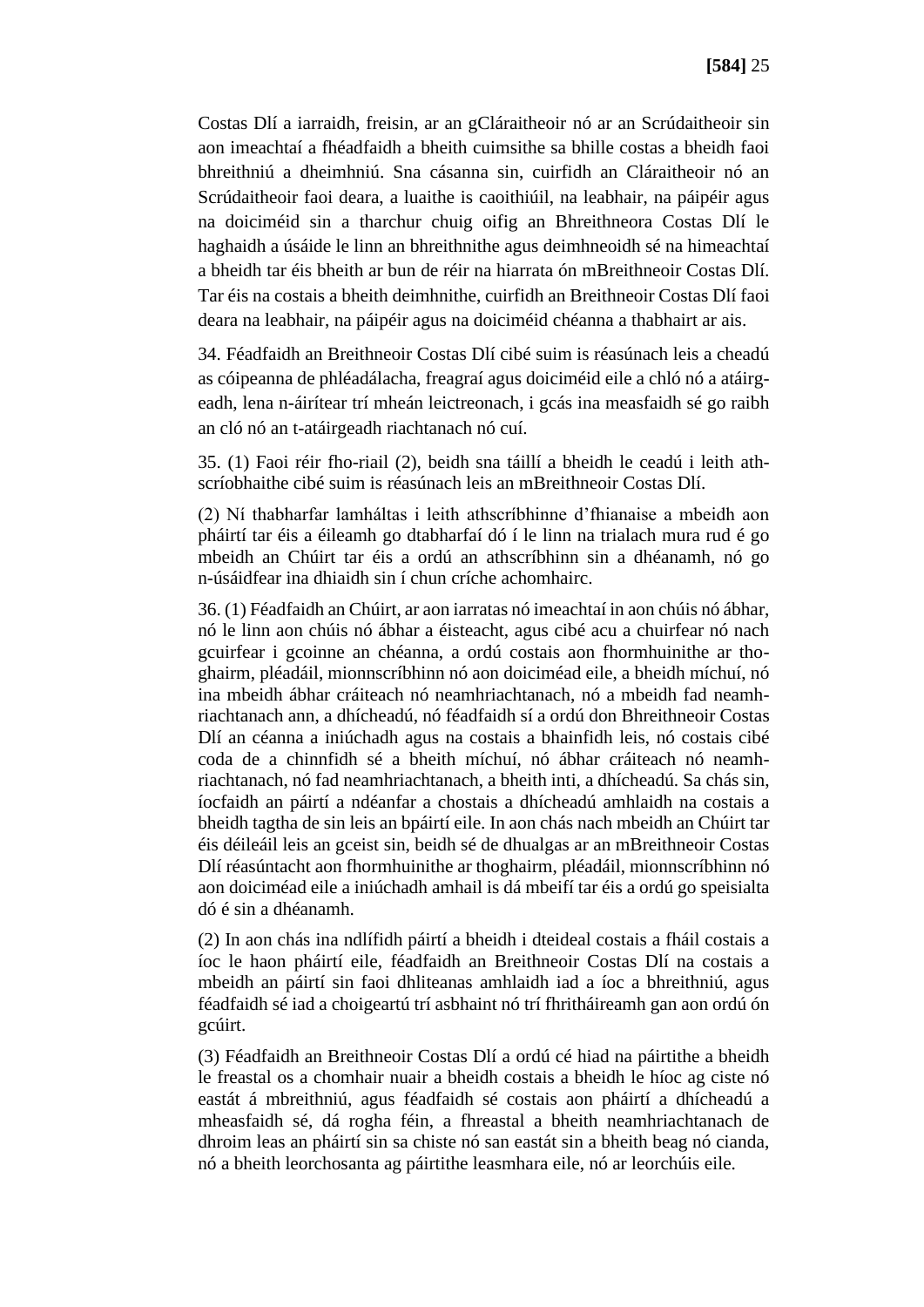Costas Dlí a iarraidh, freisin, ar an gCláraitheoir nó ar an Scrúdaitheoir sin aon imeachtaí a fhéadfaidh a bheith cuimsithe sa bhille costas a bheidh faoi bhreithniú a dheimhniú. Sna cásanna sin, cuirfidh an Cláraitheoir nó an Scrúdaitheoir faoi deara, a luaithe is caoithiúil, na leabhair, na páipéir agus na doiciméid sin a tharchur chuig oifig an Bhreithneora Costas Dlí le haghaidh a úsáide le linn an bhreithnithe agus deimhneoidh sé na himeachtaí a bheidh tar éis bheith ar bun de réir na hiarrata ón mBreithneoir Costas Dlí. Tar éis na costais a bheith deimhnithe, cuirfidh an Breithneoir Costas Dlí faoi deara na leabhair, na páipéir agus na doiciméid chéanna a thabhairt ar ais.

34. Féadfaidh an Breithneoir Costas Dlí cibé suim is réasúnach leis a cheadú as cóipeanna de phléadálacha, freagraí agus doiciméid eile a chló nó a atáirgeadh, lena n-áirítear trí mheán leictreonach, i gcás ina measfaidh sé go raibh an cló nó an t-atáirgeadh riachtanach nó cuí.

35. (1) Faoi réir fho-riail (2), beidh sna táillí a bheidh le ceadú i leith athscríobhaithe cibé suim is réasúnach leis an mBreithneoir Costas Dlí.

(2) Ní thabharfar lamháltas i leith athscríbhinne d'fhianaise a mbeidh aon pháirtí tar éis a éileamh go dtabharfaí dó í le linn na trialach mura rud é go mbeidh an Chúirt tar éis a ordú an athscríbhinn sin a dhéanamh, nó go n-úsáidfear ina dhiaidh sin í chun críche achomhairc.

36. (1) Féadfaidh an Chúirt, ar aon iarratas nó imeachtaí in aon chúis nó ábhar, nó le linn aon chúis nó ábhar a éisteacht, agus cibé acu a chuirfear nó nach gcuirfear i gcoinne an chéanna, a ordú costais aon fhormhuinithe ar thoghairm, pléadáil, mionnscríbhinn nó aon doiciméad eile, a bheidh míchuí, nó ina mbeidh ábhar cráiteach nó neamhriachtanach, nó a mbeidh fad neamhriachtanach ann, a dhícheadú, nó féadfaidh sí a ordú don Bhreithneoir Costas Dlí an céanna a iniúchadh agus na costais a bhainfidh leis, nó costais cibé coda de a chinnfidh sé a bheith míchuí, nó ábhar cráiteach nó neamhriachtanach, nó fad neamhriachtanach, a bheith inti, a dhícheadú. Sa chás sin, íocfaidh an páirtí a ndéanfar a chostais a dhícheadú amhlaidh na costais a bheidh tagtha de sin leis an bpáirtí eile. In aon chás nach mbeidh an Chúirt tar éis déileáil leis an gceist sin, beidh sé de dhualgas ar an mBreithneoir Costas Dlí réasúntacht aon fhormhuinithe ar thoghairm, pléadáil, mionnscríbhinn nó aon doiciméad eile a iniúchadh amhail is dá mbeifí tar éis a ordú go speisialta dó é sin a dhéanamh.

(2) In aon chás ina ndlífidh páirtí a bheidh i dteideal costais a fháil costais a íoc le haon pháirtí eile, féadfaidh an Breithneoir Costas Dlí na costais a mbeidh an páirtí sin faoi dhliteanas amhlaidh iad a íoc a bhreithniú, agus féadfaidh sé iad a choigeartú trí asbhaint nó trí fhritháireamh gan aon ordú ón gcúirt.

(3) Féadfaidh an Breithneoir Costas Dlí a ordú cé hiad na páirtithe a bheidh le freastal os a chomhair nuair a bheidh costais a bheidh le híoc ag ciste nó eastát á mbreithniú, agus féadfaidh sé costais aon pháirtí a dhícheadú a mheasfaidh sé, dá rogha féin, a fhreastal a bheith neamhriachtanach de dhroim leas an pháirtí sin sa chiste nó san eastát sin a bheith beag nó cianda, nó a bheith leorchosanta ag páirtithe leasmhara eile, nó ar leorchúis eile.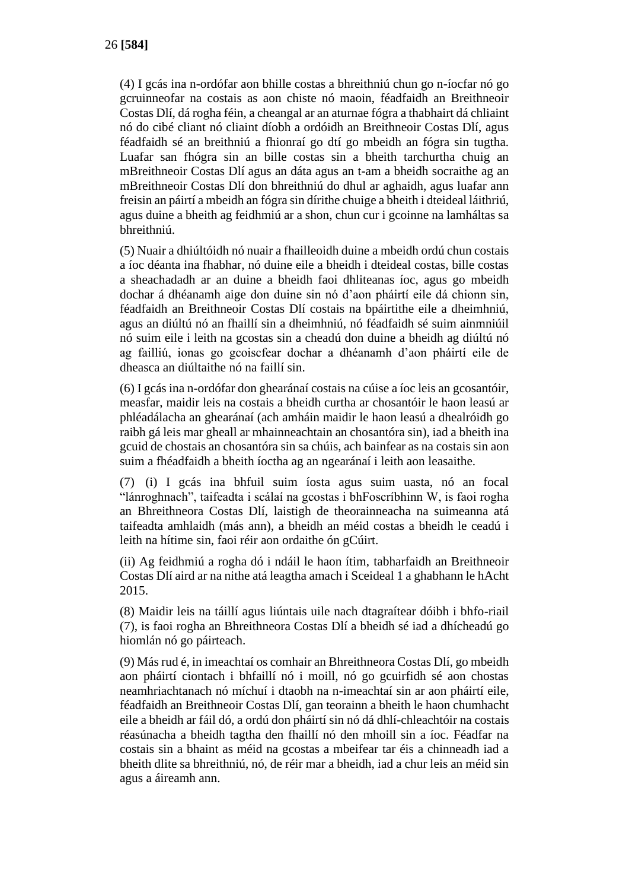(4) I gcás ina n-ordófar aon bhille costas a bhreithniú chun go n-íocfar nó go gcruinneofar na costais as aon chiste nó maoin, féadfaidh an Breithneoir Costas Dlí, dá rogha féin, a cheangal ar an aturnae fógra a thabhairt dá chliaint nó do cibé cliant nó cliaint díobh a ordóidh an Breithneoir Costas Dlí, agus féadfaidh sé an breithniú a fhionraí go dtí go mbeidh an fógra sin tugtha. Luafar san fhógra sin an bille costas sin a bheith tarchurtha chuig an mBreithneoir Costas Dlí agus an dáta agus an t-am a bheidh socraithe ag an mBreithneoir Costas Dlí don bhreithniú do dhul ar aghaidh, agus luafar ann freisin an páirtí a mbeidh an fógra sin dírithe chuige a bheith i dteideal láithriú, agus duine a bheith ag feidhmiú ar a shon, chun cur i gcoinne na lamháltas sa bhreithniú.

(5) Nuair a dhiúltóidh nó nuair a fhailleoidh duine a mbeidh ordú chun costais a íoc déanta ina fhabhar, nó duine eile a bheidh i dteideal costas, bille costas a sheachadadh ar an duine a bheidh faoi dhliteanas íoc, agus go mbeidh dochar á dhéanamh aige don duine sin nó d'aon pháirtí eile dá chionn sin, féadfaidh an Breithneoir Costas Dlí costais na bpáirtithe eile a dheimhniú, agus an diúltú nó an fhaillí sin a dheimhniú, nó féadfaidh sé suim ainmniúil nó suim eile i leith na gcostas sin a cheadú don duine a bheidh ag diúltú nó ag failliú, ionas go gcoiscfear dochar a dhéanamh d'aon pháirtí eile de dheasca an diúltaithe nó na faillí sin.

(6) I gcás ina n-ordófar don ghearánaí costais na cúise a íoc leis an gcosantóir, measfar, maidir leis na costais a bheidh curtha ar chosantóir le haon leasú ar phléadálacha an ghearánaí (ach amháin maidir le haon leasú a dhealróidh go raibh gá leis mar gheall ar mhainneachtain an chosantóra sin), iad a bheith ina gcuid de chostais an chosantóra sin sa chúis, ach bainfear as na costais sin aon suim a fhéadfaidh a bheith íoctha ag an ngearánaí i leith aon leasaithe.

(7) (i) I gcás ina bhfuil suim íosta agus suim uasta, nó an focal "lánroghnach", taifeadta i scálaí na gcostas i bhFoscríbhinn W, is faoi rogha an Bhreithneora Costas Dlí, laistigh de theorainneacha na suimeanna atá taifeadta amhlaidh (más ann), a bheidh an méid costas a bheidh le ceadú i leith na hítime sin, faoi réir aon ordaithe ón gCúirt.

(ii) Ag feidhmiú a rogha dó i ndáil le haon ítim, tabharfaidh an Breithneoir Costas Dlí aird ar na nithe atá leagtha amach i Sceideal 1 a ghabhann le hAcht 2015.

(8) Maidir leis na táillí agus liúntais uile nach dtagraítear dóibh i bhfo-riail (7), is faoi rogha an Bhreithneora Costas Dlí a bheidh sé iad a dhícheadú go hiomlán nó go páirteach.

(9) Más rud é, in imeachtaí os comhair an Bhreithneora Costas Dlí, go mbeidh aon pháirtí ciontach i bhfaillí nó i moill, nó go gcuirfidh sé aon chostas neamhriachtanach nó míchuí i dtaobh na n-imeachtaí sin ar aon pháirtí eile, féadfaidh an Breithneoir Costas Dlí, gan teorainn a bheith le haon chumhacht eile a bheidh ar fáil dó, a ordú don pháirtí sin nó dá dhlí-chleachtóir na costais réasúnacha a bheidh tagtha den fhaillí nó den mhoill sin a íoc. Féadfar na costais sin a bhaint as méid na gcostas a mbeifear tar éis a chinneadh iad a bheith dlite sa bhreithniú, nó, de réir mar a bheidh, iad a chur leis an méid sin agus a áireamh ann.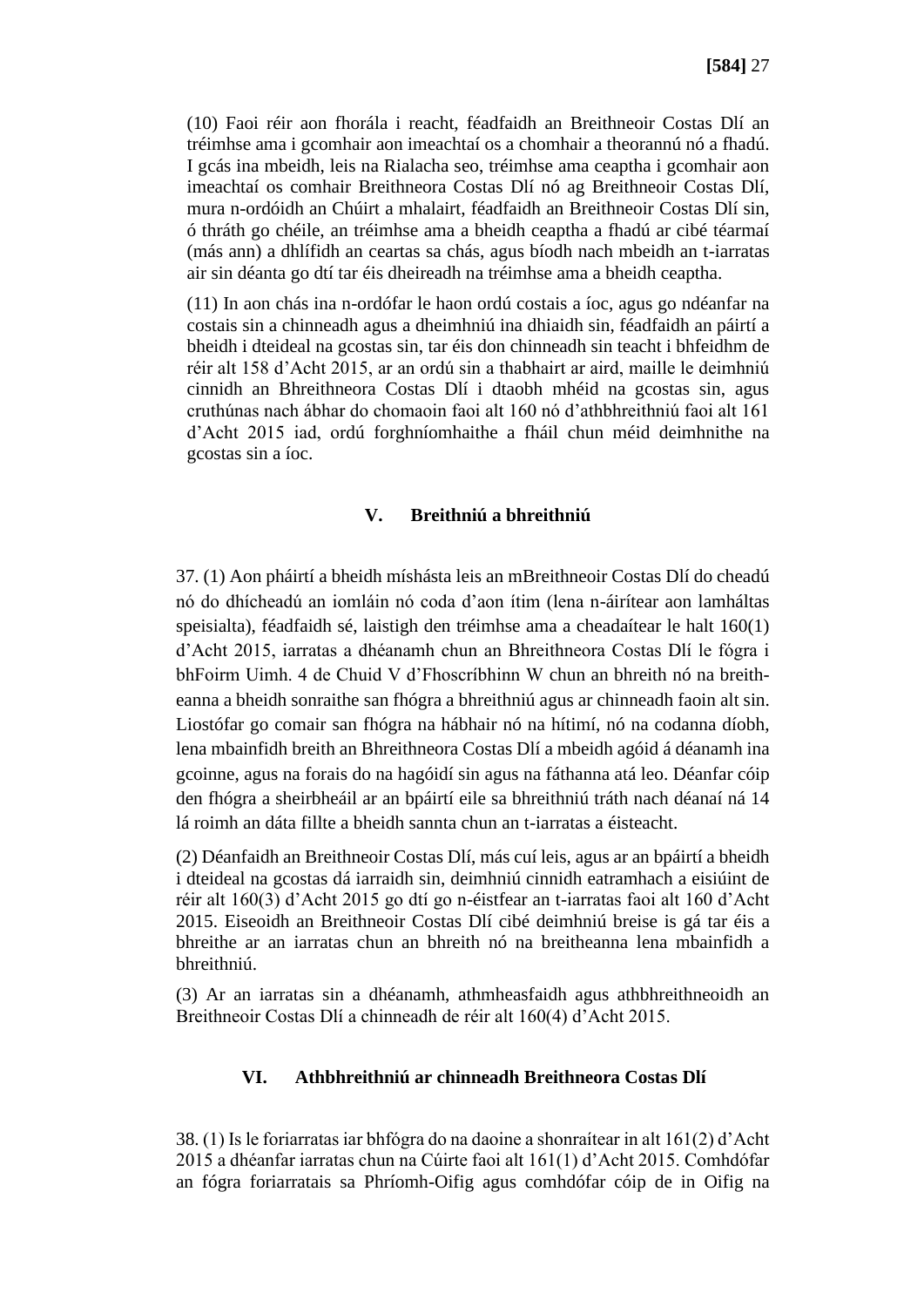(10) Faoi réir aon fhorála i reacht, féadfaidh an Breithneoir Costas Dlí an tréimhse ama i gcomhair aon imeachtaí os a chomhair a theorannú nó a fhadú. I gcás ina mbeidh, leis na Rialacha seo, tréimhse ama ceaptha i gcomhair aon imeachtaí os comhair Breithneora Costas Dlí nó ag Breithneoir Costas Dlí, mura n-ordóidh an Chúirt a mhalairt, féadfaidh an Breithneoir Costas Dlí sin, ó thráth go chéile, an tréimhse ama a bheidh ceaptha a fhadú ar cibé téarmaí (más ann) a dhlífidh an ceartas sa chás, agus bíodh nach mbeidh an t-iarratas air sin déanta go dtí tar éis dheireadh na tréimhse ama a bheidh ceaptha.

(11) In aon chás ina n-ordófar le haon ordú costais a íoc, agus go ndéanfar na costais sin a chinneadh agus a dheimhniú ina dhiaidh sin, féadfaidh an páirtí a bheidh i dteideal na gcostas sin, tar éis don chinneadh sin teacht i bhfeidhm de réir alt 158 d'Acht 2015, ar an ordú sin a thabhairt ar aird, maille le deimhniú cinnidh an Bhreithneora Costas Dlí i dtaobh mhéid na gcostas sin, agus cruthúnas nach ábhar do chomaoin faoi alt 160 nó d'athbhreithniú faoi alt 161 d'Acht 2015 iad, ordú forghníomhaithe a fháil chun méid deimhnithe na gcostas sin a íoc.

## V. Breithniú a bhreithniú

37. (1) Aon pháirtí a bheidh míshásta leis an mBreithneoir Costas Dlí do cheadú nó do dhícheadú an iomláin nó coda d'aon ítim (lena n-áirítear aon lamháltas speisialta), féadfaidh sé, laistigh den tréimhse ama a cheadaítear le halt 160(1) d'Acht 2015, iarratas a dhéanamh chun an Bhreithneora Costas Dlí le fógra i bhFoirm Uimh. 4 de Chuid V d'Fhoscríbhinn W chun an bhreith nó na breitheanna a bheidh sonraithe san fhógra a bhreithniú agus ar chinneadh faoin alt sin. Liostófar go comair san fhógra na hábhair nó na hítimí, nó na codanna díobh, lena mbainfidh breith an Bhreithneora Costas Dlí a mbeidh agóid á déanamh ina gcoinne, agus na forais do na hagóidí sin agus na fáthanna atá leo. Déanfar cóip den fhógra a sheirbheáil ar an bpáirtí eile sa bhreithniú tráth nach déanaí ná 14 lá roimh an dáta fillte a bheidh sannta chun an t-iarratas a éisteacht.

(2) Déanfaidh an Breithneoir Costas Dlí, más cuí leis, agus ar an bpáirtí a bheidh i dteideal na gcostas dá iarraidh sin, deimhniú cinnidh eatramhach a eisiúint de réir alt 160(3) d'Acht 2015 go dtí go n-éistfear an t-iarratas faoi alt 160 d'Acht 2015. Eiseoidh an Breithneoir Costas Dlí cibé deimhniú breise is gá tar éis a bhreithe ar an iarratas chun an bhreith nó na breitheanna lena mbainfidh a bhreithniú.

(3) Ar an iarratas sin a dhéanamh, athmheasfaidh agus athbhreithneoidh an Breithneoir Costas Dlí a chinneadh de réir alt 160(4) d'Acht 2015.

## VI. Athbhreithniú ar chinneadh Breithneora Costas Dlí

38. (1) Is le foriarratas iar bhfógra do na daoine a shonraítear in alt 161(2) d'Acht 2015 a dhéanfar iarratas chun na Cúirte faoi alt 161(1) d'Acht 2015. Comhdófar an fógra foriarratais sa Phríomh-Oifig agus comhdófar cóip de in Oifig na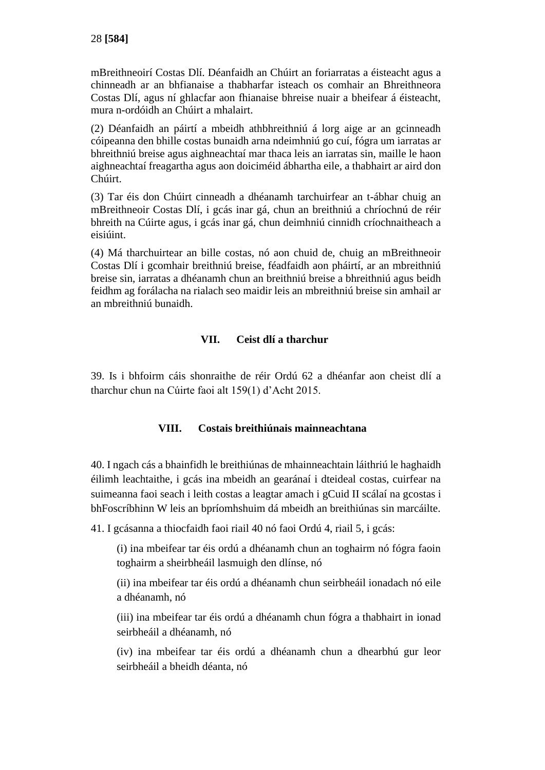mBreithneoirí Costas Dlí. Déanfaidh an Chúirt an foriarratas a éisteacht agus a chinneadh ar an bhfianaise a thabharfar isteach os comhair an Bhreithneora Costas Dlí, agus ní ghlacfar aon fhianaise bhreise nuair a bheifear á éisteacht, mura n-ordóidh an Chúirt a mhalairt.

(2) Déanfaidh an páirtí a mbeidh athbhreithniú á lorg aige ar an gcinneadh cóipeanna den bhille costas bunaidh arna ndeimhniú go cuí, fógra um iarratas ar bhreithniú breise agus aighneachtaí mar thaca leis an iarratas sin, maille le haon aighneachtaí freagartha agus aon doiciméid ábhartha eile, a thabhairt ar aird don Chúirt.

(3) Tar éis don Chúirt cinneadh a dhéanamh tarchuirfear an t-ábhar chuig an mBreithneoir Costas Dlí, i gcás inar gá, chun an breithniú a chríochnú de réir bhreith na Cúirte agus, i gcás inar gá, chun deimhniú cinnidh críochnaitheach a eisiúint.

(4) Má tharchuirtear an bille costas, nó aon chuid de, chuig an mBreithneoir Costas Dlí i gcomhair breithniú breise, féadfaidh aon pháirtí, ar an mbreithniú breise sin, iarratas a dhéanamh chun an breithniú breise a bhreithniú agus beidh feidhm ag forálacha na rialach seo maidir leis an mbreithniú breise sin amhail ar an mbreithniú bunaidh.

## VII. Ceist dlí a tharchur

39. Is i bhfoirm cáis shonraithe de réir Ordú 62 a dhéanfar aon cheist dlí a tharchur chun na Cúirte faoi alt 159(1) d'Acht 2015.

## VIII. Costais breithiúnais mainneachtana

40. I ngach cás a bhainfidh le breithiúnas de mhainneachtain láithriú le haghaidh éilimh leachtaithe, i gcás ina mbeidh an gearánaí i dteideal costas, cuirfear na suimeanna faoi seach i leith costas a leagtar amach i gCuid II scálaí na gcostas i bhFoscríbhinn W leis an bpríomhshuim dá mbeidh an breithiúnas sin marcáilte.

41. I gcásanna a thiocfaidh faoi riail 40 nó faoi Ordú 4, riail 5, i gcás:

(i) ina mbeifear tar éis ordú a dhéanamh chun an toghairm nó fógra faoin toghairm a sheirbheáil lasmuigh den dlínse, nó

(ii) ina mbeifear tar éis ordú a dhéanamh chun seirbheáil ionadach nó eile a dhéanamh, nó

(iii) ina mbeifear tar éis ordú a dhéanamh chun fógra a thabhairt in ionad seirbheáil a dhéanamh, nó

(iv) ina mbeifear tar éis ordú a dhéanamh chun a dhearbhú gur leor seirbheáil a bheidh déanta, nó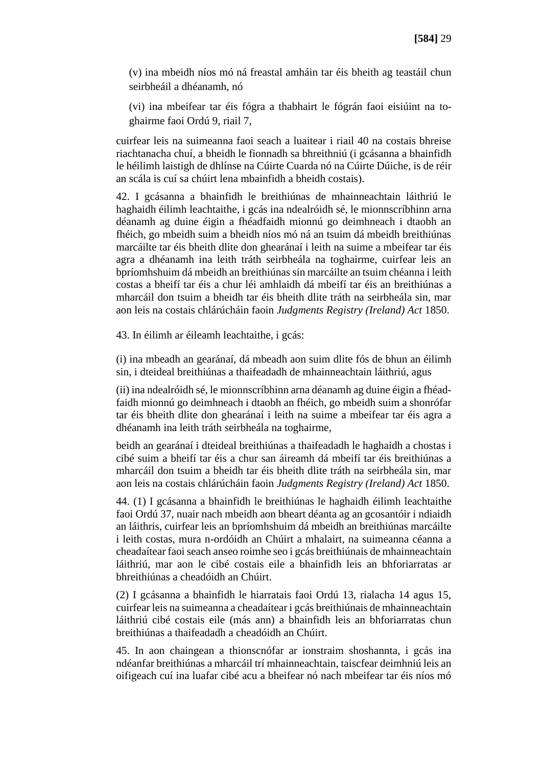(v) ina mbeidh níos mó ná freastal amháin tar éis bheith ag teastáil chun seirbheáil a dhéanamh, nó

(vi) ina mbeifear tar éis fógra a thabhairt le fógrán faoi eisiúint na toghairme faoi Ordú 9, riail 7,

cuirfear leis na suimeanna faoi seach a luaitear i riail 40 na costais bhreise riachtanacha chuí, a bheidh le fionnadh sa bhreithniú (i gcásanna a bhainfidh le héilimh laistigh de dhlínse na Cúirte Cuarda nó na Cúirte Dúiche, is de réir an scála is cuí sa chúirt lena mbainfidh a bheidh costais).

42. I gcásanna a bhainfidh le breithiúnas de mhainneachtain láithriú le haghaidh éilimh leachtaithe, i gcás ina ndealróidh sé, le mionnscríbhinn arna déanamh ag duine éigin a fhéadfaidh mionnú go deimhneach i dtaobh an fhéich, go mbeidh suim a bheidh níos mó ná an tsuim dá mbeidh breithiúnas marcáilte tar éis bheith dlite don ghearánaí i leith na suime a mbeifear tar éis agra a dhéanamh ina leith tráth seirbheála na toghairme, cuirfear leis an bpríomhshuim dá mbeidh an breithiúnas sin marcáilte an tsuim chéanna i leith costas a bheifí tar éis a chur léi amhlaidh dá mbeifí tar éis an breithiúnas a mharcáil don tsuim a bheidh tar éis bheith dlite tráth na seirbheála sin, mar aon leis na costais chlárúcháin faoin *Judgments Registry (Ireland) Act* 1850.

43. In éilimh ar éileamh leachtaithe, i gcás:

(i) ina mbeadh an gearánaí, dá mbeadh aon suim dlite fós de bhun an éilimh sin, i dteideal breithiúnas a thaifeadadh de mhainneachtain láithriú, agus

(ii) ina ndealróidh sé, le mionnscríbhinn arna déanamh ag duine éigin a fhéadfaidh mionnú go deimhneach i dtaobh an fhéich, go mbeidh suim a shonrófar tar éis bheith dlite don ghearánaí i leith na suime a mbeifear tar éis agra a dhéanamh ina leith tráth seirbheála na toghairme,

beidh an gearánaí i dteideal breithiúnas a thaifeadadh le haghaidh a chostas i cibé suim a bheifí tar éis a chur san áireamh dá mbeifí tar éis breithiúnas a mharcáil don tsuim a bheidh tar éis bheith dlite tráth na seirbheála sin, mar aon leis na costais chlárúcháin faoin *Judgments Registry (Ireland) Act* 1850.

44. (1) I gcásanna a bhainfidh le breithiúnas le haghaidh éilimh leachtaithe faoi Ordú 37, nuair nach mbeidh aon bheart déanta ag an gcosantóir i ndiaidh an láithris, cuirfear leis an bpríomhshuim dá mbeidh an breithiúnas marcáilte i leith costas, mura n-ordóidh an Chúirt a mhalairt, na suimeanna céanna a cheadaítear faoi seach anseo roimhe seo i gcás breithiúnais de mhainneachtain láithriú, mar aon le cibé costais eile a bhainfidh leis an bhforiarratas ar bhreithiúnas a cheadóidh an Chúirt.

(2) I gcásanna a bhainfidh le hiarratais faoi Ordú 13, rialacha 14 agus 15, cuirfear leis na suimeanna a cheadaítear i gcás breithiúnais de mhainneachtain láithriú cibé costais eile (más ann) a bhainfidh leis an bhforiarratas chun breithiúnas a thaifeadadh a cheadóidh an Chúirt.

45. In aon chaingean a thionscnófar ar ionstraim shoshannta, i gcás ina ndéanfar breithiúnas a mharcáil trí mhainneachtain, taiscfear deimhniú leis an oifigeach cuí ina luafar cibé acu a bheifear nó nach mbeifear tar éis níos mó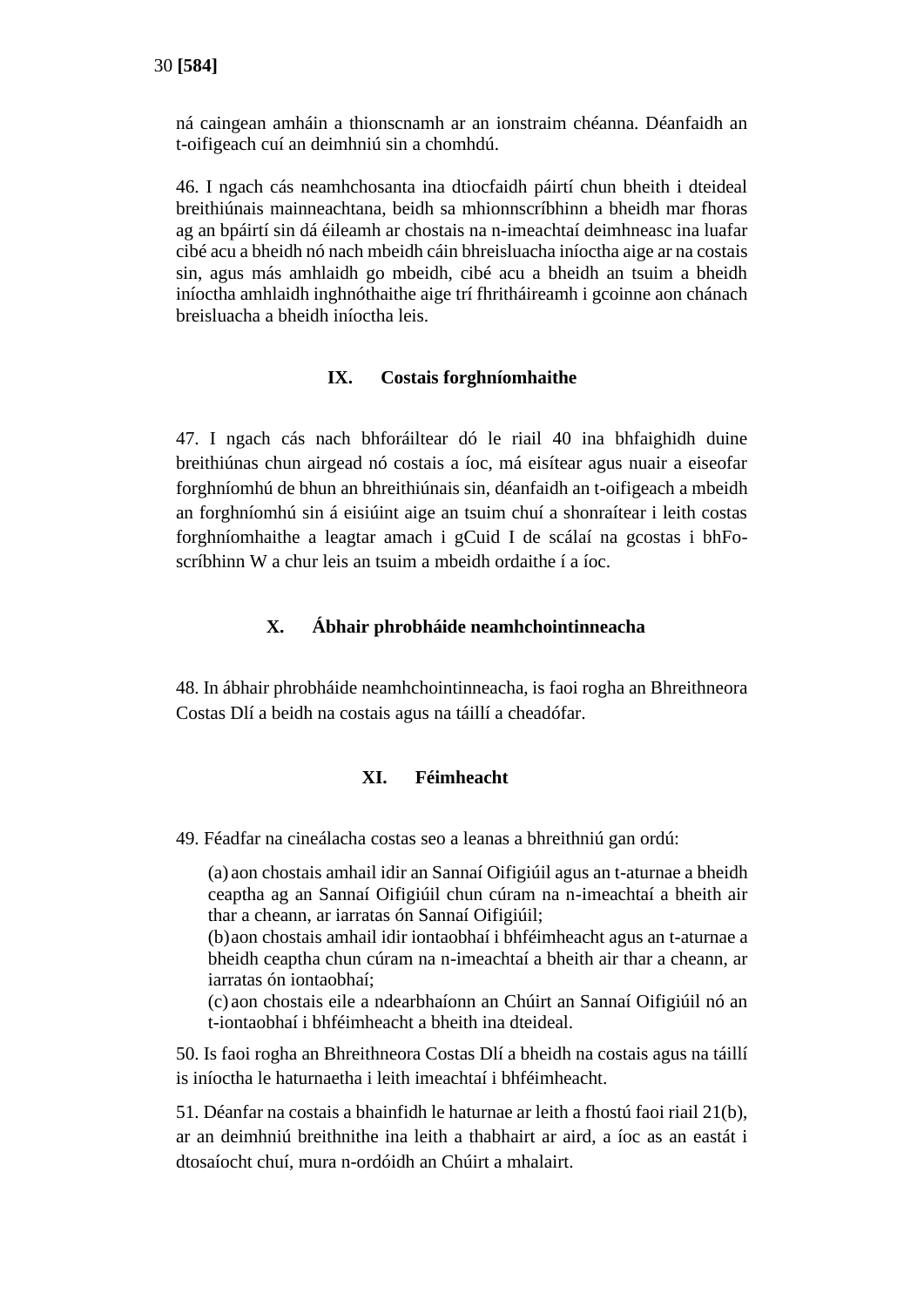ná caingean amháin a thionscnamh ar an ionstraim chéanna. Déanfaidh an t-oifigeach cuí an deimhniú sin a chomhdú.

46. I ngach cás neamhchosanta ina dtiocfaidh páirtí chun bheith i dteideal breithiúnais mainneachtana, beidh sa mhionnscríbhinn a bheidh mar fhoras ag an bpáirtí sin dá éileamh ar chostais na n-imeachtaí deimhneasc ina luafar cibé acu a bheidh nó nach mbeidh cáin bhreisluacha iníoctha aige ar na costais sin, agus más amhlaidh go mbeidh, cibé acu a bheidh an tsuim a bheidh iníoctha amhlaidh inghnóthaithe aige trí fhritháireamh i gcoinne aon chánach breisluacha a bheidh iníoctha leis.

## IX. Costais forghníomhaithe

47. I ngach cás nach bhforáiltear dó le riail 40 ina bhfaighidh duine breithiúnas chun airgead nó costais a íoc, má eisítear agus nuair a eiseofar forghníomhú de bhun an bhreithiúnais sin, déanfaidh an t-oifigeach a mbeidh an forghníomhú sin á eisiúint aige an tsuim chuí a shonraítear i leith costas forghníomhaithe a leagtar amach i gCuid I de scálaí na gcostas i bhFo-scríbhinn W a chur leis an tsuim a mbeidh ordaithe í a íoc.

## X. Ábhair phrobháide neamhchointinneacha

48. In ábhair phrobháide neamhchointinneacha, is faoi rogha an Bhreithneora Costas Dlí a beidh na costais agus na táillí a cheadófar.

## XI. Féimheacht

49. Féadfar na cineálacha costas seo a leanas a bhreithniú gan ordú:

(a) aon chostais amhail idir an Sannaí Oifigiúil agus an t-aturnae a bheidh ceaptha ag an Sannaí Oifigiúil chun cúram na n-imeachtaí a bheith air thar a cheann, ar iarratas ón Sannaí Oifigiúil;
(b) aon chostais amhail idir iontaobhaí i bhféimheacht agus an t-aturnae a bheidh ceaptha chun cúram na n-imeachtaí a bheith air thar a cheann, ar iarratas ón iontaobhaí;
(c) aon chostais eile a ndearbhaíonn an Chúirt an Sannaí Oifigiúil nó an t-iontaobhaí i bhféimheacht a bheith ina dteideal.

50. Is faoi rogha an Bhreithneora Costas Dlí a bheidh na costais agus na táillí is iníoctha le haturnaetha i leith imeachtaí i bhféimheacht.

51. Déanfar na costais a bhainfidh le haturnae ar leith a fhostú faoi riail 21(b), ar an deimhniú breithnithe ina leith a thabhairt ar aird, a íoc as an eastát i dtosaíocht chuí, mura n-ordóidh an Chúirt a mhalairt.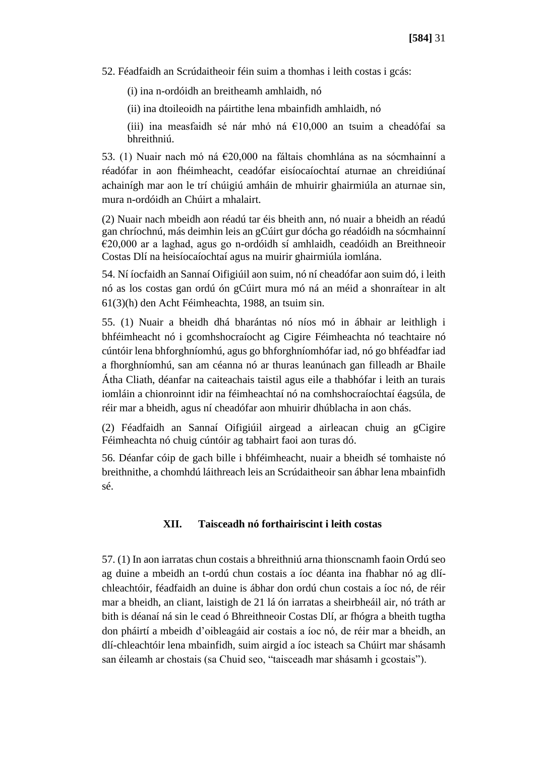52. Féadfaidh an Scrúdaitheoir féin suim a thomhas i leith costas i gcás:

(i) ina n-ordóidh an breitheamh amhlaidh, nó

(ii) ina dtoileoidh na páirtithe lena mbainfidh amhlaidh, nó

(iii) ina measfaidh sé nár mhó ná €10,000 an tsuim a cheadófaí sa bhreithniú.

53. (1) Nuair nach mó ná €20,000 na fáltais chomhlána as na sócmhainní a réadófar in aon fhéimheacht, ceadófar eisíocaíochtaí aturnae an chreidiúnaí achainígh mar aon le trí chúigiú amháin de mhuirir ghairmiúla an aturnae sin, mura n-ordóidh an Chúirt a mhalairt.

(2) Nuair nach mbeidh aon réadú tar éis bheith ann, nó nuair a bheidh an réadú gan chríochnú, más deimhin leis an gCúirt gur dócha go réadóidh na sócmhainní €20,000 ar a laghad, agus go n-ordóidh sí amhlaidh, ceadóidh an Breithneoir Costas Dlí na heisíocaíochtaí agus na muirir ghairmiúla iomlána.

54. Ní íocfaidh an Sannaí Oifigiúil aon suim, nó ní cheadófar aon suim dó, i leith nó as los costas gan ordú ón gCúirt mura mó ná an méid a shonraítear in alt 61(3)(h) den Acht Féimheachta, 1988, an tsuim sin.

55. (1) Nuair a bheidh dhá bharántas nó níos mó in ábhair ar leithligh i bhféimheacht nó i gcomhshocraíocht ag Cigire Féimheachta nó teachtaire nó cúntóir lena bhforghníomhú, agus go bhforghníomhófar iad, nó go bhféadfar iad a fhorghníomhú, san am céanna nó ar thuras leanúnach gan filleadh ar Bhaile Átha Cliath, déanfar na caiteachais taistil agus eile a thabhófar i leith an turais iomláin a chionroinnt idir na féimheachtaí nó na comhshocraíochtaí éagsúla, de réir mar a bheidh, agus ní cheadófar aon mhuirir dhúblacha in aon chás.

(2) Féadfaidh an Sannaí Oifigiúil airgead a airleacan chuig an gCigire Féimheachta nó chuig cúntóir ag tabhairt faoi aon turas dó.

56. Déanfar cóip de gach bille i bhféimheacht, nuair a bheidh sé tomhaiste nó breithnithe, a chomhdú láithreach leis an Scrúdaitheoir san ábhar lena mbainfidh sé.

## XII. Taisceadh nó forthairiscint i leith costas

57. (1) In aon iarratas chun costais a bhreithniú arna thionscnamh faoin Ordú seo ag duine a mbeidh an t-ordú chun costais a íoc déanta ina fhabhar nó ag dlí-chleachtóir, féadfaidh an duine is ábhar don ordú chun costais a íoc nó, de réir mar a bheidh, an cliant, laistigh de 21 lá ón iarratas a sheirbheáil air, nó tráth ar bith is déanaí ná sin le cead ó Bhreithneoir Costas Dlí, ar fhógra a bheith tugtha don pháirtí a mbeidh d'oibleagáid air costais a íoc nó, de réir mar a bheidh, an dlí-chleachtóir lena mbainfidh, suim airgid a íoc isteach sa Chúirt mar shásamh san éileamh ar chostais (sa Chuid seo, "taisceadh mar shásamh i gcostais").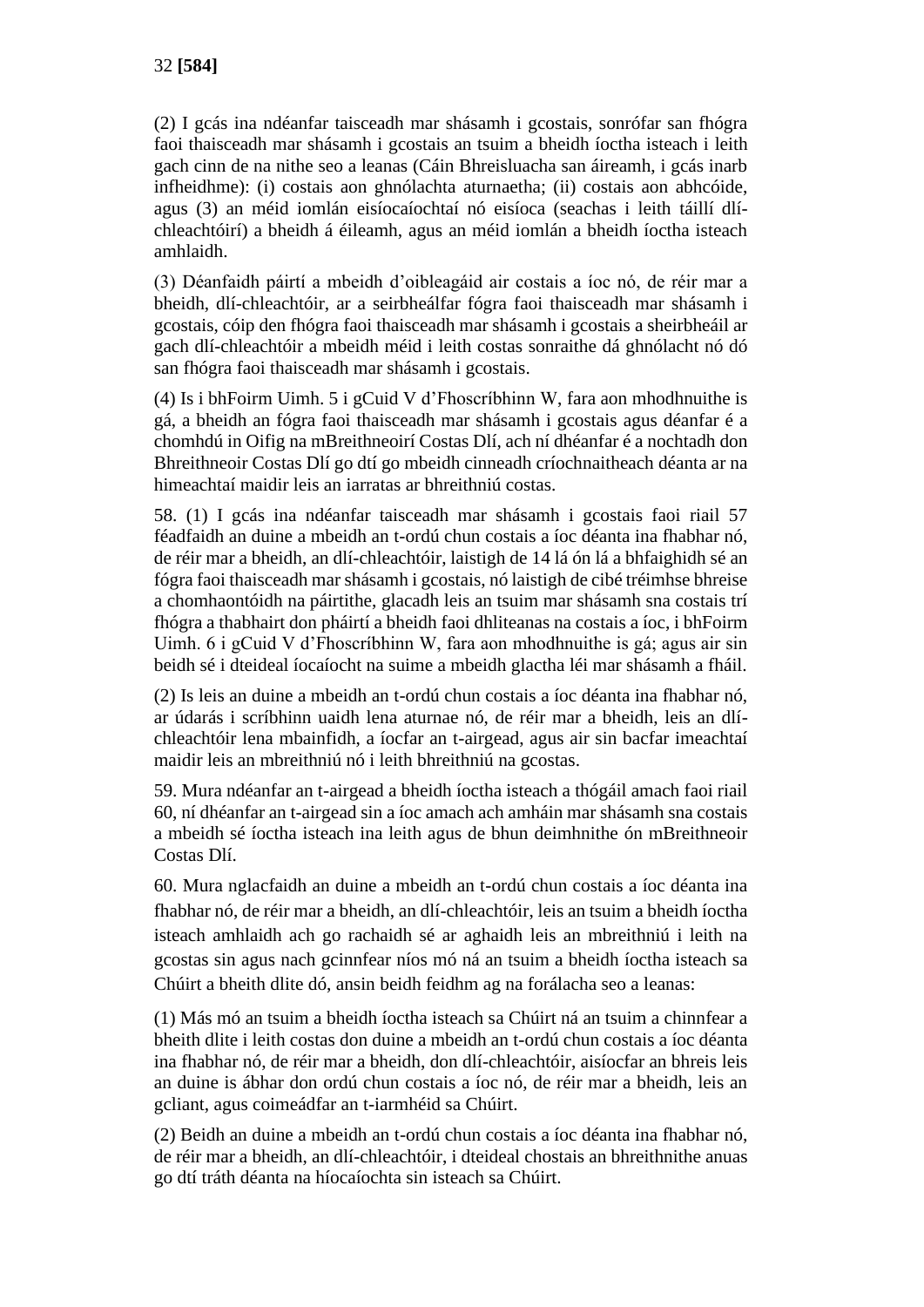(2) I gcás ina ndéanfar taisceadh mar shásamh i gcostais, sonrófar san fhógra faoi thaisceadh mar shásamh i gcostais an tsuim a bheidh íoctha isteach i leith gach cinn de na nithe seo a leanas (Cáin Bhreisluacha san áireamh, i gcás inarb infheidhme): (i) costais aon ghnólachta aturnaetha; (ii) costais aon abhcóide, agus (3) an méid iomlán eisíocaíochtaí nó eisíoca (seachas i leith táillí dlí-chleachtóirí) a bheidh á éileamh, agus an méid iomlán a bheidh íoctha isteach amhlaidh.

(3) Déanfaidh páirtí a mbeidh d'oibleagáid air costais a íoc nó, de réir mar a bheidh, dlí-chleachtóir, ar a seirbheálfar fógra faoi thaisceadh mar shásamh i gcostais, cóip den fhógra faoi thaisceadh mar shásamh i gcostais a sheirbheáil ar gach dlí-chleachtóir a mbeidh méid i leith costas sonraithe dá ghnólacht nó dó san fhógra faoi thaisceadh mar shásamh i gcostais.

(4) Is i bhFoirm Uimh. 5 i gCuid V d'Fhoscríbhinn W, fara aon mhodhnuithe is gá, a bheidh an fógra faoi thaisceadh mar shásamh i gcostais agus déanfar é a chomhdú in Oifig na mBreithneoirí Costas Dlí, ach ní dhéanfar é a nochtadh don Bhreithneoir Costas Dlí go dtí go mbeidh cinneadh críochnaitheach déanta ar na himeachtaí maidir leis an iarratas ar bhreithniú costas.

58. (1) I gcás ina ndéanfar taisceadh mar shásamh i gcostais faoi riail 57 féadfaidh an duine a mbeidh an t-ordú chun costais a íoc déanta ina fhabhar nó, de réir mar a bheidh, an dlí-chleachtóir, laistigh de 14 lá ón lá a bhfaighidh sé an fógra faoi thaisceadh mar shásamh i gcostais, nó laistigh de cibé tréimhse bhreise a chomhaontóidh na páirtithe, glacadh leis an tsuim mar shásamh sna costais trí fhógra a thabhairt don pháirtí a bheidh faoi dhliteanas na costais a íoc, i bhFoirm Uimh. 6 i gCuid V d'Fhoscríbhinn W, fara aon mhodhnuithe is gá; agus air sin beidh sé i dteideal íocaíocht na suime a mbeidh glactha léi mar shásamh a fháil.

(2) Is leis an duine a mbeidh an t-ordú chun costais a íoc déanta ina fhabhar nó, ar údarás i scríbhinn uaidh lena aturnae nó, de réir mar a bheidh, leis an dlí-chleachtóir lena mbainfidh, a íocfar an t-airgead, agus air sin bacfar imeachtaí maidir leis an mbreithniú nó i leith bhreithniú na gcostas.

59. Mura ndéanfar an t-airgead a bheidh íoctha isteach a thógáil amach faoi riail 60, ní dhéanfar an t-airgead sin a íoc amach ach amháin mar shásamh sna costais a mbeidh sé íoctha isteach ina leith agus de bhun deimhnithe ón mBreithneoir Costas Dlí.

60. Mura nglacfaidh an duine a mbeidh an t-ordú chun costais a íoc déanta ina fhabhar nó, de réir mar a bheidh, an dlí-chleachtóir, leis an tsuim a bheidh íoctha isteach amhlaidh ach go rachaidh sé ar aghaidh leis an mbreithniú i leith na gcostas sin agus nach gcinnfear níos mó ná an tsuim a bheidh íoctha isteach sa Chúirt a bheith dlite dó, ansin beidh feidhm ag na forálacha seo a leanas:

(1) Más mó an tsuim a bheidh íoctha isteach sa Chúirt ná an tsuim a chinnfear a bheith dlite i leith costas don duine a mbeidh an t-ordú chun costais a íoc déanta ina fhabhar nó, de réir mar a bheidh, don dlí-chleachtóir, aisíocfar an bhreis leis an duine is ábhar don ordú chun costais a íoc nó, de réir mar a bheidh, leis an gcliant, agus coimeádfar an t-iarmhéid sa Chúirt.

(2) Beidh an duine a mbeidh an t-ordú chun costais a íoc déanta ina fhabhar nó, de réir mar a bheidh, an dlí-chleachtóir, i dteideal chostais an bhreithnithe anuas go dtí tráth déanta na híocaíochta sin isteach sa Chúirt.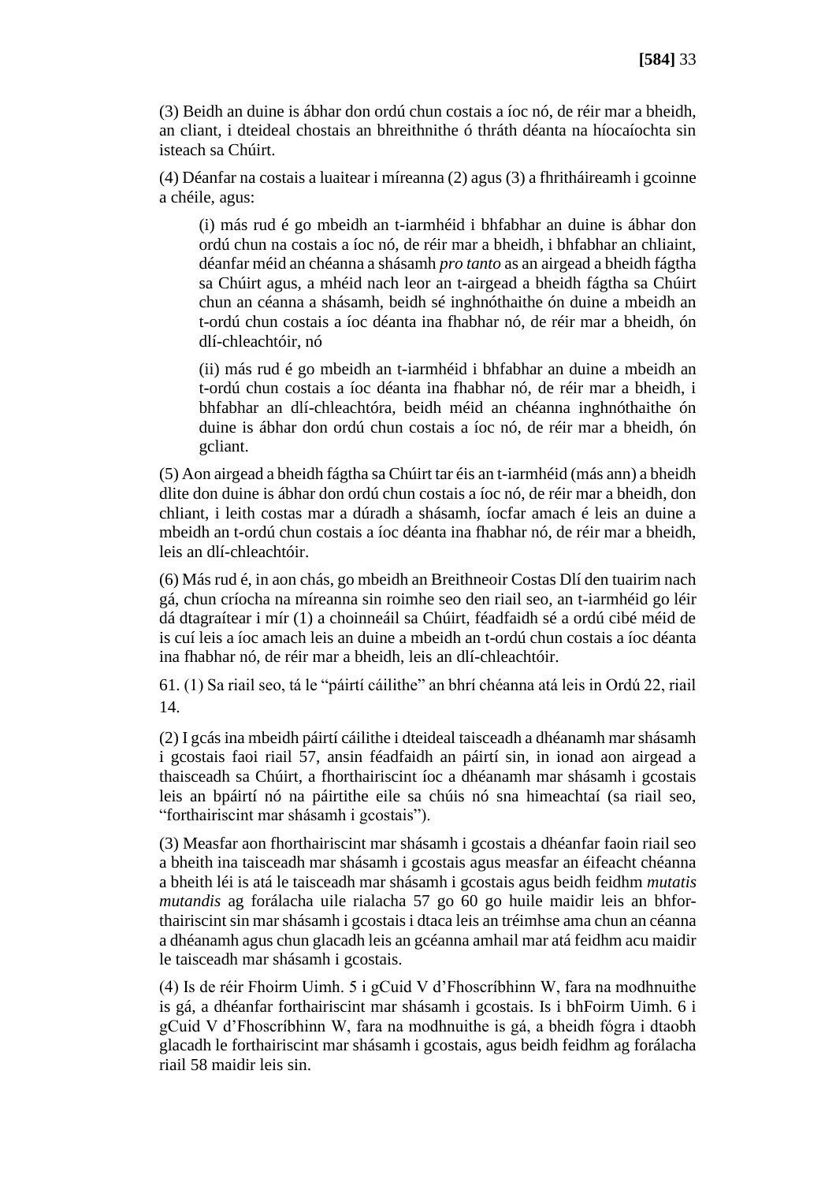(3) Beidh an duine is ábhar don ordú chun costais a íoc nó, de réir mar a bheidh, an cliant, i dteideal chostais an bhreithnithe ó thráth déanta na híocaíochta sin isteach sa Chúirt.

(4) Déanfar na costais a luaitear i míreanna (2) agus (3) a fhritháireamh i gcoinne a chéile, agus:

> (i) más rud é go mbeidh an t-iarmhéid i bhfabhar an duine is ábhar don ordú chun na costais a íoc nó, de réir mar a bheidh, i bhfabhar an chliaint, déanfar méid an chéanna a shásamh *pro tanto* as an airgead a bheidh fágtha sa Chúirt agus, a mhéid nach leor an t-airgead a bheidh fágtha sa Chúirt chun an céanna a shásamh, beidh sé inghnóthaithe ón duine a mbeidh an t-ordú chun costais a íoc déanta ina fhabhar nó, de réir mar a bheidh, ón dlí-chleachtóir, nó
>
> (ii) más rud é go mbeidh an t-iarmhéid i bhfabhar an duine a mbeidh an t-ordú chun costais a íoc déanta ina fhabhar nó, de réir mar a bheidh, i bhfabhar an dlí-chleachtóra, beidh méid an chéanna inghnóthaithe ón duine is ábhar don ordú chun costais a íoc nó, de réir mar a bheidh, ón gcliant.

(5) Aon airgead a bheidh fágtha sa Chúirt tar éis an t-iarmhéid (más ann) a bheidh dlite don duine is ábhar don ordú chun costais a íoc nó, de réir mar a bheidh, don chliant, i leith costas mar a dúradh a shásamh, íocfar amach é leis an duine a mbeidh an t-ordú chun costais a íoc déanta ina fhabhar nó, de réir mar a bheidh, leis an dlí-chleachtóir.

(6) Más rud é, in aon chás, go mbeidh an Breithneoir Costas Dlí den tuairim nach gá, chun críocha na míreanna sin roimhe seo den riail seo, an t-iarmhéid go léir dá dtagraítear i mír (1) a choinneáil sa Chúirt, féadfaidh sé a ordú cibé méid de is cuí leis a íoc amach leis an duine a mbeidh an t-ordú chun costais a íoc déanta ina fhabhar nó, de réir mar a bheidh, leis an dlí-chleachtóir.

61. (1) Sa riail seo, tá le "páirtí cáilithe" an bhrí chéanna atá leis in Ordú 22, riail 14.

(2) I gcás ina mbeidh páirtí cáilithe i dteideal taisceadh a dhéanamh mar shásamh i gcostais faoi riail 57, ansin féadfaidh an páirtí sin, in ionad aon airgead a thaisceadh sa Chúirt, a fhorthairiscint íoc a dhéanamh mar shásamh i gcostais leis an bpáirtí nó na páirtithe eile sa chúis nó sna himeachtaí (sa riail seo, "forthairiscint mar shásamh i gcostais").

(3) Measfar aon fhorthairiscint mar shásamh i gcostais a dhéanfar faoin riail seo a bheith ina taisceadh mar shásamh i gcostais agus measfar an éifeacht chéanna a bheith léi is atá le taisceadh mar shásamh i gcostais agus beidh feidhm *mutatis mutandis* ag forálacha uile rialacha 57 go 60 go huile maidir leis an bhforthairiscint sin mar shásamh i gcostais i dtaca leis an tréimhse ama chun an céanna a dhéanamh agus chun glacadh leis an gcéanna amhail mar atá feidhm acu maidir le taisceadh mar shásamh i gcostais.

(4) Is de réir Fhoirm Uimh. 5 i gCuid V d'Fhoscríbhinn W, fara na modhnuithe is gá, a dhéanfar forthairiscint mar shásamh i gcostais. Is i bhFoirm Uimh. 6 i gCuid V d'Fhoscríbhinn W, fara na modhnuithe is gá, a bheidh fógra i dtaobh glacadh le forthairiscint mar shásamh i gcostais, agus beidh feidhm ag forálacha riail 58 maidir leis sin.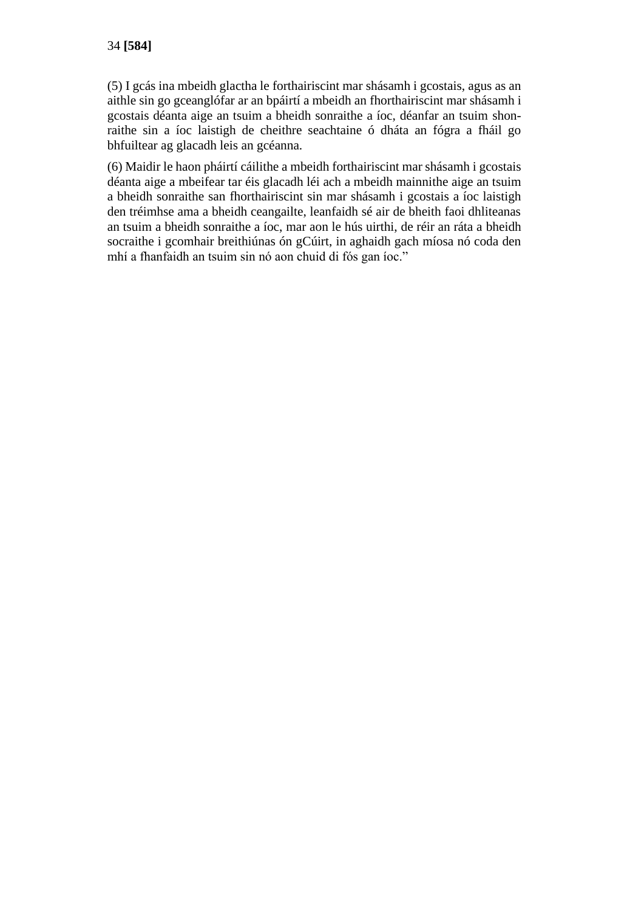(5) I gcás ina mbeidh glactha le forthairiscint mar shásamh i gcostais, agus as an aithle sin go gceanglófar ar an bpáirtí a mbeidh an fhorthairiscint mar shásamh i gcostais déanta aige an tsuim a bheidh sonraithe a íoc, déanfar an tsuim shonraithe sin a íoc laistigh de cheithre seachtaine ó dháta an fógra a fháil go bhfuiltear ag glacadh leis an gcéanna.

(6) Maidir le haon pháirtí cáilithe a mbeidh forthairiscint mar shásamh i gcostais déanta aige a mbeifear tar éis glacadh léi ach a mbeidh mainnithe aige an tsuim a bheidh sonraithe san fhorthairiscint sin mar shásamh i gcostais a íoc laistigh den tréimhse ama a bheidh ceangailte, leanfaidh sé air de bheith faoi dhliteanas an tsuim a bheidh sonraithe a íoc, mar aon le hús uirthi, de réir an ráta a bheidh socraithe i gcomhair breithiúnas ón gCúirt, in aghaidh gach míosa nó coda den mhí a fhanfaidh an tsuim sin nó aon chuid di fós gan íoc."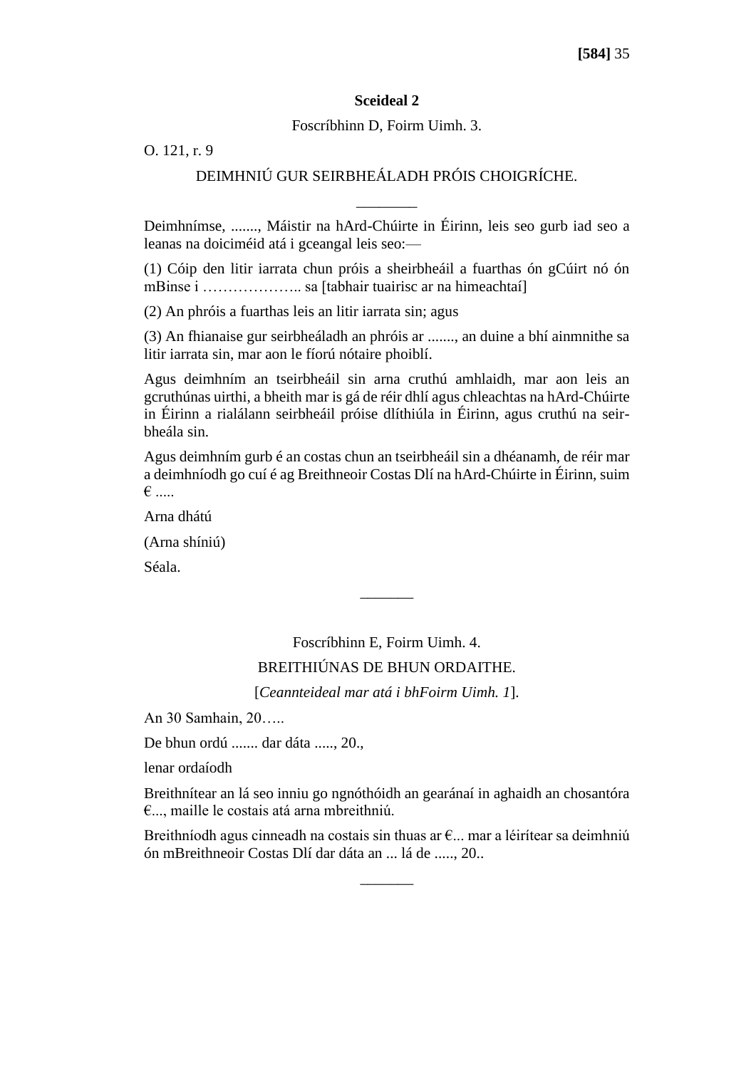**Sceideal 2**

Foscríbhinn D, Foirm Uimh. 3.

O. 121, r. 9

DEIMHNIÚ GUR SEIRBHEÁLADH PRÓIS CHOIGRÍCHE.

________

Deimhnímse, ......., Máistir na hArd-Chúirte in Éirinn, leis seo gurb iad seo a leanas na doiciméid atá i gceangal leis seo:—

(1) Cóip den litir iarrata chun próis a sheirbheáil a fuarthas ón gCúirt nó ón mBinse i ……………….. sa [tabhair tuairisc ar na himeachtaí]

(2) An phróis a fuarthas leis an litir iarrata sin; agus

(3) An fhianaise gur seirbheáladh an phróis ar ......., an duine a bhí ainmnithe sa litir iarrata sin, mar aon le fíorú nótaire phoiblí.

Agus deimhním an tseirbheáil sin arna cruthú amhlaidh, mar aon leis an gcruthúnas uirthi, a bheith mar is gá de réir dhlí agus chleachtas na hArd-Chúirte in Éirinn a rialálann seirbheáil próise dlíthiúla in Éirinn, agus cruthú na seirbheála sin.

Agus deimhním gurb é an costas chun an tseirbheáil sin a dhéanamh, de réir mar a deimhníodh go cuí é ag Breithneoir Costas Dlí na hArd-Chúirte in Éirinn, suim € .....

Arna dhátú

(Arna shíniú)

Séala.

_______

Foscríbhinn E, Foirm Uimh. 4.

BREITHIÚNAS DE BHUN ORDAITHE.

[*Ceannteideal mar atá i bhFoirm Uimh. 1*].

An 30 Samhain, 20…..

De bhun ordú ....... dar dáta ....., 20.,

lenar ordaíodh

Breithnítear an lá seo inniu go ngnóthóidh an gearánaí in aghaidh an chosantóra €..., maille le costais atá arna mbreithniú.

Breithníodh agus cinneadh na costais sin thuas ar €... mar a léirítear sa deimhniú ón mBreithneoir Costas Dlí dar dáta an ... lá de ....., 20..

_______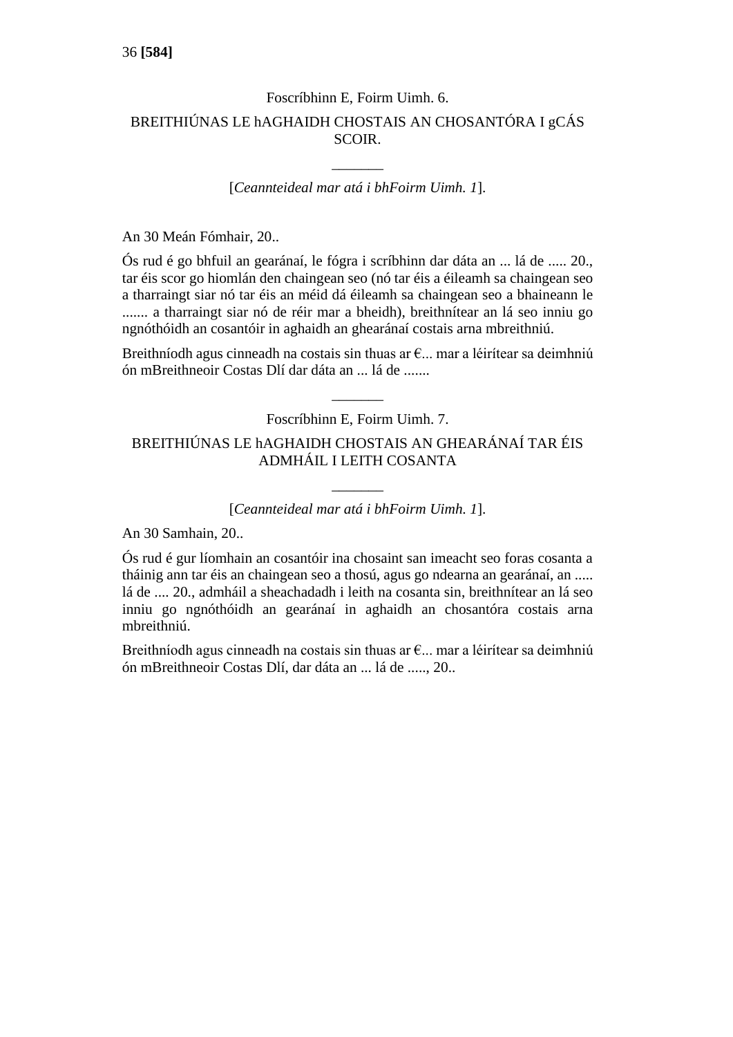Foscríbhinn E, Foirm Uimh. 6.

BREITHIÚNAS LE hAGHAIDH CHOSTAIS AN CHOSANTÓRA I gCÁS SCOIR.

_______

[*Ceannteideal mar atá i bhFoirm Uimh. 1*].

An 30 Meán Fómhair, 20..

Ós rud é go bhfuil an gearánaí, le fógra i scríbhinn dar dáta an ... lá de ..... 20., tar éis scor go hiomlán den chaingean seo (nó tar éis a éileamh sa chaingean seo a tharraingt siar nó tar éis an méid dá éileamh sa chaingean seo a bhaineann le ....... a tharraingt siar nó de réir mar a bheidh), breithnítear an lá seo inniu go ngnóthóidh an cosantóir in aghaidh an ghearánaí costais arna mbreithniú.

Breithníodh agus cinneadh na costais sin thuas ar €... mar a léirítear sa deimhniú ón mBreithneoir Costas Dlí dar dáta an ... lá de .......

_______

Foscríbhinn E, Foirm Uimh. 7.

BREITHIÚNAS LE hAGHAIDH CHOSTAIS AN GHEARÁNAÍ TAR ÉIS ADMHÁIL I LEITH COSANTA

_______

[*Ceannteideal mar atá i bhFoirm Uimh. 1*].

An 30 Samhain, 20..

Ós rud é gur líomhain an cosantóir ina chosaint san imeacht seo foras cosanta a tháinig ann tar éis an chaingean seo a thosú, agus go ndearna an gearánaí, an ..... lá de .... 20., admháil a sheachadadh i leith na cosanta sin, breithnítear an lá seo inniu go ngnóthóidh an gearánaí in aghaidh an chosantóra costais arna mbreithniú.

Breithníodh agus cinneadh na costais sin thuas ar €... mar a léirítear sa deimhniú ón mBreithneoir Costas Dlí, dar dáta an ... lá de ....., 20..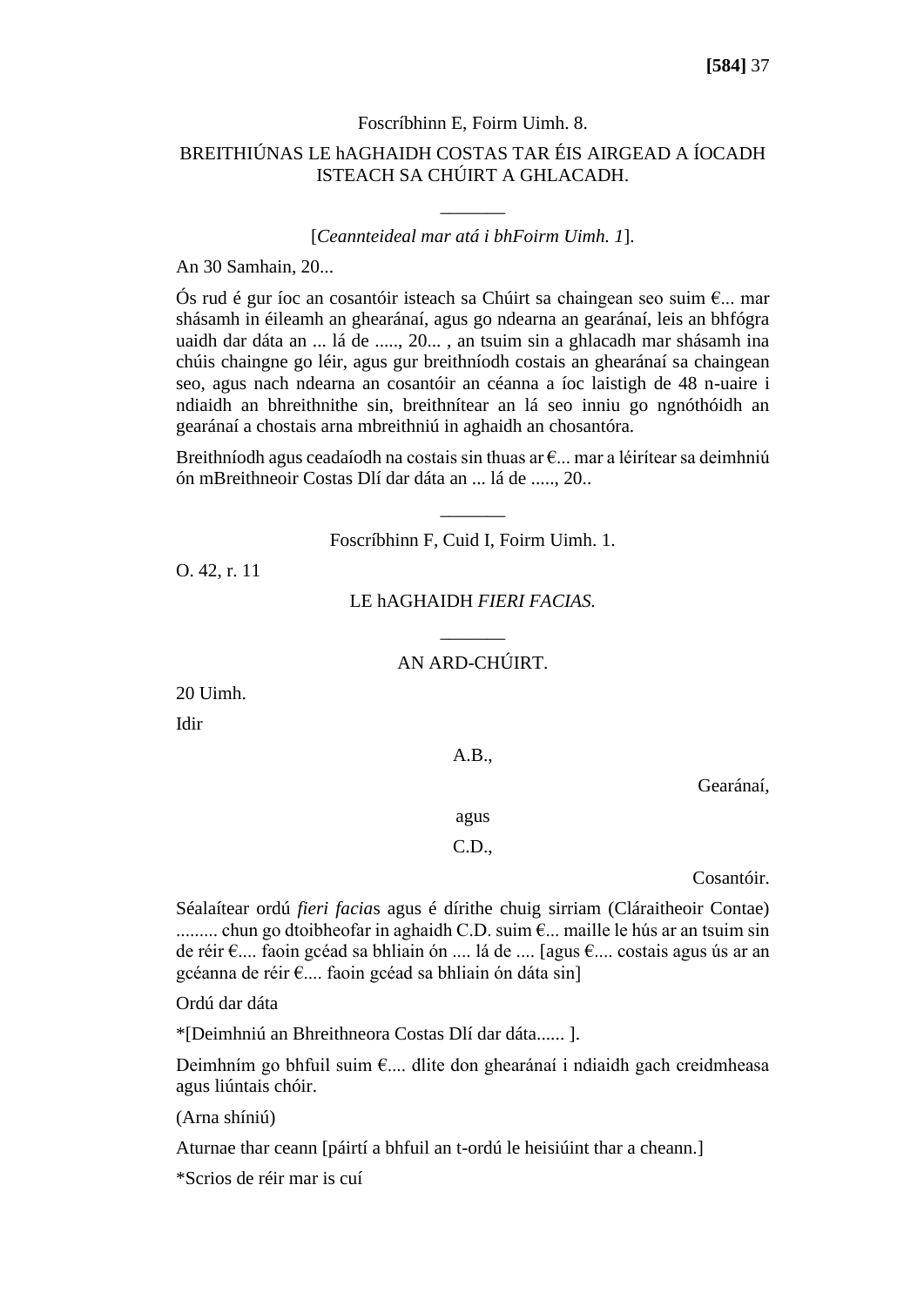Foscríbhinn E, Foirm Uimh. 8.

BREITHIÚNAS LE hAGHAIDH COSTAS TAR ÉIS AIRGEAD A ÍOCADH ISTEACH SA CHÚIRT A GHLACADH.

_______

[*Ceannteideal mar atá i bhFoirm Uimh. 1*].

An 30 Samhain, 20...

Ós rud é gur íoc an cosantóir isteach sa Chúirt sa chaingean seo suim €... mar shásamh in éileamh an ghearánaí, agus go ndearna an gearánaí, leis an bhfógra uaidh dar dáta an ... lá de ....., 20... , an tsuim sin a ghlacadh mar shásamh ina chúis chaingne go léir, agus gur breithníodh costais an ghearánaí sa chaingean seo, agus nach ndearna an cosantóir an céanna a íoc laistigh de 48 n-uaire i ndiaidh an bhreithnithe sin, breithnítear an lá seo inniu go ngnóthóidh an gearánaí a chostais arna mbreithniú in aghaidh an chosantóra.

Breithníodh agus ceadaíodh na costais sin thuas ar €... mar a léirítear sa deimhniú ón mBreithneoir Costas Dlí dar dáta an ... lá de ....., 20..

_______

Foscríbhinn F, Cuid I, Foirm Uimh. 1.

O. 42, r. 11

LE hAGHAIDH *FIERI FACIAS.*

_______

AN ARD-CHÚIRT.

20 Uimh.

Idir

A.B.,

Gearánaí,

agus

C.D.,

Cosantóir.

Séalaítear ordú *fieri facia*s agus é dírithe chuig sirriam (Cláraitheoir Contae) ......... chun go dtoibheofar in aghaidh C.D. suim €... maille le hús ar an tsuim sin de réir €.... faoin gcéad sa bhliain ón .... lá de .... [agus €.... costais agus ús ar an gcéanna de réir €.... faoin gcéad sa bhliain ón dáta sin]

Ordú dar dáta

*[Deimhniú an Bhreithneora Costas Dlí dar dáta...... ].

Deimhním go bhfuil suim €.... dlite don ghearánaí i ndiaidh gach creidmheasa agus liúntais chóir.

(Arna shíniú)

Aturnae thar ceann [páirtí a bhfuil an t-ordú le heisiúint thar a cheann.]

*Scrios de réir mar is cuí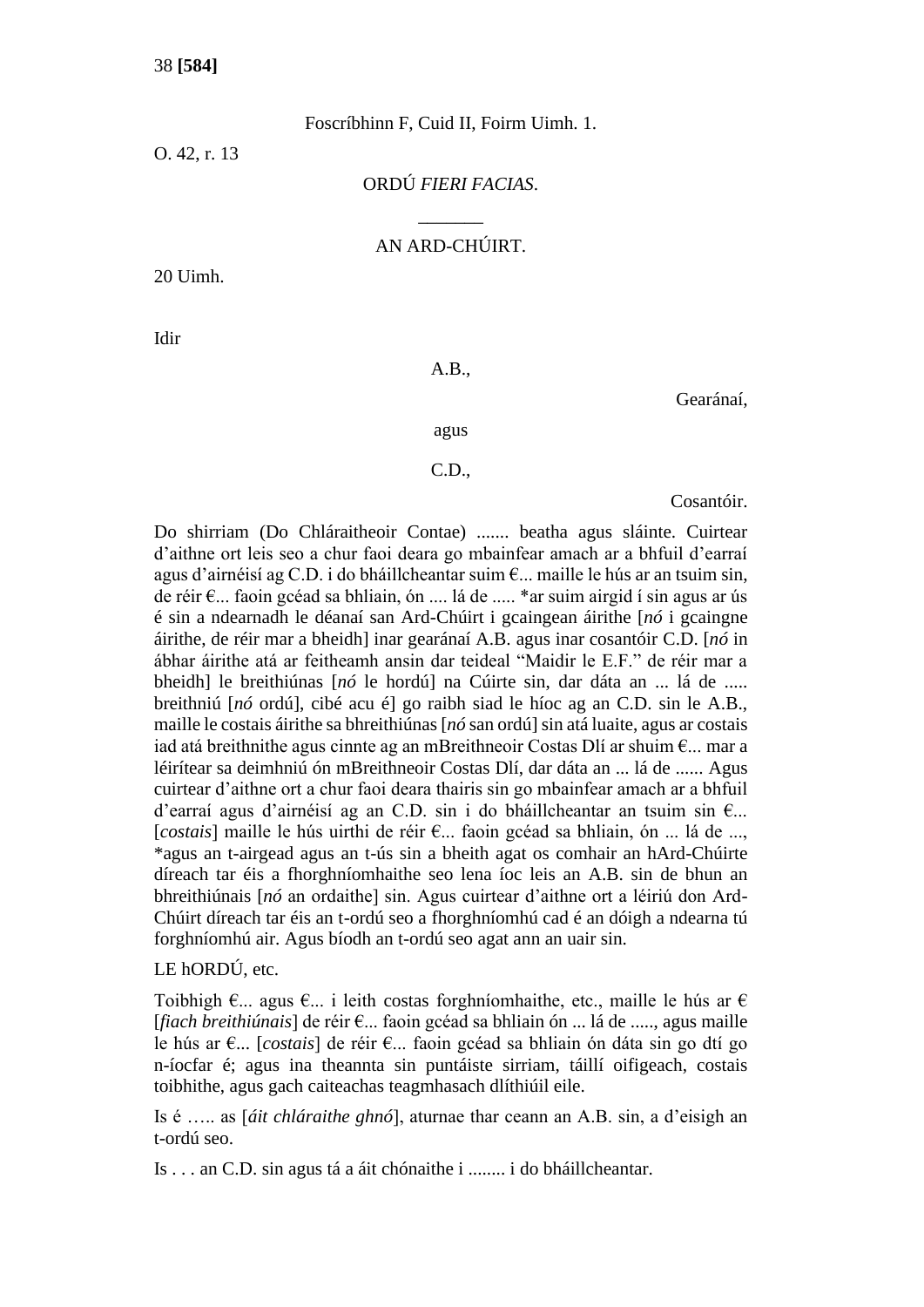Foscríbhinn F, Cuid II, Foirm Uimh. 1.

O. 42, r. 13

ORDÚ *FIERI FACIAS.*

\_\_\_\_\_\_\_

AN ARD-CHÚIRT.

20 Uimh.

Idir

A.B.,

Gearánaí,

agus

C.D.,

Cosantóir.

Do shirriam (Do Chláraitheoir Contae) ....... beatha agus sláinte. Cuirtear d'aithne ort leis seo a chur faoi deara go mbainfear amach ar a bhfuil d'earraí agus d'airnéisí ag C.D. i do bháillcheantar suim €... maille le hús ar an tsuim sin, de réir €... faoin gcéad sa bhliain, ón .... lá de ..... *ar suim airgid í sin agus ar ús é sin a ndearnadh le déanaí san Ard-Chúirt i gcaingean áirithe [*nó* i gcaingne áirithe, de réir mar a bheidh] inar gearánaí A.B. agus inar cosantóir C.D. [*nó* in ábhar áirithe atá ar feitheamh ansin dar teideal "Maidir le E.F." de réir mar a bheidh] le breithiúnas [*nó* le hordú] na Cúirte sin, dar dáta an ... lá de ..... breithniú [*nó* ordú], cibé acu é] go raibh siad le híoc ag an C.D. sin le A.B., maille le costais áirithe sa bhreithiúnas [*nó* san ordú] sin atá luaite, agus ar costais iad atá breithnithe agus cinnte ag an mBreithneoir Costas Dlí ar shuim €... mar a léirítear sa deimhniú ón mBreithneoir Costas Dlí, dar dáta an ... lá de ...... Agus cuirtear d'aithne ort a chur faoi deara thairis sin go mbainfear amach ar a bhfuil d'earraí agus d'airnéisí ag an C.D. sin i do bháillcheantar an tsuim sin €... [*costais*] maille le hús uirthi de réir €... faoin gcéad sa bhliain, ón ... lá de ..., *agus an t-airgead agus an t-ús sin a bheith agat os comhair an hArd-Chúirte díreach tar éis a fhorghníomhaithe seo lena íoc leis an A.B. sin de bhun an bhreithiúnais [*nó* an ordaithe] sin. Agus cuirtear d'aithne ort a léiriú don Ard-Chúirt díreach tar éis an t-ordú seo a fhorghníomhú cad é an dóigh a ndearna tú forghníomhú air. Agus bíodh an t-ordú seo agat ann an uair sin.

LE hORDÚ, etc.

Toibhigh €... agus €... i leith costas forghníomhaithe, etc., maille le hús ar € [*fiach breithiúnais*] de réir €... faoin gcéad sa bhliain ón ... lá de ....., agus maille le hús ar €... [*costais*] de réir €... faoin gcéad sa bhliain ón dáta sin go dtí go n-íocfar é; agus ina theannta sin puntáiste sirriam, táillí oifigeach, costais toibhithe, agus gach caiteachas teagmhasach dlíthiúil eile.

Is é ….. as [*áit chláraithe ghnó*], aturnae thar ceann an A.B. sin, a d'eisigh an t-ordú seo.

Is . . . an C.D. sin agus tá a áit chónaithe i ........ i do bháillcheantar.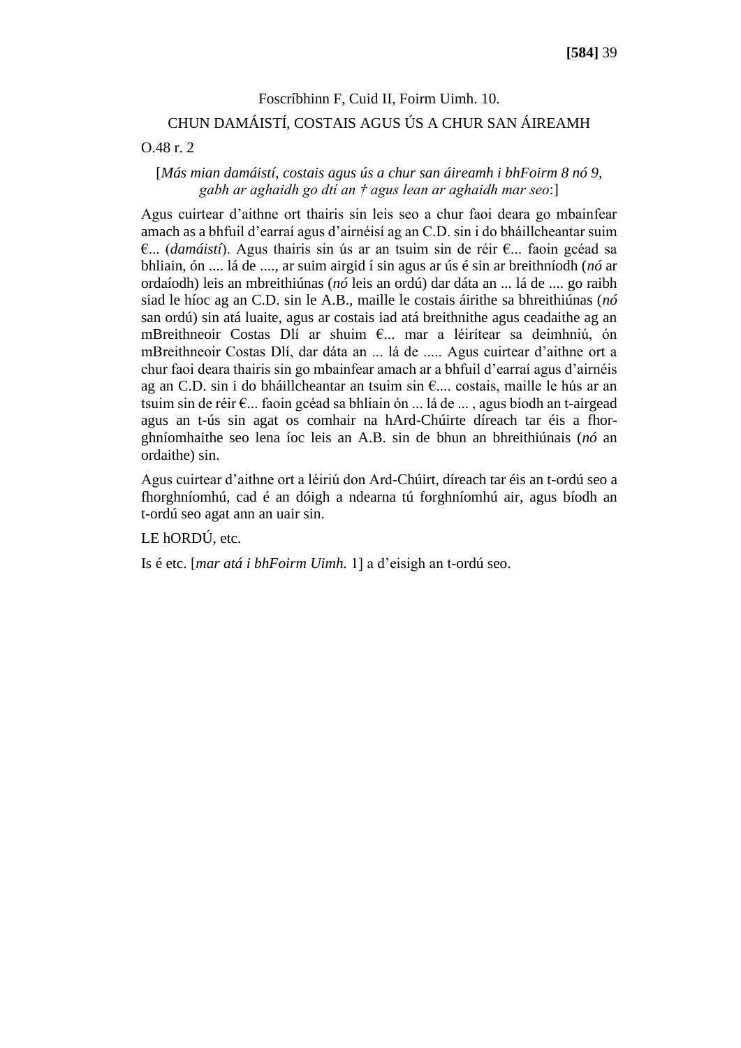Foscríbhinn F, Cuid II, Foirm Uimh. 10.

CHUN DAMÁISTÍ, COSTAIS AGUS ÚS A CHUR SAN ÁIREAMH

O.48 r. 2

[*Más mian damáistí, costais agus ús a chur san áireamh i bhFoirm 8 nó 9, gabh ar aghaidh go dtí an † agus lean ar aghaidh mar seo*:]

Agus cuirtear d'aithne ort thairis sin leis seo a chur faoi deara go mbainfear amach as a bhfuil d'earraí agus d'airnéisí ag an C.D. sin i do bháillcheantar suim €... (*damáistí*). Agus thairis sin ús ar an tsuim sin de réir €... faoin gcéad sa bhliain, ón .... lá de ...., ar suim airgid í sin agus ar ús é sin ar breithníodh (*nó* ar ordaíodh) leis an mbreithiúnas (*nó* leis an ordú) dar dáta an ... lá de .... go raibh siad le híoc ag an C.D. sin le A.B., maille le costais áirithe sa bhreithiúnas (*nó* san ordú) sin atá luaite, agus ar costais iad atá breithnithe agus ceadaithe ag an mBreithneoir Costas Dlí ar shuim €... mar a léirítear sa deimhniú, ón mBreithneoir Costas Dlí, dar dáta an ... lá de ..... Agus cuirtear d'aithne ort a chur faoi deara thairis sin go mbainfear amach ar a bhfuil d'earraí agus d'airnéis ag an C.D. sin i do bháillcheantar an tsuim sin €.... costais, maille le hús ar an tsuim sin de réir €... faoin gcéad sa bhliain ón ... lá de ... , agus bíodh an t-airgead agus an t-ús sin agat os comhair na hArd-Chúirte díreach tar éis a fhorghníomhaithe seo lena íoc leis an A.B. sin de bhun an bhreithiúnais (*nó* an ordaithe) sin.

Agus cuirtear d'aithne ort a léiriú don Ard-Chúirt, díreach tar éis an t-ordú seo a fhorghníomhú, cad é an dóigh a ndearna tú forghníomhú air, agus bíodh an t-ordú seo agat ann an uair sin.

LE hORDÚ, etc.

Is é etc. [*mar atá i bhFoirm Uimh.* 1] a d'eisigh an t-ordú seo.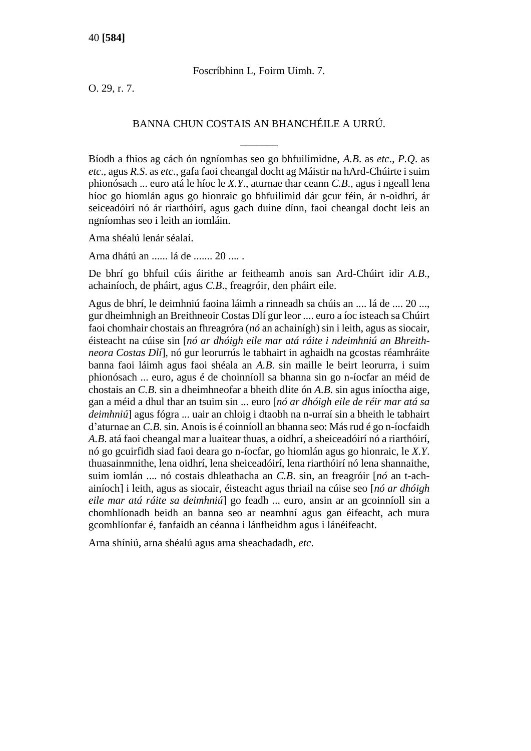Foscríbhinn L, Foirm Uimh. 7.

O. 29, r. 7.

## BANNA CHUN COSTAIS AN BHANCHÉILE A URRÚ.

———

Bíodh a fhios ag cách ón ngníomhas seo go bhfuilimidne, *A.B.* as *etc*., *P.Q.* as *etc*., agus *R.S.* as *etc*., gafa faoi cheangal docht ag Máistir na hArd-Chúirte i suim phionósach ... euro atá le híoc le *X.Y.*, aturnae thar ceann *C.B.*, agus i ngeall lena híoc go hiomlán agus go hionraic go bhfuilimid dár gcur féin, ár n-oidhrí, ár seiceadóirí nó ár riarthóirí, agus gach duine dínn, faoi cheangal docht leis an ngníomhas seo i leith an iomláin.

Arna shéalú lenár séalaí.

Arna dhátú an ...... lá de ....... 20 .... .

De bhrí go bhfuil cúis áirithe ar feitheamh anois san Ard-Chúirt idir *A.B.*, achainíoch, de pháirt, agus *C.B.*, freagróir, den pháirt eile.

Agus de bhrí, le deimhniú faoina láimh a rinneadh sa chúis an .... lá de .... 20 ..., gur dheimhnigh an Breithneoir Costas Dlí gur leor .... euro a íoc isteach sa Chúirt faoi chomhair chostais an fhreagróra (*nó* an achaínígh) sin i leith, agus as siocair, éisteacht na cúise sin [*nó ar dhóigh eile mar atá ráite i ndeimhniú an Bhreithneora Costas Dlí*], nó gur leorurrús le tabhairt in aghaidh na gcostas réamhráite banna faoi láimh agus faoi shéala an *A.B.* sin maille le beirt leorurra, i suim phionósach ... euro, agus é de choinníoll sa bhanna sin go n-íocfar an méid de chostais an *C.B.* sin a dheimhneofar a bheith dlite ón *A.B.* sin agus iníoctha aige, gan a méid a dhul thar an tsuim sin ... euro [*nó ar dhóigh eile de réir mar atá sa deimhniú*] agus fógra ... uair an chloig i dtaobh na n-urraí sin a bheith le tabhairt d'aturnae an *C.B.* sin. Anois is é coinníoll an bhanna seo: Más rud é go n-íocfaidh *A.B.* atá faoi cheangal mar a luaitear thuas, a oidhrí, a sheiceadóirí nó a riarthóirí, nó go gcuirfidh siad faoi deara go n-íocfar, go hiomlán agus go hionraic, le *X.Y.* thuasainmnithe, lena oidhrí, lena sheiceadóirí, lena riarthóirí nó lena shannaithe, suim iomlán .... nó costais dhleathacha an *C.B.* sin, an freagróir [*nó* an t-achainíoch] i leith, agus as siocair, éisteacht agus thriail na cúise seo [*nó ar dhóigh eile mar atá ráite sa deimhniú*] go feadh ... euro, ansin ar an gcoinníoll sin a chomhlíonadh beidh an banna seo ar neamhní agus gan éifeacht, ach mura gcomhlíonfar é, fanfaidh an céanna i lánfheidhm agus i lánéifeacht.

Arna shíniú, arna shéalú agus arna sheachadadh, *etc*.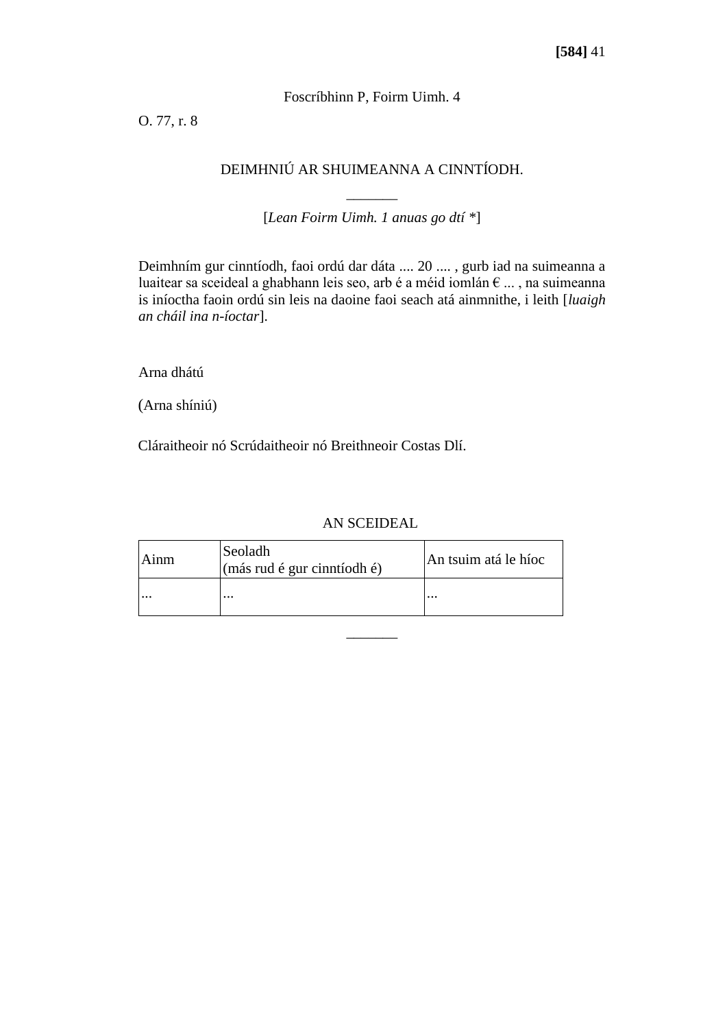Foscríbhinn P, Foirm Uimh. 4

O. 77, r. 8

## DEIMHNIÚ AR SHUIMEANNA A CINNTÍODH.

_______

[*Lean Foirm Uimh. 1 anuas go dtí* *]

Deimhním gur cinntíodh, faoi ordú dar dáta .... 20 .... , gurb iad na suimeanna a luaitear sa sceideal a ghabhann leis seo, arb é a méid iomlán € ... , na suimeanna is iníoctha faoin ordú sin leis na daoine faoi seach atá ainmnithe, i leith [*luaigh an cháil ina n-íoctar*].

Arna dhátú

(Arna shíniú)

Cláraitheoir nó Scrúdaitheoir nó Breithneoir Costas Dlí.

AN SCEIDEAL

| Ainm | Seoladh (más rud é gur cinntíodh é) | An tsuim atá le híoc |
|---|---|---|
| ... | ... | ... |

_______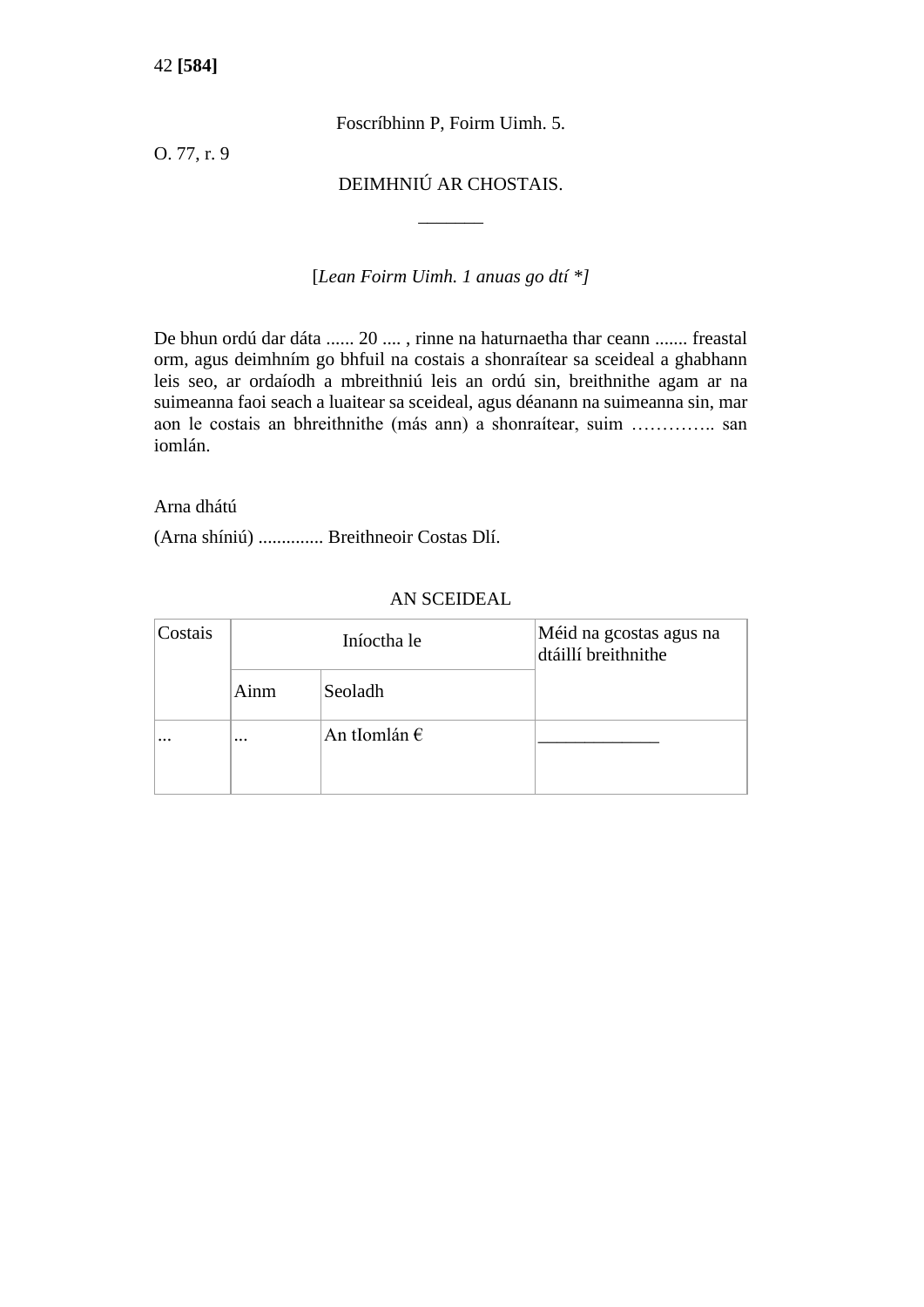Foscríbhinn P, Foirm Uimh. 5.

O. 77, r. 9

DEIMHNIÚ AR CHOSTAIS.

_______

[*Lean Foirm Uimh. 1 anuas go dtí \*]*

De bhun ordú dar dáta ...... 20 .... , rinne na haturnaetha thar ceann ....... freastal orm, agus deimhním go bhfuil na costais a shonraítear sa sceideal a ghabhann leis seo, ar ordaíodh a mbreithniú leis an ordú sin, breithnithe agam ar na suimeanna faoi seach a luaitear sa sceideal, agus déanann na suimeanna sin, mar aon le costais an bhreithnithe (más ann) a shonraítear, suim ………….. san iomlán.

Arna dhátú

(Arna shíniú) ............. Breithneoir Costas Dlí.

AN SCEIDEAL

| Costais | Iníoctha le | | Méid na gcostas agus na dtáillí breithnithe |
|---|---|---|---|
| | Ainm | Seoladh | |
| ... | ... | An tIomlán € | _____________ |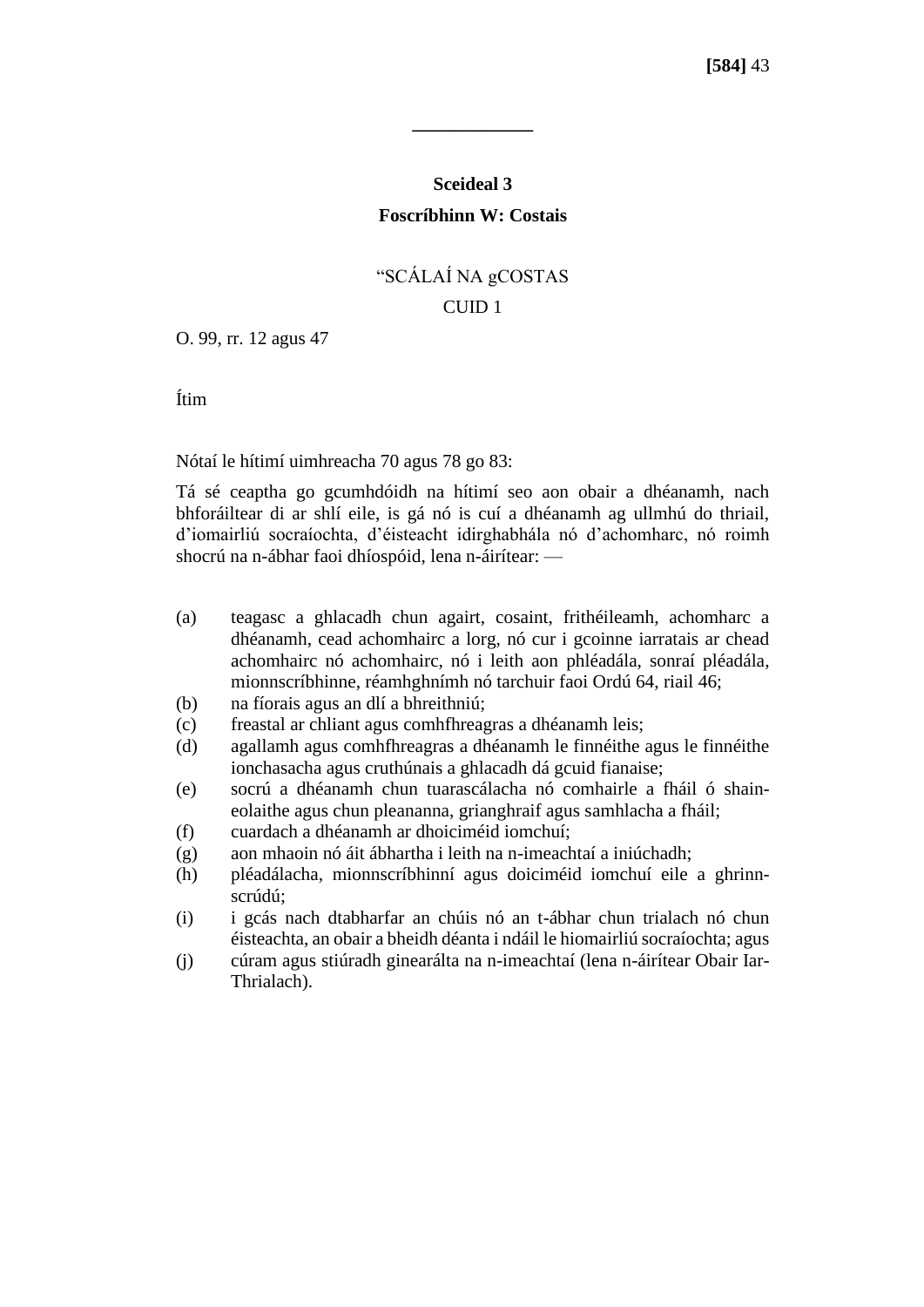---

**Sceideal 3**

**Foscríbhinn W: Costais**

"SCÁLAÍ NA gCOSTAS

CUID 1

O. 99, rr. 12 agus 47

Ítim

Nótaí le hítimí uimhreacha 70 agus 78 go 83:

Tá sé ceaptha go gcumhdóidh na hítimí seo aon obair a dhéanamh, nach bhforáiltear di ar shlí eile, is gá nó is cuí a dhéanamh ag ullmhú do thriail, d'iomairliú socraíochta, d'éisteacht idirghabhála nó d'achomharc, nó roimh shocrú na n-ábhar faoi dhíospóid, lena n-áirítear: —

(a) teagasc a ghlacadh chun agairt, cosaint, frithéileamh, achomharc a dhéanamh, cead achomhairc a lorg, nó cur i gcoinne iarratais ar chead achomhairc nó achomhairc, nó i leith aon phléadála, sonraí pléadála, mionnscríbhinne, réamhghnímh nó tarchuir faoi Ordú 64, riail 46;

(b) na fíorais agus an dlí a bhreithniú;

(c) freastal ar chliant agus comhfhreagras a dhéanamh leis;

(d) agallamh agus comhfhreagras a dhéanamh le finnéithe agus le finnéithe ionchasacha agus cruthúnais a ghlacadh dá gcuid fianaise;

(e) socrú a dhéanamh chun tuarascálacha nó comhairle a fháil ó shain-eolaithe agus chun pleananna, grianghraif agus samhlacha a fháil;

(f) cuardach a dhéanamh ar dhoiciméid iomchuí;

(g) aon mhaoin nó áit ábhartha i leith na n-imeachtaí a iniúchadh;

(h) pléadálacha, mionnscríbhinní agus doiciméid iomchuí eile a ghrinn-scrúdú;

(i) i gcás nach dtabharfar an chúis nó an t-ábhar chun trialach nó chun éisteachta, an obair a bheidh déanta i ndáil le hiomairliú socraíochta; agus

(j) cúram agus stiúradh ginearálta na n-imeachtaí (lena n-áirítear Obair Iar-Thrialach).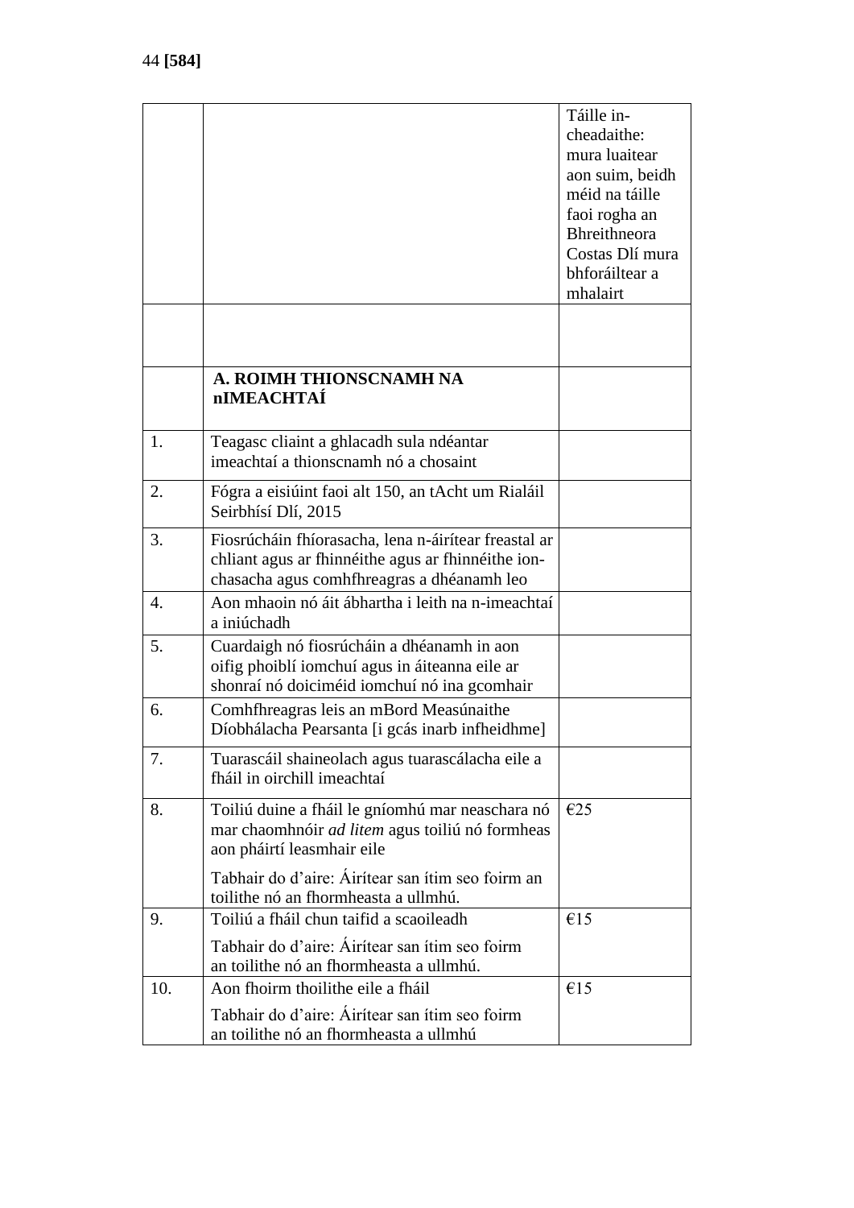| | | Táille in-cheadaithe: mura luaitear aon suim, beidh méid na táille faoi rogha an Bhreithneora Costas Dlí mura bhforáiltear a mhalairt |
|---|---|---|
| | | |
| | **A. ROIMH THIONSCNAMH NA nIMEACHTAÍ** | |
| 1. | Teagasc cliaint a ghlacadh sula ndéantar imeachtaí a thionscnamh nó a chosaint | |
| 2. | Fógra a eisiúint faoi alt 150, an tAcht um Rialáil Seirbhísí Dlí, 2015 | |
| 3. | Fiosrúcháin fhíorasacha, lena n-áirítear freastal ar chliant agus ar fhinnéithe agus ar fhinnéithe ion-chasacha agus comhfhreagras a dhéanamh leo | |
| 4. | Aon mhaoin nó áit ábhartha i leith na n-imeachtaí a iniúchadh | |
| 5. | Cuardaigh nó fiosrúcháin a dhéanamh in aon oifig phoiblí iomchuí agus in áiteanna eile ar shonraí nó doiciméid iomchuí nó ina gcomhair | |
| 6. | Comhfhreagras leis an mBord Measúnaithe Díobhálacha Pearsanta [i gcás inarb infheidhme] | |
| 7. | Tuarascáil shaineolach agus tuarascálacha eile a fháil in oirchill imeachtaí | |
| 8. | Toiliú duine a fháil le gníomhú mar neaschara nó mar chaomhnóir *ad litem* agus toiliú nó formheas aon pháirtí leasmhair eile<br><br>Tabhair do d'aire: Áirítear san ítim seo foirm an toilithe nó an fhormheasta a ullmhú. | €25 |
| 9. | Toiliú a fháil chun taifid a scaoileadh<br><br>Tabhair do d'aire: Áirítear san ítim seo foirm an toilithe nó an fhormheasta a ullmhú. | €15 |
| 10. | Aon fhoirm thoilithe eile a fháil<br><br>Tabhair do d'aire: Áirítear san ítim seo foirm an toilithe nó an fhormheasta a ullmhú | €15 |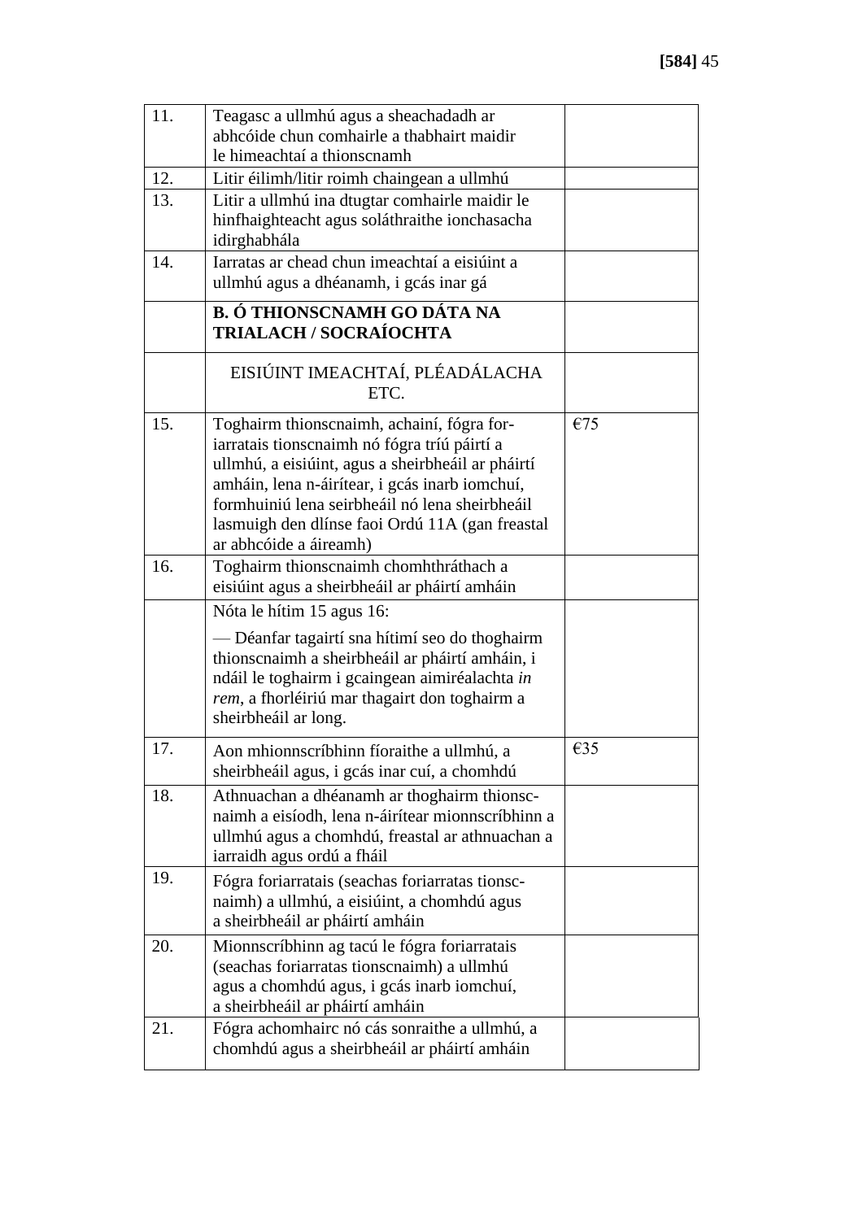| | | |
|---|---|---|
| 11. | Teagasc a ullmhú agus a sheachadadh ar abhcóide chun comhairle a thabhairt maidir le himeachtaí a thionscnamh | |
| 12. | Litir éilimh/litir roimh chaingean a ullmhú | |
| 13. | Litir a ullmhú ina dtugtar comhairle maidir le hinfhaighteacht agus soláthraithe ionchasacha idirghabhála | |
| 14. | Iarratas ar chead chun imeachtaí a eisiúint a ullmhú agus a dhéanamh, i gcás inar gá | |
| | **B. Ó THIONSCNAMH GO DÁTA NA TRIALACH / SOCRAÍOCHTA** | |
| | EISIÚINT IMEACHTAÍ, PLÉADÁLACHA ETC. | |
| 15. | Toghairm thionscnaimh, achainí, fógra for-iarratais tionscnaimh nó fógra tríú páirtí a ullmhú, a eisiúint, agus a sheirbheáil ar pháirtí amháin, lena n-áirítear, i gcás inarb iomchuí, formhuiniú lena seirbheáil nó lena sheirbheáil lasmuigh den dlínse faoi Ordú 11A (gan freastal ar abhcóide a áireamh) | €75 |
| 16. | Toghairm thionscnaimh chomhthráthach a eisiúint agus a sheirbheáil ar pháirtí amháin | |
| | Nóta le hítim 15 agus 16:<br><br>— Déanfar tagairtí sna hítimí seo do thoghairm thionscnaimh a sheirbheáil ar pháirtí amháin, i ndáil le toghairm i gcaingean aimiréalachta *in rem*, a fhorléiriú mar thagairt don toghairm a sheirbheáil ar long. | |
| 17. | Aon mhionnscríbhinn fíoraithe a ullmhú, a sheirbheáil agus, i gcás inar cuí, a chomhdú | €35 |
| 18. | Athnuachan a dhéanamh ar thoghairm thionscnaimh a eisíodh, lena n-áirítear mionnscríbhinn a ullmhú agus a chomhdú, freastal ar athnuachan a iarraidh agus ordú a fháil | |
| 19. | Fógra foriarratais (seachas foriarratas tionscnaimh) a ullmhú, a eisiúint, a chomhdú agus a sheirbheáil ar pháirtí amháin | |
| 20. | Mionnscríbhinn ag tacú le fógra foriarratais (seachas foriarratas tionscnaimh) a ullmhú agus a chomhdú agus, i gcás inarb iomchuí, a sheirbheáil ar pháirtí amháin | |
| 21. | Fógra achomhairc nó cás sonraithe a ullmhú, a chomhdú agus a sheirbheáil ar pháirtí amháin | |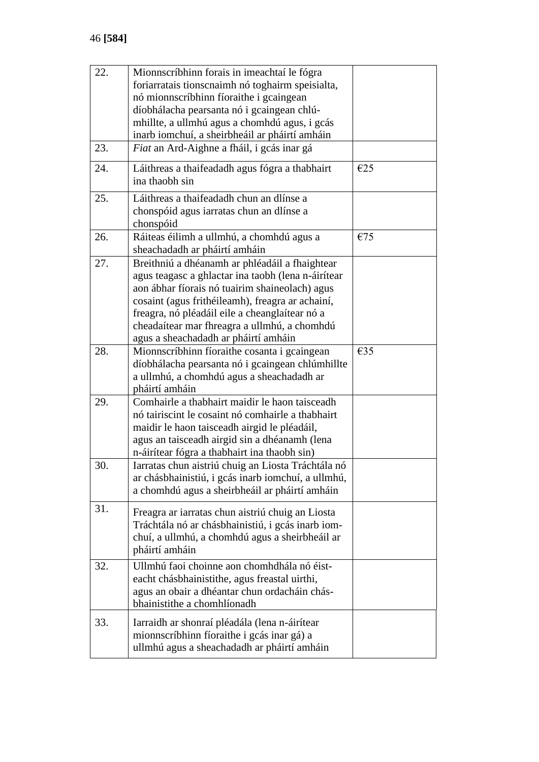| 22. | Mionnscríbhinn forais in imeachtaí le fógra foriarratais tionscnaimh nó toghairm speisialta, nó mionnscríbhinn fíoraithe i gcaingean díobhálacha pearsanta nó i gcaingean chlú-mhillte, a ullmhú agus a chomhdú agus, i gcás inarb iomchuí, a sheirbheáil ar pháirtí amháin | |
|---|---|---|
| 23. | *Fiat* an Ard-Aighne a fháil, i gcás inar gá | |
| 24. | Láithreas a thaifeadadh agus fógra a thabhairt ina thaobh sin | €25 |
| 25. | Láithreas a thaifeadadh chun an dlínse a chonspóid agus iarratas chun an dlínse a chonspóid | |
| 26. | Ráiteas éilimh a ullmhú, a chomhdú agus a sheachadadh ar pháirtí amháin | €75 |
| 27. | Breithniú a dhéanamh ar phléadáil a fhaightear agus teagasc a ghlactar ina taobh (lena n-áirítear aon ábhar fíorais nó tuairim shaineolach) agus cosaint (agus frithéileamh), freagra ar achainí, freagra, nó pléadáil eile a cheanglaítear nó a cheadaítear mar fhreagra a ullmhú, a chomhdú agus a sheachadadh ar pháirtí amháin | |
| 28. | Mionnscríbhinn fíoraithe cosanta i gcaingean díobhálacha pearsanta nó i gcaingean chlúmhillte a ullmhú, a chomhdú agus a sheachadadh ar pháirtí amháin | €35 |
| 29. | Comhairle a thabhairt maidir le haon taisceadh nó tairiscint le cosaint nó comhairle a thabhairt maidir le haon taisceadh airgid le pléadáil, agus an taisceadh airgid sin a dhéanamh (lena n-áirítear fógra a thabhairt ina thaobh sin) | |
| 30. | Iarratas chun aistriú chuig an Liosta Tráchtála nó ar chásbhainistiú, i gcás inarb iomchuí, a ullmhú, a chomhdú agus a sheirbheáil ar pháirtí amháin | |
| 31. | Freagra ar iarratas chun aistriú chuig an Liosta Tráchtála nó ar chásbhainistiú, i gcás inarb iomchuí, a ullmhú, a chomhdú agus a sheirbheáil ar pháirtí amháin | |
| 32. | Ullmhú faoi choinne aon chomhdhála nó éisteacht chásbhainistithe, agus freastal uirthi, agus an obair a dhéantar chun ordacháin chásbhainistithe a chomhlíonadh | |
| 33. | Iarraidh ar shonraí pléadála (lena n-áirítear mionnscríbhinn fíoraithe i gcás inar gá) a ullmhú agus a sheachadadh ar pháirtí amháin | |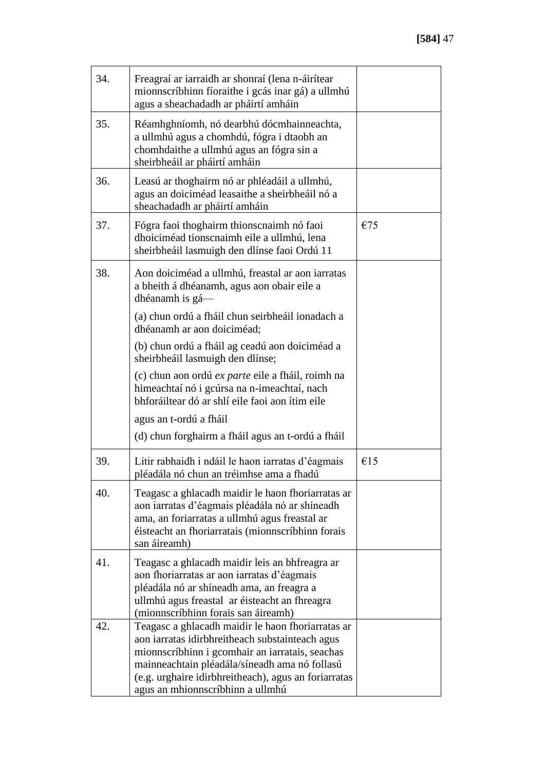| | | |
|---|---|---|
| 34. | Freagraí ar iarraidh ar shonraí (lena n-áirítear mionnscríbhinn fíoraithe i gcás inar gá) a ullmhú agus a sheachadadh ar pháirtí amháin | |
| 35. | Réamhghníomh, nó dearbhú dócmhainneachta, a ullmhú agus a chomhdú, fógra i dtaobh an chomhdaithe a ullmhú agus an fógra sin a sheirbheáil ar pháirtí amháin | |
| 36. | Leasú ar thoghairm nó ar phléadáil a ullmhú, agus an doiciméad leasaithe a sheirbheáil nó a sheachadadh ar pháirtí amháin | |
| 37. | Fógra faoi thoghairm thionscnaimh nó faoi dhoiciméad tionscnaimh eile a ullmhú, lena sheirbheáil lasmuigh den dlínse faoi Ordú 11 | €75 |
| 38. | Aon doiciméad a ullmhú, freastal ar aon iarratas a bheith á dhéanamh, agus aon obair eile a dhéanamh is gá—<br><br>(a) chun ordú a fháil chun seirbheáil ionadach a dhéanamh ar aon doiciméad;<br><br>(b) chun ordú a fháil ag ceadú aon doiciméad a sheirbheáil lasmuigh den dlínse;<br><br>(c) chun aon ordú *ex parte* eile a fháil, roimh na himeachtaí nó i gcúrsa na n-imeachtaí, nach bhforáiltear dó ar shlí eile faoi aon ítim eile<br><br>agus an t-ordú a fháil<br><br>(d) chun forghairm a fháil agus an t-ordú a fháil | |
| 39. | Litir rabhaidh i ndáil le haon iarratas d'éagmais pléadála nó chun an tréimhse ama a fhadú | €15 |
| 40. | Teagasc a ghlacadh maidir le haon fhoriarratas ar aon iarratas d'éagmais pléadála nó ar shíneadh ama, an foriarratas a ullmhú agus freastal ar éisteacht an fhoriarratais (mionnscríbhinn forais san áireamh) | |
| 41. | Teagasc a ghlacadh maidir leis an bhfreagra ar aon fhoriarratas ar aon iarratas d'éagmais pléadála nó ar shíneadh ama, an freagra a ullmhú agus freastal ar éisteacht an fhreagra (mionnscríbhinn forais san áireamh) | |
| 42. | Teagasc a ghlacadh maidir le haon fhoriarratas ar aon iarratas idirbhreitheach substainteach agus mionnscríbhinn i gcomhair an iarratais, seachas mainneachtain pléadála/síneadh ama nó follasú (e.g. urghaire idirbhreitheach), agus an foriarratas agus an mhionnscríbhinn a ullmhú | |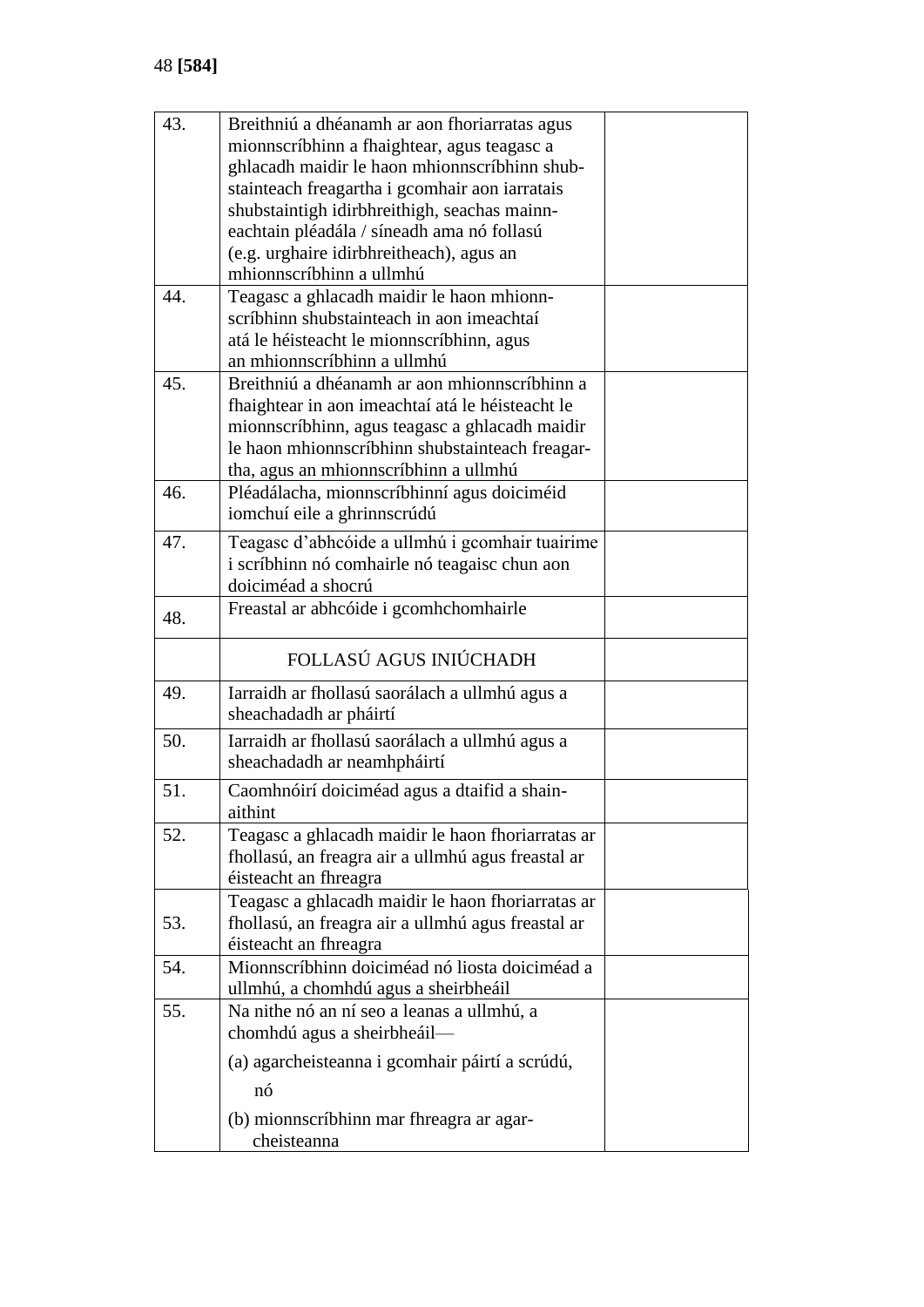| | | |
|---|---|---|
| 43. | Breithniú a dhéanamh ar aon fhoriarratas agus mionnscríbhinn a fhaightear, agus teagasc a ghlacadh maidir le haon mhionnscríbhinn shubstainteach freagartha i gcomhair aon iarratais shubstaintigh idirbhreithigh, seachas mainneachtain pléadála / síneadh ama nó follasú (e.g. urghaire idirbhreitheach), agus an mhionnscríbhinn a ullmhú | |
| 44. | Teagasc a ghlacadh maidir le haon mhionnscríbhinn shubstainteach in aon imeachtaí atá le héisteacht le mionnscríbhinn, agus an mhionnscríbhinn a ullmhú | |
| 45. | Breithniú a dhéanamh ar aon mhionnscríbhinn a fhaightear in aon imeachtaí atá le héisteacht le mionnscríbhinn, agus teagasc a ghlacadh maidir le haon mhionnscríbhinn shubstainteach freagartha, agus an mhionnscríbhinn a ullmhú | |
| 46. | Pléadálacha, mionnscríbhinní agus doiciméid iomchuí eile a ghrinnscrúdú | |
| 47. | Teagasc d'abhcóide a ullmhú i gcomhair tuairime i scríbhinn nó comhairle nó teagaisc chun aon doiciméad a shocrú | |
| 48. | Freastal ar abhcóide i gcomhchomhairle | |
| | FOLLASÚ AGUS INIÚCHADH | |
| 49. | Iarraidh ar fhollasú saorálach a ullmhú agus a sheachadadh ar pháirtí | |
| 50. | Iarraidh ar fhollasú saorálach a ullmhú agus a sheachadadh ar neamhpháirtí | |
| 51. | Caomhnóirí doiciméad agus a dtaifid a shainaithint | |
| 52. | Teagasc a ghlacadh maidir le haon fhoriarratas ar fhollasú, an freagra air a ullmhú agus freastal ar éisteacht an fhreagra | |
| 53. | Teagasc a ghlacadh maidir le haon fhoriarratas ar fhollasú, an freagra air a ullmhú agus freastal ar éisteacht an fhreagra | |
| 54. | Mionnscríbhinn doiciméad nó liosta doiciméad a ullmhú, a chomhdú agus a sheirbheáil | |
| 55. | Na nithe nó an ní seo a leanas a ullmhú, a chomhdú agus a sheirbheáil—<br><br>(a) agarcheisteanna i gcomhair páirtí a scrúdú, nó<br><br>(b) mionnscríbhinn mar fhreagra ar agarcheisteanna | |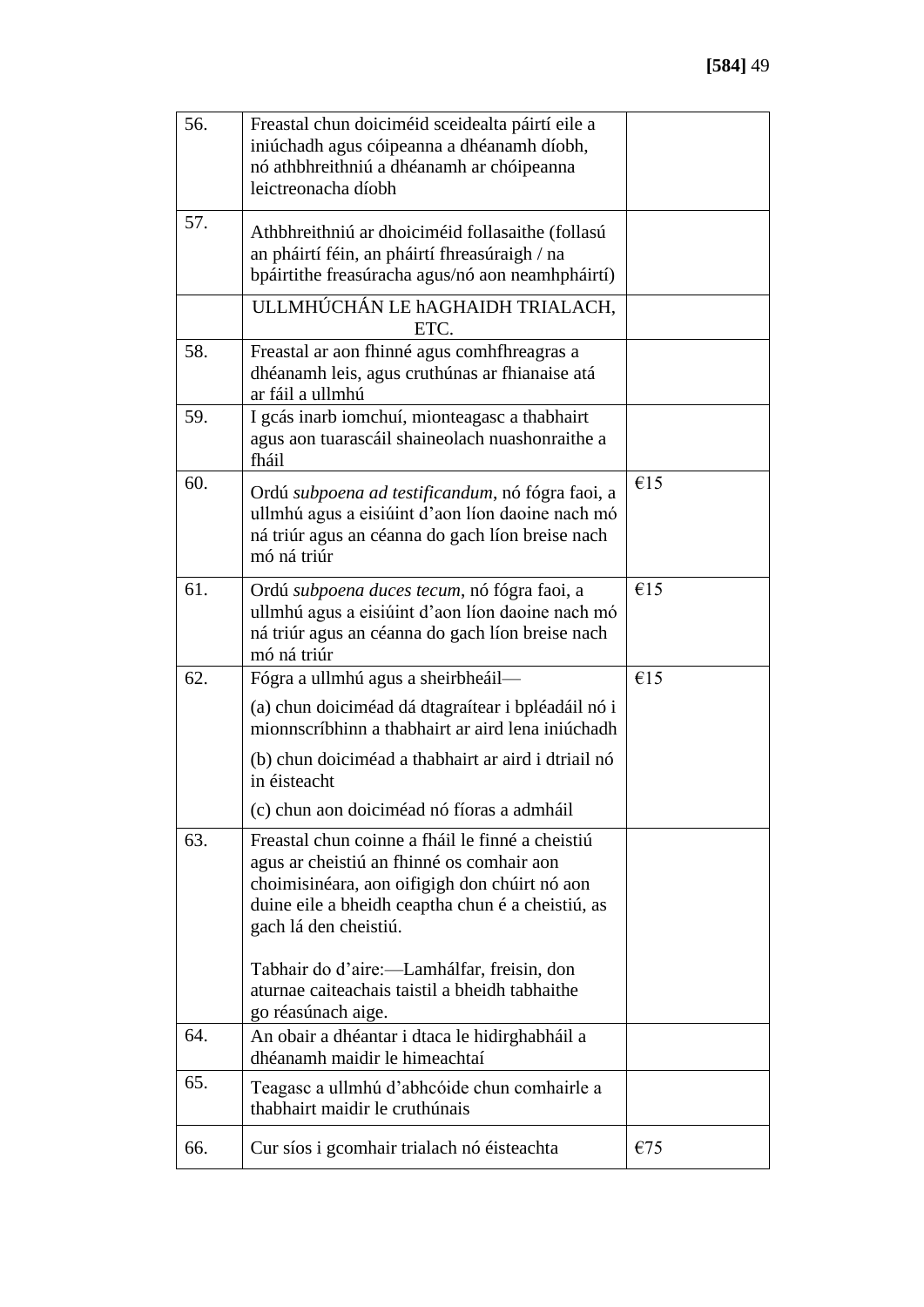| | | |
|---|---|---|
| 56. | Freastal chun doiciméid sceidealta páirtí eile a iniúchadh agus cóipeanna a dhéanamh díobh, nó athbhreithniú a dhéanamh ar chóipeanna leictreonacha díobh | |
| 57. | Athbhreithniú ar dhoiciméid follasaithe (follasú an pháirtí féin, an pháirtí fhreasúraigh / na bpáirtithe freasúracha agus/nó aon neamhpháirtí) | |
| | ULLMHÚCHÁN LE hAGHAIDH TRIALACH, ETC. | |
| 58. | Freastal ar aon fhinné agus comhfhreagras a dhéanamh leis, agus cruthúnas ar fhianaise atá ar fáil a ullmhú | |
| 59. | I gcás inarb iomchuí, mionteagasc a thabhairt agus aon tuarascáil shaineolach nuashonraithe a fháil | |
| 60. | Ordú *subpoena ad testificandum*, nó fógra faoi, a ullmhú agus a eisiúint d'aon líon daoine nach mó ná triúr agus an céanna do gach líon breise nach mó ná triúr | €15 |
| 61. | Ordú *subpoena duces tecum*, nó fógra faoi, a ullmhú agus a eisiúint d'aon líon daoine nach mó ná triúr agus an céanna do gach líon breise nach mó ná triúr | €15 |
| 62. | Fógra a ullmhú agus a sheirbheáil—<br>(a) chun doiciméad dá dtagraítear i bpléadáil nó i mionnscríbhinn a thabhairt ar aird lena iniúchadh<br>(b) chun doiciméad a thabhairt ar aird i dtriail nó in éisteacht<br>(c) chun aon doiciméad nó fíoras a admháil | €15 |
| 63. | Freastal chun coinne a fháil le finné a cheistiú agus ar cheistiú an fhinné os comhair aon choimisinéara, aon oifigigh don chúirt nó aon duine eile a bheidh ceaptha chun é a cheistiú, as gach lá den cheistiú.<br><br>Tabhair do d'aire:—Lamhálfar, freisin, don aturnae caiteachais taistil a bheidh tabhaithe go réasúnach aige. | |
| 64. | An obair a dhéantar i dtaca le hidirghabháil a dhéanamh maidir le himeachtaí | |
| 65. | Teagasc a ullmhú d'abhcóide chun comhairle a thabhairt maidir le cruthúnais | |
| 66. | Cur síos i gcomhair trialach nó éisteachta | €75 |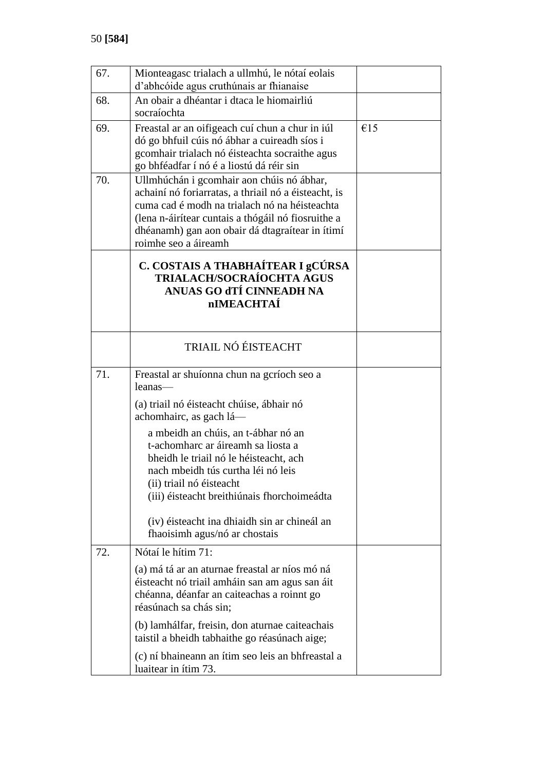| | | |
|---|---|---|
| 67. | Mionteagasc trialach a ullmhú, le nótaí eolais d'abhcóide agus cruthúnais ar fhianaise | |
| 68. | An obair a dhéantar i dtaca le hiomairliú socraíochta | |
| 69. | Freastal ar an oifigeach cuí chun a chur in iúl dó go bhfuil cúis nó ábhar a cuireadh síos i gcomhair trialach nó éisteachta socraithe agus go bhféadfar í nó é a liostú dá réir sin | €15 |
| 70. | Ullmhúchán i gcomhair aon chúis nó ábhar, achainí nó foriarratas, a thriail nó a éisteacht, is cuma cad é modh na trialach nó na héisteachta (lena n-áirítear cuntais a thógáil nó fiosruithe a dhéanamh) gan aon obair dá dtagraítear in ítimí roimhe seo a áireamh | |
| | **C. COSTAIS A THABHAÍTEAR I gCÚRSA TRIALACH/SOCRAÍOCHTA AGUS ANUAS GO dTÍ CINNEADH NA nIMEACHTAÍ** | |
| | TRIAIL NÓ ÉISTEACHT | |
| 71. | Freastal ar shuíonna chun na gcríoch seo a leanas—<br>(a) triail nó éisteacht chúise, ábhair nó achomhairc, as gach lá—<br>a mbeidh an chúis, an t-ábhar nó an t-achomharc ar áireamh sa liosta a bheidh le triail nó le héisteacht, ach nach mbeidh tús curtha léi nó leis<br>(ii) triail nó éisteacht<br>(iii) éisteacht breithiúnais fhorchoimeádta<br>(iv) éisteacht ina dhiaidh sin ar chineál an fhaoisimh agus/nó ar chostais | |
| 72. | Nótaí le hítim 71:<br>(a) má tá ar an aturnae freastal ar níos mó ná éisteacht nó triail amháin san am agus san áit chéanna, déanfar an caiteachas a roinnt go réasúnach sa chás sin;<br>(b) lamhálfar, freisin, don aturnae caiteachais taistil a bheidh tabhaithe go réasúnach aige;<br>(c) ní bhaineann an ítim seo leis an bhfreastal a luaitear in ítim 73. | |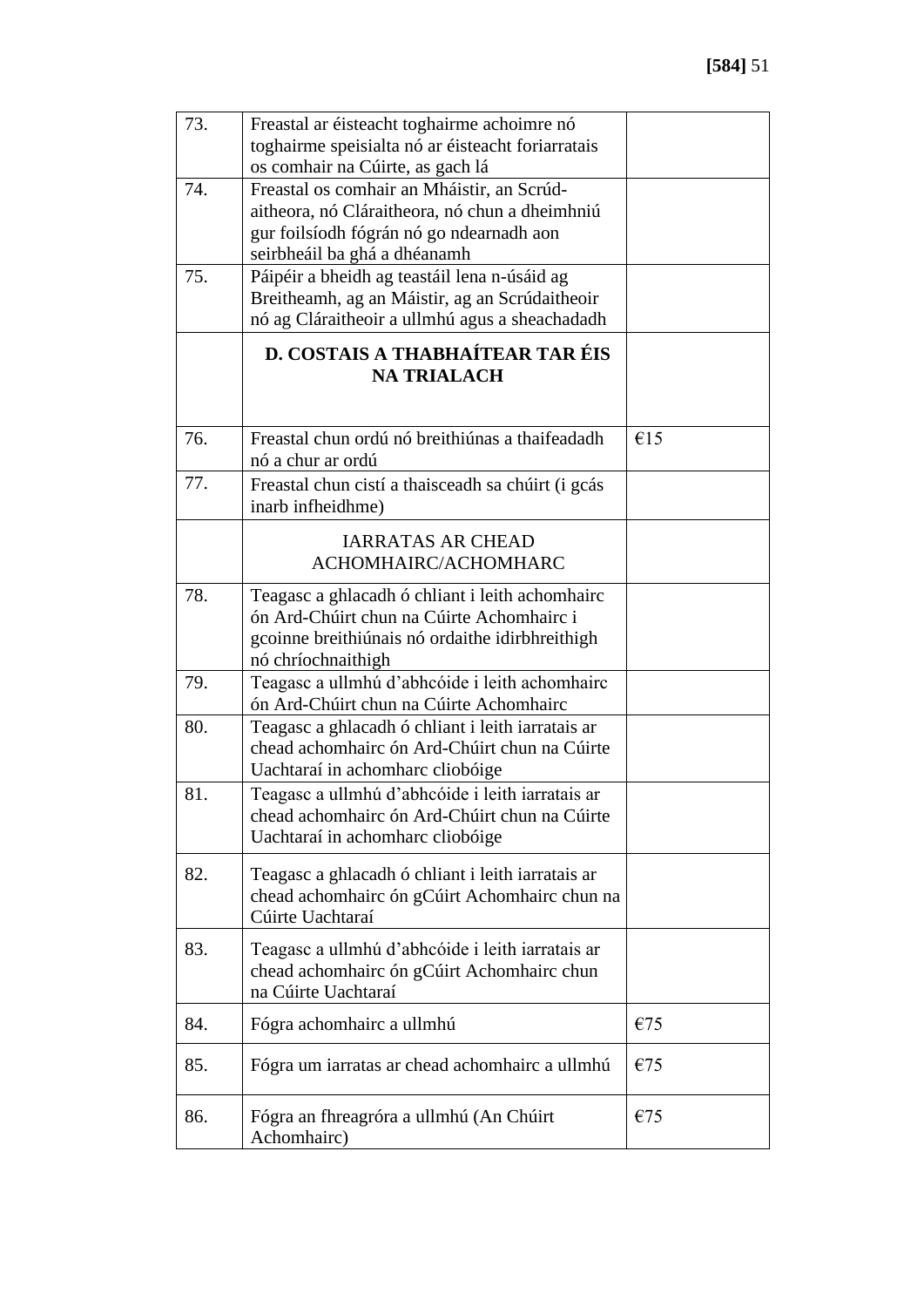| | | |
|---|---|---|
| 73. | Freastal ar éisteacht toghairme achoimre nó toghairme speisialta nó ar éisteacht foriarratais os comhair na Cúirte, as gach lá | |
| 74. | Freastal os comhair an Mháistir, an Scrúd-aitheora, nó Cláraitheora, nó chun a dheimhniú gur foilsíodh fógrán nó go ndearnadh aon seirbheáil ba ghá a dhéanamh | |
| 75. | Páipéir a bheidh ag teastáil lena n-úsáid ag Breitheamh, ag an Máistir, ag an Scrúdaitheoir nó ag Cláraitheoir a ullmhú agus a sheachadadh | |
| | **D. COSTAIS A THABHAÍTEAR TAR ÉIS NA TRIALACH** | |
| 76. | Freastal chun ordú nó breithiúnas a thaifeadadh nó a chur ar ordú | €15 |
| 77. | Freastal chun cistí a thaisceadh sa chúirt (i gcás inarb infheidhme) | |
| | IARRATAS AR CHEAD ACHOMHAIRC/ACHOMHARC | |
| 78. | Teagasc a ghlacadh ó chliant i leith achomhairc ón Ard-Chúirt chun na Cúirte Achomhairc i gcoinne breithiúnais nó ordaithe idirbhreithigh nó chríochnaithigh | |
| 79. | Teagasc a ullmhú d'abhcóide i leith achomhairc ón Ard-Chúirt chun na Cúirte Achomhairc | |
| 80. | Teagasc a ghlacadh ó chliant i leith iarratais ar chead achomhairc ón Ard-Chúirt chun na Cúirte Uachtaraí in achomharc cliobóige | |
| 81. | Teagasc a ullmhú d'abhcóide i leith iarratais ar chead achomhairc ón Ard-Chúirt chun na Cúirte Uachtaraí in achomharc cliobóige | |
| 82. | Teagasc a ghlacadh ó chliant i leith iarratais ar chead achomhairc ón gCúirt Achomhairc chun na Cúirte Uachtaraí | |
| 83. | Teagasc a ullmhú d'abhcóide i leith iarratais ar chead achomhairc ón gCúirt Achomhairc chun na Cúirte Uachtaraí | |
| 84. | Fógra achomhairc a ullmhú | €75 |
| 85. | Fógra um iarratas ar chead achomhairc a ullmhú | €75 |
| 86. | Fógra an fhreagróra a ullmhú (An Chúirt Achomhairc) | €75 |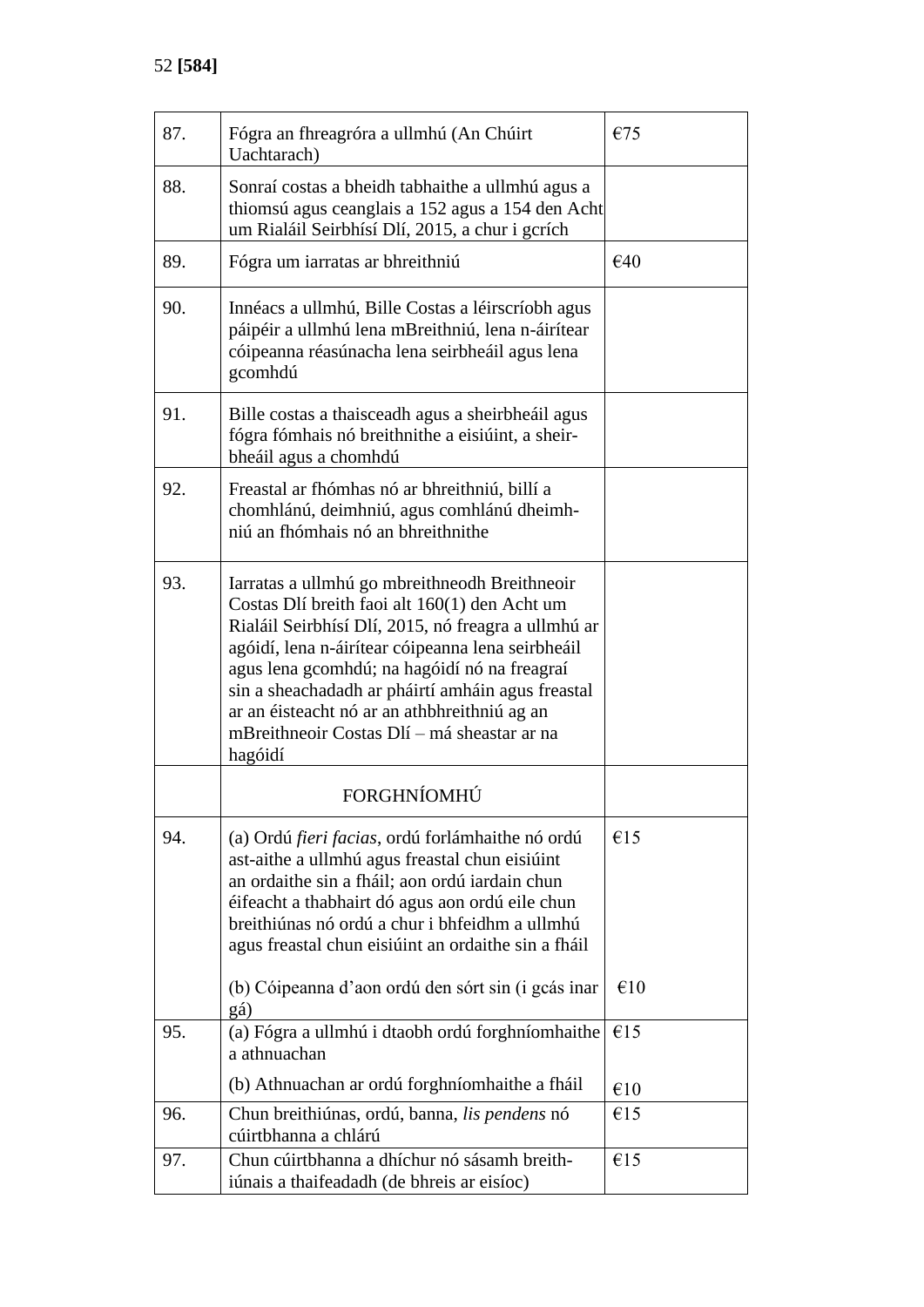| | | |
|---|---|---|
| 87. | Fógra an fhreagróra a ullmhú (An Chúirt Uachtarach) | €75 |
| 88. | Sonraí costas a bheidh tabhaithe a ullmhú agus a thiomsú agus ceanglais a 152 agus a 154 den Acht um Rialáil Seirbhísí Dlí, 2015, a chur i gcrích | |
| 89. | Fógra um iarratas ar bhreithniú | €40 |
| 90. | Innéacs a ullmhú, Bille Costas a léirscríobh agus páipéir a ullmhú lena mBreithniú, lena n-áirítear cóipeanna réasúnacha lena seirbheáil agus lena gcomhdú | |
| 91. | Bille costas a thaisceadh agus a sheirbheáil agus fógra fómhais nó breithnithe a eisiúint, a sheirbheáil agus a chomhdú | |
| 92. | Freastal ar fhómhas nó ar bhreithniú, billí a chomhlánú, deimhniú, agus comhlánú dheimhniú an fhómhais nó an bhreithnithe | |
| 93. | Iarratas a ullmhú go mbreithneodh Breithneoir Costas Dlí breith faoi alt 160(1) den Acht um Rialáil Seirbhísí Dlí, 2015, nó freagra a ullmhú ar agóidí, lena n-áirítear cóipeanna lena seirbheáil agus lena gcomhdú; na hagóidí nó na freagraí sin a sheachadadh ar pháirtí amháin agus freastal ar an éisteacht nó ar an athbhreithniú ag an mBreithneoir Costas Dlí – má sheastar ar na hagóidí | |
| | FORGHNÍOMHÚ | |
| 94. | (a) Ordú *fieri facias*, ordú forlámhaithe nó ordú ast-aithe a ullmhú agus freastal chun eisiúint an ordaithe sin a fháil; aon ordú iardain chun éifeacht a thabhairt dó agus aon ordú eile chun breithiúnas nó ordú a chur i bhfeidhm a ullmhú agus freastal chun eisiúint an ordaithe sin a fháil | €15 |
| | (b) Cóipeanna d'aon ordú den sórt sin (i gcás inar gá) | €10 |
| 95. | (a) Fógra a ullmhú i dtaobh ordú forghníomhaithe a athnuachan | €15 |
| | (b) Athnuachan ar ordú forghníomhaithe a fháil | €10 |
| 96. | Chun breithiúnas, ordú, banna, *lis pendens* nó cúirtbhanna a chlárú | €15 |
| 97. | Chun cúirtbhanna a dhíchur nó sásamh breithiúnais a thaifeadadh (de bhreis ar eisíoc) | €15 |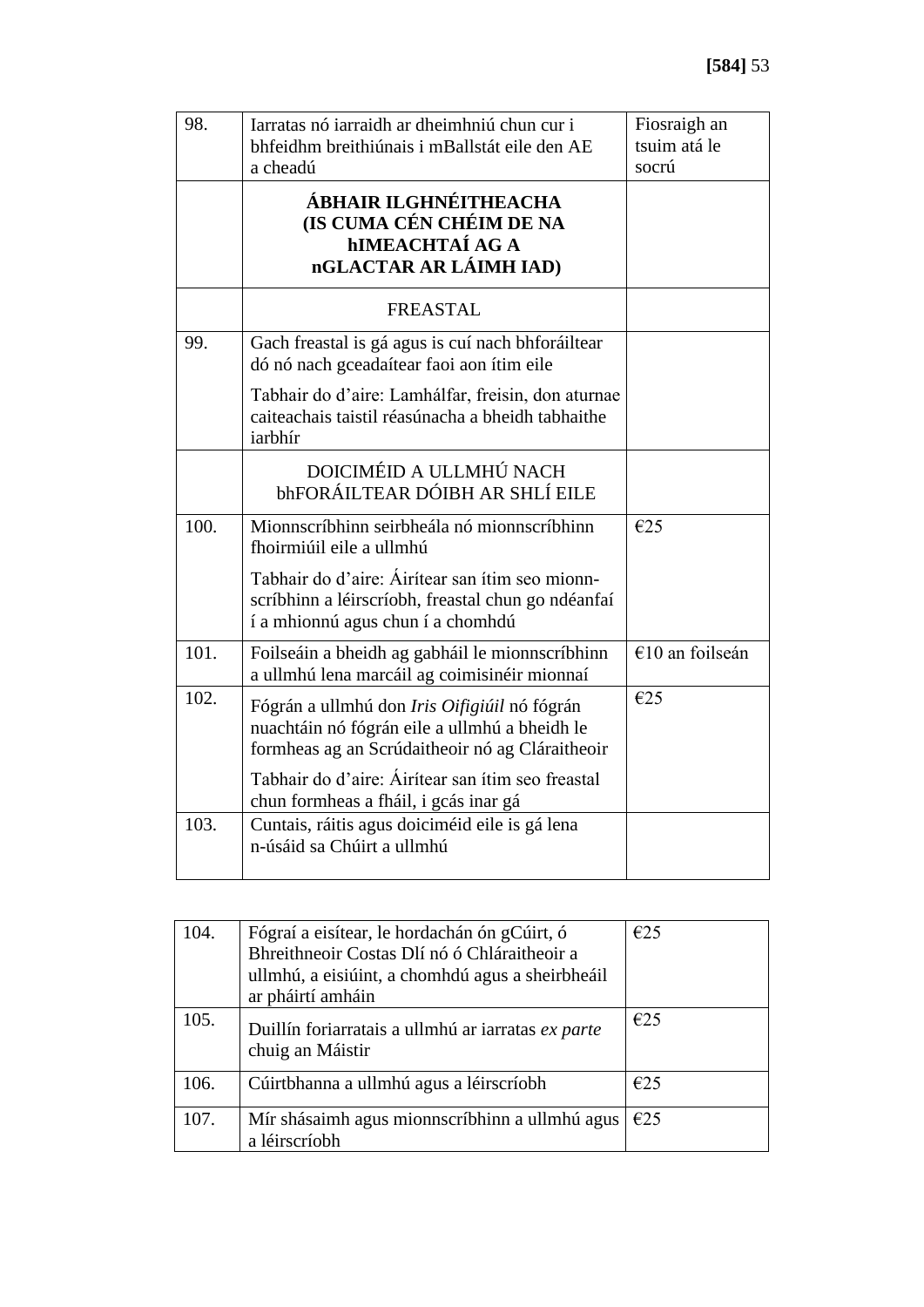| | | |
|---|---|---|
| 98. | Iarratas nó iarraidh ar dheimhniú chun cur i bhfeidhm breithiúnais i mBallstát eile den AE a cheadú | Fiosraigh an tsuim atá le socrú |
| | **ÁBHAIR ILGHNÉITHEACHA (IS CUMA CÉN CHÉIM DE NA hIMEACHTAÍ AG A nGLACTAR AR LÁIMH IAD)** | |
| | FREASTAL | |
| 99. | Gach freastal is gá agus is cuí nach bhforáiltear dó nó nach gceadaítear faoi aon ítim eile<br><br>Tabhair do d'aire: Lamhálfar, freisin, don aturnae caiteachais taistil réasúnacha a bheidh tabhaithe iarbhír | |
| | DOICIMÉID A ULLMHÚ NACH bhFORÁILTEAR DÓIBH AR SHLÍ EILE | |
| 100. | Mionnscríbhinn seirbheála nó mionnscríbhinn fhoirmiúil eile a ullmhú<br><br>Tabhair do d'aire: Áirítear san ítim seo mionn-scríbhinn a léirscríobh, freastal chun go ndéanfaí í a mhionnú agus chun í a chomhdú | €25 |
| 101. | Foilseáin a bheidh ag gabháil le mionnscríbhinn a ullmhú lena marcáil ag coimisinéir mionnaí | €10 an foilseán |
| 102. | Fógrán a ullmhú don *Iris Oifigiúil* nó fógrán nuachtáin nó fógrán eile a ullmhú a bheidh le formheas ag an Scrúdaitheoir nó ag Cláraitheoir<br><br>Tabhair do d'aire: Áirítear san ítim seo freastal chun formheas a fháil, i gcás inar gá | €25 |
| 103. | Cuntais, ráitis agus doiciméid eile is gá lena n-úsáid sa Chúirt a ullmhú | |
| 104. | Fógraí a eisítear, le hordachán ón gCúirt, ó Bhreithneoir Costas Dlí nó ó Chláraitheoir a ullmhú, a eisiúint, a chomhdú agus a sheirbheáil ar pháirtí amháin | €25 |
| 105. | Duillín foriarratais a ullmhú ar iarratas *ex parte* chuig an Máistir | €25 |
| 106. | Cúirtbhanna a ullmhú agus a léirscríobh | €25 |
| 107. | Mír shásaimh agus mionnscríbhinn a ullmhú agus a léirscríobh | €25 |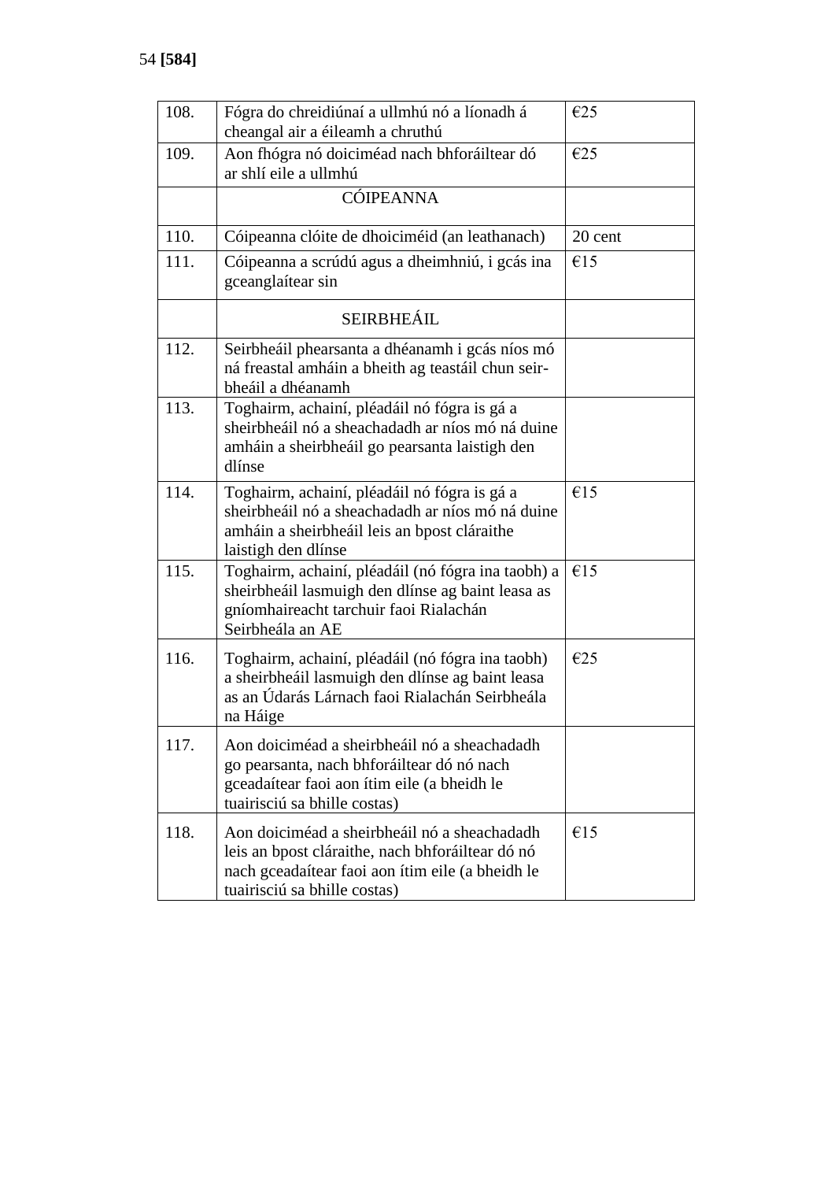| | | |
|---|---|---|
| 108. | Fógra do chreidiúnaí a ullmhú nó a líonadh á cheangal air a éileamh a chruthú | €25 |
| 109. | Aon fhógra nó doiciméad nach bhforáiltear dó ar shlí eile a ullmhú | €25 |
| | CÓIPEANNA | |
| 110. | Cóipeanna clóite de dhoiciméid (an leathanach) | 20 cent |
| 111. | Cóipeanna a scrúdú agus a dheimhniú, i gcás ina gceanglaítear sin | €15 |
| | SEIRBHEÁIL | |
| 112. | Seirbheáil phearsanta a dhéanamh i gcás níos mó ná freastal amháin a bheith ag teastáil chun seirbheáil a dhéanamh | |
| 113. | Toghairm, achainí, pléadáil nó fógra is gá a sheirbheáil nó a sheachadadh ar níos mó ná duine amháin a sheirbheáil go pearsanta laistigh den dlínse | |
| 114. | Toghairm, achainí, pléadáil nó fógra is gá a sheirbheáil nó a sheachadadh ar níos mó ná duine amháin a sheirbheáil leis an bpost cláraithe laistigh den dlínse | €15 |
| 115. | Toghairm, achainí, pléadáil (nó fógra ina taobh) a sheirbheáil lasmuigh den dlínse ag baint leasa as gníomhaireacht tarchuir faoi Rialachán Seirbheála an AE | €15 |
| 116. | Toghairm, achainí, pléadáil (nó fógra ina taobh) a sheirbheáil lasmuigh den dlínse ag baint leasa as an Údarás Lárnach faoi Rialachán Seirbheála na Háige | €25 |
| 117. | Aon doiciméad a sheirbheáil nó a sheachadadh go pearsanta, nach bhforáiltear dó nó nach gceadaítear faoi aon ítim eile (a bheidh le tuairisciú sa bhille costas) | |
| 118. | Aon doiciméad a sheirbheáil nó a sheachadadh leis an bpost cláraithe, nach bhforáiltear dó nó nach gceadaítear faoi aon ítim eile (a bheidh le tuairisciú sa bhille costas) | €15 |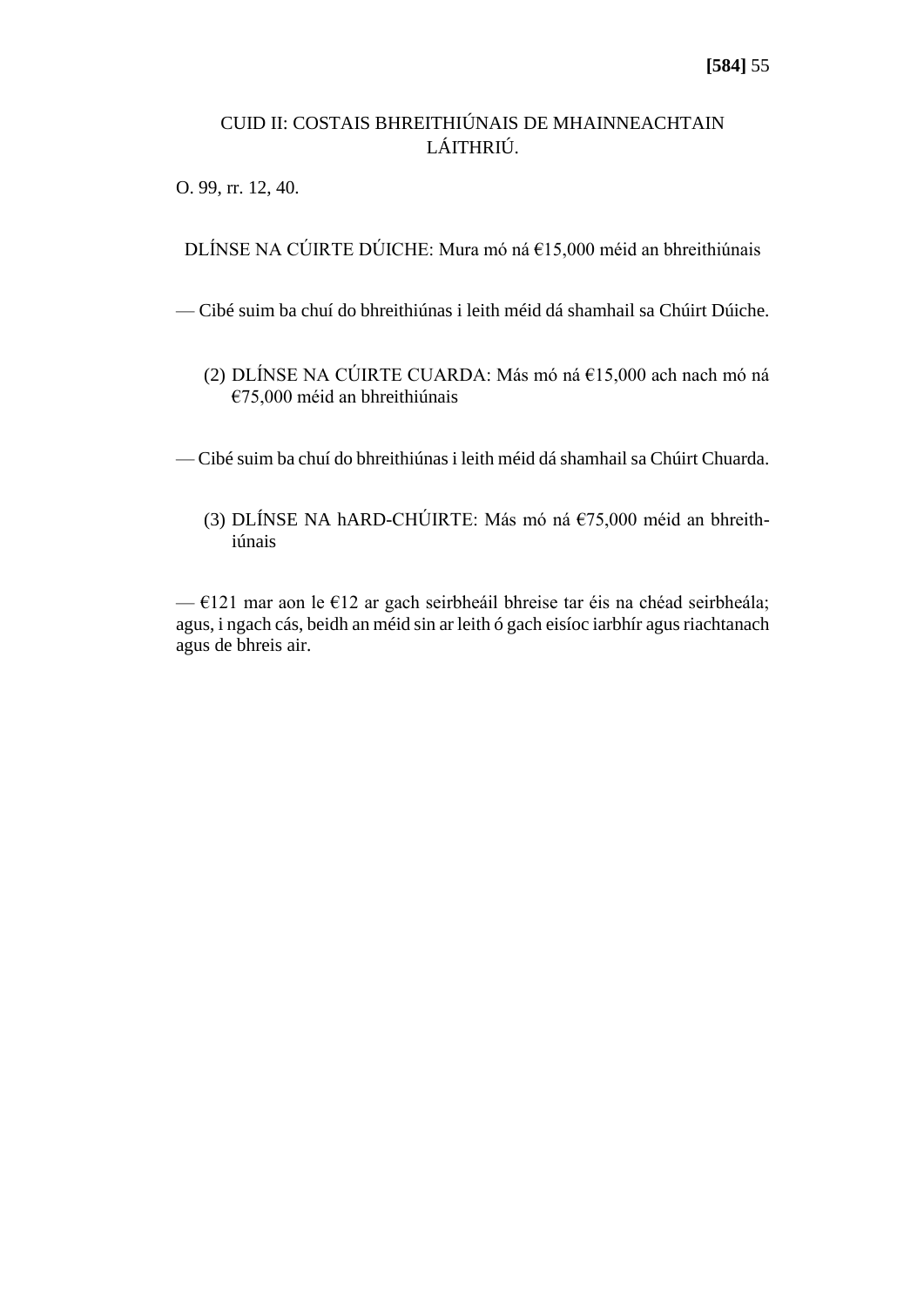## CUID II: COSTAIS BHREITHIÚNAIS DE MHAINNEACHTAIN LÁITHRIÚ.

O. 99, rr. 12, 40.

DLÍNSE NA CÚIRTE DÚICHE: Mura mó ná €15,000 méid an bhreithiúnais

— Cibé suim ba chuí do bhreithiúnas i leith méid dá shamhail sa Chúirt Dúiche.

(2) DLÍNSE NA CÚIRTE CUARDA: Más mó ná €15,000 ach nach mó ná €75,000 méid an bhreithiúnais

— Cibé suim ba chuí do bhreithiúnas i leith méid dá shamhail sa Chúirt Chuarda.

(3) DLÍNSE NA hARD-CHÚIRTE: Más mó ná €75,000 méid an bhreithiúnais

— €121 mar aon le €12 ar gach seirbheáil bhreise tar éis na chéad seirbheála; agus, i ngach cás, beidh an méid sin ar leith ó gach eisíoc iarbhír agus riachtanach agus de bhreis air.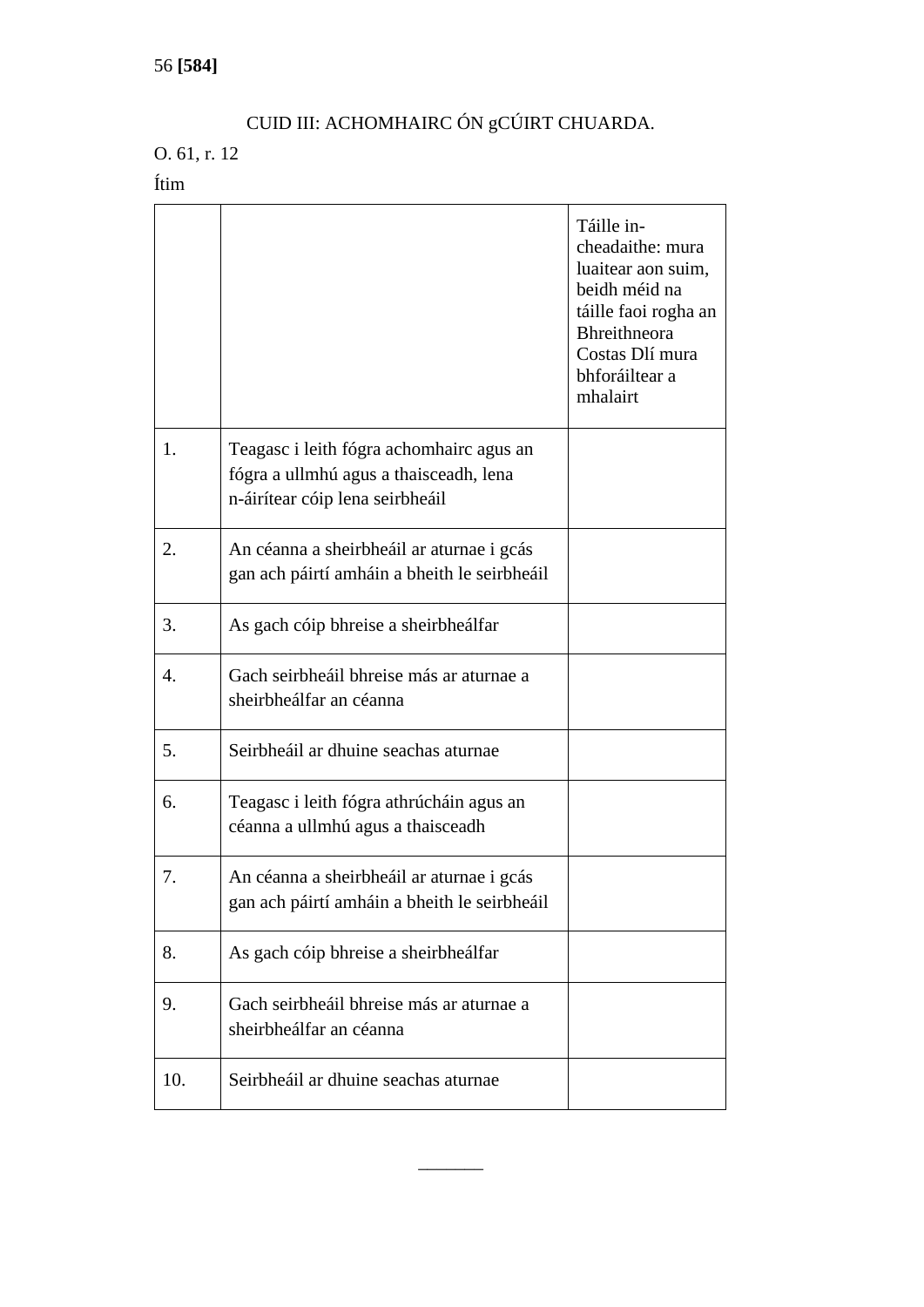CUID III: ACHOMHAIRC ÓN gCÚIRT CHUARDA.

O. 61, r. 12

Ítim

| | | Táille in-cheadaithe: mura luaitear aon suim, beidh méid na táille faoi rogha an Bhreithneora Costas Dlí mura bhforáiltear a mhalairt |
|---|---|---|
| 1. | Teagasc i leith fógra achomhairc agus an fógra a ullmhú agus a thaisceadh, lena n-áirítear cóip lena seirbheáil | |
| 2. | An céanna a sheirbheáil ar aturnae i gcás gan ach páirtí amháin a bheith le seirbheáil | |
| 3. | As gach cóip bhreise a sheirbheálfar | |
| 4. | Gach seirbheáil bhreise más ar aturnae a sheirbheálfar an céanna | |
| 5. | Seirbheáil ar dhuine seachas aturnae | |
| 6. | Teagasc i leith fógra athrúcháin agus an céanna a ullmhú agus a thaisceadh | |
| 7. | An céanna a sheirbheáil ar aturnae i gcás gan ach páirtí amháin a bheith le seirbheáil | |
| 8. | As gach cóip bhreise a sheirbheálfar | |
| 9. | Gach seirbheáil bhreise más ar aturnae a sheirbheálfar an céanna | |
| 10. | Seirbheáil ar dhuine seachas aturnae | |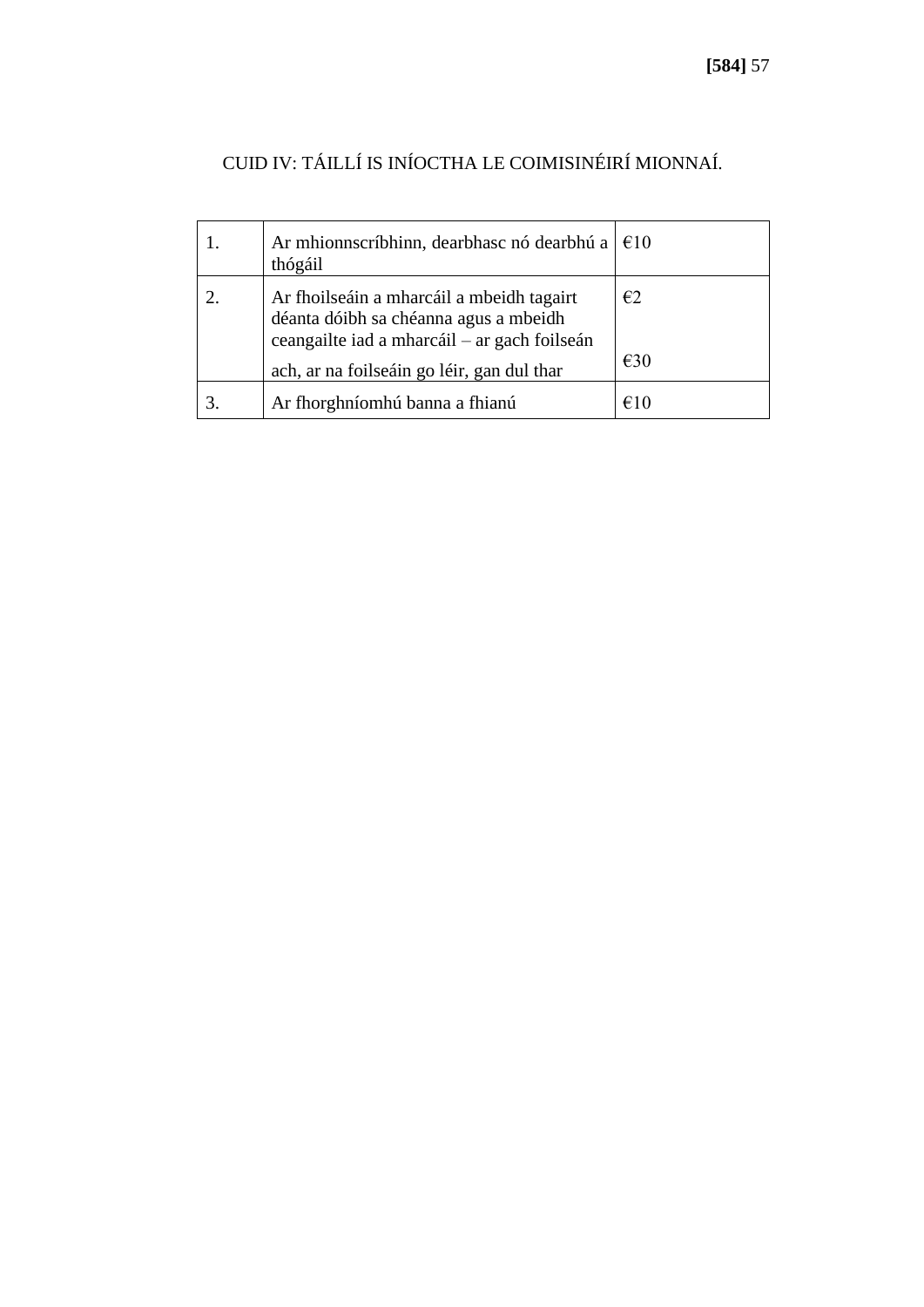CUID IV: TÁILLÍ IS INÍOCTHA LE COIMISINÉIRÍ MIONNAÍ.

| | | |
|---|---|---|
| 1. | Ar mhionnscríbhinn, dearbhasc nó dearbhú a thógáil | €10 |
| 2. | Ar fhoilseáin a mharcáil a mbeidh tagairt déanta dóibh sa chéanna agus a mbeidh ceangailte iad a mharcáil – ar gach foilseán<br><br>ach, ar na foilseáin go léir, gan dul thar | €2<br><br><br>€30 |
| 3. | Ar fhorghníomhú banna a fhianú | €10 |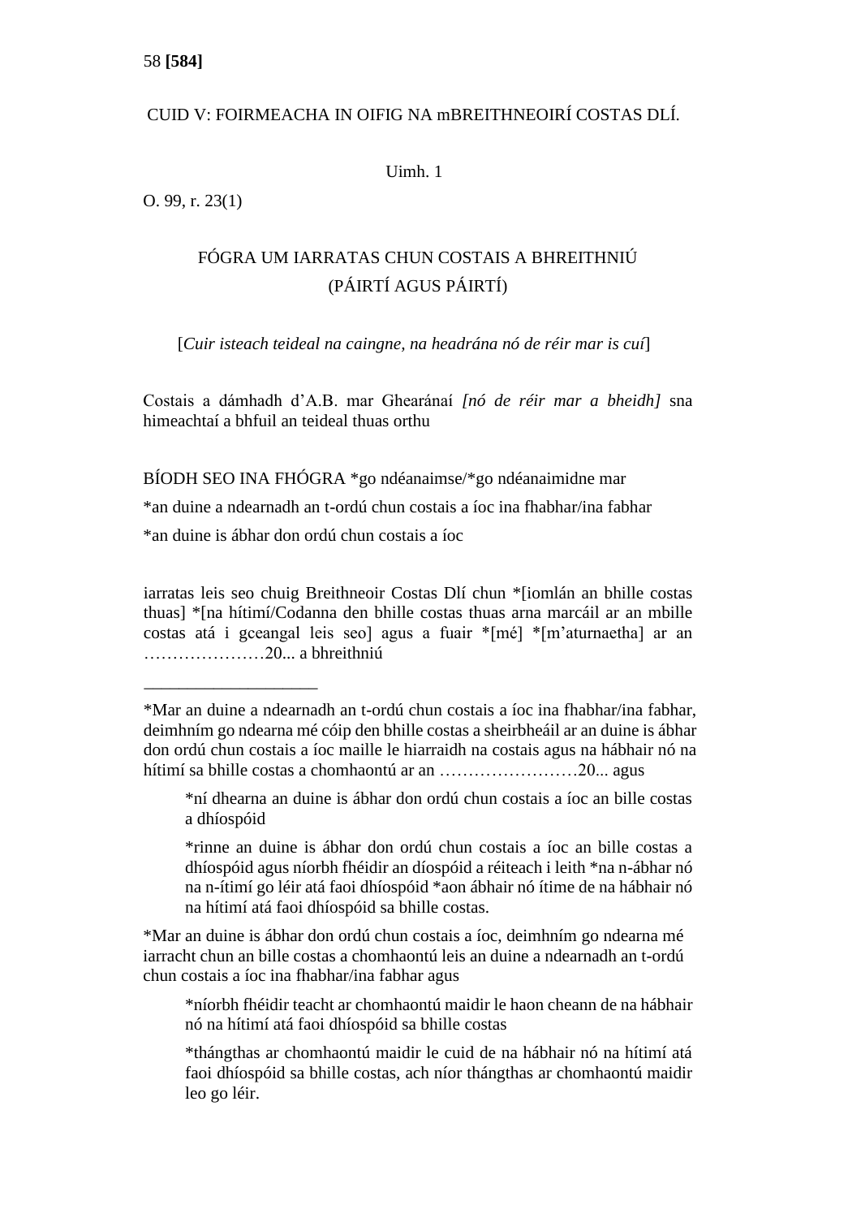CUID V: FOIRMEACHA IN OIFIG NA mBREITHNEOIRÍ COSTAS DLÍ.

Uimh. 1

O. 99, r. 23(1)

FÓGRA UM IARRATAS CHUN COSTAIS A BHREITHNIÚ
(PÁIRTÍ AGUS PÁIRTÍ)

[*Cuir isteach teideal na caingne, na headrána nó de réir mar is cuí*]

Costais a dámhadh d'A.B. mar Ghearánaí *[nó de réir mar a bheidh]* sna himeachtaí a bhfuil an teideal thuas orthu

BÍODH SEO INA FHÓGRA *go ndéanaimse/*go ndéanaimidne mar

*an duine a ndearnadh an t-ordú chun costais a íoc ina fhabhar/ina fabhar

*an duine is ábhar don ordú chun costais a íoc

iarratas leis seo chuig Breithneoir Costas Dlí chun *[iomlán an bhille costas thuas] *[na hítimí/Codanna den bhille costas thuas arna marcáil ar an mbille costas atá i gceangal leis seo] agus a fuair *[mé] *[m'aturnaetha] ar an …………………20... a bhreithniú

\_\_\_\_\_\_\_\_\_\_\_\_\_\_\_\_\_\_\_\_

*Mar an duine a ndearnadh an t-ordú chun costais a íoc ina fhabhar/ina fabhar, deimhním go ndearna mé cóip den bhille costas a sheirbheáil ar an duine is ábhar don ordú chun costais a íoc maille le hiarraidh na costais agus na hábhair nó na hítimí sa bhille costas a chomhaontú ar an ……………………20... agus

> *ní dhearna an duine is ábhar don ordú chun costais a íoc an bille costas a dhíospóid
>
> *rinne an duine is ábhar don ordú chun costais a íoc an bille costas a dhíospóid agus níorbh fhéidir an díospóid a réiteach i leith *na n-ábhar nó na n-ítimí go léir atá faoi dhíospóid *aon ábhair nó ítime de na hábhair nó na hítimí atá faoi dhíospóid sa bhille costas.

*Mar an duine is ábhar don ordú chun costais a íoc, deimhním go ndearna mé iarracht chun an bille costas a chomhaontú leis an duine a ndearnadh an t-ordú chun costais a íoc ina fhabhar/ina fabhar agus

> *níorbh fhéidir teacht ar chomhaontú maidir le haon cheann de na hábhair nó na hítimí atá faoi dhíospóid sa bhille costas
>
> *thángthas ar chomhaontú maidir le cuid de na hábhair nó na hítimí atá faoi dhíospóid sa bhille costas, ach níor thángthas ar chomhaontú maidir leo go léir.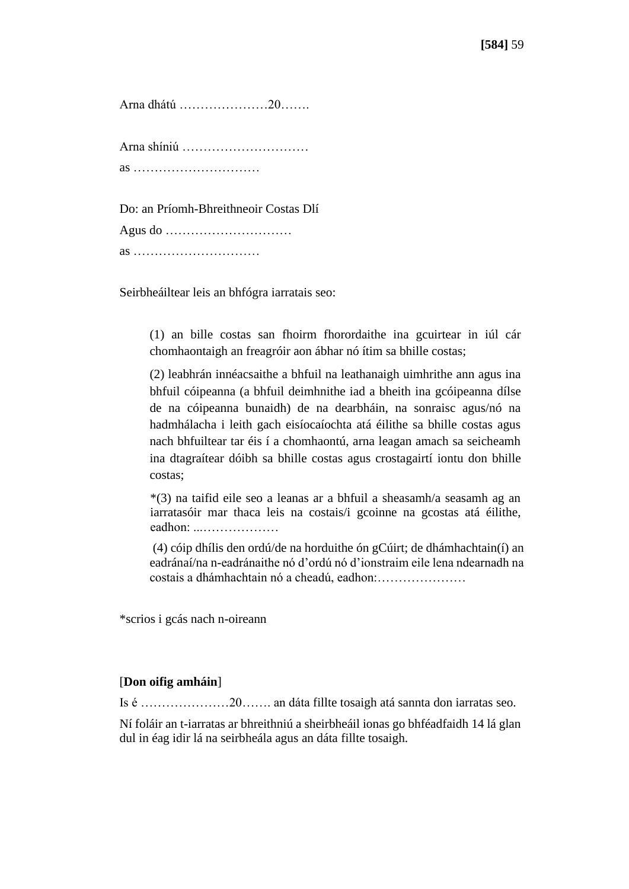Arna dhátú …………………20…….

Arna shíniú …………………………
as …………………………

Do: an Príomh-Bhreithneoir Costas Dlí
Agus do …………………………
as …………………………

Seirbheáiltear leis an bhfógra iarratais seo:

> (1) an bille costas san fhoirm fhorordaithe ina gcuirtear in iúl cár chomhaontaigh an freagróir aon ábhar nó ítim sa bhille costas;
>
> (2) leabhrán innéacsaithe a bhfuil na leathanaigh uimhrithe ann agus ina bhfuil cóipeanna (a bhfuil deimhnithe iad a bheith ina gcóipeanna dílse de na cóipeanna bunaidh) de na dearbháin, na sonraisc agus/nó na hadmhálacha i leith gach eisíocaíochta atá éilithe sa bhille costas agus nach bhfuiltear tar éis í a chomhaontú, arna leagan amach sa seicheamh ina dtagraítear dóibh sa bhille costas agus crostagairtí iontu don bhille costas;
>
> *(3) na taifid eile seo a leanas ar a bhfuil a sheasamh/a seasamh ag an iarratasóir mar thaca leis na costais/i gcoinne na gcostas atá éilithe, eadhon: ...………………
>
> (4) cóip dhílis den ordú/de na horduithe ón gCúirt; de dhámhachtain(í) an eadránaí/na n-eadránaithe nó d'ordú nó d'ionstraim eile lena ndearnadh na costais a dhámhachtain nó a cheadú, eadhon:…………………

*scrios i gcás nach n-oireann

[**Don oifig amháin**]

Is é …………………20……. an dáta fillte tosaigh atá sannta don iarratas seo.

Ní foláir an t-iarratas ar bhreithniú a sheirbheáil ionas go bhféadfaidh 14 lá glan dul in éag idir lá na seirbheála agus an dáta fillte tosaigh.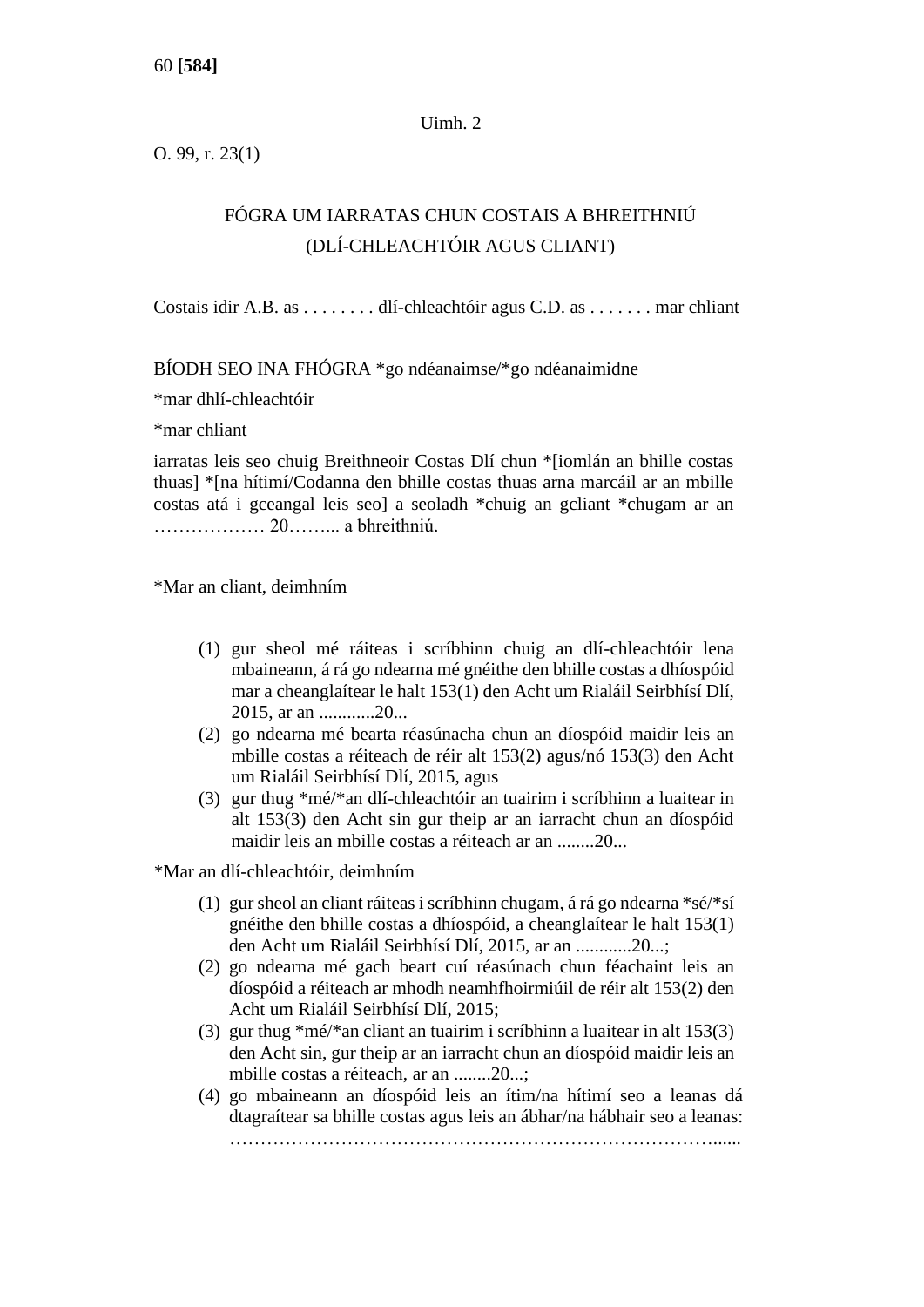Uimh. 2

O. 99, r. 23(1)

FÓGRA UM IARRATAS CHUN COSTAIS A BHREITHNIÚ
(DLÍ-CHLEACHTÓIR AGUS CLIANT)

Costais idir A.B. as . . . . . . . . dlí-chleachtóir agus C.D. as . . . . . . . mar chliant

BÍODH SEO INA FHÓGRA *go ndéanaimse/*go ndéanaimidne

*mar dhlí-chleachtóir

*mar chliant

iarratas leis seo chuig Breithneoir Costas Dlí chun *[iomlán an bhille costas thuas] *[na hítimí/Codanna den bhille costas thuas arna marcáil ar an mbille costas atá i gceangal leis seo] a seoladh *chuig an gcliant *chugam ar an ……………… 20…….. a bhreithniú.

*Mar an cliant, deimhním

(1) gur sheol mé ráiteas i scríbhinn chuig an dlí-chleachtóir lena mbaineann, á rá go ndearna mé gnéithe den bhille costas a dhíospóid mar a cheanglaítear le halt 153(1) den Acht um Rialáil Seirbhísí Dlí, 2015, ar an ............20...
(2) go ndearna mé bearta réasúnacha chun an díospóid maidir leis an mbille costas a réiteach de réir alt 153(2) agus/nó 153(3) den Acht um Rialáil Seirbhísí Dlí, 2015, agus
(3) gur thug *mé/*an dlí-chleachtóir an tuairim i scríbhinn a luaitear in alt 153(3) den Acht sin gur theip ar an iarracht chun an díospóid maidir leis an mbille costas a réiteach ar an ........20...

*Mar an dlí-chleachtóir, deimhním

(1) gur sheol an cliant ráiteas i scríbhinn chugam, á rá go ndearna *sé/*sí gnéithe den bhille costas a dhíospóid, a cheanglaítear le halt 153(1) den Acht um Rialáil Seirbhísí Dlí, 2015, ar an ............20...;
(2) go ndearna mé gach beart cuí réasúnach chun féachaint leis an díospóid a réiteach ar mhodh neamhfhoirmiúil de réir alt 153(2) den Acht um Rialáil Seirbhísí Dlí, 2015;
(3) gur thug *mé/*an cliant an tuairim i scríbhinn a luaitear in alt 153(3) den Acht sin, gur theip ar an iarracht chun an díospóid maidir leis an mbille costas a réiteach, ar an ........20...;
(4) go mbaineann an díospóid leis an ítim/na hítimí seo a leanas dá dtagraítear sa bhille costas agus leis an ábhar/na hábhair seo a leanas: ……………………………………………………………………......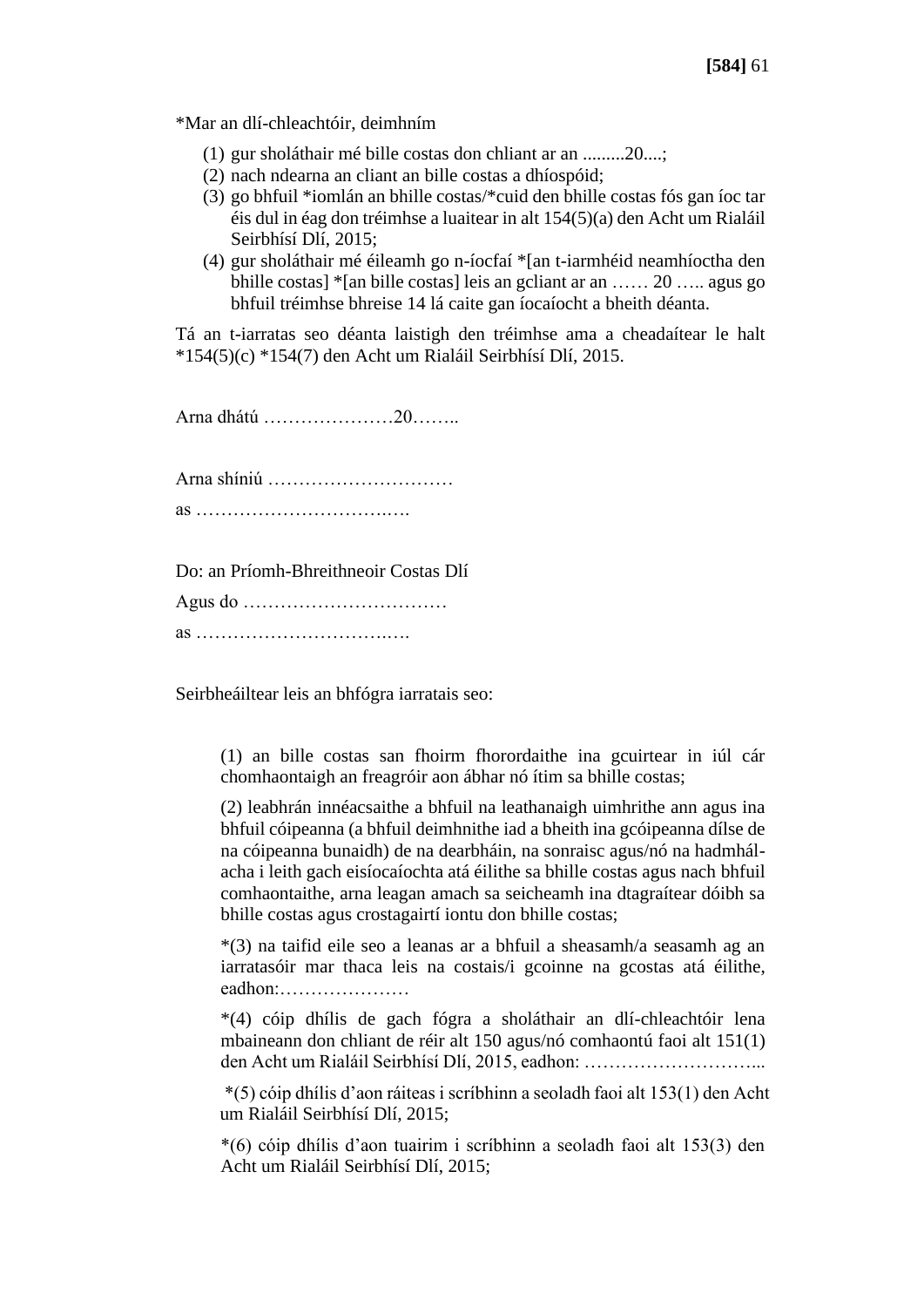*Mar an dlí-chleachtóir, deimhním

(1) gur sholáthair mé bille costas don chliant ar an .........20....;
(2) nach ndearna an cliant an bille costas a dhíospóid;
(3) go bhfuil *iomlán an bhille costas/*cuid den bhille costas fós gan íoc tar éis dul in éag don tréimhse a luaitear in alt 154(5)(a) den Acht um Rialáil Seirbhísí Dlí, 2015;
(4) gur sholáthair mé éileamh go n-íocfaí *[an t-iarmhéid neamhíoctha den bhille costas] *[an bille costas] leis an gcliant ar an …… 20 ….. agus go bhfuil tréimhse bhreise 14 lá caite gan íocaíocht a bheith déanta.

Tá an t-iarratas seo déanta laistigh den tréimhse ama a cheadaítear le halt *154(5)(c) *154(7) den Acht um Rialáil Seirbhísí Dlí, 2015.

Arna dhátú …………………20……..

Arna shíniú …………………………

as …………………………….

Do: an Príomh-Bhreithneoir Costas Dlí

Agus do ……………………………

as …………………………….

Seirbheáiltear leis an bhfógra iarratais seo:

(1) an bille costas san fhoirm fhorordaithe ina gcuirtear in iúl cár chomhaontaigh an freagróir aon ábhar nó ítim sa bhille costas;

(2) leabhrán innéacsaithe a bhfuil na leathanaigh uimhrithe ann agus ina bhfuil cóipeanna (a bhfuil deimhnithe iad a bheith ina gcóipeanna dílse de na cóipeanna bunaidh) de na dearbháin, na sonraisc agus/nó na hadmhálacha i leith gach eisíocaíochta atá éilithe sa bhille costas agus nach bhfuil comhaontaithe, arna leagan amach sa seicheamh ina dtagraítear dóibh sa bhille costas agus crostagairtí iontu don bhille costas;

*(3) na taifid eile seo a leanas ar a bhfuil a sheasamh/a seasamh ag an iarratasóir mar thaca leis na costais/i gcoinne na gcostas atá éilithe, eadhon:…………………

*(4) cóip dhílis de gach fógra a sholáthair an dlí-chleachtóir lena mbaineann don chliant de réir alt 150 agus/nó comhaontú faoi alt 151(1) den Acht um Rialáil Seirbhísí Dlí, 2015, eadhon: ………………………...

*(5) cóip dhílis d’aon ráiteas i scríbhinn a seoladh faoi alt 153(1) den Acht um Rialáil Seirbhísí Dlí, 2015;

*(6) cóip dhílis d’aon tuairim i scríbhinn a seoladh faoi alt 153(3) den Acht um Rialáil Seirbhísí Dlí, 2015;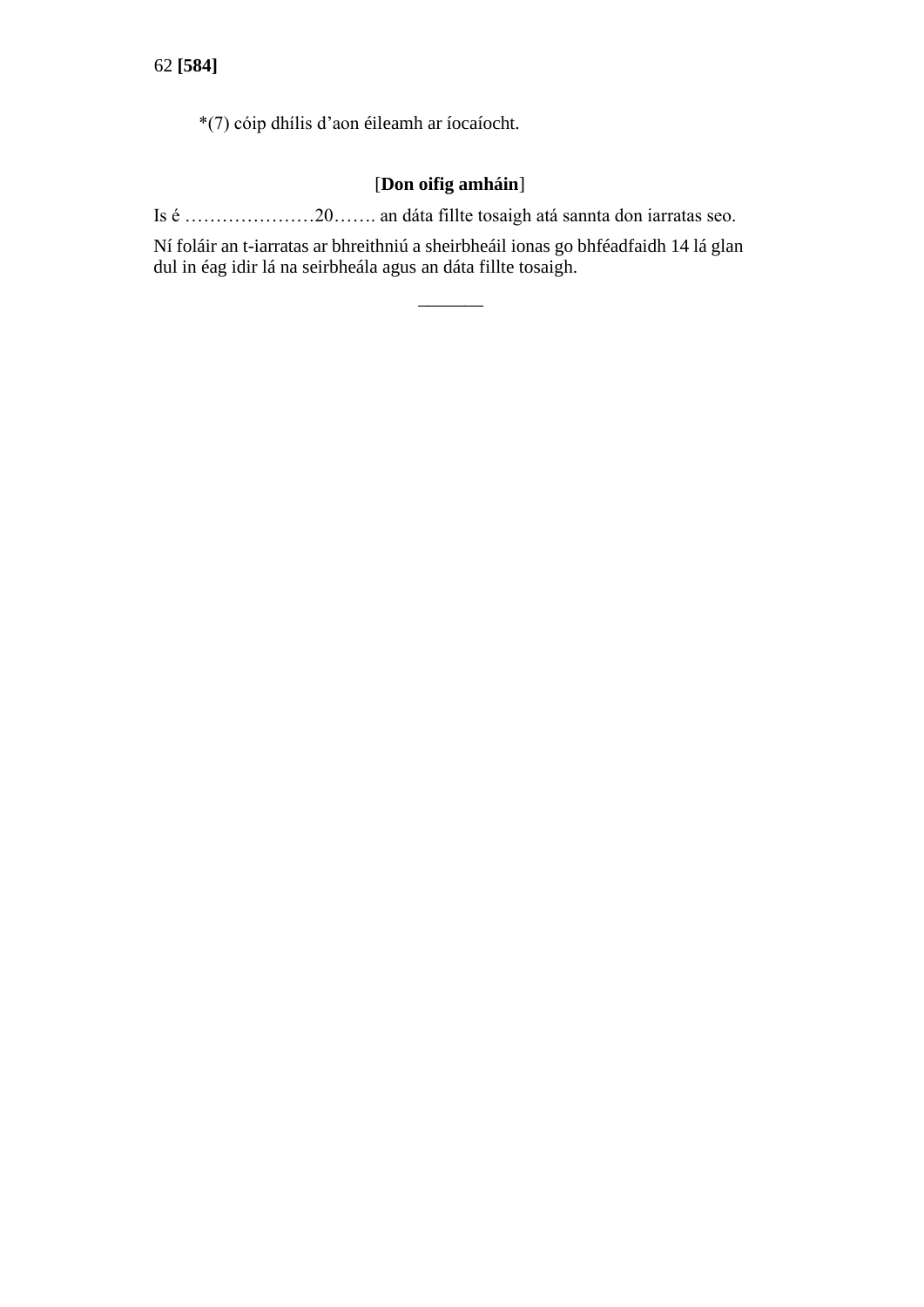*(7) cóip dhílis d’aon éileamh ar íocaíocht.

[**Don oifig amháin**]

Is é …………………20……. an dáta fillte tosaigh atá sannta don iarratas seo.

Ní foláir an t-iarratas ar bhreithniú a sheirbheáil ionas go bhféadfaidh 14 lá glan dul in éag idir lá na seirbheála agus an dáta fillte tosaigh.

_______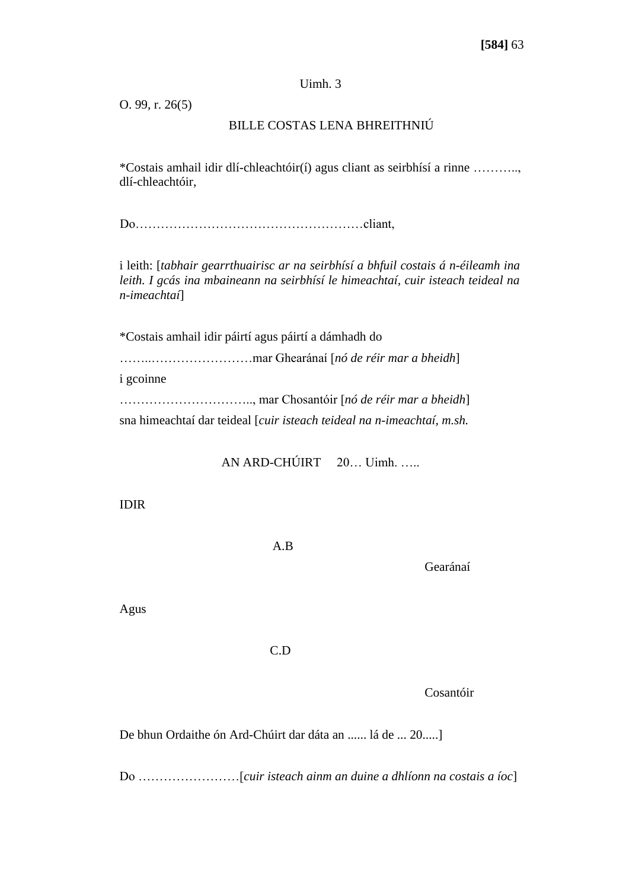Uimh. 3

O. 99, r. 26(5)

BILLE COSTAS LENA BHREITHNIÚ

*Costais amhail idir dlí-chleachtóir(í) agus cliant as seirbhísí a rinne ……….., dlí-chleachtóir,

Do………………………………………………cliant,

i leith: [*tabhair gearrthuairisc ar na seirbhísí a bhfuil costais á n-éileamh ina leith. I gcás ina mbaineann na seirbhísí le himeachtaí, cuir isteach teideal na n-imeachtaí*]

*Costais amhail idir páirtí agus páirtí a dámhadh do

……..……………………mar Ghearánaí [*nó de réir mar a bheidh*]

i gcoinne

………………………….., mar Chosantóir [*nó de réir mar a bheidh*]

sna himeachtaí dar teideal [*cuir isteach teideal na n-imeachtaí, m.sh.*

AN ARD-CHÚIRT 20… Uimh. …..

IDIR

A.B

Gearánaí

Agus

C.D

Cosantóir

De bhun Ordaithe ón Ard-Chúirt dar dáta an ...... lá de ... 20.....]

Do ……………………[*cuir isteach ainm an duine a dhlíonn na costais a íoc*]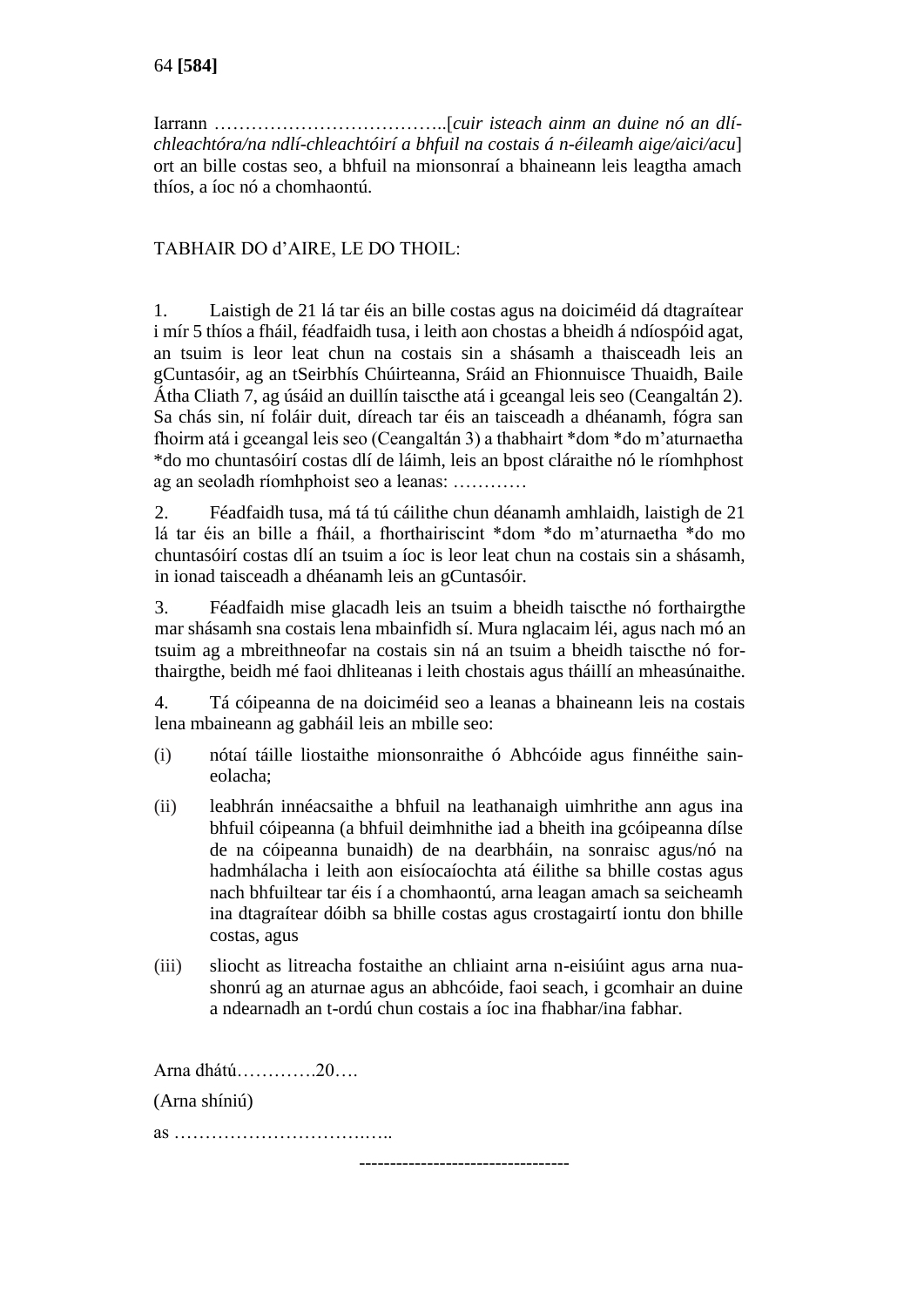Iarrann ………………………………..[*cuir isteach ainm an duine nó an dlí-chleachtóra/na ndlí-chleachtóirí a bhfuil na costais á n-éileamh aige/aici/acu*] ort an bille costas seo, a bhfuil na mionsonraí a bhaineann leis leagtha amach thíos, a íoc nó a chomhaontú.

TABHAIR DO d'AIRE, LE DO THOIL:

1. Laistigh de 21 lá tar éis an bille costas agus na doiciméid dá dtagraítear i mír 5 thíos a fháil, féadfaidh tusa, i leith aon chostas a bheidh á ndíospóid agat, an tsuim is leor leat chun na costais sin a shásamh a thaisceadh leis an gCuntasóir, ag an tSeirbhís Chúirteanna, Sráid an Fhionnuisce Thuaidh, Baile Átha Cliath 7, ag úsáid an duillín taiscthe atá i gceangal leis seo (Ceangaltán 2). Sa chás sin, ní foláir duit, díreach tar éis an taisceadh a dhéanamh, fógra san fhoirm atá i gceangal leis seo (Ceangaltán 3) a thabhairt *dom *do m'aturnaetha *do mo chuntasóirí costas dlí de láimh, leis an bpost cláraithe nó le ríomhphost ag an seoladh ríomhphoist seo a leanas: …………

2. Féadfaidh tusa, má tá tú cáilithe chun déanamh amhlaidh, laistigh de 21 lá tar éis an bille a fháil, a fhorthairiscint *dom *do m'aturnaetha *do mo chuntasóirí costas dlí an tsuim a íoc is leor leat chun na costais sin a shásamh, in ionad taisceadh a dhéanamh leis an gCuntasóir.

3. Féadfaidh mise glacadh leis an tsuim a bheidh taiscthe nó forthairgthe mar shásamh sna costais lena mbainfidh sí. Mura nglacaim léi, agus nach mó an tsuim ag a mbreithneofar na costais sin ná an tsuim a bheidh taiscthe nó forthairgthe, beidh mé faoi dhliteanas i leith chostais agus tháillí an mheasúnaithe.

4. Tá cóipeanna de na doiciméid seo a leanas a bhaineann leis na costais lena mbaineann ag gabháil leis an mbille seo:

(i) nótaí táille liostaithe mionsonraithe ó Abhcóide agus finnéithe saineolacha;

(ii) leabhrán innéacsaithe a bhfuil na leathanaigh uimhrithe ann agus ina bhfuil cóipeanna (a bhfuil deimhnithe iad a bheith ina gcóipeanna dílse de na cóipeanna bunaidh) de na dearbháin, na sonraisc agus/nó na hadmhálacha i leith aon eisíocaíochta atá éilithe sa bhille costas agus nach bhfuiltear tar éis í a chomhaontú, arna leagan amach sa seicheamh ina dtagraítear dóibh sa bhille costas agus crostagairtí iontu don bhille costas, agus

(iii) sliocht as litreacha fostaithe an chliaint arna n-eisiúint agus arna nuashonrú ag an aturnae agus an abhcóide, faoi seach, i gcomhair an duine a ndearnadh an t-ordú chun costais a íoc ina fhabhar/ina fabhar.

Arna dhátú………….20….

(Arna shíniú)

as ……………………………..

---------------------------------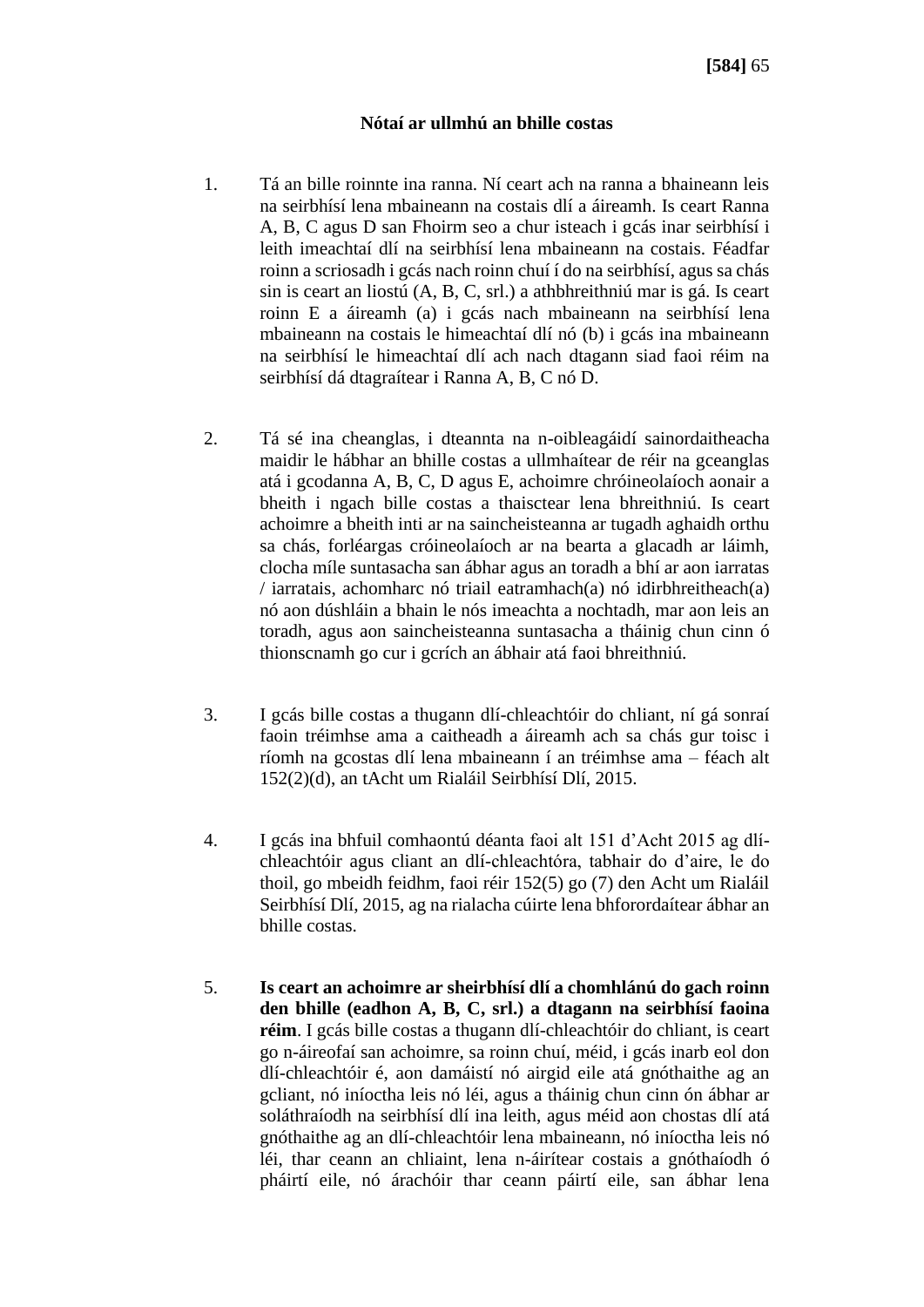**Nótaí ar ullmhú an bhille costas**

1. Tá an bille roinnte ina ranna. Ní ceart ach na ranna a bhaineann leis na seirbhísí lena mbaineann na costais dlí a áireamh. Is ceart Ranna A, B, C agus D san Fhoirm seo a chur isteach i gcás inar seirbhísí i leith imeachtaí dlí na seirbhísí lena mbaineann na costais. Féadfar roinn a scriosadh i gcás nach roinn chuí í do na seirbhísí, agus sa chás sin is ceart an liostú (A, B, C, srl.) a athbhreithniú mar is gá. Is ceart roinn E a áireamh (a) i gcás nach mbaineann na seirbhísí lena mbaineann na costais le himeachtaí dlí nó (b) i gcás ina mbaineann na seirbhísí le himeachtaí dlí ach nach dtagann siad faoi réim na seirbhísí dá dtagraítear i Ranna A, B, C nó D.

2. Tá sé ina cheanglas, i dteannta na n-oibleagáidí sainordaitheacha maidir le hábhar an bhille costas a ullmhaítear de réir na gceanglas atá i gcodanna A, B, C, D agus E, achoimre chróineolaíoch aonair a bheith i ngach bille costas a thaisctear lena bhreithniú. Is ceart achoimre a bheith inti ar na saincheisteanna ar tugadh aghaidh orthu sa chás, forléargas cróineolaíoch ar na bearta a glacadh ar láimh, clocha míle suntasacha san ábhar agus an toradh a bhí ar aon iarratas / iarratais, achomharc nó triail eatramhach(a) nó idirbhreitheach(a) nó aon dúshláin a bhain le nós imeachta a nochtadh, mar aon leis an toradh, agus aon saincheisteanna suntasacha a tháinig chun cinn ó thionscnamh go cur i gcrích an ábhair atá faoi bhreithniú.

3. I gcás bille costas a thugann dlí-chleachtóir do chliant, ní gá sonraí faoin tréimhse ama a caitheadh a áireamh ach sa chás gur toisc i ríomh na gcostas dlí lena mbaineann í an tréimhse ama – féach alt 152(2)(d), an tAcht um Rialáil Seirbhísí Dlí, 2015.

4. I gcás ina bhfuil comhaontú déanta faoi alt 151 d'Acht 2015 ag dlí-chleachtóir agus cliant an dlí-chleachtóra, tabhair do d'aire, le do thoil, go mbeidh feidhm, faoi réir 152(5) go (7) den Acht um Rialáil Seirbhísí Dlí, 2015, ag na rialacha cúirte lena bhforordaítear ábhar an bhille costas.

5. **Is ceart an achoimre ar sheirbhísí dlí a chomhlánú do gach roinn den bhille (eadhon A, B, C, srl.) a dtagann na seirbhísí faoina réim**. I gcás bille costas a thugann dlí-chleachtóir do chliant, is ceart go n-áireofaí san achoimre, sa roinn chuí, méid, i gcás inarb eol don dlí-chleachtóir é, aon damáistí nó airgid eile atá gnóthaithe ag an gcliant, nó iníoctha leis nó léi, agus a tháinig chun cinn ón ábhar ar soláthraíodh na seirbhísí dlí ina leith, agus méid aon chostas dlí atá gnóthaithe ag an dlí-chleachtóir lena mbaineann, nó iníoctha leis nó léi, thar ceann an chliaint, lena n-áirítear costais a gnóthaíodh ó pháirtí eile, nó árachóir thar ceann páirtí eile, san ábhar lena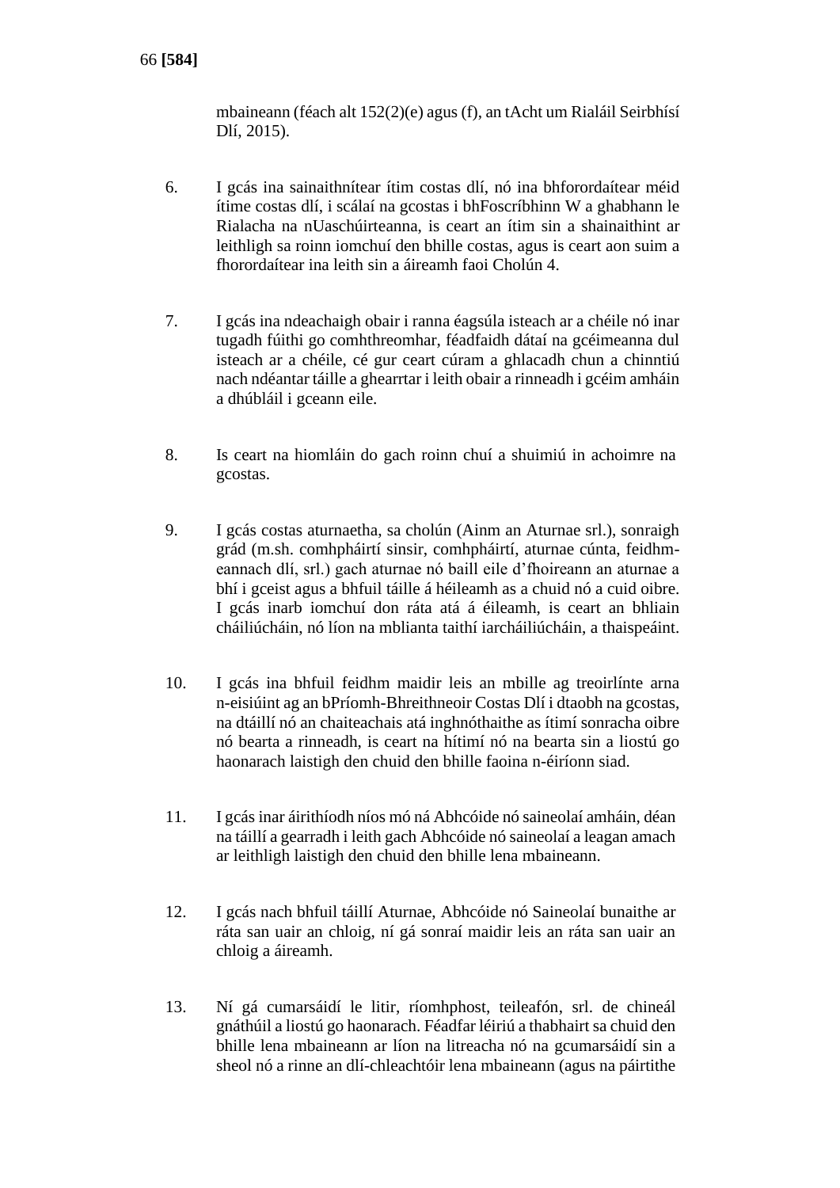mbaineann (féach alt 152(2)(e) agus (f), an tAcht um Rialáil Seirbhísí Dlí, 2015).

6. I gcás ina sainaithnítear ítim costas dlí, nó ina bhforordaítear méid ítime costas dlí, i scálaí na gcostas i bhFoscríbhinn W a ghabhann le Rialacha na nUaschúirteanna, is ceart an ítim sin a shainaithint ar leithligh sa roinn iomchuí den bhille costas, agus is ceart aon suim a fhorordaítear ina leith sin a áireamh faoi Cholún 4.

7. I gcás ina ndeachaigh obair i ranna éagsúla isteach ar a chéile nó inar tugadh fúithi go comhthreomhar, féadfaidh dátaí na gcéimeanna dul isteach ar a chéile, cé gur ceart cúram a ghlacadh chun a chinntiú nach ndéantar táille a ghearrtar i leith obair a rinneadh i gcéim amháin a dhúbláil i gceann eile.

8. Is ceart na hiomláin do gach roinn chuí a shuimiú in achoimre na gcostas.

9. I gcás costas aturnaetha, sa cholún (Ainm an Aturnae srl.), sonraigh grád (m.sh. comhpháirtí sinsir, comhpháirtí, aturnae cúnta, feidhmeannach dlí, srl.) gach aturnae nó baill eile d'fhoireann an aturnae a bhí i gceist agus a bhfuil táille á héileamh as a chuid nó a cuid oibre. I gcás inarb iomchuí don ráta atá á éileamh, is ceart an bhliain cháiliúcháin, nó líon na mblianta taithí iarcháiliúcháin, a thaispeáint.

10. I gcás ina bhfuil feidhm maidir leis an mbille ag treoirlínte arna n-eisiúint ag an bPríomh-Bhreithneoir Costas Dlí i dtaobh na gcostas, na dtáillí nó an chaiteachais atá inghnóthaithe as ítimí sonracha oibre nó bearta a rinneadh, is ceart na hítimí nó na bearta sin a liostú go haonarach laistigh den chuid den bhille faoina n-éiríonn siad.

11. I gcás inar áirithíodh níos mó ná Abhcóide nó saineolaí amháin, déan na táillí a gearradh i leith gach Abhcóide nó saineolaí a leagan amach ar leithligh laistigh den chuid den bhille lena mbaineann.

12. I gcás nach bhfuil táillí Aturnae, Abhcóide nó Saineolaí bunaithe ar ráta san uair an chloig, ní gá sonraí maidir leis an ráta san uair an chloig a áireamh.

13. Ní gá cumarsáidí le litir, ríomhphost, teileafón, srl. de chineál gnáthúil a liostú go haonarach. Féadfar léiriú a thabhairt sa chuid den bhille lena mbaineann ar líon na litreacha nó na gcumarsáidí sin a sheol nó a rinne an dlí-chleachtóir lena mbaineann (agus na páirtithe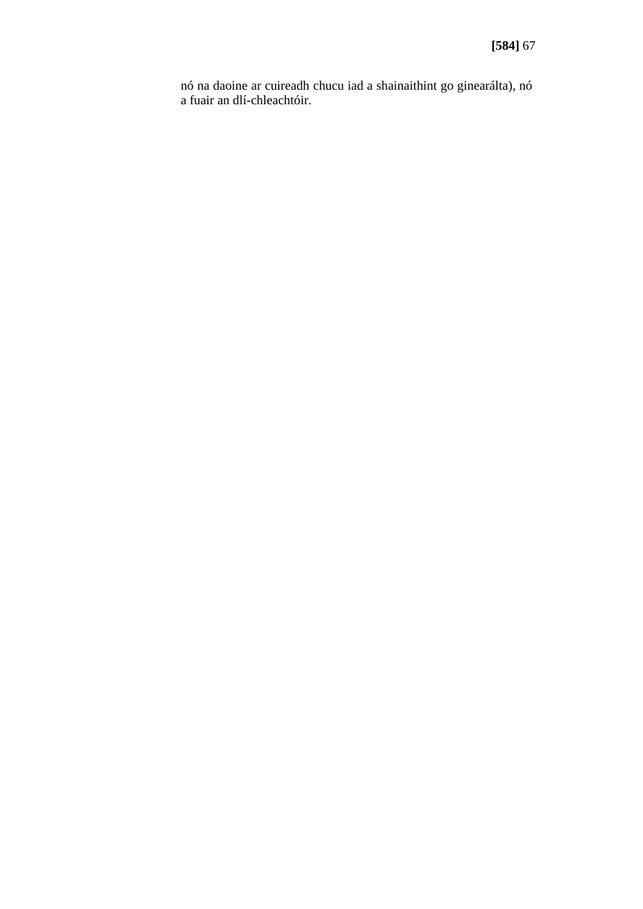nó na daoine ar cuireadh chucu iad a shainaithint go ginearálta), nó a fuair an dlí-chleachtóir.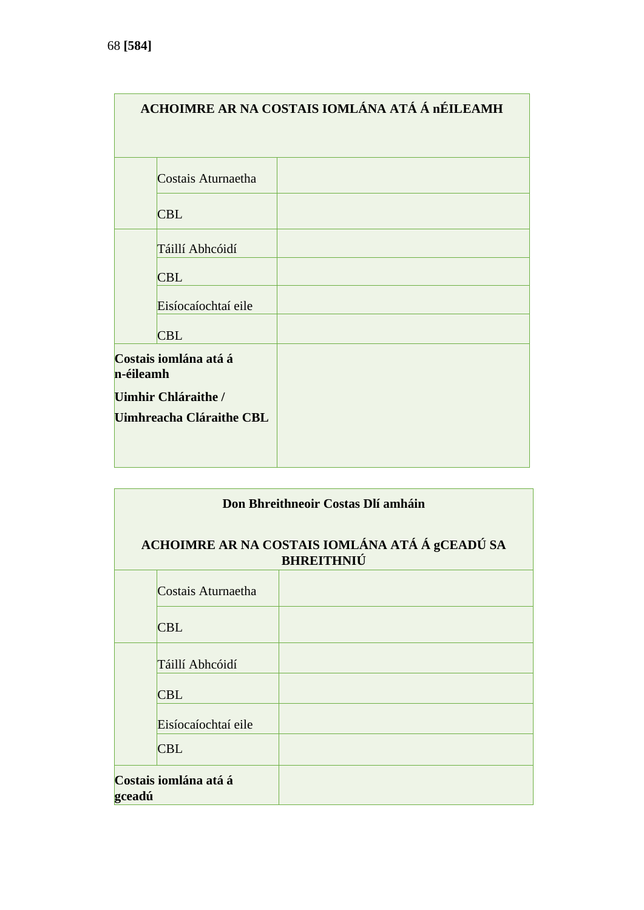| ACHOIMRE AR NA COSTAIS IOMLÁNA ATÁ Á nÉILEAMH | | |
|---|---|---|
| | Costais Aturnaetha | |
| | CBL | |
| | Táillí Abhcóidí | |
| | CBL | |
| | Eisíocaíochtaí eile | |
| | CBL | |
| **Costais iomlána atá á n-éileamh** **Uimhir Chláraithe / Uimhreacha Cláraithe CBL** | | |

| Don Bhreithneoir Costas Dlí amháin ACHOIMRE AR NA COSTAIS IOMLÁNA ATÁ Á gCEADÚ SA BHREITHNIÚ | | |
|---|---|---|
| | Costais Aturnaetha | |
| | CBL | |
| | Táillí Abhcóidí | |
| | CBL | |
| | Eisíocaíochtaí eile | |
| | CBL | |
| **Costais iomlána atá á gceadú** | | |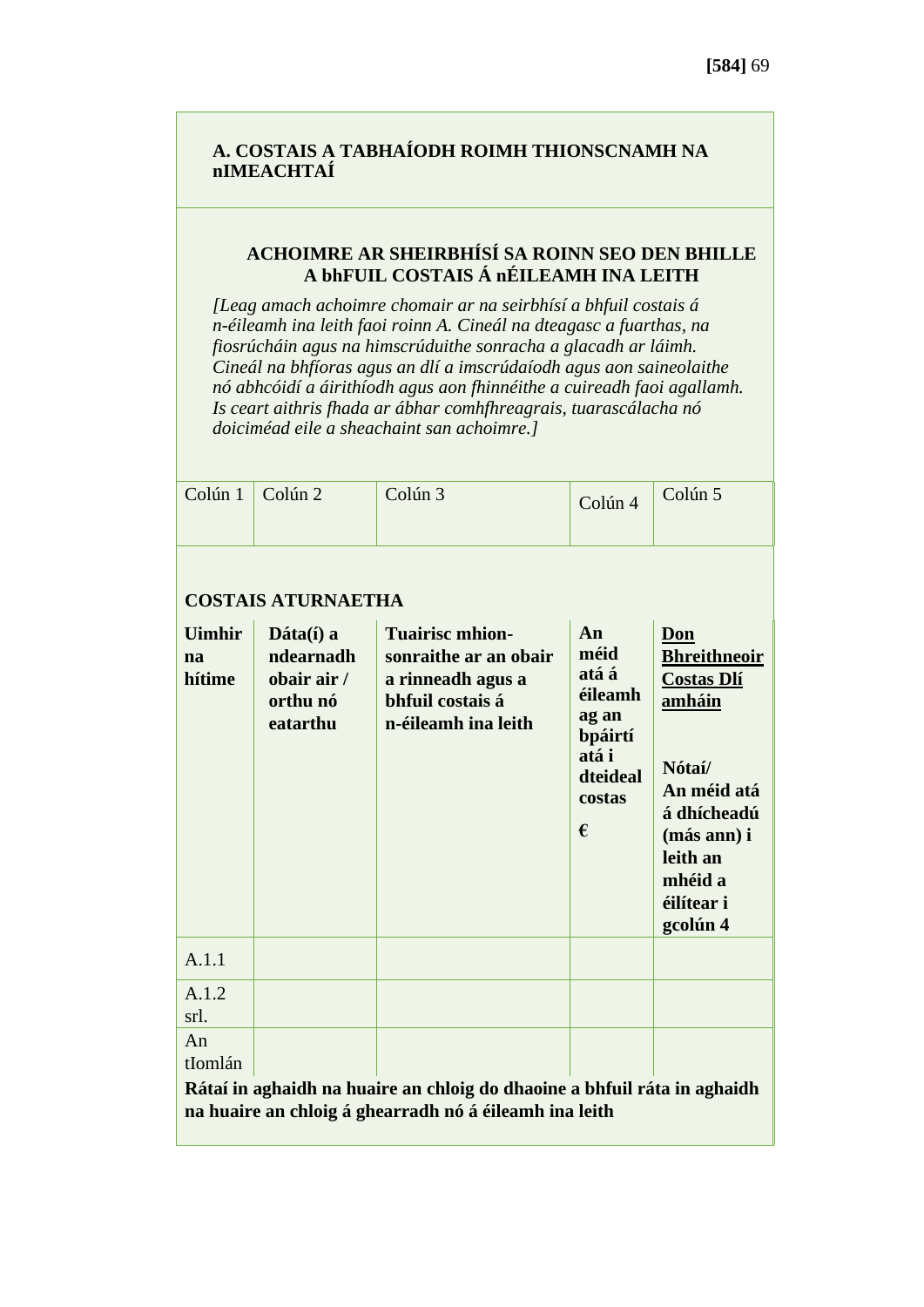**A. COSTAIS A TABHAÍODH ROIMH THIONSCNAMH NA nIMEACHTAÍ**

**ACHOIMRE AR SHEIRBHÍSÍ SA ROINN SEO DEN BHILLE A bhFUIL COSTAIS Á nÉILEAMH INA LEITH**

*[Leag amach achoimre chomair ar na seirbhísí a bhfuil costais á n-éileamh ina leith faoi roinn A. Cineál na dteagasc a fuarthas, na fiosrúcháin agus na himscrúduithe sonracha a glacadh ar láimh. Cineál na bhfíoras agus an dlí a imscrúdaíodh agus aon saineolaithe nó abhcóidí a áirithíodh agus aon fhinnéithe a cuireadh faoi agallamh. Is ceart aithris fhada ar ábhar comhfhreagrais, tuarascálacha nó doiciméad eile a sheachaint san achoimre.]*

| Colún 1 | Colún 2 | Colún 3 | Colún 4 | Colún 5 |
|---|---|---|---|---|
| **COSTAIS ATURNAETHA** | | | | |
| **Uimhir na hítime** | **Dáta(í) a ndearnadh obair air / orthu nó eatarthu** | **Tuairisc mhion-sonraithe ar an obair a rinneadh agus a bhfuil costais á n-éileamh ina leith** | **An méid atá á éileamh ag an bpáirtí atá i dteideal costas €** | **<u>Don Bhreithneoir Costas Dlí amháin</u> Nótaí/ An méid atá á dhícheadú (más ann) i leith an mhéid a éilítear i gcolún 4** |
| A.1.1 | | | | |
| A.1.2 srl. | | | | |
| An tIomlán | | | | |

**Rátaí in aghaidh na huaire an chloig do dhaoine a bhfuil ráta in aghaidh na huaire an chloig á ghearradh nó á éileamh ina leith**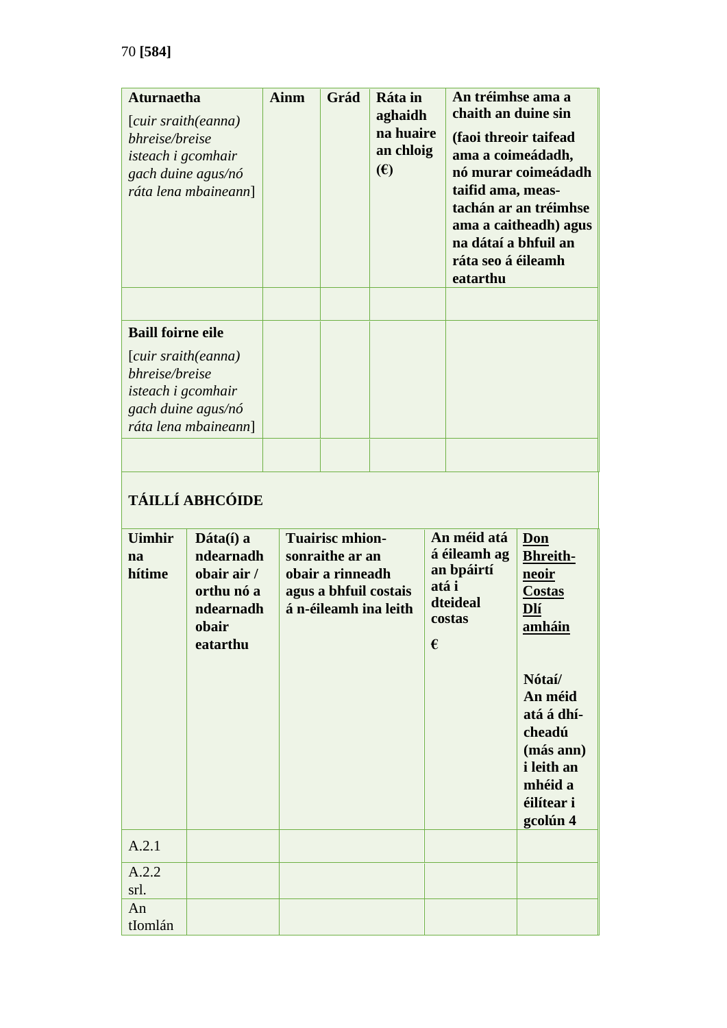| **Aturnaetha** [*cuir sraith(eanna) bhreise/breise isteach i gcomhair gach duine agus/nó ráta lena mbaineann*] | **Ainm** | **Grád** | **Ráta in aghaidh na huaire an chloig (€)** | **An tréimhse ama a chaith an duine sin** **(faoi threoir taifead ama a coimeádadh, nó murar coimeádadh taifid ama, meas-tachán ar an tréimhse ama a caitheadh) agus na dátaí a bhfuil an ráta seo á éileamh eatarthu** |
|---|---|---|---|---|
| | | | | |
| **Baill foirne eile** [*cuir sraith(eanna) bhreise/breise isteach i gcomhair gach duine agus/nó ráta lena mbaineann*] | | | | |
| | | | | |

**TÁILLÍ ABHCÓIDE**

| **Uimhir na hítime** | **Dáta(í) a ndearnadh obair air / orthu nó a ndearnadh obair eatarthu** | **Tuairisc mhion-sonraithe ar an obair a rinneadh agus a bhfuil costais á n-éileamh ina leith** | **An méid atá á éileamh ag an bpáirtí atá i dteideal costas** **€** | **Don Bhreith-neoir Costas Dlí amháin** **Nótaí/ An méid atá á dhí-cheadú (más ann) i leith an mhéid a éilítear i gcolún 4** |
|---|---|---|---|---|
| A.2.1 | | | | |
| A.2.2 srl. | | | | |
| An tIomlán | | | | |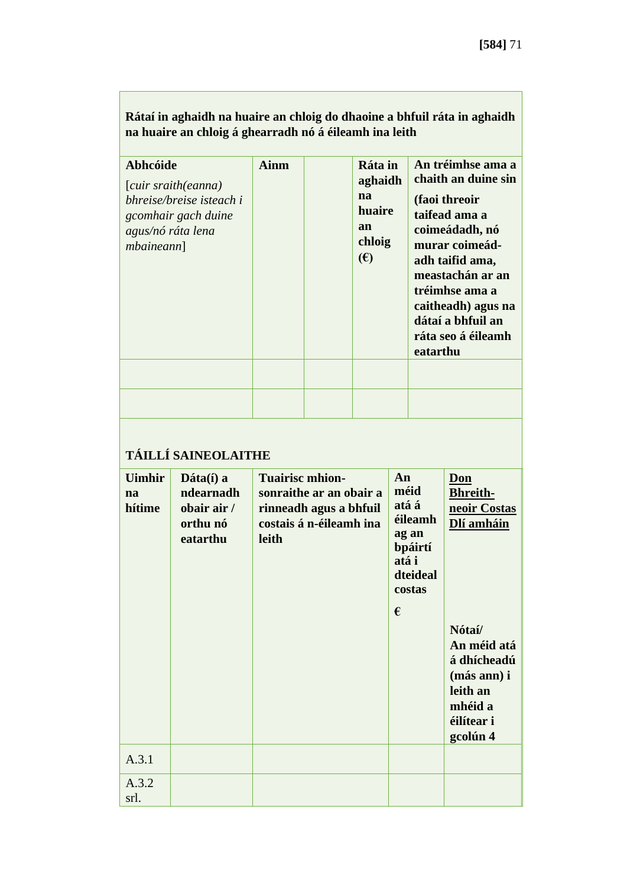**Rátaí in aghaidh na huaire an chloig do dhaoine a bhfuil ráta in aghaidh na huaire an chloig á ghearradh nó á éileamh ina leith**

| **Abhcóide** [*cuir sraith(eanna) bhreise/breise isteach i gcomhair gach duine agus/nó ráta lena mbaineann*] | **Ainm** | | **Ráta in aghaidh na huaire an chloig (€)** | **An tréimhse ama a chaith an duine sin (faoi threoir taifead ama a coimeádadh, nó murar coimeád-adh taifid ama, meastachán ar an tréimhse ama a caitheadh) agus na dátaí a bhfuil an ráta seo á éileamh eatarthu** |
|---|---|---|---|---|
| | | | | |
| | | | | |

**TÁILLÍ SAINEOLAITHE**

| **Uimhir na hítime** | **Dáta(í) a ndearnadh obair air / orthu nó eatarthu** | **Tuairisc mhion-sonraithe ar an obair a rinneadh agus a bhfuil costais á n-éileamh ina leith** | **An méid atá á éileamh ag an bpáirtí atá i dteideal costas €** | **<u>Don Bhreith-neoir Costas Dlí amháin</u> Nótaí/ An méid atá á dhícheadú (más ann) i leith an mhéid a éilítear i gcolún 4** |
|---|---|---|---|---|
| A.3.1 | | | | |
| A.3.2 srl. | | | | |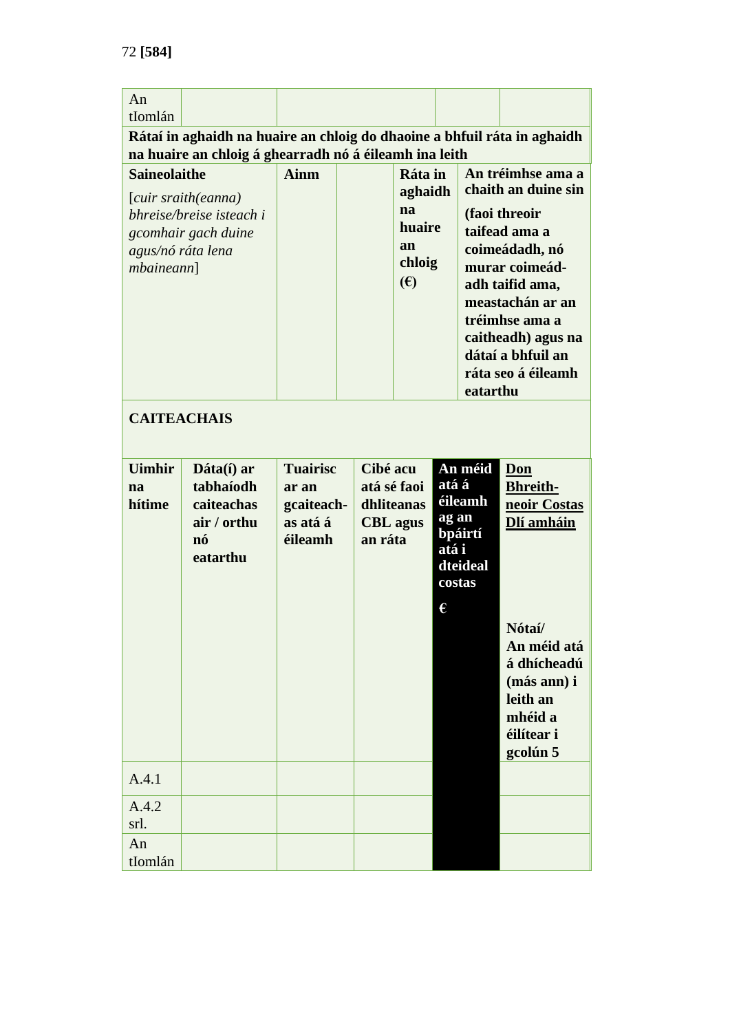| An tIomlán | | | | | |
|---|---|---|---|---|---|

| **Rátaí in aghaidh na huaire an chloig do dhaoine a bhfuil ráta in aghaidh na huaire an chloig á ghearradh nó á éileamh ina leith** | | | | |
|---|---|---|---|---|
| **Saineolaithe** [*cuir sraith(eanna) bhreise/breise isteach i gcomhair gach duine agus/nó ráta lena mbaineann*] | **Ainm** | | **Ráta in aghaidh na huaire an chloig (€)** | **An tréimhse ama a chaith an duine sin (faoi threoir taifead ama a coimeádadh, nó murar coimeád-adh taifid ama, meastachán ar an tréimhse ama a caitheadh) agus na dátaí a bhfuil an ráta seo á éileamh eatarthu** |

**CAITEACHAIS**

| **Uimhir na hítime** | **Dáta(í) ar tabhaíodh caiteachas air / orthu nó eatarthu** | **Tuairisc ar an gcaiteach-as atá á éileamh** | **Cibé acu atá sé faoi dhliteanas CBL agus an ráta** | **An méid atá á éileamh ag an bpáirtí atá i dteideal costas** € | **<u>Don Bhreith-neoir Costas Dlí amháin</u>** **Nótaí/ An méid atá á dhícheadú (más ann) i leith an mhéid a éilítear i gcolún 5** |
|---|---|---|---|---|---|
| A.4.1 | | | | | |
| A.4.2 srl. | | | | | |
| An tIomlán | | | | | |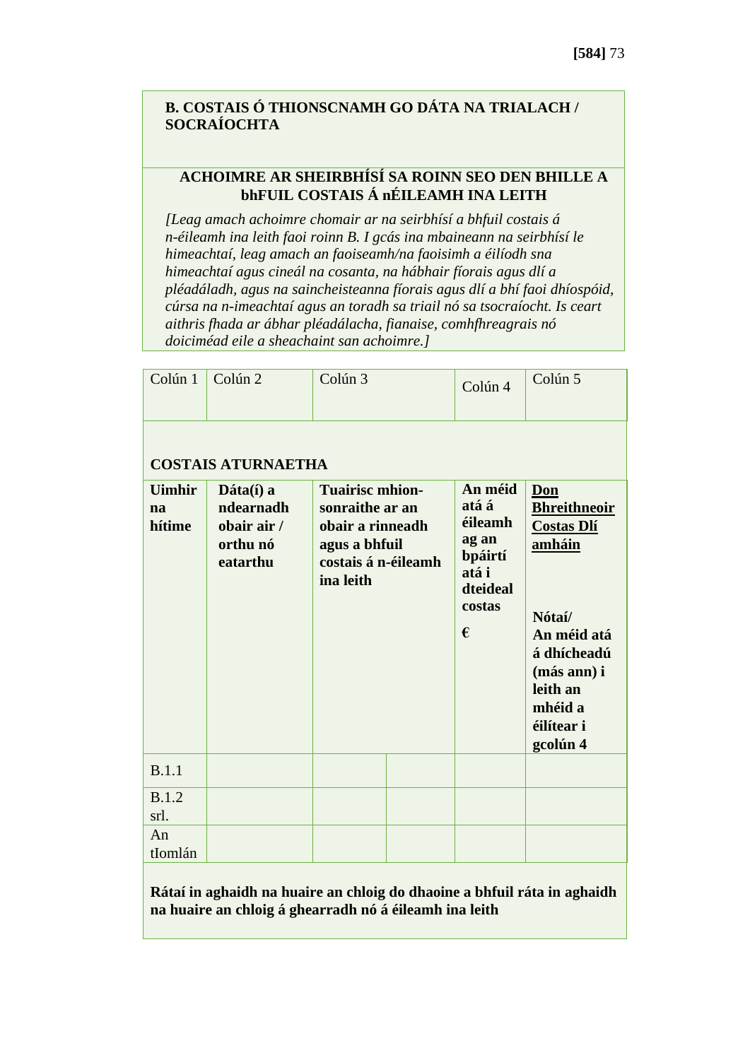**B. COSTAIS Ó THIONSCNAMH GO DÁTA NA TRIALACH / SOCRAÍOCHTA**

**ACHOIMRE AR SHEIRBHÍSÍ SA ROINN SEO DEN BHILLE A bhFUIL COSTAIS Á nÉILEAMH INA LEITH**

*[Leag amach achoimre chomair ar na seirbhísí a bhfuil costais á n-éileamh ina leith faoi roinn B. I gcás ina mbaineann na seirbhísí le himeachtaí, leag amach an faoiseamh/na faoisimh a éilíodh sna himeachtaí agus cineál na cosanta, na hábhair fíorais agus dlí a pléadáladh, agus na saincheisteanna fíorais agus dlí a bhí faoi dhíospóid, cúrsa na n-imeachtaí agus an toradh sa triail nó sa tsocraíocht. Is ceart aithris fhada ar ábhar pléadálacha, fianaise, comhfhreagrais nó doiciméad eile a sheachaint san achoimre.]*

| Colún 1 | Colún 2 | Colún 3 | | Colún 4 | Colún 5 |
|---|---|---|---|---|---|
| **COSTAIS ATURNAETHA** | | | | | |
| **Uimhir na hítime** | **Dáta(í) a ndearnadh obair air / orthu nó eatarthu** | **Tuairisc mhion-sonraithe ar an obair a rinneadh agus a bhfuil costais á n-éileamh ina leith** | | **An méid atá á éileamh ag an bpáirtí atá i dteideal costas €** | **<u>Don Bhreithneoir Costas Dlí amháin</u> Nótaí/ An méid atá á dhícheadú (más ann) i leith an mhéid a éilítear i gcolún 4** |
| B.1.1 | | | | | |
| B.1.2 srl. | | | | | |
| An tIomlán | | | | | |

**Rátaí in aghaidh na huaire an chloig do dhaoine a bhfuil ráta in aghaidh na huaire an chloig á ghearradh nó á éileamh ina leith**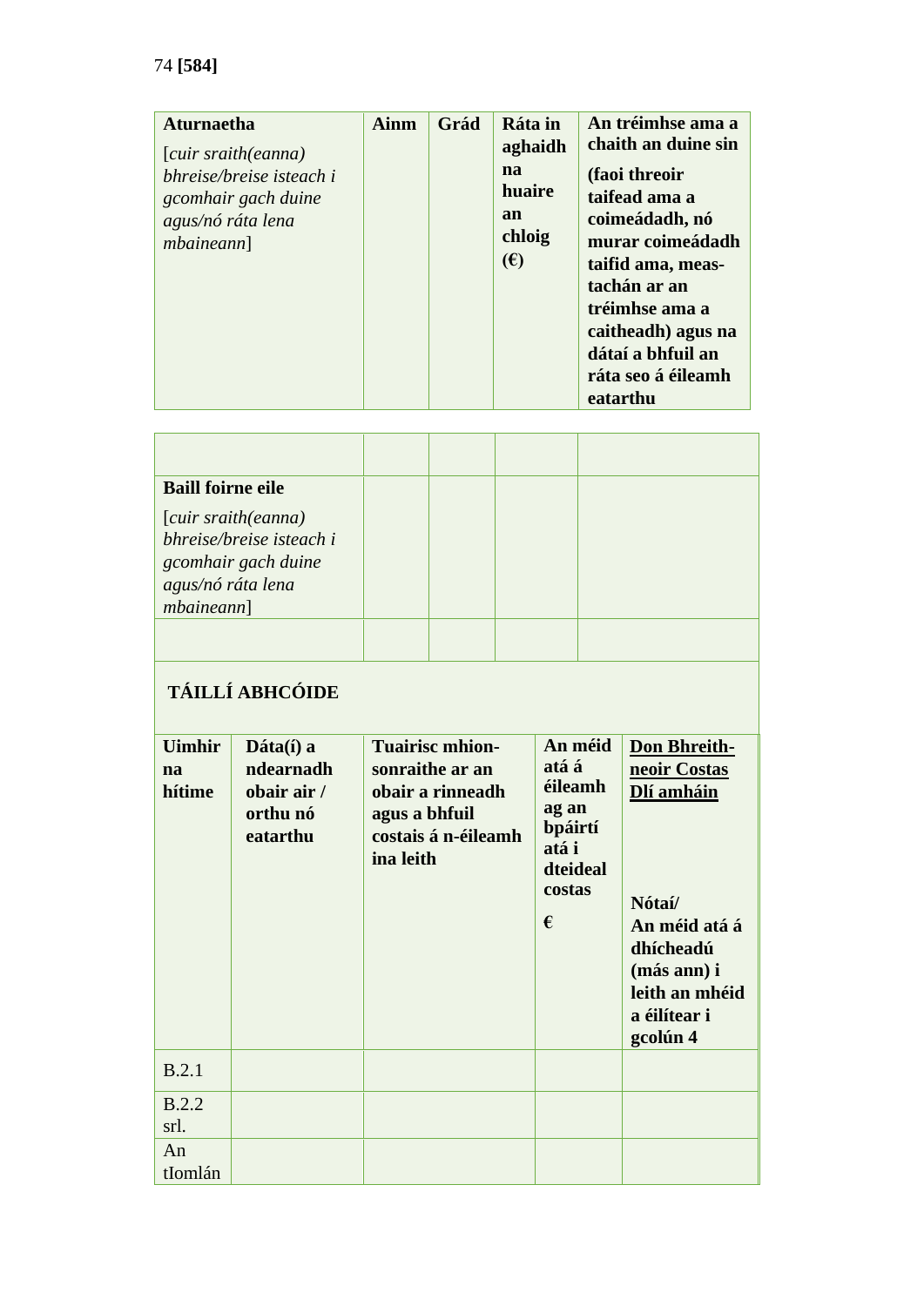74 **[584]**

| **Aturnaetha** *[cuir sraith(eanna) bhreise/breise isteach i gcomhair gach duine agus/nó ráta lena mbaineann]* | **Ainm** | **Grád** | **Ráta in aghaidh na huaire an chloig (€)** | **An tréimhse ama a chaith an duine sin (faoi threoir taifead ama a coimeádadh, nó murar coimeádadh taifid ama, meas-tachán ar an tréimhse ama a caitheadh) agus na dátaí a bhfuil an ráta seo á éileamh eatarthu** |
|---|---|---|---|---|

| | | | | |
|---|---|---|---|---|
| | | | | |
| **Baill foirne eile** *[cuir sraith(eanna) bhreise/breise isteach i gcomhair gach duine agus/nó ráta lena mbaineann]* | | | | |
| | | | | |

**TÁILLÍ ABHCÓIDE**

| **Uimhir na hítime** | **Dáta(í) a ndearnadh obair air / orthu nó eatarthu** | **Tuairisc mhion-sonraithe ar an obair a rinneadh agus a bhfuil costais á n-éileamh ina leith** | **An méid atá á éileamh ag an bpáirtí atá i dteideal costas €** | **Don Bhreitheoir Costas Dlí amháin** **Nótaí/ An méid atá á dhícheadú (más ann) i leith an mhéid a éilítear i gcolún 4** |
|---|---|---|---|---|
| B.2.1 | | | | |
| B.2.2 srl. | | | | |
| An tIomlán | | | | |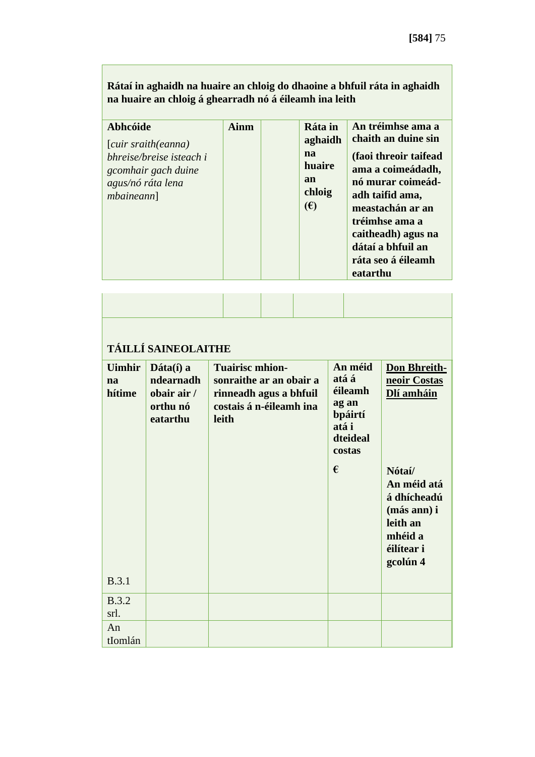| **Rátaí in aghaidh na huaire an chloig do dhaoine a bhfuil ráta in aghaidh na huaire an chloig á ghearradh nó á éileamh ina leith** | | | | |
|---|---|---|---|---|
| **Abhcóide** [*cuir sraith(eanna) bhreise/breise isteach i gcomhair gach duine agus/nó ráta lena mbaineann*] | **Ainm** | | **Ráta in aghaidh na huaire an chloig (€)** | **An tréimhse ama a chaith an duine sin (faoi threoir taifead ama a coimeádadh, nó murar coimeád-adh taifid ama, meastachán ar an tréimhse ama a caitheadh) agus na dátaí a bhfuil an ráta seo á éileamh eatarthu** |
| | | | | |

**TÁILLÍ SAINEOLAITHE**

| **Uimhir na hítime** | **Dáta(í) a ndearnadh obair air / orthu nó eatarthu** | **Tuairisc mhion-sonraithe ar an obair a rinneadh agus a bhfuil costais á n-éileamh ina leith** | **An méid atá á éileamh ag an bpáirtí atá i dteideal costas** € | **Don Bhreith-neoir Costas Dlí amháin** **Nótaí/ An méid atá á dhícheadú (más ann) i leith an mhéid a éilítear i gcolún 4** |
|---|---|---|---|---|
| B.3.1 | | | | |
| B.3.2 srl. | | | | |
| An tIomlán | | | | |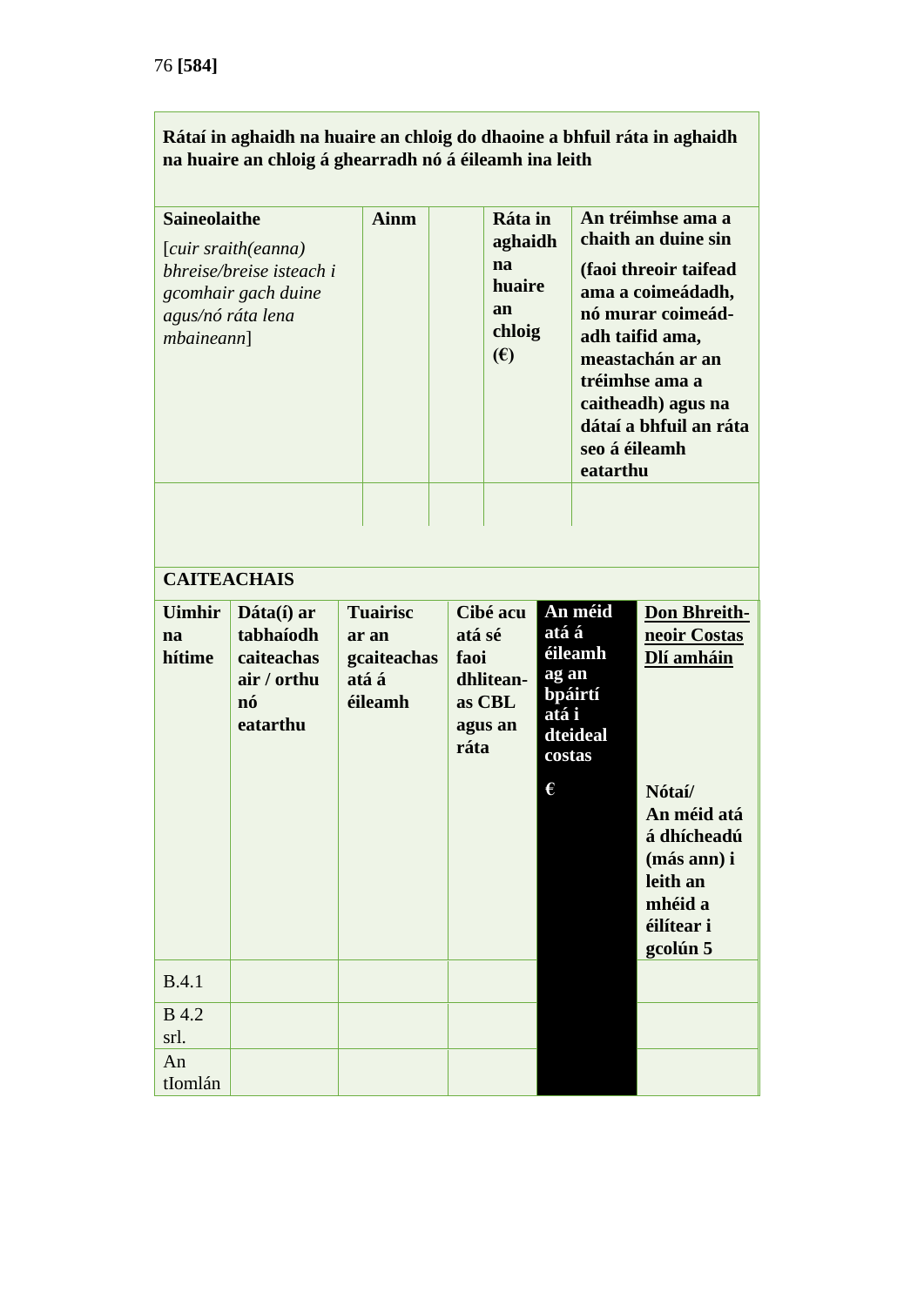**Rátaí in aghaidh na huaire an chloig do dhaoine a bhfuil ráta in aghaidh na huaire an chloig á ghearradh nó á éileamh ina leith**

| **Saineolaithe** [*cuir sraith(eanna) bhreise/breise isteach i gcomhair gach duine agus/nó ráta lena mbaineann*] | **Ainm** | | **Ráta in aghaidh na huaire an chloig (€)** | **An tréimhse ama a chaith an duine sin** **(faoi threoir taifead ama a coimeádadh, nó murar coimeád-adh taifid ama, meastachán ar an tréimhse ama a caitheadh) agus na dátaí a bhfuil an ráta seo á éileamh eatarthu** |
|---|---|---|---|---|
| | | | | |

**CAITEACHAIS**

| **Uimhir na hítime** | **Dáta(í) ar tabhaíodh caiteachas air / orthu nó eatarthu** | **Tuairisc ar an gcaiteachas atá á éileamh** | **Cibé acu atá sé faoi dhlitean-as CBL agus an ráta** | **An méid atá á éileamh ag an bpáirtí atá i dteideal costas** € | **Don Bhreith-neoir Costas Dlí amháin** **Nótaí/ An méid atá á dhícheadú (más ann) i leith an mhéid a éilítear i gcolún 5** |
|---|---|---|---|---|---|
| B.4.1 | | | | | |
| B 4.2 srl. | | | | | |
| An tIomlán | | | | | |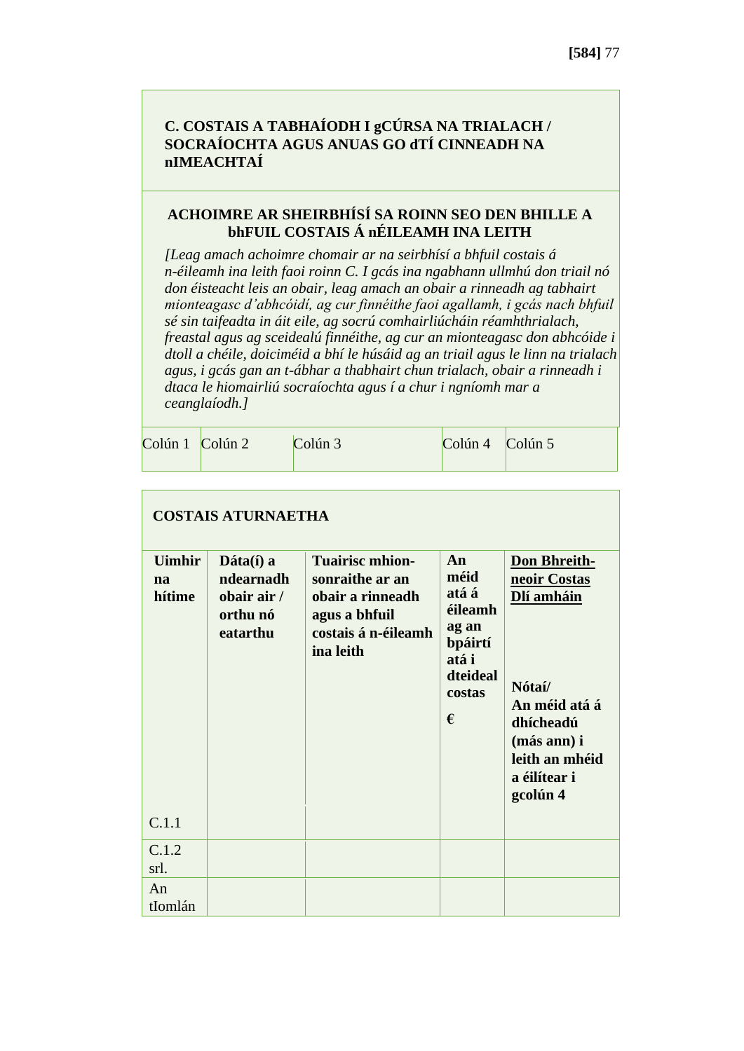**C. COSTAIS A TABHAÍODH I gCÚRSA NA TRIALACH / SOCRAÍOCHTA AGUS ANUAS GO dTÍ CINNEADH NA nIMEACHTAÍ**

**ACHOIMRE AR SHEIRBHÍSÍ SA ROINN SEO DEN BHILLE A bhFUIL COSTAIS Á nÉILEAMH INA LEITH**

*[Leag amach achoimre chomair ar na seirbhísí a bhfuil costais á n-éileamh ina leith faoi roinn C. I gcás ina ngabhann ullmhú don triail nó don éisteacht leis an obair, leag amach an obair a rinneadh ag tabhairt mionteagasc d'abhcóidí, ag cur finnéithe faoi agallamh, i gcás nach bhfuil sé sin taifeadta in áit eile, ag socrú comhairliúcháin réamhthrialach, freastal agus ag sceidealú finnéithe, ag cur an mionteagasc don abhcóide i dtoll a chéile, doiciméid a bhí le húsáid ag an triail agus le linn na trialach agus, i gcás gan an t-ábhar a thabhairt chun trialach, obair a rinneadh i dtaca le hiomairliú socraíochta agus í a chur i ngníomh mar a ceanglaíodh.]*

| Colún 1 | Colún 2 | Colún 3 | Colún 4 | Colún 5 |
|---|---|---|---|---|

**COSTAIS ATURNAETHA**

| **Uimhir na hítime** | **Dáta(í) a ndearnadh obair air / orthu nó eatarthu** | **Tuairisc mhion-sonraithe ar an obair a rinneadh agus a bhfuil costais á n-éileamh ina leith** | **An méid atá á éileamh ag an bpáirtí atá i dteideal costas €** | **Don Bhreith-neoir Costas Dlí amháin** **Nótaí/ An méid atá á dhícheadú (más ann) i leith an mhéid a éilítear i gcolún 4** |
|---|---|---|---|---|
| C.1.1 | | | | |
| C.1.2 srl. | | | | |
| An tIomlán | | | | |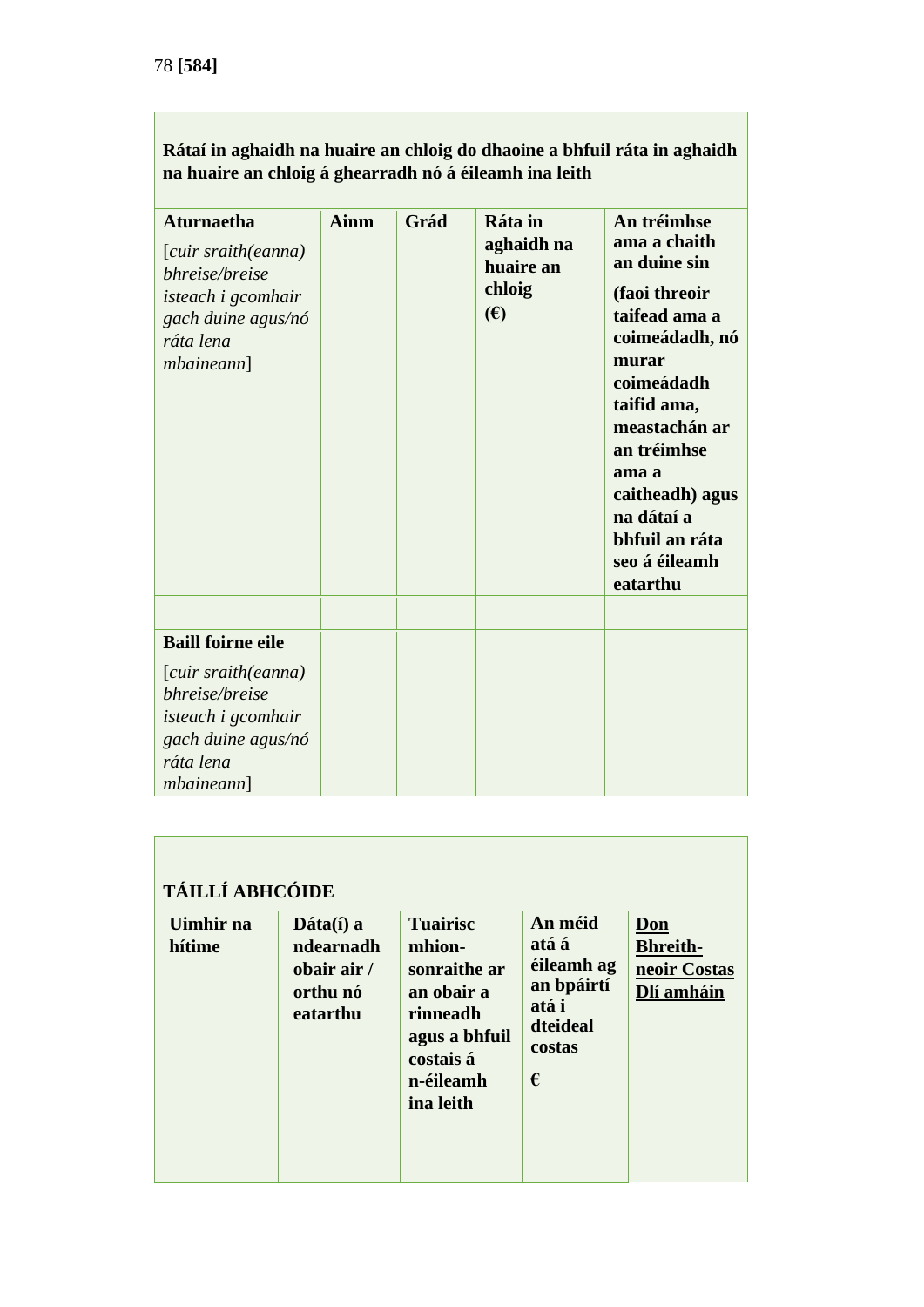78 **[584]**

| **Rátaí in aghaidh na huaire an chloig do dhaoine a bhfuil ráta in aghaidh na huaire an chloig á ghearradh nó á éileamh ina leith** | | | | |
|---|---|---|---|---|
| **Aturnaetha** [*cuir sraith(eanna) bhreise/breise isteach i gcomhair gach duine agus/nó ráta lena mbaineann*] | **Ainm** | **Grád** | **Ráta in aghaidh na huaire an chloig (€)** | **An tréimhse ama a chaith an duine sin (faoi threoir taifead ama a coimeádadh, nó murar coimeádadh taifid ama, meastachán ar an tréimhse ama a caitheadh) agus na dátaí a bhfuil an ráta seo á éileamh eatarthu** |
| | | | | |
| **Baill foirne eile** [*cuir sraith(eanna) bhreise/breise isteach i gcomhair gach duine agus/nó ráta lena mbaineann*] | | | | |

| **TÁILLÍ ABHCÓIDE** | | | | |
|---|---|---|---|---|
| **Uimhir na hítime** | **Dáta(í) a ndearnadh obair air / orthu nó eatarthu** | **Tuairisc mhion-sonraithe ar an obair a rinneadh agus a bhfuil costais á n-éileamh ina leith** | **An méid atá á éileamh ag an bpáirtí atá i dteideal costas €** | **<u>Don Bhreith-neoir Costas Dlí amháin</u>** |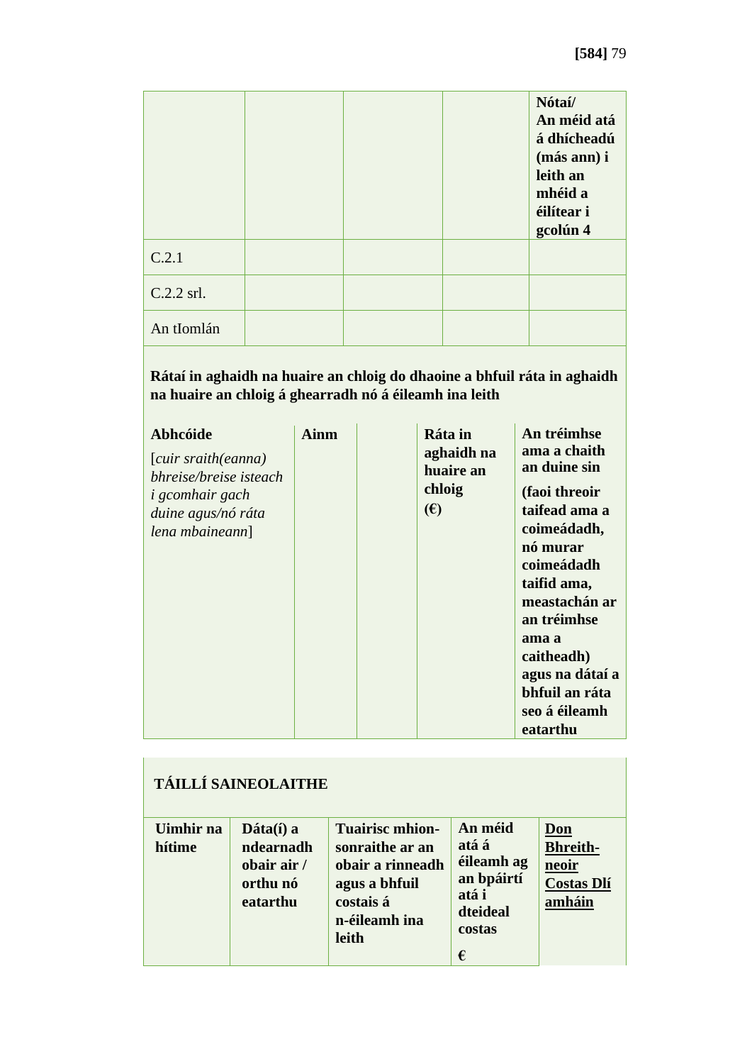| | | | | Nótaí/ An méid atá á dhícheadú (más ann) i leith an mhéid a éilítear i gcolún 4 |
|---|---|---|---|---|
| C.2.1 | | | | |
| C.2.2 srl. | | | | |
| An tIomlán | | | | |

**Rátaí in aghaidh na huaire an chloig do dhaoine a bhfuil ráta in aghaidh na huaire an chloig á ghearradh nó á éileamh ina leith**

| **Abhcóide** [*cuir sraith(eanna) bhreise/breise isteach i gcomhair gach duine agus/nó ráta lena mbaineann*] | **Ainm** | | **Ráta in aghaidh na huaire an chloig (€)** | **An tréimhse ama a chaith an duine sin (faoi threoir taifead ama a coimeádadh, nó murar coimeádadh taifid ama, meastachán ar an tréimhse ama a caitheadh) agus na dátaí a bhfuil an ráta seo á éileamh eatarthu** |
|---|---|---|---|---|

**TÁILLÍ SAINEOLAITHE**

| **Uimhir na hítime** | **Dáta(í) a ndearnadh obair air / orthu nó eatarthu** | **Tuairisc mhion-sonraithe ar an obair a rinneadh agus a bhfuil costais á n-éileamh ina leith** | **An méid atá á éileamh ag an bpáirtí atá i dteideal costas €** | **Don Bhreith-neoir Costas Dlí amháin** |
|---|---|---|---|---|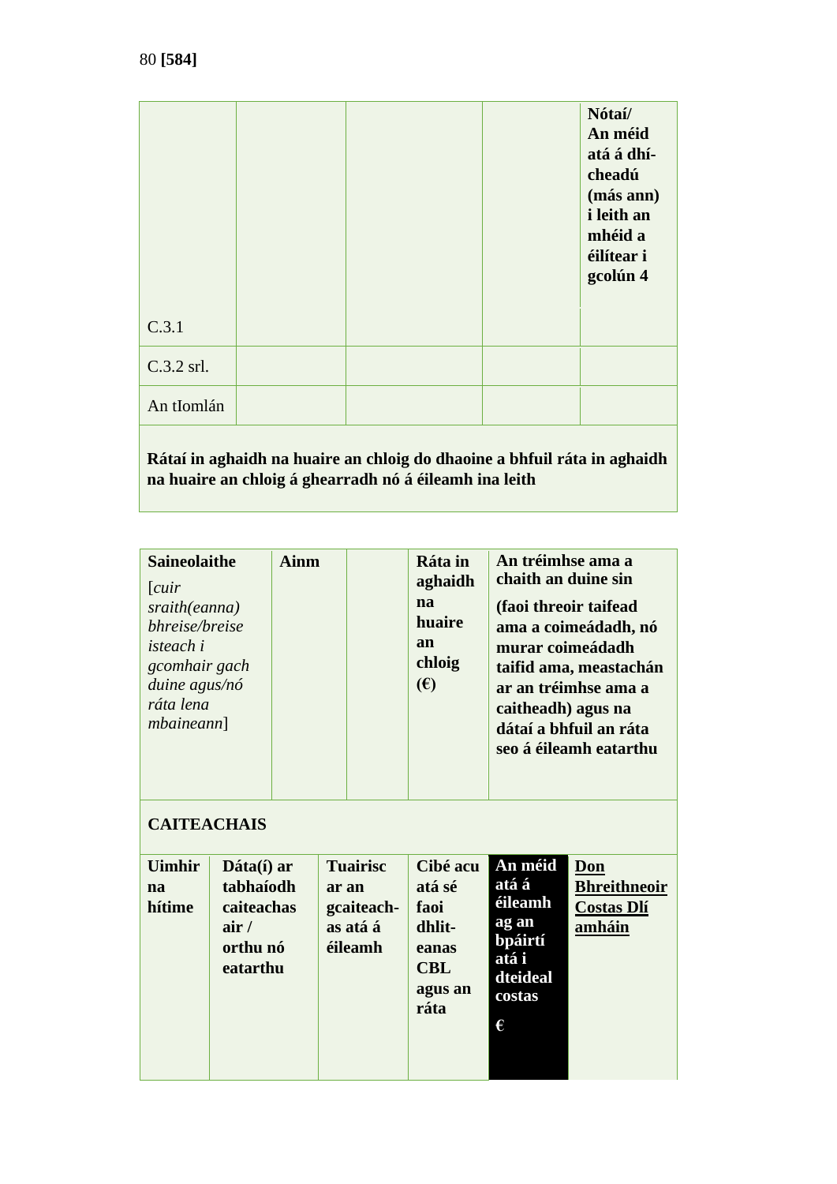|  |  |  |  | **Nótaí/ An méid atá á dhí-cheadú (más ann) i leith an mhéid a éilítear i gcolún 4** |
|---|---|---|---|---|
| C.3.1 |  |  |  |  |
| C.3.2 srl. |  |  |  |  |
| An tIomlán |  |  |  |  |

**Rátaí in aghaidh na huaire an chloig do dhaoine a bhfuil ráta in aghaidh na huaire an chloig á ghearradh nó á éileamh ina leith**

| **Saineolaithe** [*cuir sraith(eanna) bhreise/breise isteach i gcomhair gach duine agus/nó ráta lena mbaineann*] | **Ainm** |  | **Ráta in aghaidh na huaire an chloig (€)** | **An tréimhse ama a chaith an duine sin** **(faoi threoir taifead ama a coimeádadh, nó murar coimeádadh taifid ama, meastachán ar an tréimhse ama a caitheadh) agus na dátaí a bhfuil an ráta seo á éileamh eatarthu** |
|---|---|---|---|---|

**CAITEACHAIS**

| **Uimhir na hítime** | **Dáta(í) ar tabhaíodh caiteachas air / orthu nó eatarthu** | **Tuairisc ar an gcaiteach-as atá á éileamh** | **Cibé acu atá sé faoi dhlit-eanas CBL agus an ráta** | **An méid atá á éileamh ag an bpáirtí atá i dteideal costas €** | **Don Bhreithneoir Costas Dlí amháin** |
|---|---|---|---|---|---|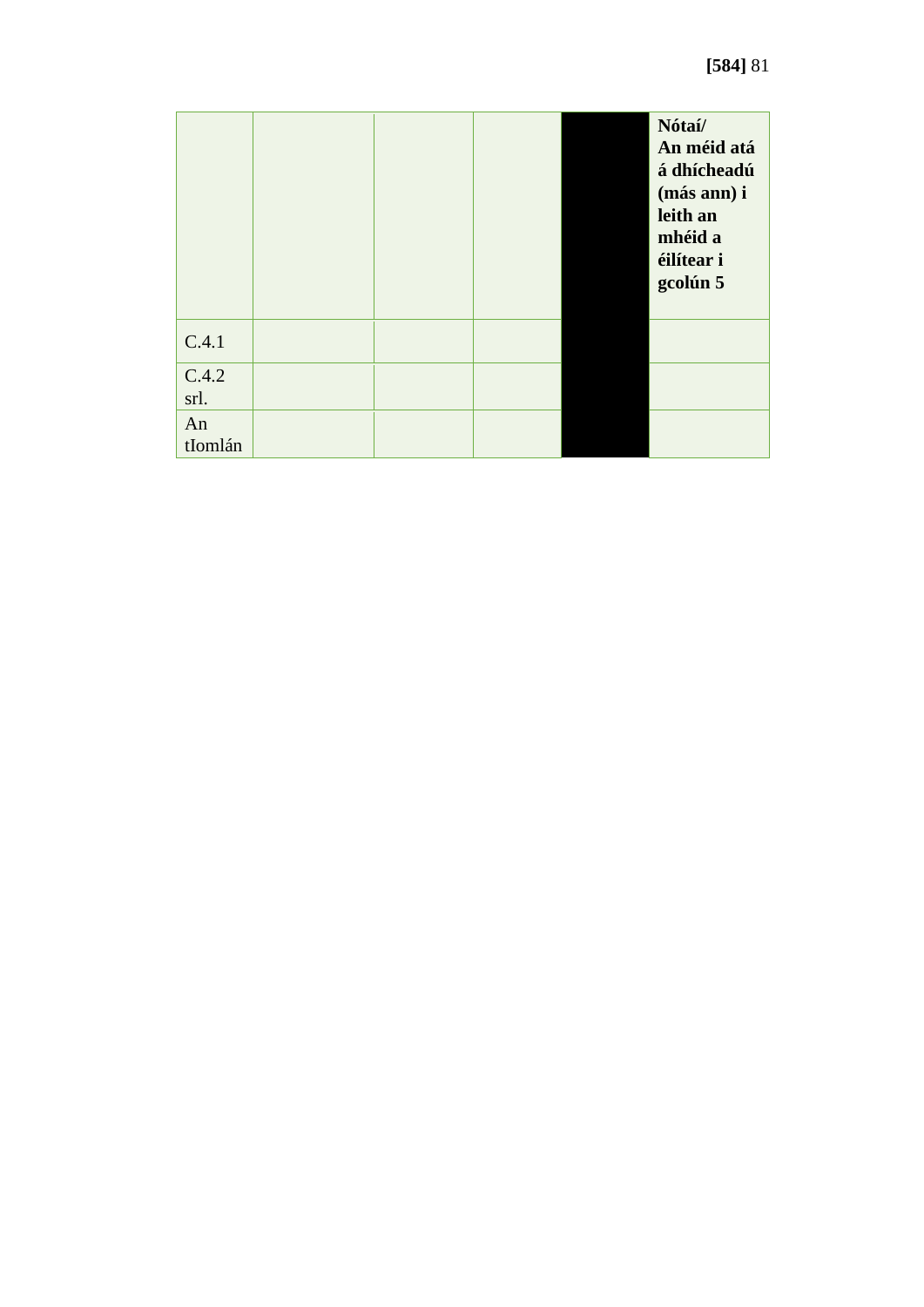| | | | | | Nótaí/ An méid atá á dhícheadú (más ann) i leith an mhéid a éilítear i gcolún 5 |
|---|---|---|---|---|---|
| C.4.1 | | | | | |
| C.4.2 srl. | | | | | |
| An tIomlán | | | | | |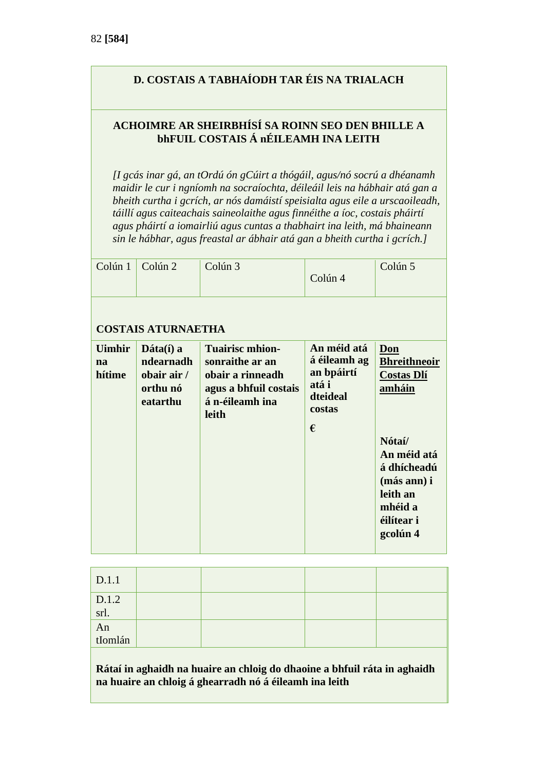**[584]**

| **D. COSTAIS A TABHAÍODH TAR ÉIS NA TRIALACH** | | | | |
|---|---|---|---|---|
| **ACHOIMRE AR SHEIRBHÍSÍ SA ROINN SEO DEN BHILLE A bhFUIL COSTAIS Á nÉILEAMH INA LEITH**<br><br>*[I gcás inar gá, an tOrdú ón gCúirt a thógáil, agus/nó socrú a dhéanamh maidir le cur i ngníomh na socraíochta, déileáil leis na hábhair atá gan a bheith curtha i gcrích, ar nós damáistí speisialta agus eile a urscaoileadh, táillí agus caiteachais saineolaithe agus finnéithe a íoc, costais pháirtí agus pháirtí a iomairliú agus cuntas a thabhairt ina leith, má bhaineann sin le hábhar, agus freastal ar ábhair atá gan a bheith curtha i gcrích.]* | | | | |
| Colún 1 | Colún 2 | Colún 3 | Colún 4 | Colún 5 |
| **COSTAIS ATURNAETHA** | | | | |
| **Uimhir na hítime** | **Dáta(í) a ndearnadh obair air / orthu nó eatarthu** | **Tuairisc mhion-sonraithe ar an obair a rinneadh agus a bhfuil costais á n-éileamh ina leith** | **An méid atá á éileamh ag an bpáirtí atá i dteideal costas**<br><br>**€** | **<u>Don Bhreithneoir Costas Dlí amháin</u>**<br><br>**Nótaí/ An méid atá á dhícheadú (más ann) i leith an mhéid a éilítear i gcolún 4** |
| D.1.1 | | | | |
| D.1.2 srl. | | | | |
| An tIomlán | | | | |
| **Rátaí in aghaidh na huaire an chloig do dhaoine a bhfuil ráta in aghaidh na huaire an chloig á ghearradh nó á éileamh ina leith** | | | | |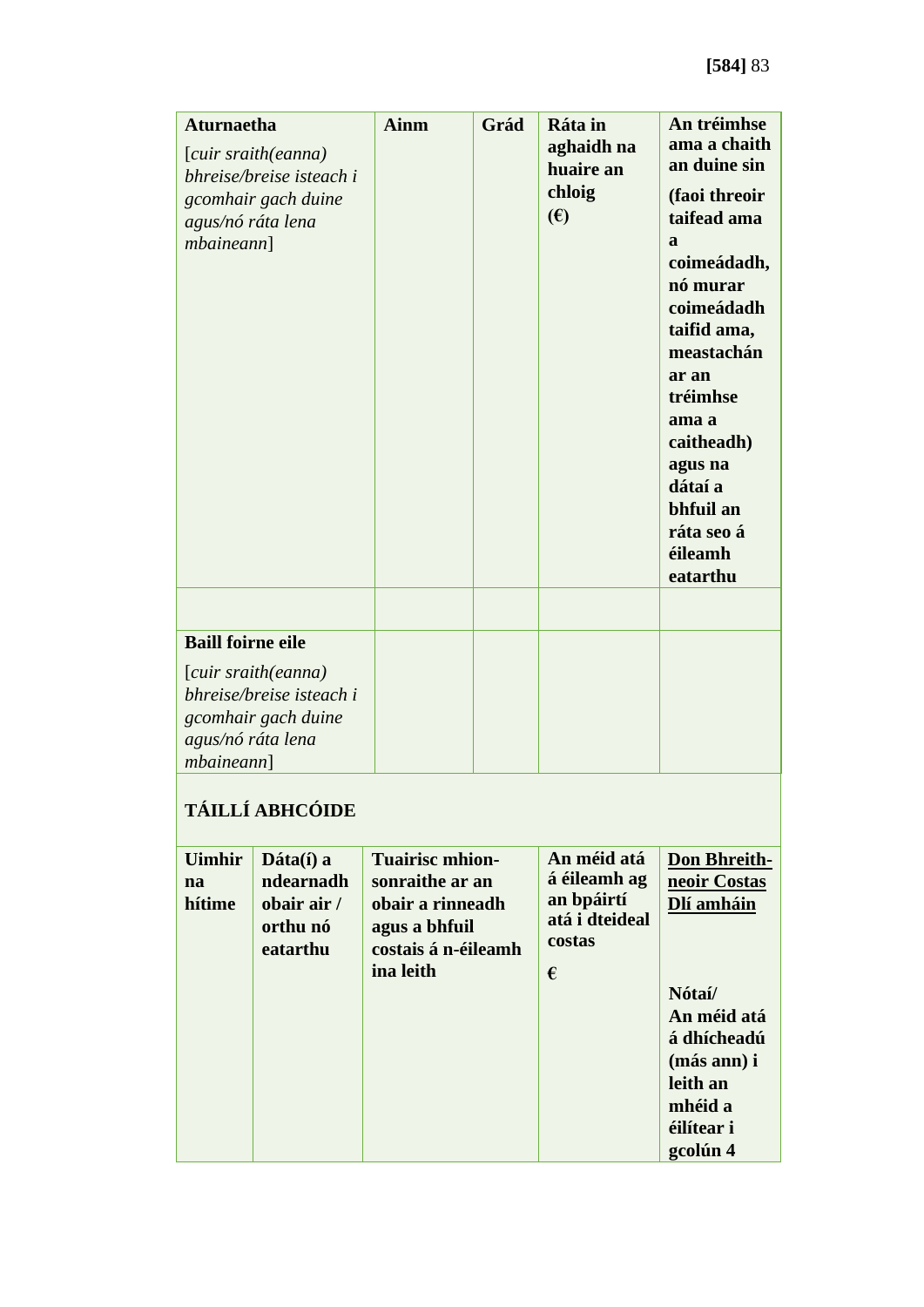| **Aturnaetha** [*cuir sraith(eanna) bhreise/breise isteach i gcomhair gach duine agus/nó ráta lena mbaineann*] | **Ainm** | **Grád** | **Ráta in aghaidh na huaire an chloig (€)** | **An tréimhse ama a chaith an duine sin (faoi threoir taifead ama a coimeádadh, nó murar coimeádadh taifid ama, meastachán ar an tréimhse ama a caitheadh) agus na dátaí a bhfuil an ráta seo á éileamh eatarthu** |
|---|---|---|---|---|
| | | | | |
| **Baill foirne eile** [*cuir sraith(eanna) bhreise/breise isteach i gcomhair gach duine agus/nó ráta lena mbaineann*] | | | | |

**TÁILLÍ ABHCÓIDE**

| **Uimhir na hítime** | **Dáta(í) a ndearnadh obair air / orthu nó eatarthu** | **Tuairisc mhion-sonraithe ar an obair a rinneadh agus a bhfuil costais á n-éileamh ina leith** | **An méid atá á éileamh ag an bpáirtí atá i dteideal costas €** | **Don Bhreith-neoir Costas Dlí amháin** **Nótaí/ An méid atá á dhícheadú (más ann) i leith an mhéid a éilítear i gcolún 4** |
|---|---|---|---|---|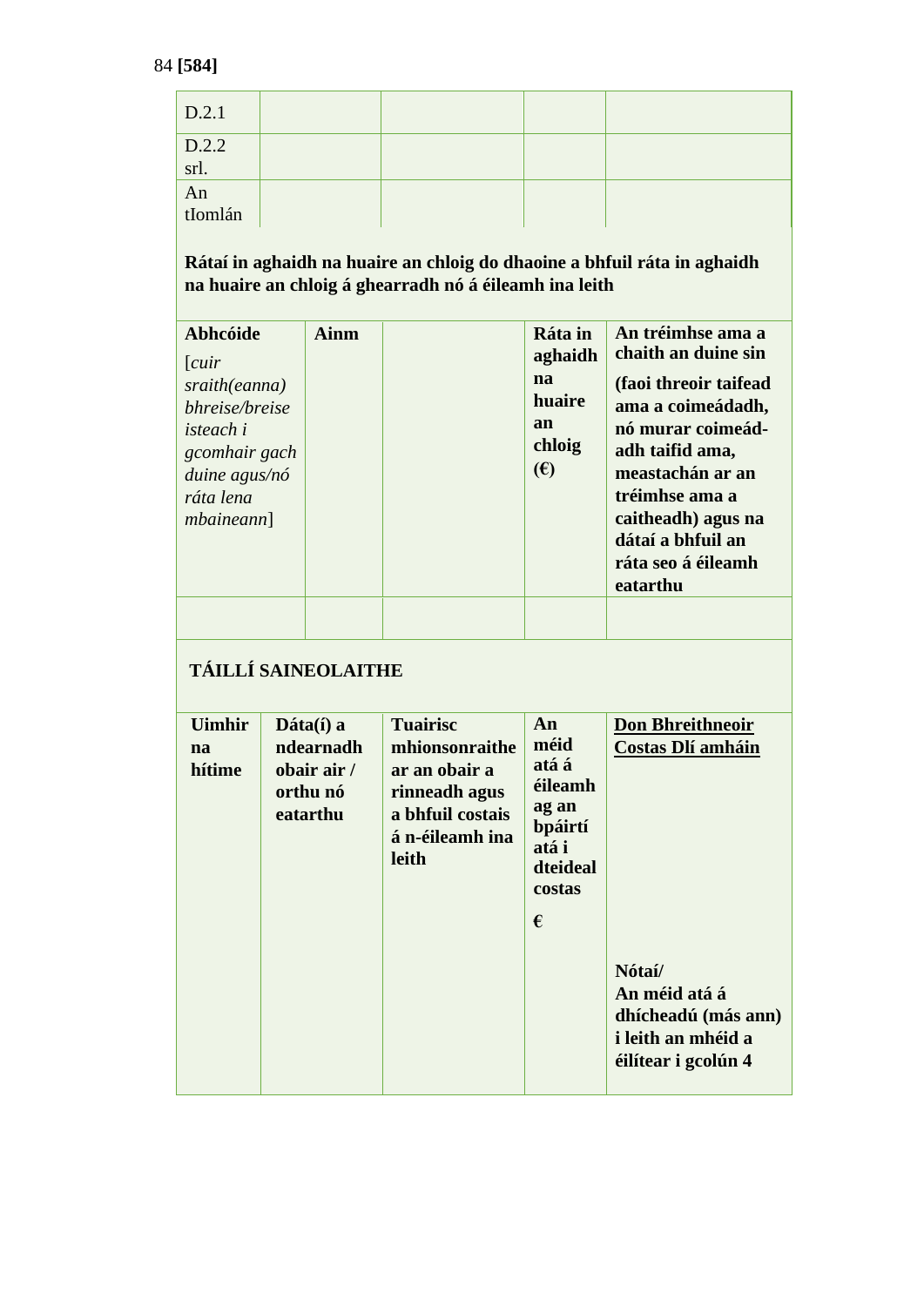| D.2.1 | | | | |
|---|---|---|---|---|
| D.2.2 srl. | | | | |
| An tIomlán | | | | |

**Rátaí in aghaidh na huaire an chloig do dhaoine a bhfuil ráta in aghaidh na huaire an chloig á ghearradh nó á éileamh ina leith**

| **Abhcóide** [*cuir sraith(eanna) bhreise/breise isteach i gcomhair gach duine agus/nó ráta lena mbaineann*] | **Ainm** | | **Ráta in aghaidh na huaire an chloig (€)** | **An tréimhse ama a chaith an duine sin** **(faoi threoir taifead ama a coimeádadh, nó murar coimeád-adh taifid ama, meastachán ar an tréimhse ama a caitheadh) agus na dátaí a bhfuil an ráta seo á éileamh eatarthu** |
|---|---|---|---|---|
| | | | | |

**TÁILLÍ SAINEOLAITHE**

| **Uimhir na hítime** | **Dáta(í) a ndearnadh obair air / orthu nó eatarthu** | **Tuairisc mhionsonraithe ar an obair a rinneadh agus a bhfuil costais á n-éileamh ina leith** | **An méid atá á éileamh ag an bpáirtí atá i dteideal costas** **€** | <u>**Don Bhreithneoir Costas Dlí amháin**</u> **Nótaí/ An méid atá á dhícheadú (más ann) i leith an mhéid a éilítear i gcolún 4** |
|---|---|---|---|---|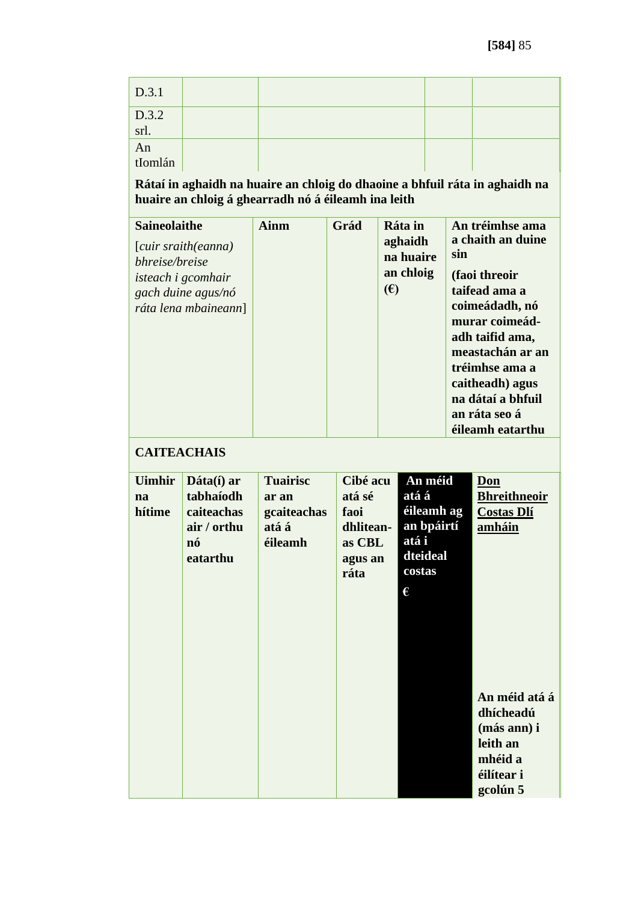| | | | | |
|---|---|---|---|---|
| D.3.1 | | | | |
| D.3.2 srl. | | | | |
| An tIomlán | | | | |

**Rátaí in aghaidh na huaire an chloig do dhaoine a bhfuil ráta in aghaidh na huaire an chloig á ghearradh nó á éileamh ina leith**

| **Saineolaithe** [*cuir sraith(eanna) bhreise/breise isteach i gcomhair gach duine agus/nó ráta lena mbaineann*] | **Ainm** | **Grád** | **Ráta in aghaidh na huaire an chloig (€)** | **An tréimhse ama a chaith an duine sin** **(faoi threoir taifead ama a coimeádadh, nó murar coimeádadh taifid ama, meastachán ar an tréimhse ama a caitheadh) agus na dátaí a bhfuil an ráta seo á éileamh eatarthu** |
|---|---|---|---|---|

**CAITEACHAIS**

| **Uimhir na hítime** | **Dáta(í) ar tabhaíodh caiteachas air / orthu nó eatarthu** | **Tuairisc ar an gcaiteachas atá á éileamh** | **Cibé acu atá sé faoi dhliteanas CBL agus an ráta** | **An méid atá á éileamh ag an bpáirtí atá i dteideal costas** **€** | **<u>Don Bhreithneoir Costas Dlí amháin</u>** **An méid atá á dhícheadú (más ann) i leith an mhéid a éilítear i gcolún 5** |
|---|---|---|---|---|---|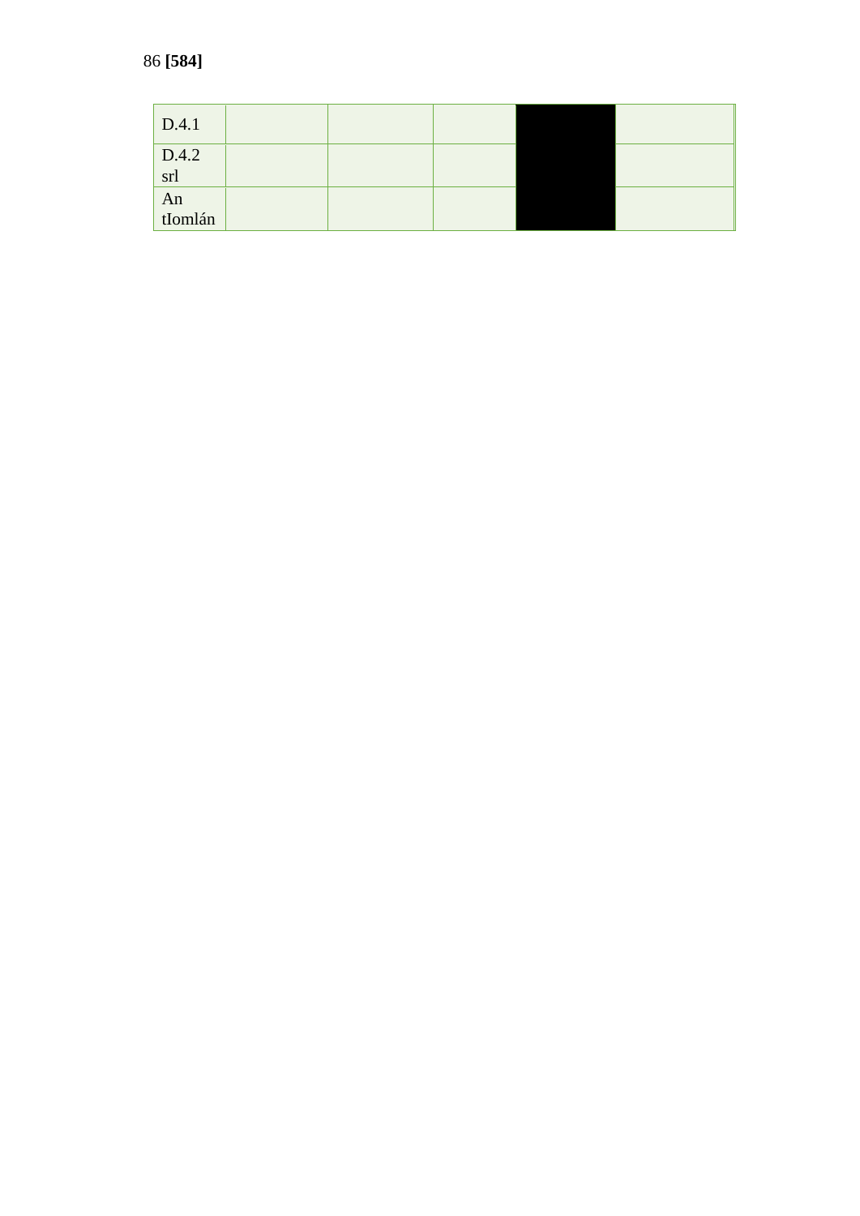| | | | | | |
|---|---|---|---|---|---|
| D.4.1 | | | | | |
| D.4.2 srl | | | | | |
| An tIomlán | | | | | |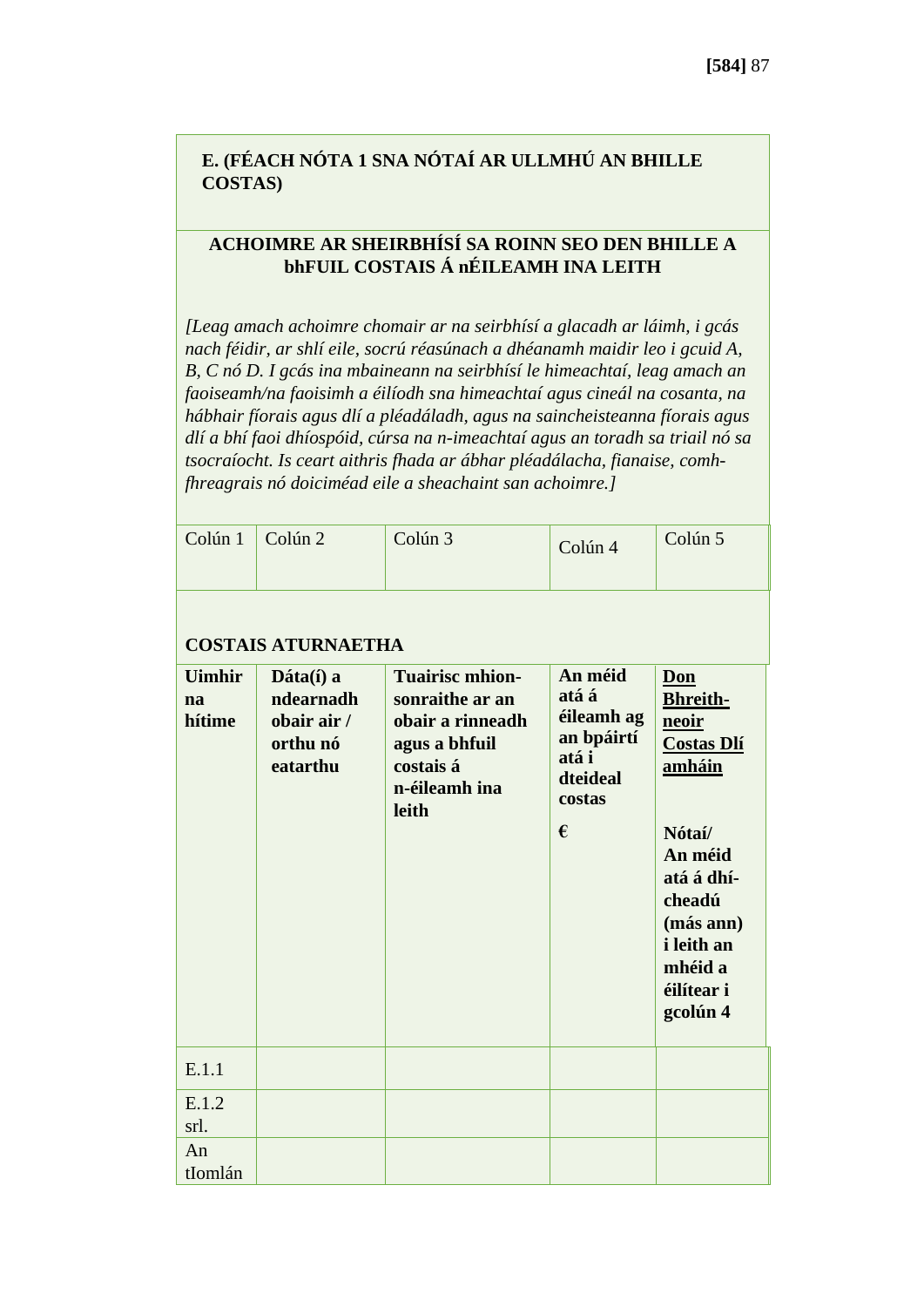**E. (FÉACH NÓTA 1 SNA NÓTAÍ AR ULLMHÚ AN BHILLE COSTAS)**

**ACHOIMRE AR SHEIRBHÍSÍ SA ROINN SEO DEN BHILLE A bhFUIL COSTAIS Á nÉILEAMH INA LEITH**

*[Leag amach achoimre chomair ar na seirbhísí a glacadh ar láimh, i gcás nach féidir, ar shlí eile, socrú réasúnach a dhéanamh maidir leo i gcuid A, B, C nó D. I gcás ina mbaineann na seirbhísí le himeachtaí, leag amach an faoiseamh/na faoisimh a éilíodh sna himeachtaí agus cineál na cosanta, na hábhair fíorais agus dlí a pléadáladh, agus na saincheisteanna fíorais agus dlí a bhí faoi dhíospóid, cúrsa na n-imeachtaí agus an toradh sa triail nó sa tsocraíocht. Is ceart aithris fhada ar ábhar pléadálacha, fianaise, comh-fhreagrais nó doiciméad eile a sheachaint san achoimre.]*

| Colún 1 | Colún 2 | Colún 3 | Colún 4 | Colún 5 |
|---|---|---|---|---|
| **COSTAIS ATURNAETHA** | | | | |
| **Uimhir na hítime** | **Dáta(í) a ndearnadh obair air / orthu nó eatarthu** | **Tuairisc mhion-sonraithe ar an obair a rinneadh agus a bhfuil costais á n-éileamh ina leith** | **An méid atá á éileamh ag an bpáirtí atá i dteideal costas** **€** | **Don Bhreith-neoir Costas Dlí amháin** **Nótaí/ An méid atá á dhí-cheadú (más ann) i leith an mhéid a éilítear i gcolún 4** |
| E.1.1 | | | | |
| E.1.2 srl. | | | | |
| An tIomlán | | | | |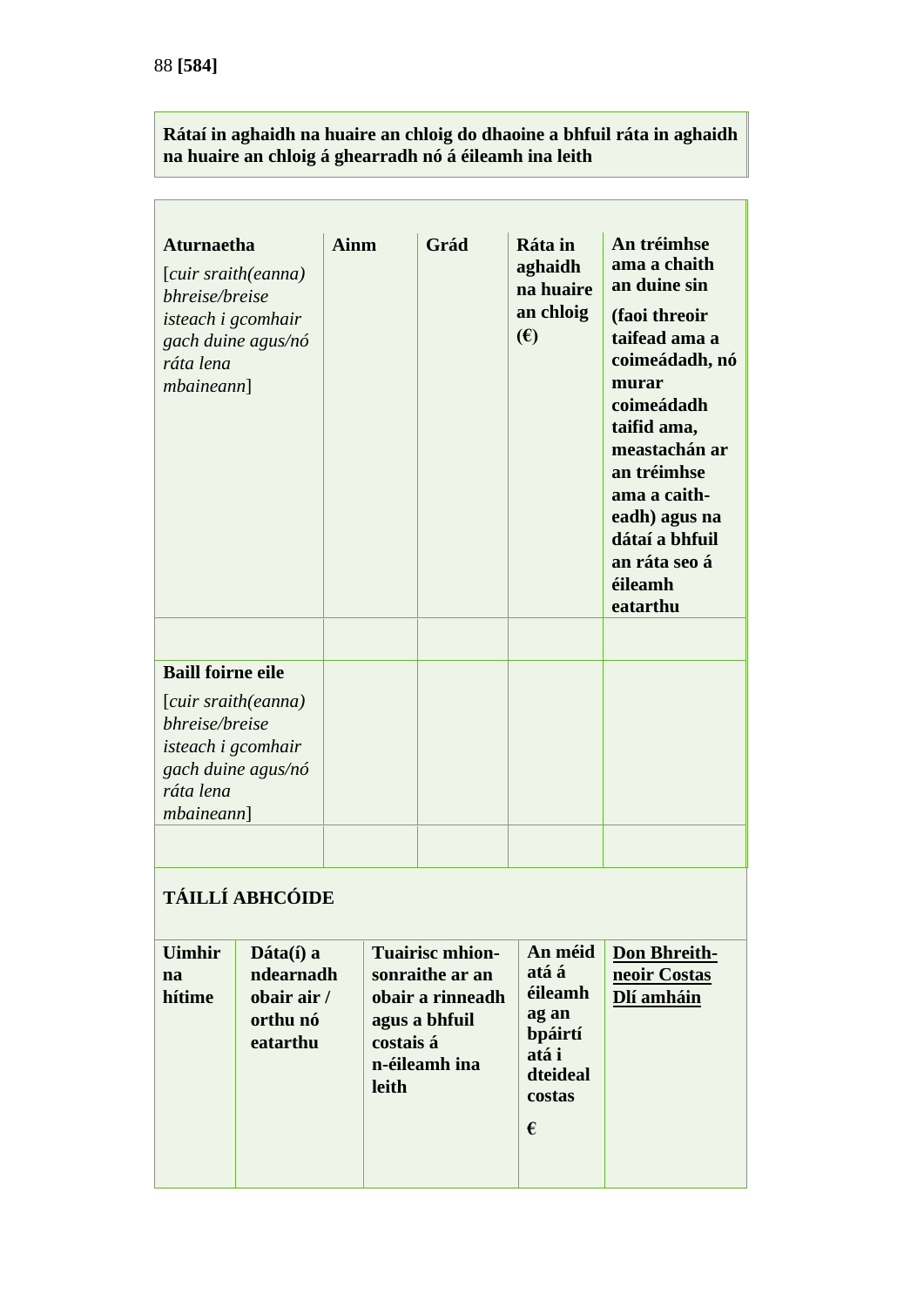**Rátaí in aghaidh na huaire an chloig do dhaoine a bhfuil ráta in aghaidh na huaire an chloig á ghearradh nó á éileamh ina leith**

| **Aturnaetha** [*cuir sraith(eanna) bhreise/breise isteach i gcomhair gach duine agus/nó ráta lena mbaineann*] | **Ainm** | **Grád** | **Ráta in aghaidh na huaire an chloig (€)** | **An tréimhse ama a chaith an duine sin (faoi threoir taifead ama a coimeádadh, nó murar coimeádadh taifid ama, meastachán ar an tréimhse ama a caitheadh) agus na dátaí a bhfuil an ráta seo á éileamh eatarthu** |
|---|---|---|---|---|
| | | | | |
| **Baill foirne eile** [*cuir sraith(eanna) bhreise/breise isteach i gcomhair gach duine agus/nó ráta lena mbaineann*] | | | | |
| | | | | |

**TÁILLÍ ABHCÓIDE**

| **Uimhir na hítime** | **Dáta(í) a ndearnadh obair air / orthu nó eatarthu** | **Tuairisc mhionsonraithe ar an obair a rinneadh agus a bhfuil costais á n-éileamh ina leith** | **An méid atá á éileamh ag an bpáirtí atá i dteideal costas €** | **Don Bhreitheoir Costas Dlí amháin** |
|---|---|---|---|---|
| | | | | |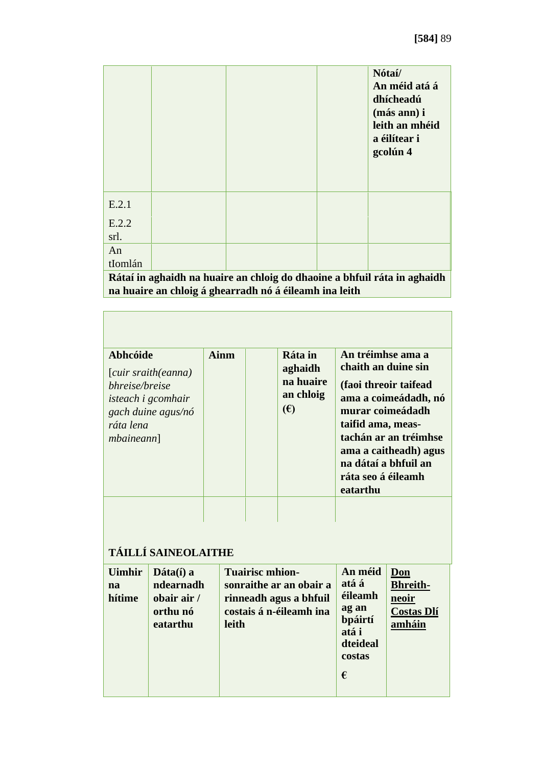| | | | | Nótaí/ An méid atá á dhícheadú (más ann) i leith an mhéid a éilítear i gcolún 4 |
|---|---|---|---|---|
| E.2.1 | | | | |
| E.2.2 srl. | | | | |
| An tIomlán | | | | |

**Rátaí in aghaidh na huaire an chloig do dhaoine a bhfuil ráta in aghaidh na huaire an chloig á ghearradh nó á éileamh ina leith**

| **Abhcóide** [*cuir sraith(eanna) bhreise/breise isteach i gcomhair gach duine agus/nó ráta lena mbaineann*] | **Ainm** | | **Ráta in aghaidh na huaire an chloig (€)** | **An tréimhse ama a chaith an duine sin** **(faoi threoir taifead ama a coimeádadh, nó murar coimeádadh taifid ama, meas-tachán ar an tréimhse ama a caitheadh) agus na dátaí a bhfuil an ráta seo á éileamh eatarthu** |
|---|---|---|---|---|
| | | | | |

**TÁILLÍ SAINEOLAITHE**

| Uimhir na hítime | Dáta(í) a ndearnadh obair air / orthu nó eatarthu | Tuairisc mhion-sonraithe ar an obair a rinneadh agus a bhfuil costais á n-éileamh ina leith | An méid atá á éileamh ag an bpáirtí atá i dteideal costas € | <u>Don Bhreith-neoir Costas Dlí amháin</u> |
|---|---|---|---|---|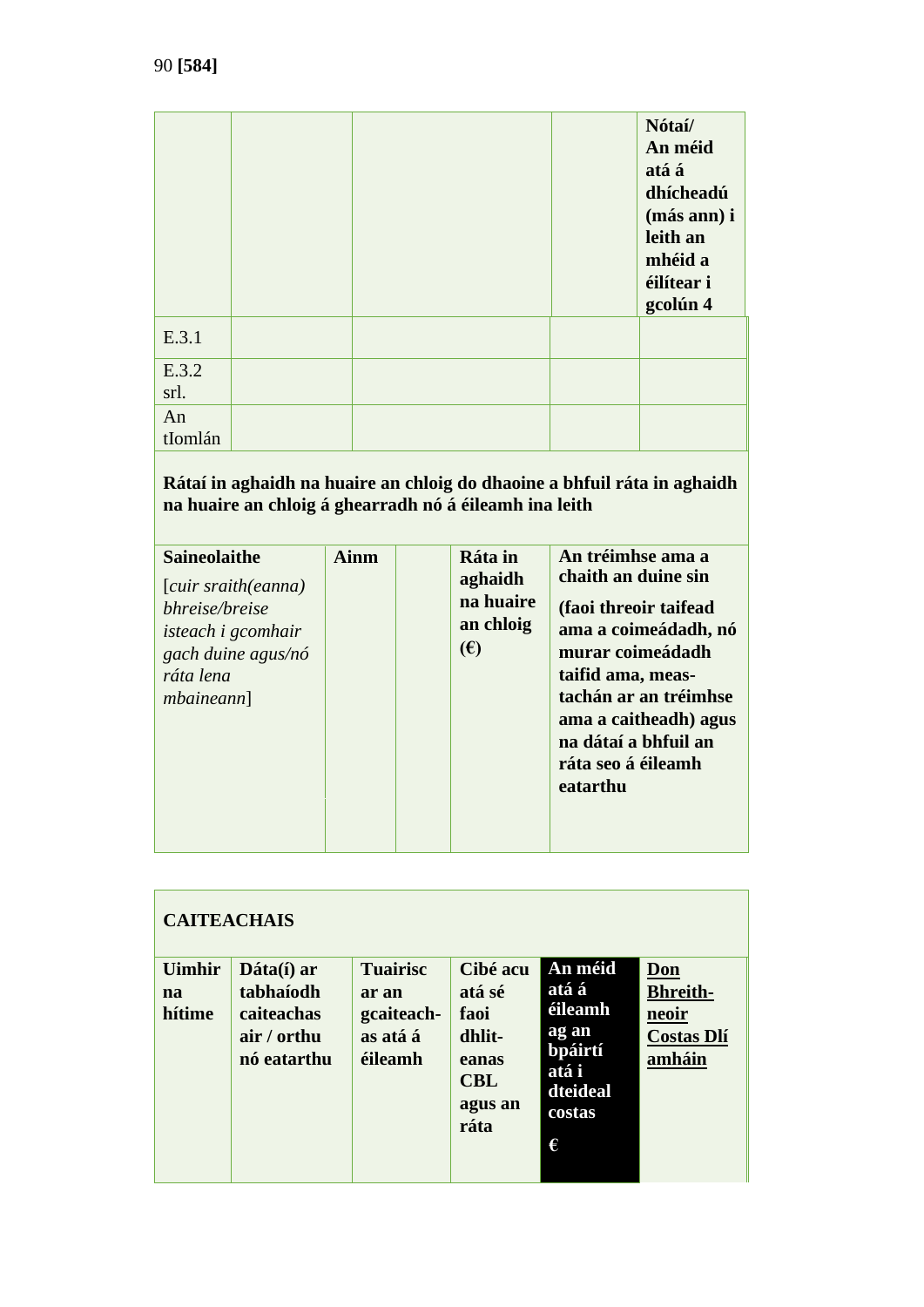90 **[584]**

| | | | | **Nótaí/ An méid atá á dhícheadú (más ann) i leith an mhéid a éilítear i gcolún 4** |
|---|---|---|---|---|
| E.3.1 | | | | |
| E.3.2 srl. | | | | |
| An tIomlán | | | | |

**Rátaí in aghaidh na huaire an chloig do dhaoine a bhfuil ráta in aghaidh na huaire an chloig á ghearradh nó á éileamh ina leith**

| **Saineolaithe** [*cuir sraith(eanna) bhreise/breise isteach i gcomhair gach duine agus/nó ráta lena mbaineann*] | **Ainm** | | **Ráta in aghaidh na huaire an chloig (€)** | **An tréimhse ama a chaith an duine sin** **(faoi threoir taifead ama a coimeádadh, nó murar coimeádadh taifid ama, meas-tachán ar an tréimhse ama a caitheadh) agus na dátaí a bhfuil an ráta seo á éileamh eatarthu** |
|---|---|---|---|---|
| | | | | |

| **CAITEACHAIS** | | | | | |
|---|---|---|---|---|---|
| **Uimhir na hítime** | **Dáta(í) ar tabhaíodh caiteachas air / orthu nó eatarthu** | **Tuairisc ar an gcaiteach-as atá á éileamh** | **Cibé acu atá sé faoi dhlit-eanas CBL agus an ráta** | **An méid atá á éileamh ag an bpáirtí atá i dteideal costas €** | **Don Bhreith-neoir Costas Dlí amháin** |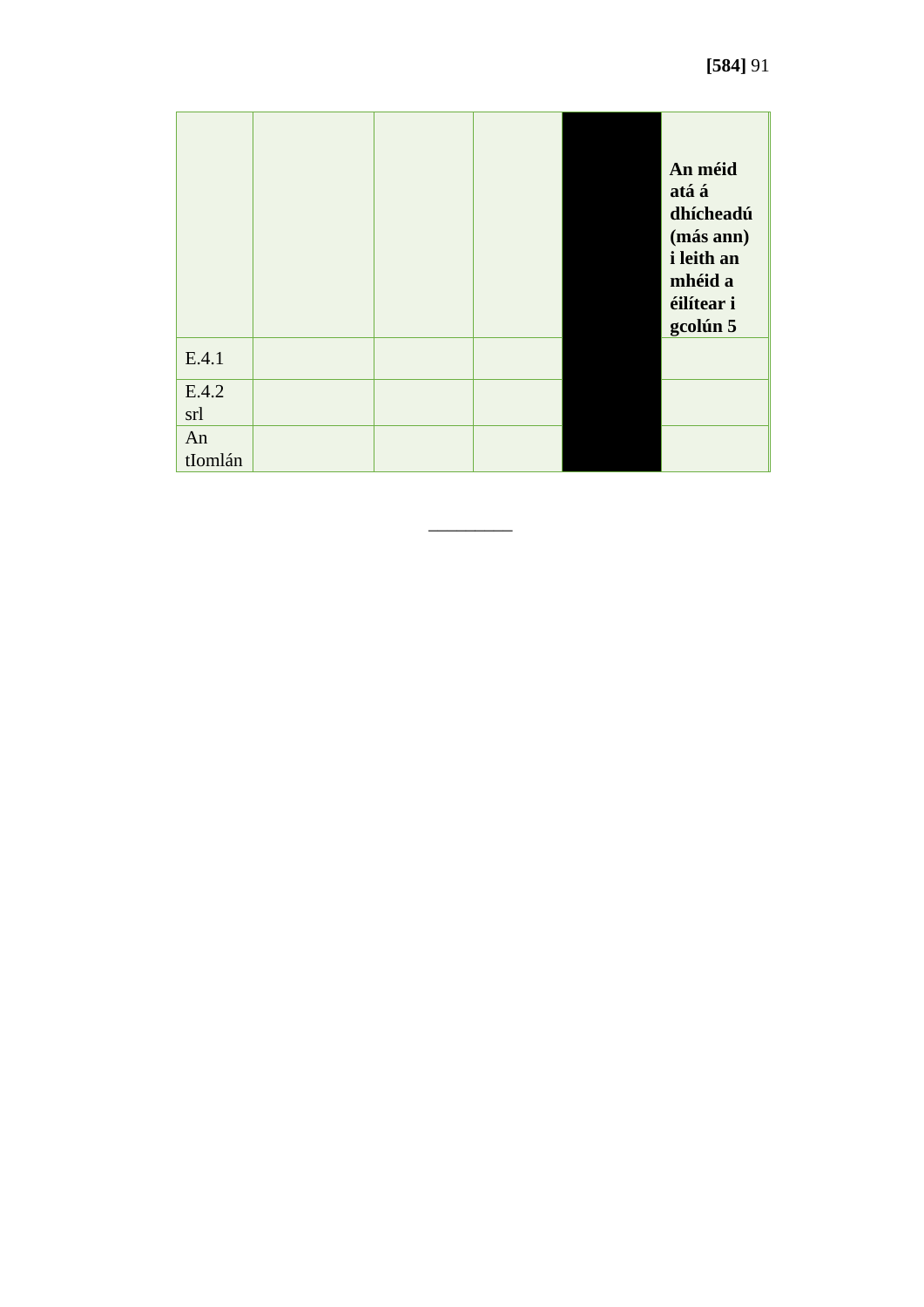| | | | | | **An méid atá á dhícheadú (más ann) i leith an mhéid a éilítear i gcolún 5** |
|---|---|---|---|---|---|
| E.4.1 | | | | | |
| E.4.2 srl | | | | | |
| An tIomlán | | | | | |

---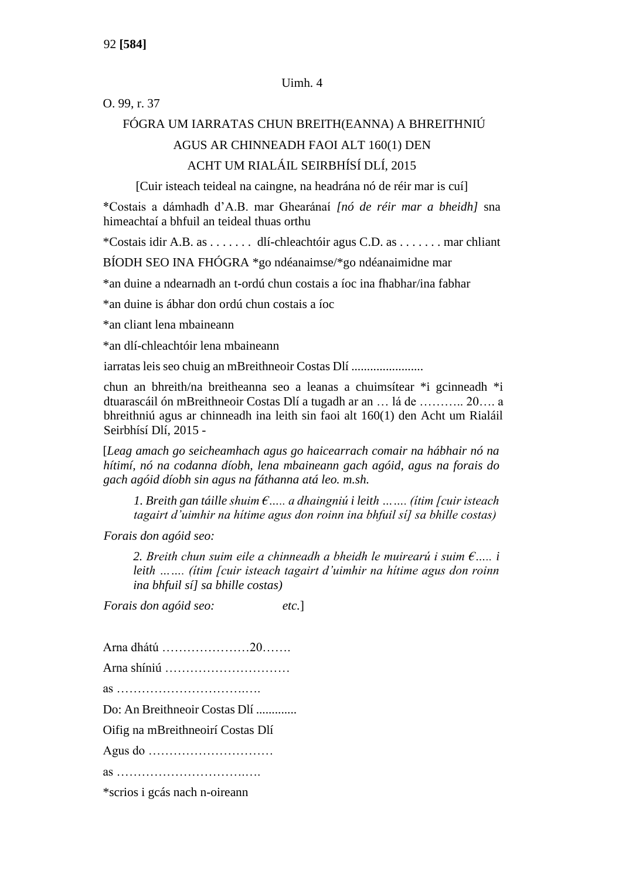Uimh. 4

O. 99, r. 37

FÓGRA UM IARRATAS CHUN BREITH(EANNA) A BHREITHNIÚ AGUS AR CHINNEADH FAOI ALT 160(1) DEN ACHT UM RIALÁIL SEIRBHÍSÍ DLÍ, 2015

[Cuir isteach teideal na caingne, na headrána nó de réir mar is cuí]

*Costais a dámhadh d'A.B. mar Ghearánaí *[nó de réir mar a bheidh]* sna himeachtaí a bhfuil an teideal thuas orthu

*Costais idir A.B. as . . . . . . . dlí-chleachtóir agus C.D. as . . . . . . . mar chliant

BÍODH SEO INA FHÓGRA *go ndéanaimse/*go ndéanaimidne mar

*an duine a ndearnadh an t-ordú chun costais a íoc ina fhabhar/ina fabhar

*an duine is ábhar don ordú chun costais a íoc

*an cliant lena mbaineann

*an dlí-chleachtóir lena mbaineann

iarratas leis seo chuig an mBreithneoir Costas Dlí .......................

chun an bhreith/na breitheanna seo a leanas a chuimsítear *i gcinneadh *i dtuarascáil ón mBreithneoir Costas Dlí a tugadh ar an … lá de ……….. 20…. a bhreithniú agus ar chinneadh ina leith sin faoi alt 160(1) den Acht um Rialáil Seirbhísí Dlí, 2015 -

[*Leag amach go seicheamhach agus go haicearrach comair na hábhair nó na hítimí, nó na codanna díobh, lena mbaineann gach agóid, agus na forais do gach agóid díobh sin agus na fáthanna atá leo. m.sh.*

> *1. Breith gan táille shuim €..... a dhaingniú i leith ……. (ítim [cuir isteach tagairt d'uimhir na hítime agus don roinn ina bhfuil sí] sa bhille costas)*

*Forais don agóid seo:*

> *2. Breith chun suim eile a chinneadh a bheidh le muirearú i suim €..... i leith ……. (ítim [cuir isteach tagairt d'uimhir na hítime agus don roinn ina bhfuil sí] sa bhille costas)*

*Forais don agóid seo:* *etc.*]

Arna dhátú …………………20…….

Arna shíniú …………………………

as ……………………………….

Do: An Breithneoir Costas Dlí .............

Oifig na mBreithneoirí Costas Dlí

Agus do …………………………

as ……………………………….

*scrios i gcás nach n-oireann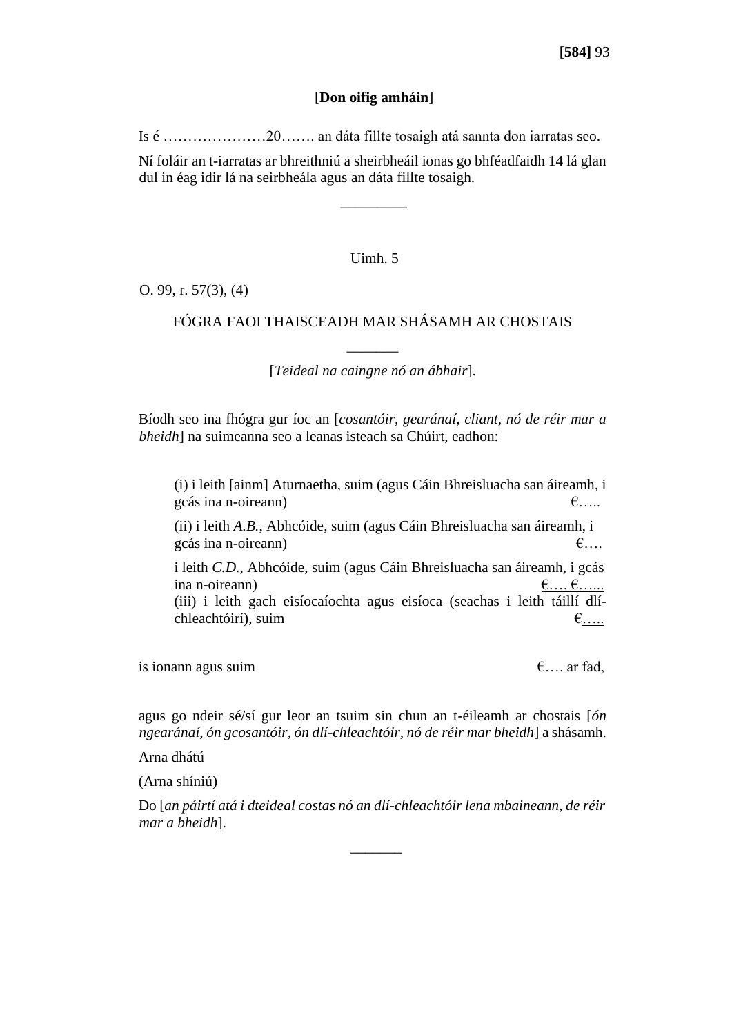[**Don oifig amháin**]

Is é …………………20……. an dáta fillte tosaigh atá sannta don iarratas seo.

Ní foláir an t-iarratas ar bhreithniú a sheirbheáil ionas go bhféadfaidh 14 lá glan dul in éag idir lá na seirbheála agus an dáta fillte tosaigh.

_________

Uimh. 5

O. 99, r. 57(3), (4)

FÓGRA FAOI THAISCEADH MAR SHÁSAMH AR CHOSTAIS

_______

[*Teideal na caingne nó an ábhair*].

Bíodh seo ina fhógra gur íoc an [*cosantóir, gearánaí, cliant, nó de réir mar a bheidh*] na suimeanna seo a leanas isteach sa Chúirt, eadhon:

(i) i leith [ainm] Aturnaetha, suim (agus Cáin Bhreisluacha san áireamh, i gcás ina n-oireann) €…..

(ii) i leith *A.B.*, Abhcóide, suim (agus Cáin Bhreisluacha san áireamh, i gcás ina n-oireann) €….

i leith *C.D.*, Abhcóide, suim (agus Cáin Bhreisluacha san áireamh, i gcás ina n-oireann) €…. €…...

(iii) i leith gach eisíocaíochta agus eisíoca (seachas i leith táillí dlí-chleachtóirí), suim €…..

is ionann agus suim €…. ar fad,

agus go ndeir sé/sí gur leor an tsuim sin chun an t-éileamh ar chostais [*ón ngearánaí, ón gcosantóir, ón dlí-chleachtóir, nó de réir mar bheidh*] a shásamh.

Arna dhátú

(Arna shíniú)

Do [*an páirtí atá i dteideal costas nó an dlí-chleachtóir lena mbaineann, de réir mar a bheidh*].

_______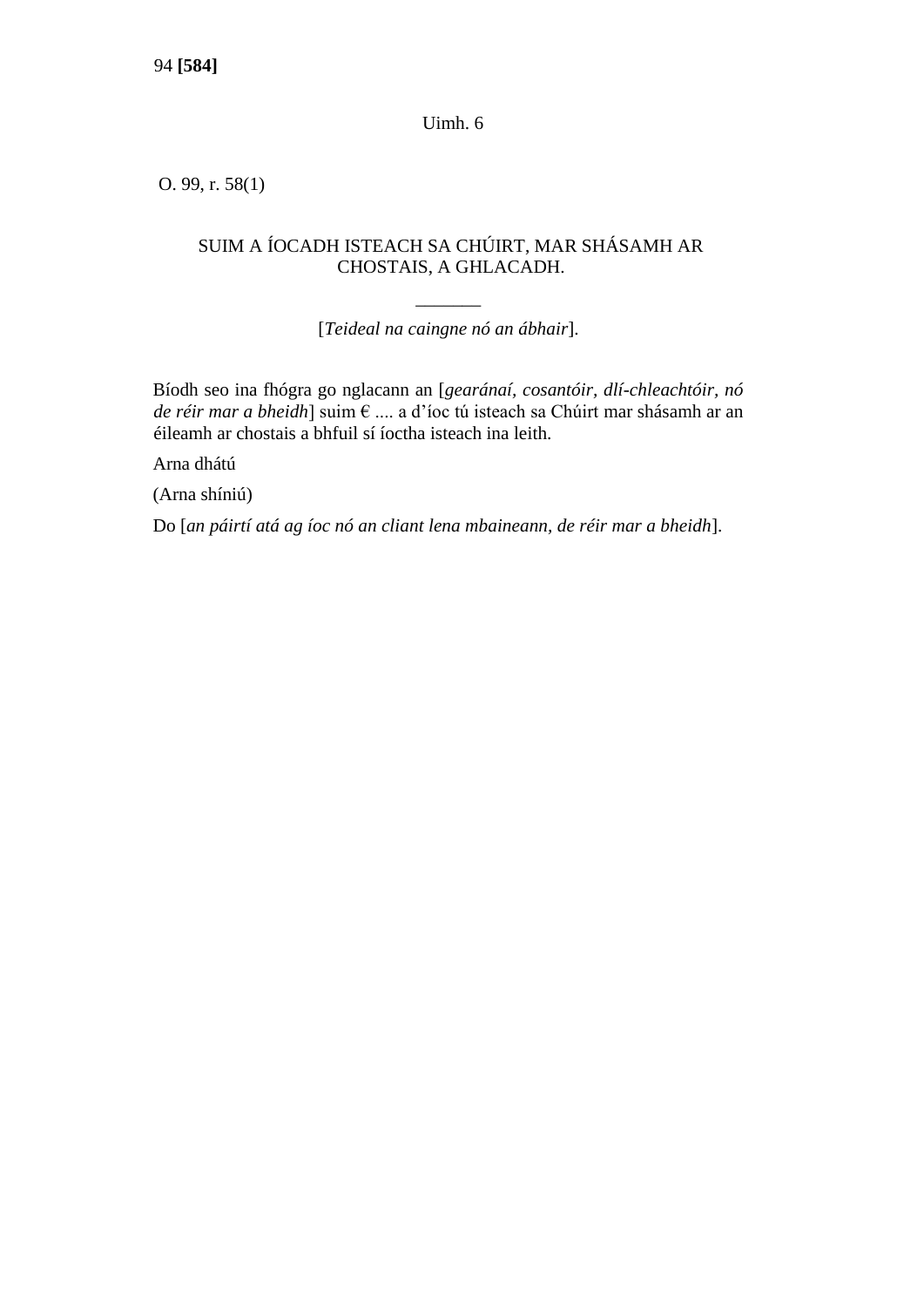Uimh. 6

O. 99, r. 58(1)

## SUIM A ÍOCADH ISTEACH SA CHÚIRT, MAR SHÁSAMH AR CHOSTAIS, A GHLACADH.

_______

[*Teideal na caingne nó an ábhair*].

Bíodh seo ina fhógra go nglacann an [*gearánaí, cosantóir, dlí-chleachtóir, nó de réir mar a bheidh*] suim € .... a d'íoc tú isteach sa Chúirt mar shásamh ar an éileamh ar chostais a bhfuil sí íoctha isteach ina leith.

Arna dhátú

(Arna shíniú)

Do [*an páirtí atá ag íoc nó an cliant lena mbaineann, de réir mar a bheidh*].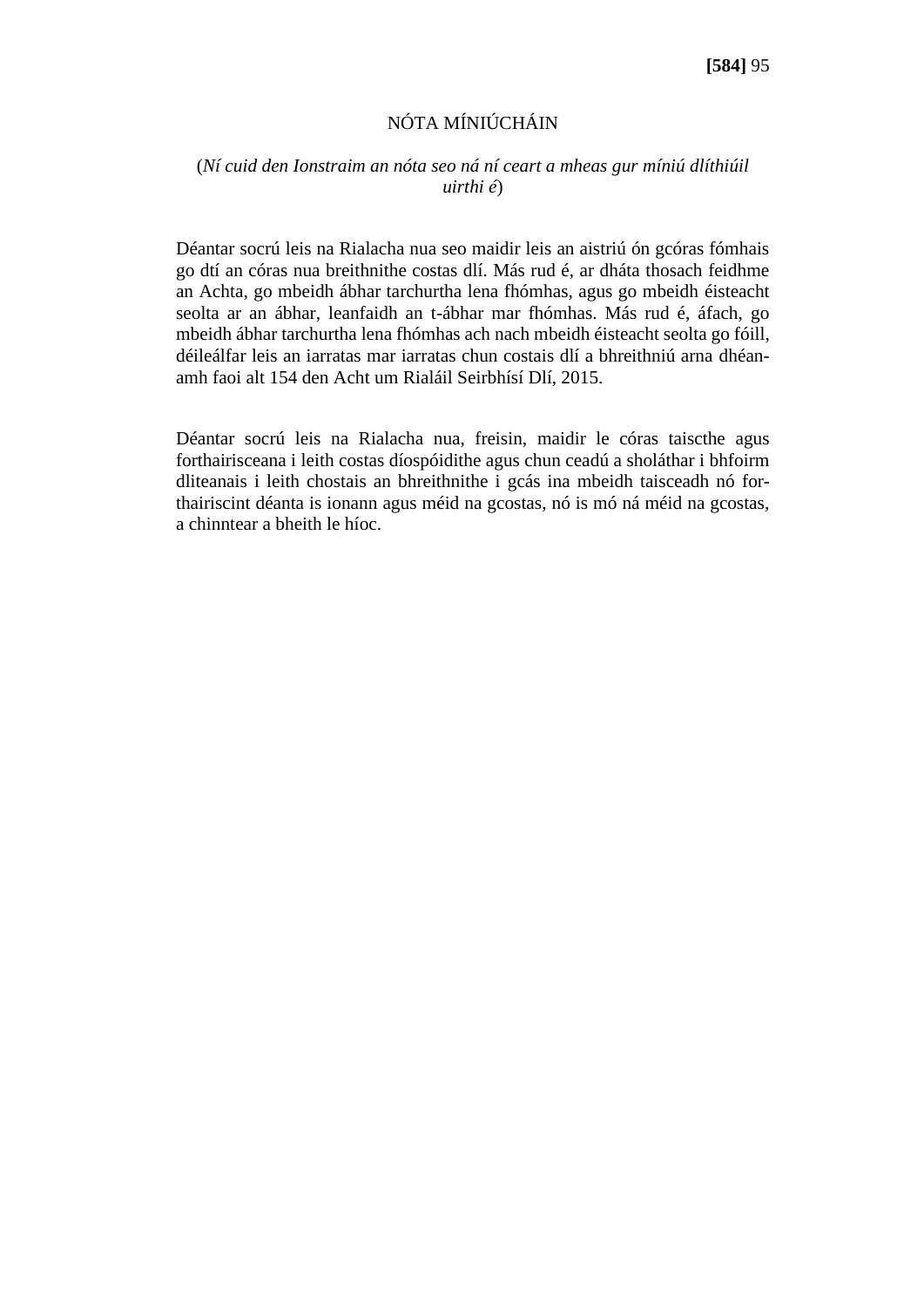## NÓTA MÍNIÚCHÁIN

(*Ní cuid den Ionstraim an nóta seo ná ní ceart a mheas gur míniú dlíthiúil uirthi é*)

Déantar socrú leis na Rialacha nua seo maidir leis an aistriú ón gcóras fómhais go dtí an córas nua breithnithe costas dlí. Más rud é, ar dháta thosach feidhme an Achta, go mbeidh ábhar tarchurtha lena fhómhas, agus go mbeidh éisteacht seolta ar an ábhar, leanfaidh an t-ábhar mar fhómhas. Más rud é, áfach, go mbeidh ábhar tarchurtha lena fhómhas ach nach mbeidh éisteacht seolta go fóill, déileálfar leis an iarratas mar iarratas chun costais dlí a bhreithniú arna dhéanamh faoi alt 154 den Acht um Rialáil Seirbhísí Dlí, 2015.

Déantar socrú leis na Rialacha nua, freisin, maidir le córas taiscthe agus forthairisceana i leith costas díospóidithe agus chun ceadú a sholáthar i bhfoirm dliteanais i leith chostais an bhreithnithe i gcás ina mbeidh taisceadh nó forthairiscint déanta is ionann agus méid na gcostas, nó is mó ná méid na gcostas, a chinntear a bheith le híoc.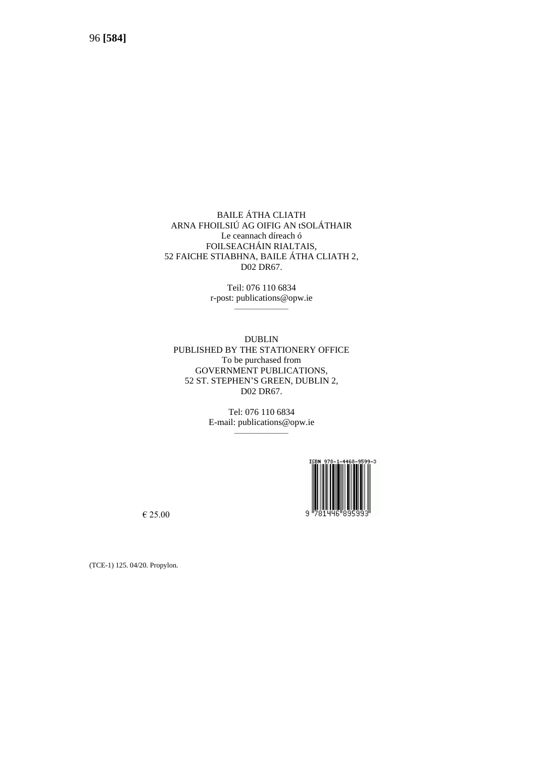BAILE ÁTHA CLIATH
ARNA FHOILSIÚ AG OIFIG AN tSOLÁTHAIR
Le ceannach díreach ó
FOILSEACHÁIN RIALTAIS,
52 FAICHE STIABHNA, BAILE ÁTHA CLIATH 2,
D02 DR67.

Teil: 076 110 6834
r-post: publications@opw.ie

DUBLIN
PUBLISHED BY THE STATIONERY OFFICE
To be purchased from
GOVERNMENT PUBLICATIONS,
52 ST. STEPHEN'S GREEN, DUBLIN 2,
D02 DR67.

Tel: 076 110 6834
E-mail: publications@opw.ie

ISBN 978-1-4468-9599-3

9 781446 895993

€ 25.00

(TCE-1) 125. 04/20. Propylon.